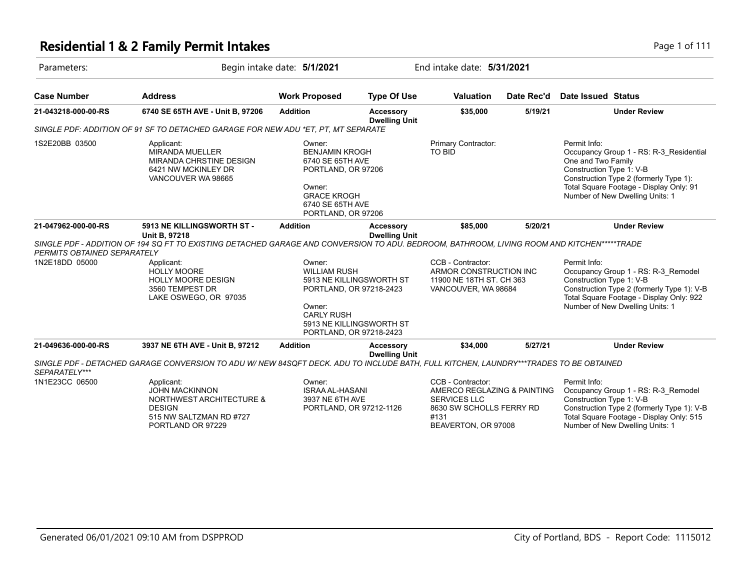# Residential 1 & 2 Family Permit Intakes

Parameters: Begin intake date: **5/1/2021** End intake date: **5/31/2021**

| Case Number | Address | Work Proposed | Type Of Use | Valuation | Date Rec'd | Date Issued | Status |
|---|---|---|---|---|---|---|---|
| **21-043218-000-00-RS** | **6740 SE 65TH AVE - Unit B, 97206** | **Addition** | **Accessory Dwelling Unit** | **$35,000** | **5/19/21** | | **Under Review** |

*SINGLE PDF: ADDITION OF 91 SF TO DETACHED GARAGE FOR NEW ADU *ET, PT, MT SEPARATE*

1S2E20BB 03500

Applicant:
MIRANDA MUELLER
MIRANDA CHRSTINE DESIGN
6421 NW MCKINLEY DR
VANCOUVER WA 98665

Owner:
BENJAMIN KROGH
6740 SE 65TH AVE
PORTLAND, OR 97206

Owner:
GRACE KROGH
6740 SE 65TH AVE
PORTLAND, OR 97206

Primary Contractor:
TO BID

Permit Info:
Occupancy Group 1 - RS: R-3_Residential One and Two Family
Construction Type 1: V-B
Construction Type 2 (formerly Type 1):
Total Square Footage - Display Only: 91
Number of New Dwelling Units: 1

| Case Number | Address | Work Proposed | Type Of Use | Valuation | Date Rec'd | Date Issued | Status |
|---|---|---|---|---|---|---|---|
| **21-047962-000-00-RS** | **5913 NE KILLINGSWORTH ST - Unit B, 97218** | **Addition** | **Accessory Dwelling Unit** | **$85,000** | **5/20/21** | | **Under Review** |

*SINGLE PDF - ADDITION OF 194 SQ FT TO EXISTING DETACHED GARAGE AND CONVERSION TO ADU. BEDROOM, BATHROOM, LIVING ROOM AND KITCHEN*****TRADE PERMITS OBTAINED SEPARATELY*

1N2E18DD 05000

Applicant:
HOLLY MOORE
HOLLY MOORE DESIGN
3560 TEMPEST DR
LAKE OSWEGO, OR 97035

Owner:
WILLIAM RUSH
5913 NE KILLINGSWORTH ST
PORTLAND, OR 97218-2423

Owner:
CARLY RUSH
5913 NE KILLINGSWORTH ST
PORTLAND, OR 97218-2423

CCB - Contractor:
ARMOR CONSTRUCTION INC
11900 NE 18TH ST. CH 363
VANCOUVER, WA 98684

Permit Info:
Occupancy Group 1 - RS: R-3_Remodel
Construction Type 1: V-B
Construction Type 2 (formerly Type 1): V-B
Total Square Footage - Display Only: 922
Number of New Dwelling Units: 1

| Case Number | Address | Work Proposed | Type Of Use | Valuation | Date Rec'd | Date Issued | Status |
|---|---|---|---|---|---|---|---|
| **21-049636-000-00-RS** | **3937 NE 6TH AVE - Unit B, 97212** | **Addition** | **Accessory Dwelling Unit** | **$34,000** | **5/27/21** | | **Under Review** |

*SINGLE PDF - DETACHED GARAGE CONVERSION TO ADU W/ NEW 84SQFT DECK. ADU TO INCLUDE BATH, FULL KITCHEN, LAUNDRY***TRADES TO BE OBTAINED SEPARATELY****

1N1E23CC 06500

Applicant:
JOHN MACKINNON
NORTHWEST ARCHITECTURE & DESIGN
515 NW SALTZMAN RD #727
PORTLAND OR 97229

Owner:
ISRAA AL-HASANI
3937 NE 6TH AVE
PORTLAND, OR 97212-1126

CCB - Contractor:
AMERCO REGLAZING & PAINTING SERVICES LLC
8630 SW SCHOLLS FERRY RD #131
BEAVERTON, OR 97008

Permit Info:
Occupancy Group 1 - RS: R-3_Remodel
Construction Type 1: V-B
Construction Type 2 (formerly Type 1): V-B
Total Square Footage - Display Only: 515
Number of New Dwelling Units: 1

Generated 06/01/2021 09:10 AM from DSPPROD — City of Portland, BDS - Report Code: 1115012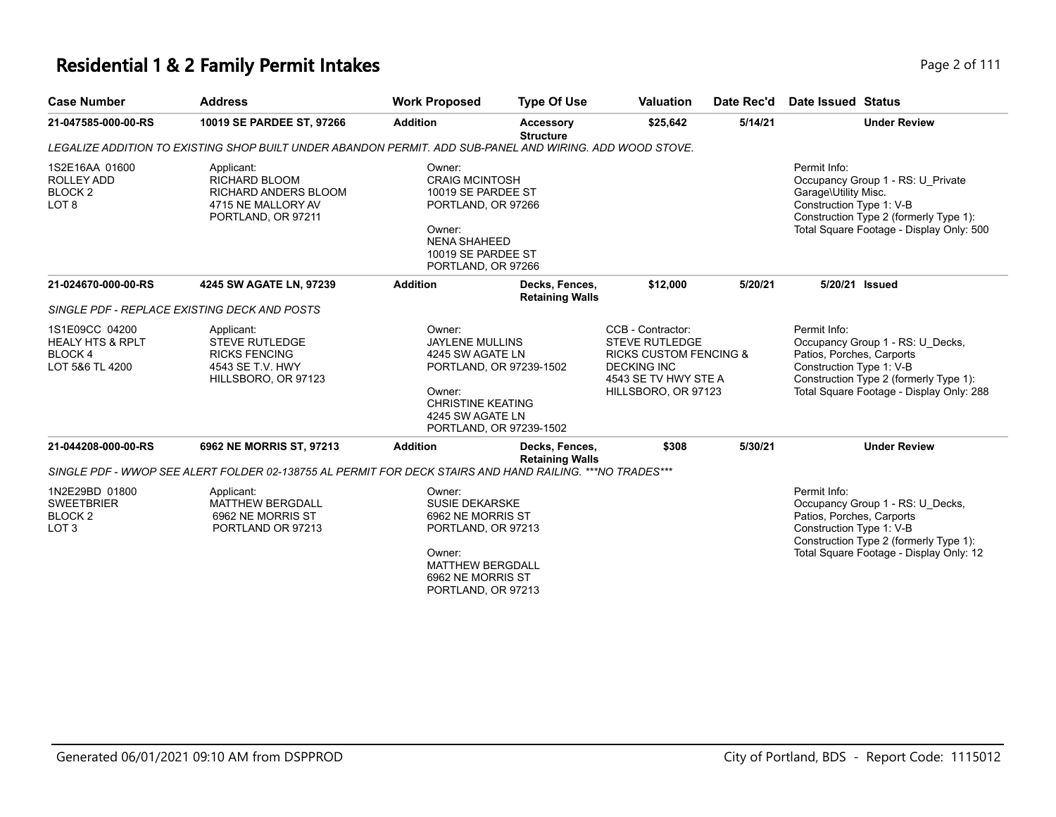# Residential 1 & 2 Family Permit Intakes

| Case Number | Address | Work Proposed | Type Of Use | Valuation | Date Rec'd | Date Issued | Status |
|---|---|---|---|---|---|---|---|
| **21-047585-000-00-RS** | **10019 SE PARDEE ST, 97266** | **Addition** | **Accessory Structure** | **$25,642** | **5/14/21** | | **Under Review** |

*LEGALIZE ADDITION TO EXISTING SHOP BUILT UNDER ABANDON PERMIT. ADD SUB-PANEL AND WIRING. ADD WOOD STOVE.*

1S2E16AA 01600
ROLLEY ADD
BLOCK 2
LOT 8

Applicant:
RICHARD BLOOM
RICHARD ANDERS BLOOM
4715 NE MALLORY AV
PORTLAND, OR 97211

Owner:
CRAIG MCINTOSH
10019 SE PARDEE ST
PORTLAND, OR 97266

Owner:
NENA SHAHEED
10019 SE PARDEE ST
PORTLAND, OR 97266

Permit Info:
Occupancy Group 1 - RS: U_Private Garage\Utility Misc.
Construction Type 1: V-B
Construction Type 2 (formerly Type 1):
Total Square Footage - Display Only: 500

| Case Number | Address | Work Proposed | Type Of Use | Valuation | Date Rec'd | Date Issued | Status |
|---|---|---|---|---|---|---|---|
| **21-024670-000-00-RS** | **4245 SW AGATE LN, 97239** | **Addition** | **Decks, Fences, Retaining Walls** | **$12,000** | **5/20/21** | **5/20/21** | **Issued** |

*SINGLE PDF - REPLACE EXISTING DECK AND POSTS*

1S1E09CC 04200
HEALY HTS & RPLT
BLOCK 4
LOT 5&6 TL 4200

Applicant:
STEVE RUTLEDGE
RICKS FENCING
4543 SE T.V. HWY
HILLSBORO, OR 97123

Owner:
JAYLENE MULLINS
4245 SW AGATE LN
PORTLAND, OR 97239-1502

Owner:
CHRISTINE KEATING
4245 SW AGATE LN
PORTLAND, OR 97239-1502

CCB - Contractor:
STEVE RUTLEDGE
RICKS CUSTOM FENCING & DECKING INC
4543 SE TV HWY STE A
HILLSBORO, OR 97123

Permit Info:
Occupancy Group 1 - RS: U_Decks, Patios, Porches, Carports
Construction Type 1: V-B
Construction Type 2 (formerly Type 1):
Total Square Footage - Display Only: 288

| Case Number | Address | Work Proposed | Type Of Use | Valuation | Date Rec'd | Date Issued | Status |
|---|---|---|---|---|---|---|---|
| **21-044208-000-00-RS** | **6962 NE MORRIS ST, 97213** | **Addition** | **Decks, Fences, Retaining Walls** | **$308** | **5/30/21** | | **Under Review** |

*SINGLE PDF - WWOP SEE ALERT FOLDER 02-138755 AL PERMIT FOR DECK STAIRS AND HAND RAILING. ***NO TRADES****

1N2E29BD 01800
SWEETBRIER
BLOCK 2
LOT 3

Applicant:
MATTHEW BERGDALL
6962 NE MORRIS ST
PORTLAND OR 97213

Owner:
SUSIE DEKARSKE
6962 NE MORRIS ST
PORTLAND, OR 97213

Owner:
MATTHEW BERGDALL
6962 NE MORRIS ST
PORTLAND, OR 97213

Permit Info:
Occupancy Group 1 - RS: U_Decks, Patios, Porches, Carports
Construction Type 1: V-B
Construction Type 2 (formerly Type 1):
Total Square Footage - Display Only: 12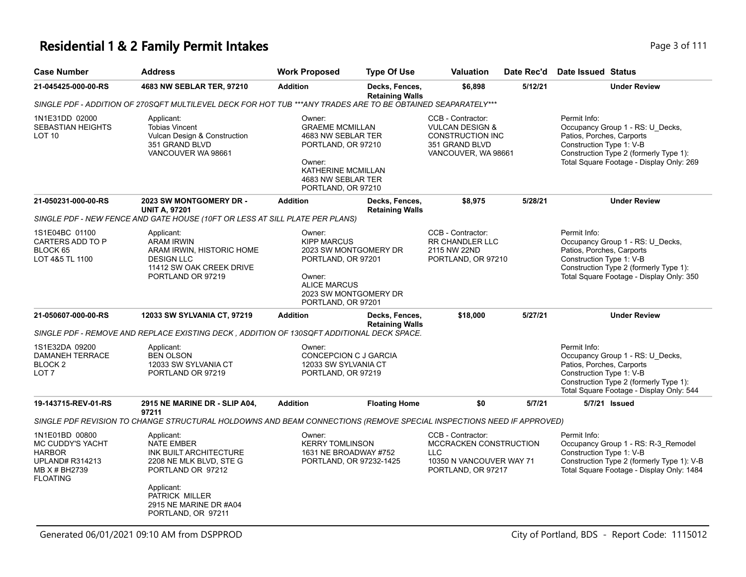# Residential 1 & 2 Family Permit Intakes

| Case Number | Address | Work Proposed | Type Of Use | Valuation | Date Rec'd | Date Issued | Status |
|---|---|---|---|---|---|---|---|
| 21-045425-000-00-RS | 4683 NW SEBLAR TER, 97210 | Addition | Decks, Fences, Retaining Walls | $6,898 | 5/12/21 | | Under Review |

*SINGLE PDF - ADDITION OF 270SQFT MULTILEVEL DECK FOR HOT TUB ***ANY TRADES ARE TO BE OBTAINED SEAPARATELY****

1N1E31DD 02000
SEBASTIAN HEIGHTS
LOT 10

Applicant:
Tobias Vincent
Vulcan Design & Construction
351 GRAND BLVD
VANCOUVER WA 98661

Owner:
GRAEME MCMILLAN
4683 NW SEBLAR TER
PORTLAND, OR 97210

Owner:
KATHERINE MCMILLAN
4683 NW SEBLAR TER
PORTLAND, OR 97210

CCB - Contractor:
VULCAN DESIGN &
CONSTRUCTION INC
351 GRAND BLVD
VANCOUVER, WA 98661

Permit Info:
Occupancy Group 1 - RS: U_Decks, Patios, Porches, Carports
Construction Type 1: V-B
Construction Type 2 (formerly Type 1):
Total Square Footage - Display Only: 269

| Case Number | Address | Work Proposed | Type Of Use | Valuation | Date Rec'd | Date Issued | Status |
|---|---|---|---|---|---|---|---|
| 21-050231-000-00-RS | 2023 SW MONTGOMERY DR - UNIT A, 97201 | Addition | Decks, Fences, Retaining Walls | $8,975 | 5/28/21 | | Under Review |

*SINGLE PDF - NEW FENCE AND GATE HOUSE (10FT OR LESS AT SILL PLATE PER PLANS)*

1S1E04BC 01100
CARTERS ADD TO P
BLOCK 65
LOT 4&5 TL 1100

Applicant:
ARAM IRWIN
ARAM IRWIN, HISTORIC HOME DESIGN LLC
11412 SW OAK CREEK DRIVE
PORTLAND OR 97219

Owner:
KIPP MARCUS
2023 SW MONTGOMERY DR
PORTLAND, OR 97201

Owner:
ALICE MARCUS
2023 SW MONTGOMERY DR
PORTLAND, OR 97201

CCB - Contractor:
RR CHANDLER LLC
2115 NW 22ND
PORTLAND, OR 97210

Permit Info:
Occupancy Group 1 - RS: U_Decks, Patios, Porches, Carports
Construction Type 1: V-B
Construction Type 2 (formerly Type 1):
Total Square Footage - Display Only: 350

| Case Number | Address | Work Proposed | Type Of Use | Valuation | Date Rec'd | Date Issued | Status |
|---|---|---|---|---|---|---|---|
| 21-050607-000-00-RS | 12033 SW SYLVANIA CT, 97219 | Addition | Decks, Fences, Retaining Walls | $18,000 | 5/27/21 | | Under Review |

*SINGLE PDF - REMOVE AND REPLACE EXISTING DECK , ADDITION OF 130SQFT ADDITIONAL DECK SPACE.*

1S1E32DA 09200
DAMANEH TERRACE
BLOCK 2
LOT 7

Applicant:
BEN OLSON
12033 SW SYLVANIA CT
PORTLAND OR 97219

Owner:
CONCEPCION C J GARCIA
12033 SW SYLVANIA CT
PORTLAND, OR 97219

Permit Info:
Occupancy Group 1 - RS: U_Decks, Patios, Porches, Carports
Construction Type 1: V-B
Construction Type 2 (formerly Type 1):
Total Square Footage - Display Only: 544

| Case Number | Address | Work Proposed | Type Of Use | Valuation | Date Rec'd | Date Issued | Status |
|---|---|---|---|---|---|---|---|
| 19-143715-REV-01-RS | 2915 NE MARINE DR - SLIP A04, 97211 | Addition | Floating Home | $0 | 5/7/21 | 5/7/21 | Issued |

*SINGLE PDF REVISION TO CHANGE STRUCTURAL HOLDOWNS AND BEAM CONNECTIONS (REMOVE SPECIAL INSPECTIONS NEED IF APPROVED)*

1N1E01BD 00800
MC CUDDY'S YACHT HARBOR
UPLAND# R314213
MB X # BH2739
FLOATING

Applicant:
NATE EMBER
INK BUILT ARCHITECTURE
2208 NE MLK BLVD, STE G
PORTLAND OR 97212

Applicant:
PATRICK MILLER
2915 NE MARINE DR #A04
PORTLAND, OR 97211

Owner:
KERRY TOMLINSON
1631 NE BROADWAY #752
PORTLAND, OR 97232-1425

CCB - Contractor:
MCCRACKEN CONSTRUCTION LLC
10350 N VANCOUVER WAY 71
PORTLAND, OR 97217

Permit Info:
Occupancy Group 1 - RS: R-3_Remodel
Construction Type 1: V-B
Construction Type 2 (formerly Type 1): V-B
Total Square Footage - Display Only: 1484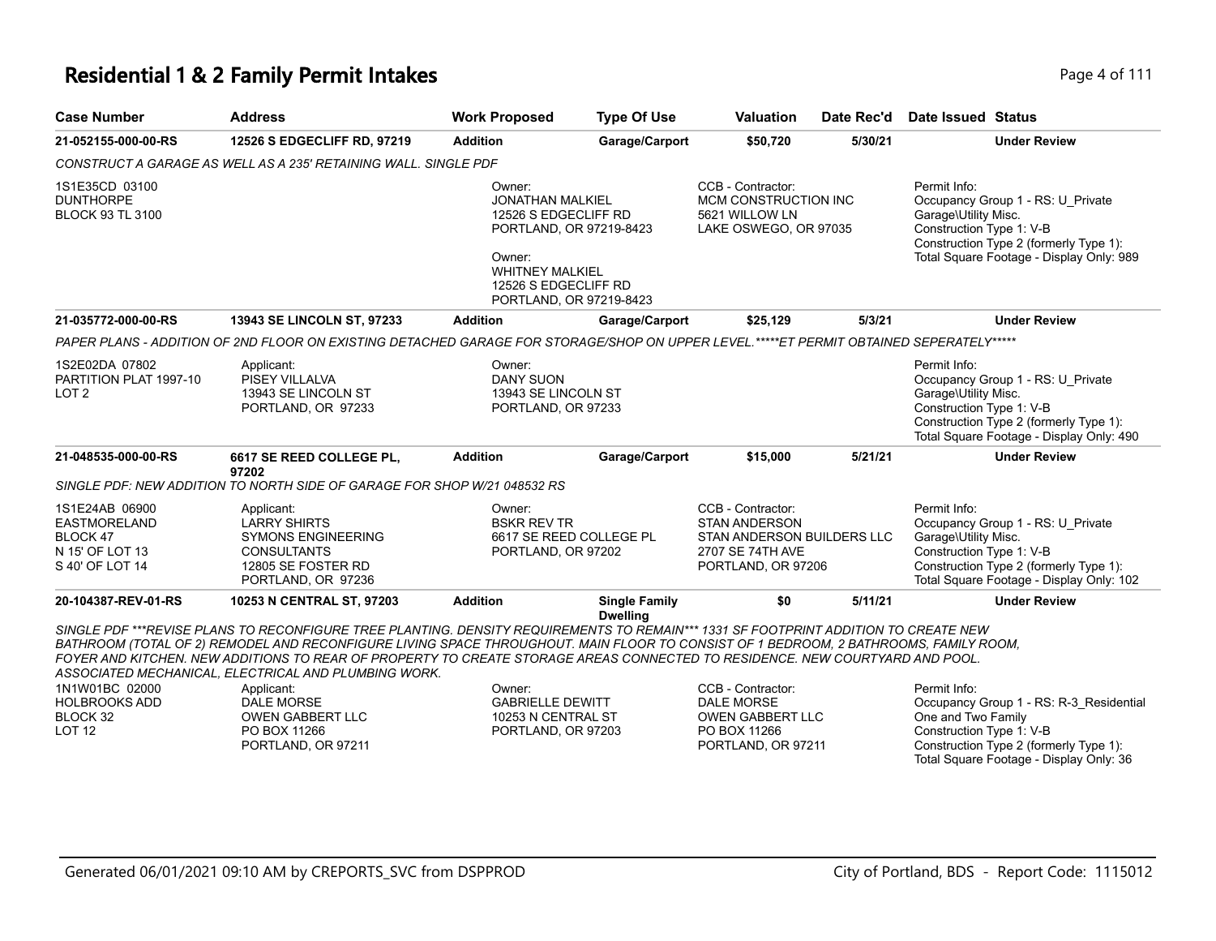# Residential 1 & 2 Family Permit Intakes

| Case Number | Address | Work Proposed | Type Of Use | Valuation | Date Rec'd | Date Issued | Status |
|---|---|---|---|---|---|---|---|
| **21-052155-000-00-RS** | **12526 S EDGECLIFF RD, 97219** | **Addition** | **Garage/Carport** | **$50,720** | **5/30/21** | | **Under Review** |

*CONSTRUCT A GARAGE AS WELL AS A 235' RETAINING WALL. SINGLE PDF*

1S1E35CD 03100
DUNTHORPE
BLOCK 93 TL 3100

Owner:
JONATHAN MALKIEL
12526 S EDGECLIFF RD
PORTLAND, OR 97219-8423

Owner:
WHITNEY MALKIEL
12526 S EDGECLIFF RD
PORTLAND, OR 97219-8423

CCB - Contractor:
MCM CONSTRUCTION INC
5621 WILLOW LN
LAKE OSWEGO, OR 97035

Permit Info:
Occupancy Group 1 - RS: U_Private Garage\Utility Misc.
Construction Type 1: V-B
Construction Type 2 (formerly Type 1):
Total Square Footage - Display Only: 989

| Case Number | Address | Work Proposed | Type Of Use | Valuation | Date Rec'd | Date Issued | Status |
|---|---|---|---|---|---|---|---|
| **21-035772-000-00-RS** | **13943 SE LINCOLN ST, 97233** | **Addition** | **Garage/Carport** | **$25,129** | **5/3/21** | | **Under Review** |

*PAPER PLANS - ADDITION OF 2ND FLOOR ON EXISTING DETACHED GARAGE FOR STORAGE/SHOP ON UPPER LEVEL.*****ET PERMIT OBTAINED SEPERATELY******

1S2E02DA 07802
PARTITION PLAT 1997-10
LOT 2

Applicant:
PISEY VILLALVA
13943 SE LINCOLN ST
PORTLAND, OR 97233

Owner:
DANY SUON
13943 SE LINCOLN ST
PORTLAND, OR 97233

Permit Info:
Occupancy Group 1 - RS: U_Private Garage\Utility Misc.
Construction Type 1: V-B
Construction Type 2 (formerly Type 1):
Total Square Footage - Display Only: 490

| Case Number | Address | Work Proposed | Type Of Use | Valuation | Date Rec'd | Date Issued | Status |
|---|---|---|---|---|---|---|---|
| **21-048535-000-00-RS** | **6617 SE REED COLLEGE PL, 97202** | **Addition** | **Garage/Carport** | **$15,000** | **5/21/21** | | **Under Review** |

*SINGLE PDF: NEW ADDITION TO NORTH SIDE OF GARAGE FOR SHOP W/21 048532 RS*

1S1E24AB 06900
EASTMORELAND
BLOCK 47
N 15' OF LOT 13
S 40' OF LOT 14

Applicant:
LARRY SHIRTS
SYMONS ENGINEERING CONSULTANTS
12805 SE FOSTER RD
PORTLAND, OR 97236

Owner:
BSKR REV TR
6617 SE REED COLLEGE PL
PORTLAND, OR 97202

CCB - Contractor:
STAN ANDERSON
STAN ANDERSON BUILDERS LLC
2707 SE 74TH AVE
PORTLAND, OR 97206

Permit Info:
Occupancy Group 1 - RS: U_Private Garage\Utility Misc.
Construction Type 1: V-B
Construction Type 2 (formerly Type 1):
Total Square Footage - Display Only: 102

| Case Number | Address | Work Proposed | Type Of Use | Valuation | Date Rec'd | Date Issued | Status |
|---|---|---|---|---|---|---|---|
| **20-104387-REV-01-RS** | **10253 N CENTRAL ST, 97203** | **Addition** | **Single Family Dwelling** | **$0** | **5/11/21** | | **Under Review** |

*SINGLE PDF ***REVISE PLANS TO RECONFIGURE TREE PLANTING. DENSITY REQUIREMENTS TO REMAIN*** 1331 SF FOOTPRINT ADDITION TO CREATE NEW BATHROOM (TOTAL OF 2) REMODEL AND RECONFIGURE LIVING SPACE THROUGHOUT. MAIN FLOOR TO CONSIST OF 1 BEDROOM, 2 BATHROOMS, FAMILY ROOM, FOYER AND KITCHEN. NEW ADDITIONS TO REAR OF PROPERTY TO CREATE STORAGE AREAS CONNECTED TO RESIDENCE. NEW COURTYARD AND POOL. ASSOCIATED MECHANICAL, ELECTRICAL AND PLUMBING WORK.*

1N1W01BC 02000
HOLBROOKS ADD
BLOCK 32
LOT 12

Applicant:
DALE MORSE
OWEN GABBERT LLC
PO BOX 11266
PORTLAND, OR 97211

Owner:
GABRIELLE DEWITT
10253 N CENTRAL ST
PORTLAND, OR 97203

CCB - Contractor:
DALE MORSE
OWEN GABBERT LLC
PO BOX 11266
PORTLAND, OR 97211

Permit Info:
Occupancy Group 1 - RS: R-3_Residential One and Two Family
Construction Type 1: V-B
Construction Type 2 (formerly Type 1):
Total Square Footage - Display Only: 36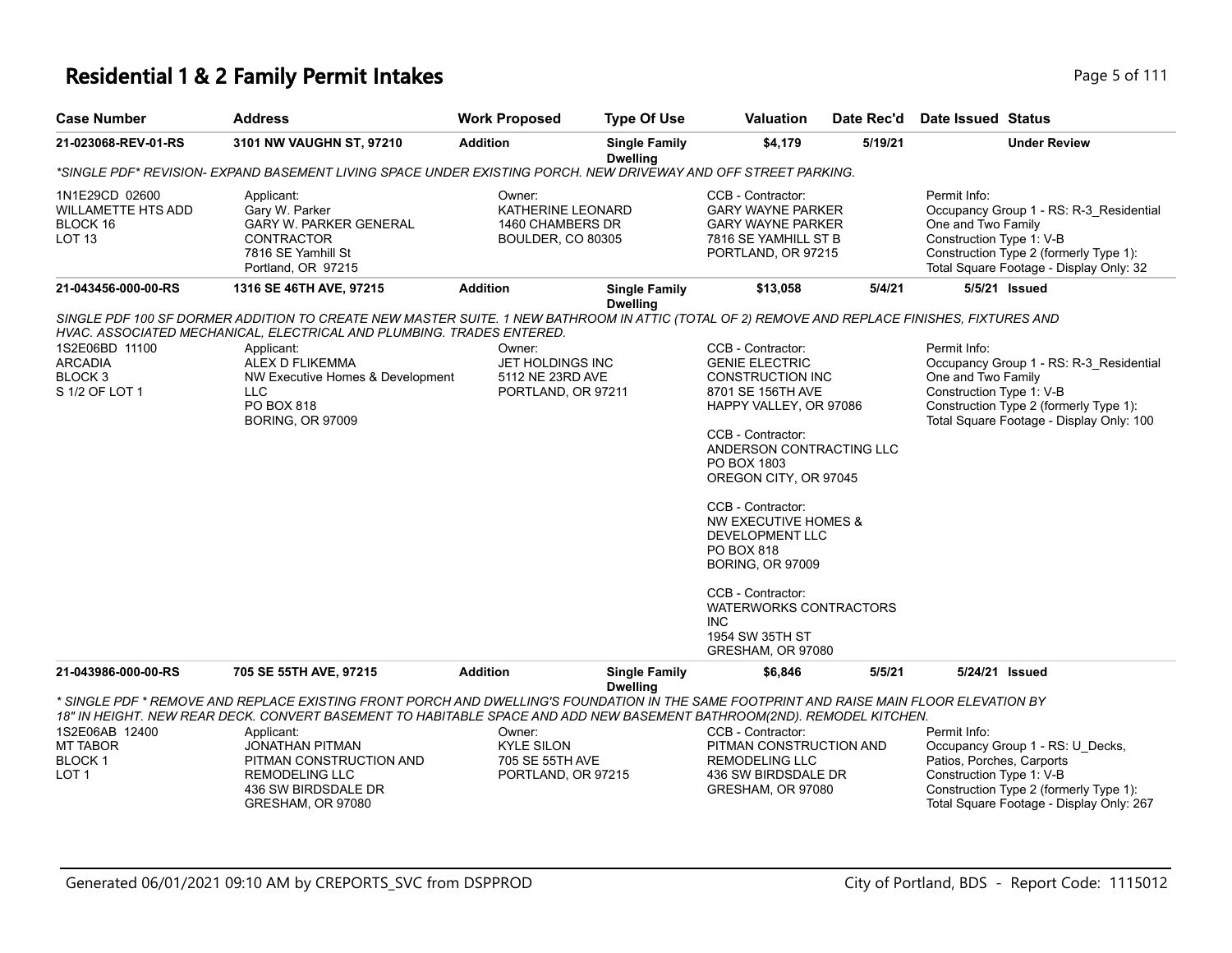# Residential 1 & 2 Family Permit Intakes

| Case Number | Address | Work Proposed | Type Of Use | Valuation | Date Rec'd | Date Issued | Status |
|---|---|---|---|---|---|---|---|
| 21-023068-REV-01-RS | 3101 NW VAUGHN ST, 97210 | Addition | Single Family Dwelling | $4,179 | 5/19/21 | | Under Review |

*SINGLE PDF* REVISION- EXPAND BASEMENT LIVING SPACE UNDER EXISTING PORCH. NEW DRIVEWAY AND OFF STREET PARKING.

1N1E29CD 02600
WILLAMETTE HTS ADD
BLOCK 16
LOT 13

Applicant:
Gary W. Parker
GARY W. PARKER GENERAL CONTRACTOR
7816 SE Yamhill St
Portland, OR 97215

Owner:
KATHERINE LEONARD
1460 CHAMBERS DR
BOULDER, CO 80305

CCB - Contractor:
GARY WAYNE PARKER
GARY WAYNE PARKER
7816 SE YAMHILL ST B
PORTLAND, OR 97215

Permit Info:
Occupancy Group 1 - RS: R-3_Residential One and Two Family
Construction Type 1: V-B
Construction Type 2 (formerly Type 1):
Total Square Footage - Display Only: 32

| Case Number | Address | Work Proposed | Type Of Use | Valuation | Date Rec'd | Date Issued | Status |
|---|---|---|---|---|---|---|---|
| 21-043456-000-00-RS | 1316 SE 46TH AVE, 97215 | Addition | Single Family Dwelling | $13,058 | 5/4/21 | 5/5/21 | Issued |

SINGLE PDF 100 SF DORMER ADDITION TO CREATE NEW MASTER SUITE. 1 NEW BATHROOM IN ATTIC (TOTAL OF 2) REMOVE AND REPLACE FINISHES, FIXTURES AND HVAC. ASSOCIATED MECHANICAL, ELECTRICAL AND PLUMBING. TRADES ENTERED.

1S2E06BD 11100
ARCADIA
BLOCK 3
S 1/2 OF LOT 1

Applicant:
ALEX D FLIKEMMA
NW Executive Homes & Development LLC
PO BOX 818
BORING, OR 97009

Owner:
JET HOLDINGS INC
5112 NE 23RD AVE
PORTLAND, OR 97211

CCB - Contractor:
GENIE ELECTRIC CONSTRUCTION INC
8701 SE 156TH AVE
HAPPY VALLEY, OR 97086

CCB - Contractor:
ANDERSON CONTRACTING LLC
PO BOX 1803
OREGON CITY, OR 97045

CCB - Contractor:
NW EXECUTIVE HOMES & DEVELOPMENT LLC
PO BOX 818
BORING, OR 97009

CCB - Contractor:
WATERWORKS CONTRACTORS INC
1954 SW 35TH ST
GRESHAM, OR 97080

Permit Info:
Occupancy Group 1 - RS: R-3_Residential One and Two Family
Construction Type 1: V-B
Construction Type 2 (formerly Type 1):
Total Square Footage - Display Only: 100

| Case Number | Address | Work Proposed | Type Of Use | Valuation | Date Rec'd | Date Issued | Status |
|---|---|---|---|---|---|---|---|
| 21-043986-000-00-RS | 705 SE 55TH AVE, 97215 | Addition | Single Family Dwelling | $6,846 | 5/5/21 | 5/24/21 | Issued |

* SINGLE PDF * REMOVE AND REPLACE EXISTING FRONT PORCH AND DWELLING'S FOUNDATION IN THE SAME FOOTPRINT AND RAISE MAIN FLOOR ELEVATION BY 18" IN HEIGHT. NEW REAR DECK. CONVERT BASEMENT TO HABITABLE SPACE AND ADD NEW BASEMENT BATHROOM(2ND). REMODEL KITCHEN.

1S2E06AB 12400
MT TABOR
BLOCK 1
LOT 1

Applicant:
JONATHAN PITMAN
PITMAN CONSTRUCTION AND REMODELING LLC
436 SW BIRDSDALE DR
GRESHAM, OR 97080

Owner:
KYLE SILON
705 SE 55TH AVE
PORTLAND, OR 97215

CCB - Contractor:
PITMAN CONSTRUCTION AND REMODELING LLC
436 SW BIRDSDALE DR
GRESHAM, OR 97080

Permit Info:
Occupancy Group 1 - RS: U_Decks, Patios, Porches, Carports
Construction Type 1: V-B
Construction Type 2 (formerly Type 1):
Total Square Footage - Display Only: 267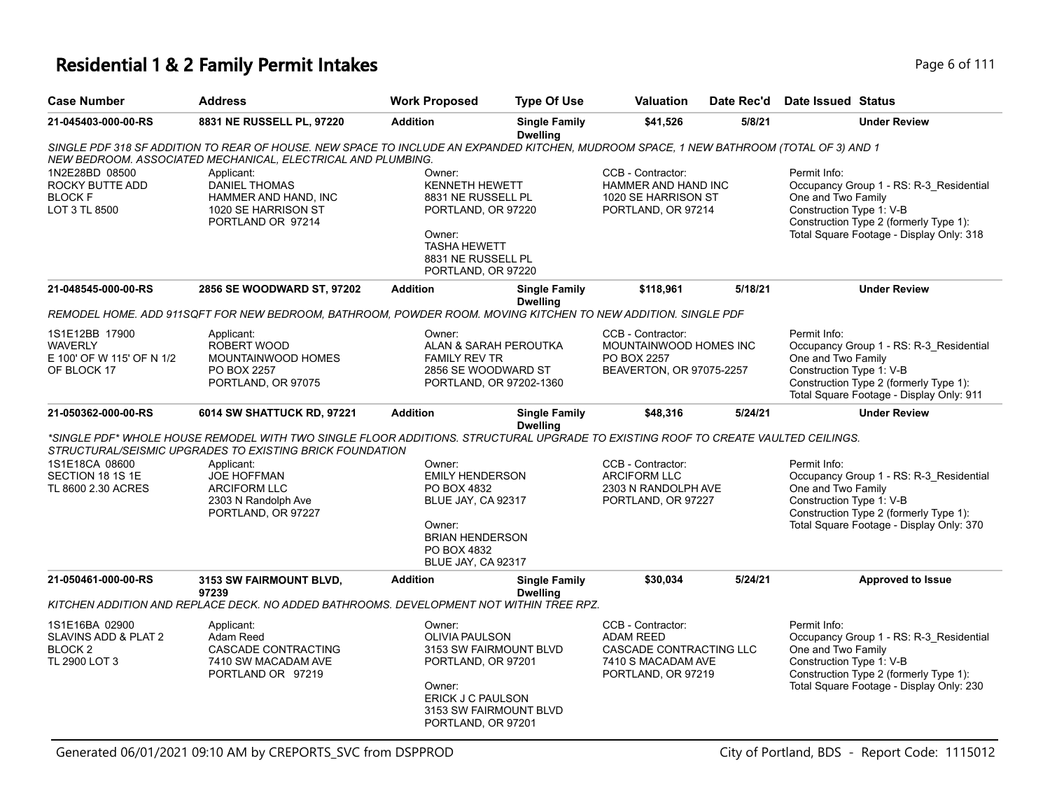# Residential 1 & 2 Family Permit Intakes

| Case Number | Address | Work Proposed | Type Of Use | Valuation | Date Rec'd | Date Issued | Status |
|---|---|---|---|---|---|---|---|
| 21-045403-000-00-RS | 8831 NE RUSSELL PL, 97220 | Addition | Single Family Dwelling | $41,526 | 5/8/21 | | Under Review |

*SINGLE PDF 318 SF ADDITION TO REAR OF HOUSE. NEW SPACE TO INCLUDE AN EXPANDED KITCHEN, MUDROOM SPACE, 1 NEW BATHROOM (TOTAL OF 3) AND 1 NEW BEDROOM. ASSOCIATED MECHANICAL, ELECTRICAL AND PLUMBING.*

1N2E28BD 08500
ROCKY BUTTE ADD
BLOCK F
LOT 3 TL 8500

Applicant:
DANIEL THOMAS
HAMMER AND HAND, INC
1020 SE HARRISON ST
PORTLAND OR 97214

Owner:
KENNETH HEWETT
8831 NE RUSSELL PL
PORTLAND, OR 97220

Owner:
TASHA HEWETT
8831 NE RUSSELL PL
PORTLAND, OR 97220

CCB - Contractor:
HAMMER AND HAND INC
1020 SE HARRISON ST
PORTLAND, OR 97214

Permit Info:
Occupancy Group 1 - RS: R-3_Residential One and Two Family
Construction Type 1: V-B
Construction Type 2 (formerly Type 1):
Total Square Footage - Display Only: 318

| Case Number | Address | Work Proposed | Type Of Use | Valuation | Date Rec'd | Date Issued | Status |
|---|---|---|---|---|---|---|---|
| 21-048545-000-00-RS | 2856 SE WOODWARD ST, 97202 | Addition | Single Family Dwelling | $118,961 | 5/18/21 | | Under Review |

*REMODEL HOME. ADD 911SQFT FOR NEW BEDROOM, BATHROOM, POWDER ROOM. MOVING KITCHEN TO NEW ADDITION. SINGLE PDF*

1S1E12BB 17900
WAVERLY
E 100' OF W 115' OF N 1/2 OF BLOCK 17

Applicant:
ROBERT WOOD
MOUNTAINWOOD HOMES
PO BOX 2257
PORTLAND, OR 97075

Owner:
ALAN & SARAH PEROUTKA
FAMILY REV TR
2856 SE WOODWARD ST
PORTLAND, OR 97202-1360

CCB - Contractor:
MOUNTAINWOOD HOMES INC
PO BOX 2257
BEAVERTON, OR 97075-2257

Permit Info:
Occupancy Group 1 - RS: R-3_Residential One and Two Family
Construction Type 1: V-B
Construction Type 2 (formerly Type 1):
Total Square Footage - Display Only: 911

| Case Number | Address | Work Proposed | Type Of Use | Valuation | Date Rec'd | Date Issued | Status |
|---|---|---|---|---|---|---|---|
| 21-050362-000-00-RS | 6014 SW SHATTUCK RD, 97221 | Addition | Single Family Dwelling | $48,316 | 5/24/21 | | Under Review |

*\*SINGLE PDF\* WHOLE HOUSE REMODEL WITH TWO SINGLE FLOOR ADDITIONS. STRUCTURAL UPGRADE TO EXISTING ROOF TO CREATE VAULTED CEILINGS. STRUCTURAL/SEISMIC UPGRADES TO EXISTING BRICK FOUNDATION*

1S1E18CA 08600
SECTION 18 1S 1E
TL 8600 2.30 ACRES

Applicant:
JOE HOFFMAN
ARCIFORM LLC
2303 N Randolph Ave
PORTLAND, OR 97227

Owner:
EMILY HENDERSON
PO BOX 4832
BLUE JAY, CA 92317

Owner:
BRIAN HENDERSON
PO BOX 4832
BLUE JAY, CA 92317

CCB - Contractor:
ARCIFORM LLC
2303 N RANDOLPH AVE
PORTLAND, OR 97227

Permit Info:
Occupancy Group 1 - RS: R-3_Residential One and Two Family
Construction Type 1: V-B
Construction Type 2 (formerly Type 1):
Total Square Footage - Display Only: 370

| Case Number | Address | Work Proposed | Type Of Use | Valuation | Date Rec'd | Date Issued | Status |
|---|---|---|---|---|---|---|---|
| 21-050461-000-00-RS | 3153 SW FAIRMOUNT BLVD, 97239 | Addition | Single Family Dwelling | $30,034 | 5/24/21 | | Approved to Issue |

*KITCHEN ADDITION AND REPLACE DECK. NO ADDED BATHROOMS. DEVELOPMENT NOT WITHIN TREE RPZ.*

1S1E16BA 02900
SLAVINS ADD & PLAT 2
BLOCK 2
TL 2900 LOT 3

Applicant:
Adam Reed
CASCADE CONTRACTING
7410 SW MACADAM AVE
PORTLAND OR 97219

Owner:
OLIVIA PAULSON
3153 SW FAIRMOUNT BLVD
PORTLAND, OR 97201

Owner:
ERICK J C PAULSON
3153 SW FAIRMOUNT BLVD
PORTLAND, OR 97201

CCB - Contractor:
ADAM REED
CASCADE CONTRACTING LLC
7410 S MACADAM AVE
PORTLAND, OR 97219

Permit Info:
Occupancy Group 1 - RS: R-3_Residential One and Two Family
Construction Type 1: V-B
Construction Type 2 (formerly Type 1):
Total Square Footage - Display Only: 230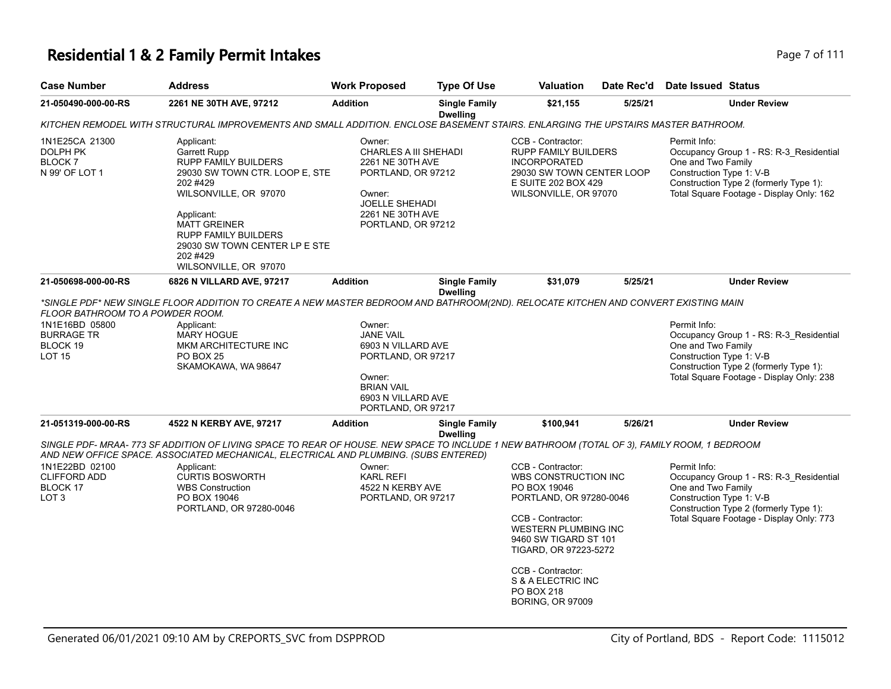# Residential 1 & 2 Family Permit Intakes

| Case Number | Address | Work Proposed | Type Of Use | Valuation | Date Rec'd | Date Issued | Status |
|---|---|---|---|---|---|---|---|
| 21-050490-000-00-RS | 2261 NE 30TH AVE, 97212 | Addition | Single Family Dwelling | $21,155 | 5/25/21 | | Under Review |

*KITCHEN REMODEL WITH STRUCTURAL IMPROVEMENTS AND SMALL ADDITION. ENCLOSE BASEMENT STAIRS. ENLARGING THE UPSTAIRS MASTER BATHROOM.*

1N1E25CA 21300
DOLPH PK
BLOCK 7
N 99' OF LOT 1

Applicant:
Garrett Rupp
RUPP FAMILY BUILDERS
29030 SW TOWN CTR. LOOP E, STE 202 #429
WILSONVILLE, OR 97070

Applicant:
MATT GREINER
RUPP FAMILY BUILDERS
29030 SW TOWN CENTER LP E STE 202 #429
WILSONVILLE, OR 97070

Owner:
CHARLES A III SHEHADI
2261 NE 30TH AVE
PORTLAND, OR 97212

Owner:
JOELLE SHEHADI
2261 NE 30TH AVE
PORTLAND, OR 97212

CCB - Contractor:
RUPP FAMILY BUILDERS INCORPORATED
29030 SW TOWN CENTER LOOP E SUITE 202 BOX 429
WILSONVILLE, OR 97070

Permit Info:
Occupancy Group 1 - RS: R-3_Residential One and Two Family
Construction Type 1: V-B
Construction Type 2 (formerly Type 1):
Total Square Footage - Display Only: 162

| Case Number | Address | Work Proposed | Type Of Use | Valuation | Date Rec'd | Date Issued | Status |
|---|---|---|---|---|---|---|---|
| 21-050698-000-00-RS | 6826 N VILLARD AVE, 97217 | Addition | Single Family Dwelling | $31,079 | 5/25/21 | | Under Review |

*\*SINGLE PDF\* NEW SINGLE FLOOR ADDITION TO CREATE A NEW MASTER BEDROOM AND BATHROOM(2ND). RELOCATE KITCHEN AND CONVERT EXISTING MAIN FLOOR BATHROOM TO A POWDER ROOM.*

1N1E16BD 05800
BURRAGE TR
BLOCK 19
LOT 15

Applicant:
MARY HOGUE
MKM ARCHITECTURE INC
PO BOX 25
SKAMOKAWA, WA 98647

Owner:
JANE VAIL
6903 N VILLARD AVE
PORTLAND, OR 97217

Owner:
BRIAN VAIL
6903 N VILLARD AVE
PORTLAND, OR 97217

Permit Info:
Occupancy Group 1 - RS: R-3_Residential One and Two Family
Construction Type 1: V-B
Construction Type 2 (formerly Type 1):
Total Square Footage - Display Only: 238

| Case Number | Address | Work Proposed | Type Of Use | Valuation | Date Rec'd | Date Issued | Status |
|---|---|---|---|---|---|---|---|
| 21-051319-000-00-RS | 4522 N KERBY AVE, 97217 | Addition | Single Family Dwelling | $100,941 | 5/26/21 | | Under Review |

*SINGLE PDF- MRAA- 773 SF ADDITION OF LIVING SPACE TO REAR OF HOUSE. NEW SPACE TO INCLUDE 1 NEW BATHROOM (TOTAL OF 3), FAMILY ROOM, 1 BEDROOM AND NEW OFFICE SPACE. ASSOCIATED MECHANICAL, ELECTRICAL AND PLUMBING. (SUBS ENTERED)*

1N1E22BD 02100
CLIFFORD ADD
BLOCK 17
LOT 3

Applicant:
CURTIS BOSWORTH
WBS Construction
PO BOX 19046
PORTLAND, OR 97280-0046

Owner:
KARL REFI
4522 N KERBY AVE
PORTLAND, OR 97217

CCB - Contractor:
WBS CONSTRUCTION INC
PO BOX 19046
PORTLAND, OR 97280-0046

CCB - Contractor:
WESTERN PLUMBING INC
9460 SW TIGARD ST 101
TIGARD, OR 97223-5272

CCB - Contractor:
S & A ELECTRIC INC
PO BOX 218
BORING, OR 97009

Permit Info:
Occupancy Group 1 - RS: R-3_Residential One and Two Family
Construction Type 1: V-B
Construction Type 2 (formerly Type 1):
Total Square Footage - Display Only: 773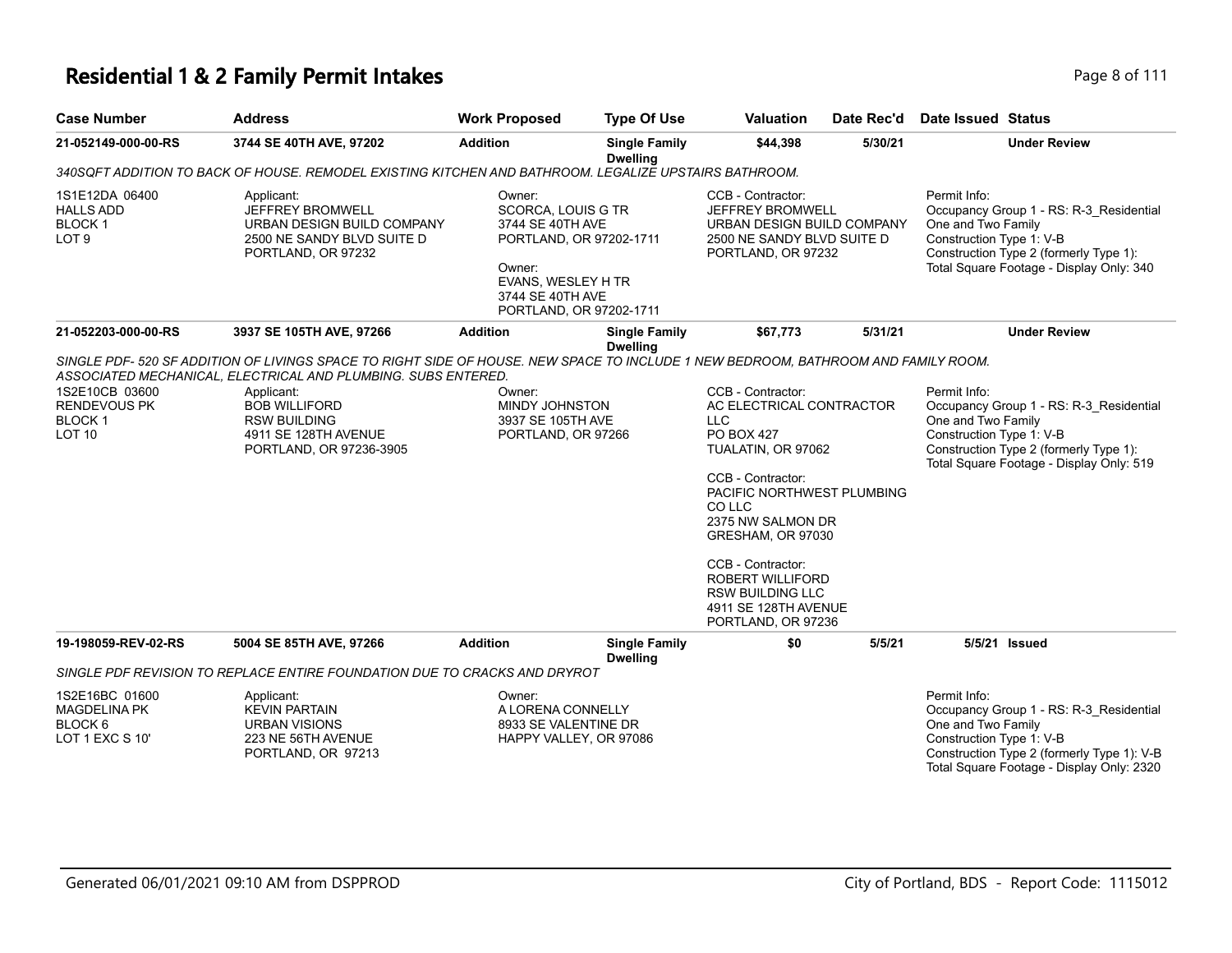# Residential 1 & 2 Family Permit Intakes

| Case Number | Address | Work Proposed | Type Of Use | Valuation | Date Rec'd | Date Issued | Status |
|---|---|---|---|---|---|---|---|
| **21-052149-000-00-RS** | **3744 SE 40TH AVE, 97202** | **Addition** | **Single Family Dwelling** | **$44,398** | **5/30/21** | | **Under Review** |

*340SQFT ADDITION TO BACK OF HOUSE. REMODEL EXISTING KITCHEN AND BATHROOM. LEGALIZE UPSTAIRS BATHROOM.*

1S1E12DA 06400
HALLS ADD
BLOCK 1
LOT 9

Applicant:
JEFFREY BROMWELL
URBAN DESIGN BUILD COMPANY
2500 NE SANDY BLVD SUITE D
PORTLAND, OR 97232

Owner:
SCORCA, LOUIS G TR
3744 SE 40TH AVE
PORTLAND, OR 97202-1711

Owner:
EVANS, WESLEY H TR
3744 SE 40TH AVE
PORTLAND, OR 97202-1711

CCB - Contractor:
JEFFREY BROMWELL
URBAN DESIGN BUILD COMPANY
2500 NE SANDY BLVD SUITE D
PORTLAND, OR 97232

Permit Info:
Occupancy Group 1 - RS: R-3_Residential One and Two Family
Construction Type 1: V-B
Construction Type 2 (formerly Type 1):
Total Square Footage - Display Only: 340

| Case Number | Address | Work Proposed | Type Of Use | Valuation | Date Rec'd | Date Issued | Status |
|---|---|---|---|---|---|---|---|
| **21-052203-000-00-RS** | **3937 SE 105TH AVE, 97266** | **Addition** | **Single Family Dwelling** | **$67,773** | **5/31/21** | | **Under Review** |

*SINGLE PDF- 520 SF ADDITION OF LIVINGS SPACE TO RIGHT SIDE OF HOUSE. NEW SPACE TO INCLUDE 1 NEW BEDROOM, BATHROOM AND FAMILY ROOM. ASSOCIATED MECHANICAL, ELECTRICAL AND PLUMBING. SUBS ENTERED.*

1S2E10CB 03600
RENDEVOUS PK
BLOCK 1
LOT 10

Applicant:
BOB WILLIFORD
RSW BUILDING
4911 SE 128TH AVENUE
PORTLAND, OR 97236-3905

Owner:
MINDY JOHNSTON
3937 SE 105TH AVE
PORTLAND, OR 97266

CCB - Contractor:
AC ELECTRICAL CONTRACTOR LLC
PO BOX 427
TUALATIN, OR 97062

CCB - Contractor:
PACIFIC NORTHWEST PLUMBING CO LLC
2375 NW SALMON DR
GRESHAM, OR 97030

CCB - Contractor:
ROBERT WILLIFORD
RSW BUILDING LLC
4911 SE 128TH AVENUE
PORTLAND, OR 97236

Permit Info:
Occupancy Group 1 - RS: R-3_Residential One and Two Family
Construction Type 1: V-B
Construction Type 2 (formerly Type 1):
Total Square Footage - Display Only: 519

| Case Number | Address | Work Proposed | Type Of Use | Valuation | Date Rec'd | Date Issued | Status |
|---|---|---|---|---|---|---|---|
| **19-198059-REV-02-RS** | **5004 SE 85TH AVE, 97266** | **Addition** | **Single Family Dwelling** | **$0** | **5/5/21** | **5/5/21** | **Issued** |

*SINGLE PDF REVISION TO REPLACE ENTIRE FOUNDATION DUE TO CRACKS AND DRYROT*

1S2E16BC 01600
MAGDELINA PK
BLOCK 6
LOT 1 EXC S 10'

Applicant:
KEVIN PARTAIN
URBAN VISIONS
223 NE 56TH AVENUE
PORTLAND, OR 97213

Owner:
A LORENA CONNELLY
8933 SE VALENTINE DR
HAPPY VALLEY, OR 97086

Permit Info:
Occupancy Group 1 - RS: R-3_Residential One and Two Family
Construction Type 1: V-B
Construction Type 2 (formerly Type 1): V-B
Total Square Footage - Display Only: 2320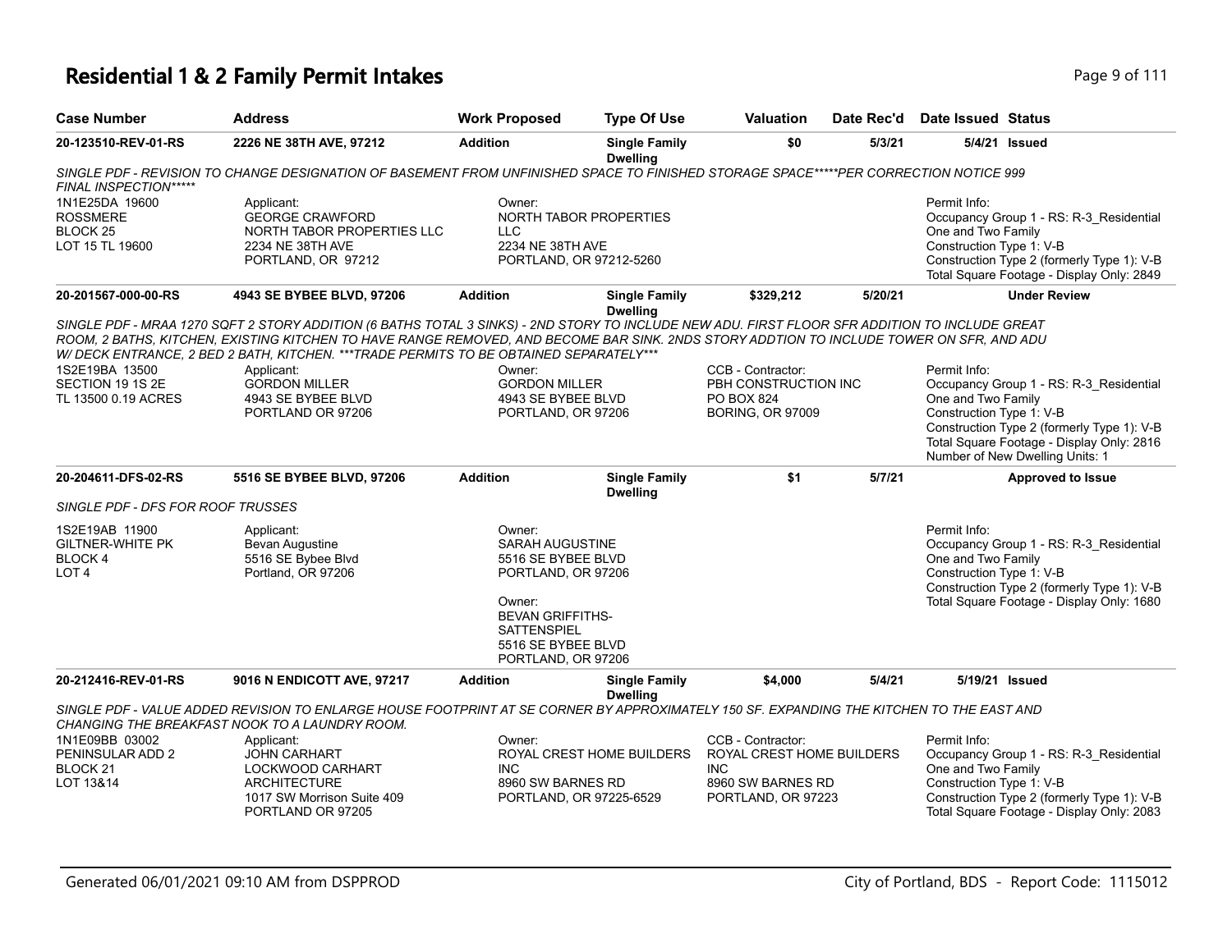# Residential 1 & 2 Family Permit Intakes

| Case Number | Address | Work Proposed | Type Of Use | Valuation | Date Rec'd | Date Issued | Status |
|---|---|---|---|---|---|---|---|
| 20-123510-REV-01-RS | 2226 NE 38TH AVE, 97212 | Addition | Single Family Dwelling | $0 | 5/3/21 | 5/4/21 | Issued |

*SINGLE PDF - REVISION TO CHANGE DESIGNATION OF BASEMENT FROM UNFINISHED SPACE TO FINISHED STORAGE SPACE*****PER CORRECTION NOTICE 999 FINAL INSPECTION******

1N1E25DA 19600
ROSSMERE
BLOCK 25
LOT 15 TL 19600

Applicant:
GEORGE CRAWFORD
NORTH TABOR PROPERTIES LLC
2234 NE 38TH AVE
PORTLAND, OR 97212

Owner:
NORTH TABOR PROPERTIES LLC
2234 NE 38TH AVE
PORTLAND, OR 97212-5260

Permit Info:
Occupancy Group 1 - RS: R-3_Residential One and Two Family
Construction Type 1: V-B
Construction Type 2 (formerly Type 1): V-B
Total Square Footage - Display Only: 2849

| Case Number | Address | Work Proposed | Type Of Use | Valuation | Date Rec'd | Date Issued | Status |
|---|---|---|---|---|---|---|---|
| 20-201567-000-00-RS | 4943 SE BYBEE BLVD, 97206 | Addition | Single Family Dwelling | $329,212 | 5/20/21 | | Under Review |

*SINGLE PDF - MRAA 1270 SQFT 2 STORY ADDITION (6 BATHS TOTAL 3 SINKS) - 2ND STORY TO INCLUDE NEW ADU. FIRST FLOOR SFR ADDITION TO INCLUDE GREAT ROOM, 2 BATHS, KITCHEN, EXISTING KITCHEN TO HAVE RANGE REMOVED, AND BECOME BAR SINK. 2NDS STORY ADDTION TO INCLUDE TOWER ON SFR, AND ADU W/ DECK ENTRANCE, 2 BED 2 BATH, KITCHEN. ***TRADE PERMITS TO BE OBTAINED SEPARATELY****

1S2E19BA 13500
SECTION 19 1S 2E
TL 13500 0.19 ACRES

Applicant:
GORDON MILLER
4943 SE BYBEE BLVD
PORTLAND OR 97206

Owner:
GORDON MILLER
4943 SE BYBEE BLVD
PORTLAND, OR 97206

CCB - Contractor:
PBH CONSTRUCTION INC
PO BOX 824
BORING, OR 97009

Permit Info:
Occupancy Group 1 - RS: R-3_Residential One and Two Family
Construction Type 1: V-B
Construction Type 2 (formerly Type 1): V-B
Total Square Footage - Display Only: 2816
Number of New Dwelling Units: 1

| Case Number | Address | Work Proposed | Type Of Use | Valuation | Date Rec'd | Date Issued | Status |
|---|---|---|---|---|---|---|---|
| 20-204611-DFS-02-RS | 5516 SE BYBEE BLVD, 97206 | Addition | Single Family Dwelling | $1 | 5/7/21 | | Approved to Issue |

*SINGLE PDF - DFS FOR ROOF TRUSSES*

1S2E19AB 11900
GILTNER-WHITE PK
BLOCK 4
LOT 4

Applicant:
Bevan Augustine
5516 SE Bybee Blvd
Portland, OR 97206

Owner:
SARAH AUGUSTINE
5516 SE BYBEE BLVD
PORTLAND, OR 97206

Owner:
BEVAN GRIFFITHS-SATTENSPIEL
5516 SE BYBEE BLVD
PORTLAND, OR 97206

Permit Info:
Occupancy Group 1 - RS: R-3_Residential One and Two Family
Construction Type 1: V-B
Construction Type 2 (formerly Type 1): V-B
Total Square Footage - Display Only: 1680

| Case Number | Address | Work Proposed | Type Of Use | Valuation | Date Rec'd | Date Issued | Status |
|---|---|---|---|---|---|---|---|
| 20-212416-REV-01-RS | 9016 N ENDICOTT AVE, 97217 | Addition | Single Family Dwelling | $4,000 | 5/4/21 | 5/19/21 | Issued |

*SINGLE PDF - VALUE ADDED REVISION TO ENLARGE HOUSE FOOTPRINT AT SE CORNER BY APPROXIMATELY 150 SF. EXPANDING THE KITCHEN TO THE EAST AND CHANGING THE BREAKFAST NOOK TO A LAUNDRY ROOM.*

1N1E09BB 03002
PENINSULAR ADD 2
BLOCK 21
LOT 13&14

Applicant:
JOHN CARHART
LOCKWOOD CARHART ARCHITECTURE
1017 SW Morrison Suite 409
PORTLAND OR 97205

Owner:
ROYAL CREST HOME BUILDERS INC
8960 SW BARNES RD
PORTLAND, OR 97225-6529

CCB - Contractor:
ROYAL CREST HOME BUILDERS INC
8960 SW BARNES RD
PORTLAND, OR 97223

Permit Info:
Occupancy Group 1 - RS: R-3_Residential One and Two Family
Construction Type 1: V-B
Construction Type 2 (formerly Type 1): V-B
Total Square Footage - Display Only: 2083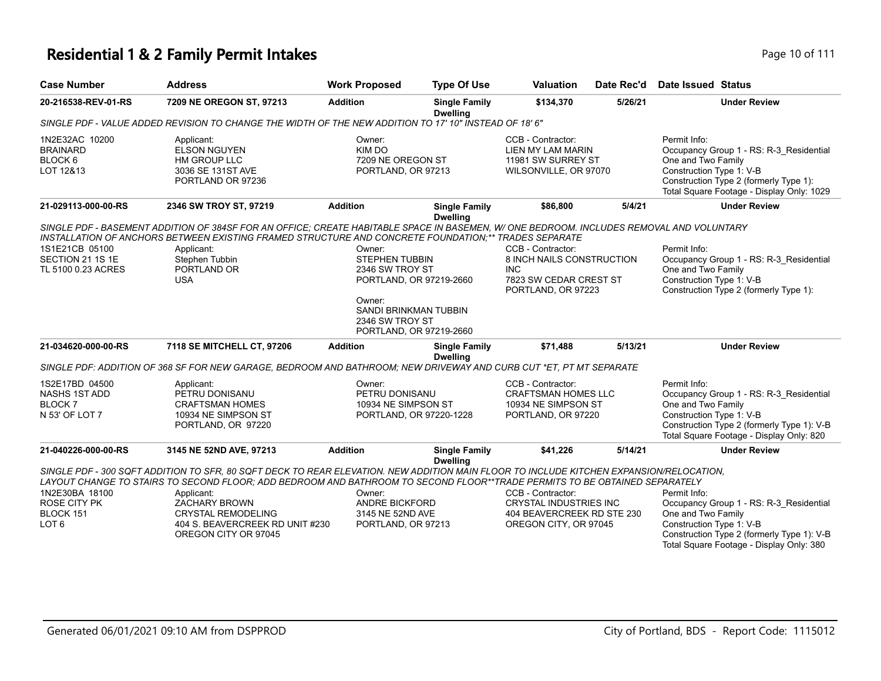# Residential 1 & 2 Family Permit Intakes

| Case Number | Address | Work Proposed | Type Of Use | Valuation | Date Rec'd | Date Issued | Status |
|---|---|---|---|---|---|---|---|
| 20-216538-REV-01-RS | 7209 NE OREGON ST, 97213 | Addition | Single Family Dwelling | $134,370 | 5/26/21 | | Under Review |

*SINGLE PDF - VALUE ADDED REVISION TO CHANGE THE WIDTH OF THE NEW ADDITION TO 17' 10" INSTEAD OF 18' 6"*

1N2E32AC 10200
BRAINARD
BLOCK 6
LOT 12&13

Applicant:
ELSON NGUYEN
HM GROUP LLC
3036 SE 131ST AVE
PORTLAND OR 97236

Owner:
KIM DO
7209 NE OREGON ST
PORTLAND, OR 97213

CCB - Contractor:
LIEN MY LAM MARIN
11981 SW SURREY ST
WILSONVILLE, OR 97070

Permit Info:
Occupancy Group 1 - RS: R-3_Residential One and Two Family
Construction Type 1: V-B
Construction Type 2 (formerly Type 1):
Total Square Footage - Display Only: 1029

| Case Number | Address | Work Proposed | Type Of Use | Valuation | Date Rec'd | Date Issued | Status |
|---|---|---|---|---|---|---|---|
| 21-029113-000-00-RS | 2346 SW TROY ST, 97219 | Addition | Single Family Dwelling | $86,800 | 5/4/21 | | Under Review |

*SINGLE PDF - BASEMENT ADDITION OF 384SF FOR AN OFFICE; CREATE HABITABLE SPACE IN BASEMEN, W/ ONE BEDROOM. INCLUDES REMOVAL AND VOLUNTARY INSTALLATION OF ANCHORS BETWEEN EXISTING FRAMED STRUCTURE AND CONCRETE FOUNDATION;** TRADES SEPARATE*

1S1E21CB 05100
SECTION 21 1S 1E
TL 5100 0.23 ACRES

Applicant:
Stephen Tubbin
PORTLAND OR
USA

Owner:
STEPHEN TUBBIN
2346 SW TROY ST
PORTLAND, OR 97219-2660

Owner:
SANDI BRINKMAN TUBBIN
2346 SW TROY ST
PORTLAND, OR 97219-2660

CCB - Contractor:
8 INCH NAILS CONSTRUCTION INC
7823 SW CEDAR CREST ST
PORTLAND, OR 97223

Permit Info:
Occupancy Group 1 - RS: R-3_Residential One and Two Family
Construction Type 1: V-B
Construction Type 2 (formerly Type 1):

| Case Number | Address | Work Proposed | Type Of Use | Valuation | Date Rec'd | Date Issued | Status |
|---|---|---|---|---|---|---|---|
| 21-034620-000-00-RS | 7118 SE MITCHELL CT, 97206 | Addition | Single Family Dwelling | $71,488 | 5/13/21 | | Under Review |

*SINGLE PDF: ADDITION OF 368 SF FOR NEW GARAGE, BEDROOM AND BATHROOM; NEW DRIVEWAY AND CURB CUT *ET, PT MT SEPARATE*

1S2E17BD 04500
NASHS 1ST ADD
BLOCK 7
N 53' OF LOT 7

Applicant:
PETRU DONISANU
CRAFTSMAN HOMES
10934 NE SIMPSON ST
PORTLAND, OR 97220

Owner:
PETRU DONISANU
10934 NE SIMPSON ST
PORTLAND, OR 97220-1228

CCB - Contractor:
CRAFTSMAN HOMES LLC
10934 NE SIMPSON ST
PORTLAND, OR 97220

Permit Info:
Occupancy Group 1 - RS: R-3_Residential One and Two Family
Construction Type 1: V-B
Construction Type 2 (formerly Type 1): V-B
Total Square Footage - Display Only: 820

| Case Number | Address | Work Proposed | Type Of Use | Valuation | Date Rec'd | Date Issued | Status |
|---|---|---|---|---|---|---|---|
| 21-040226-000-00-RS | 3145 NE 52ND AVE, 97213 | Addition | Single Family Dwelling | $41,226 | 5/14/21 | | Under Review |

*SINGLE PDF - 300 SQFT ADDITION TO SFR, 80 SQFT DECK TO REAR ELEVATION. NEW ADDITION MAIN FLOOR TO INCLUDE KITCHEN EXPANSION/RELOCATION, LAYOUT CHANGE TO STAIRS TO SECOND FLOOR; ADD BEDROOM AND BATHROOM TO SECOND FLOOR**TRADE PERMITS TO BE OBTAINED SEPARATELY*

1N2E30BA 18100
ROSE CITY PK
BLOCK 151
LOT 6

Applicant:
ZACHARY BROWN
CRYSTAL REMODELING
404 S. BEAVERCREEK RD UNIT #230
OREGON CITY OR 97045

Owner:
ANDRE BICKFORD
3145 NE 52ND AVE
PORTLAND, OR 97213

CCB - Contractor:
CRYSTAL INDUSTRIES INC
404 BEAVERCREEK RD STE 230
OREGON CITY, OR 97045

Permit Info:
Occupancy Group 1 - RS: R-3_Residential One and Two Family
Construction Type 1: V-B
Construction Type 2 (formerly Type 1): V-B
Total Square Footage - Display Only: 380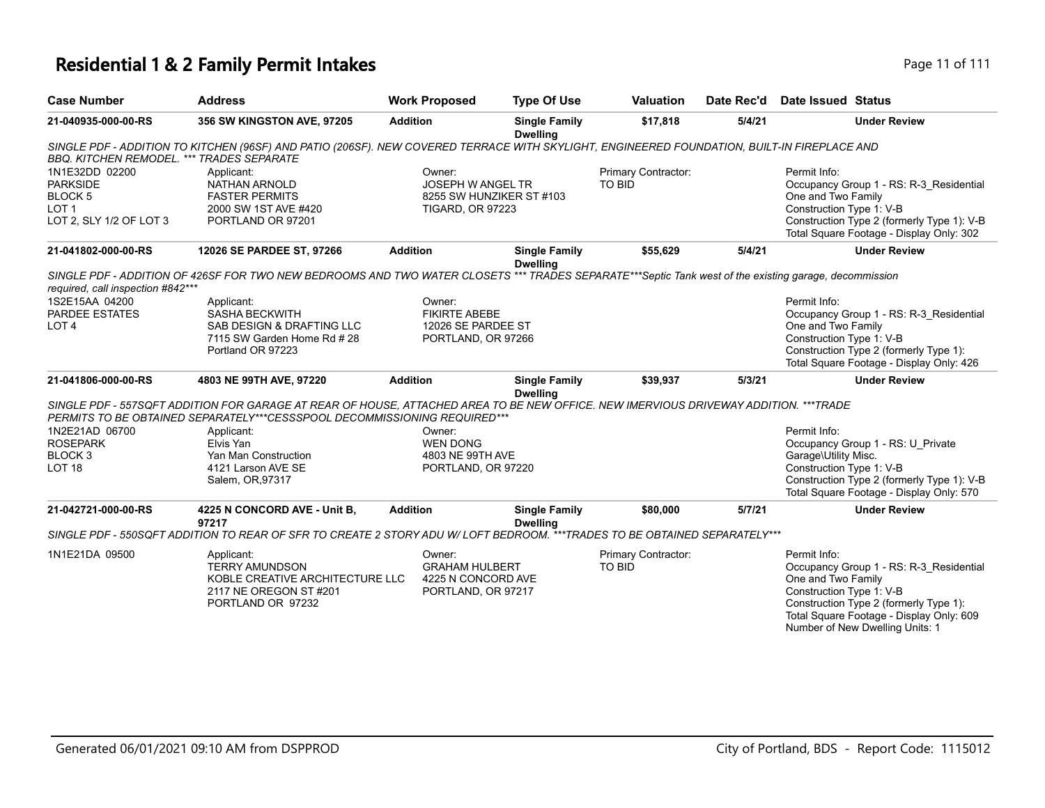# Residential 1 & 2 Family Permit Intakes

| Case Number | Address | Work Proposed | Type Of Use | Valuation | Date Rec'd | Date Issued | Status |
|---|---|---|---|---|---|---|---|
| 21-040935-000-00-RS | 356 SW KINGSTON AVE, 97205 | Addition | Single Family Dwelling | $17,818 | 5/4/21 | | Under Review |

*SINGLE PDF - ADDITION TO KITCHEN (96SF) AND PATIO (206SF). NEW COVERED TERRACE WITH SKYLIGHT, ENGINEERED FOUNDATION, BUILT-IN FIREPLACE AND BBQ. KITCHEN REMODEL. *** TRADES SEPARATE*

1N1E32DD 02200
PARKSIDE
BLOCK 5
LOT 1
LOT 2, SLY 1/2 OF LOT 3

Applicant:
NATHAN ARNOLD
FASTER PERMITS
2000 SW 1ST AVE #420
PORTLAND OR 97201

Owner:
JOSEPH W ANGEL TR
8255 SW HUNZIKER ST #103
TIGARD, OR 97223

Primary Contractor:
TO BID

Permit Info:
Occupancy Group 1 - RS: R-3_Residential One and Two Family
Construction Type 1: V-B
Construction Type 2 (formerly Type 1): V-B
Total Square Footage - Display Only: 302

| Case Number | Address | Work Proposed | Type Of Use | Valuation | Date Rec'd | Date Issued | Status |
|---|---|---|---|---|---|---|---|
| 21-041802-000-00-RS | 12026 SE PARDEE ST, 97266 | Addition | Single Family Dwelling | $55,629 | 5/4/21 | | Under Review |

*SINGLE PDF - ADDITION OF 426SF FOR TWO NEW BEDROOMS AND TWO WATER CLOSETS *** TRADES SEPARATE***Septic Tank west of the existing garage, decommission required, call inspection #842****

1S2E15AA 04200
PARDEE ESTATES
LOT 4

Applicant:
SASHA BECKWITH
SAB DESIGN & DRAFTING LLC
7115 SW Garden Home Rd # 28
Portland OR 97223

Owner:
FIKIRTE ABEBE
12026 SE PARDEE ST
PORTLAND, OR 97266

Permit Info:
Occupancy Group 1 - RS: R-3_Residential One and Two Family
Construction Type 1: V-B
Construction Type 2 (formerly Type 1):
Total Square Footage - Display Only: 426

| Case Number | Address | Work Proposed | Type Of Use | Valuation | Date Rec'd | Date Issued | Status |
|---|---|---|---|---|---|---|---|
| 21-041806-000-00-RS | 4803 NE 99TH AVE, 97220 | Addition | Single Family Dwelling | $39,937 | 5/3/21 | | Under Review |

*SINGLE PDF - 557SQFT ADDITION FOR GARAGE AT REAR OF HOUSE, ATTACHED AREA TO BE NEW OFFICE. NEW IMERVIOUS DRIVEWAY ADDITION. ***TRADE PERMITS TO BE OBTAINED SEPARATELY***CESSSPOOL DECOMMISSIONING REQUIRED****

1N2E21AD 06700
ROSEPARK
BLOCK 3
LOT 18

Applicant:
Elvis Yan
Yan Man Construction
4121 Larson AVE SE
Salem, OR,97317

Owner:
WEN DONG
4803 NE 99TH AVE
PORTLAND, OR 97220

Permit Info:
Occupancy Group 1 - RS: U_Private Garage\Utility Misc.
Construction Type 1: V-B
Construction Type 2 (formerly Type 1): V-B
Total Square Footage - Display Only: 570

| Case Number | Address | Work Proposed | Type Of Use | Valuation | Date Rec'd | Date Issued | Status |
|---|---|---|---|---|---|---|---|
| 21-042721-000-00-RS | 4225 N CONCORD AVE - Unit B, 97217 | Addition | Single Family Dwelling | $80,000 | 5/7/21 | | Under Review |

*SINGLE PDF - 550SQFT ADDITION TO REAR OF SFR TO CREATE 2 STORY ADU W/ LOFT BEDROOM. ***TRADES TO BE OBTAINED SEPARATELY****

1N1E21DA 09500

Applicant:
TERRY AMUNDSON
KOBLE CREATIVE ARCHITECTURE LLC
2117 NE OREGON ST #201
PORTLAND OR 97232

Owner:
GRAHAM HULBERT
4225 N CONCORD AVE
PORTLAND, OR 97217

Primary Contractor:
TO BID

Permit Info:
Occupancy Group 1 - RS: R-3_Residential One and Two Family
Construction Type 1: V-B
Construction Type 2 (formerly Type 1):
Total Square Footage - Display Only: 609
Number of New Dwelling Units: 1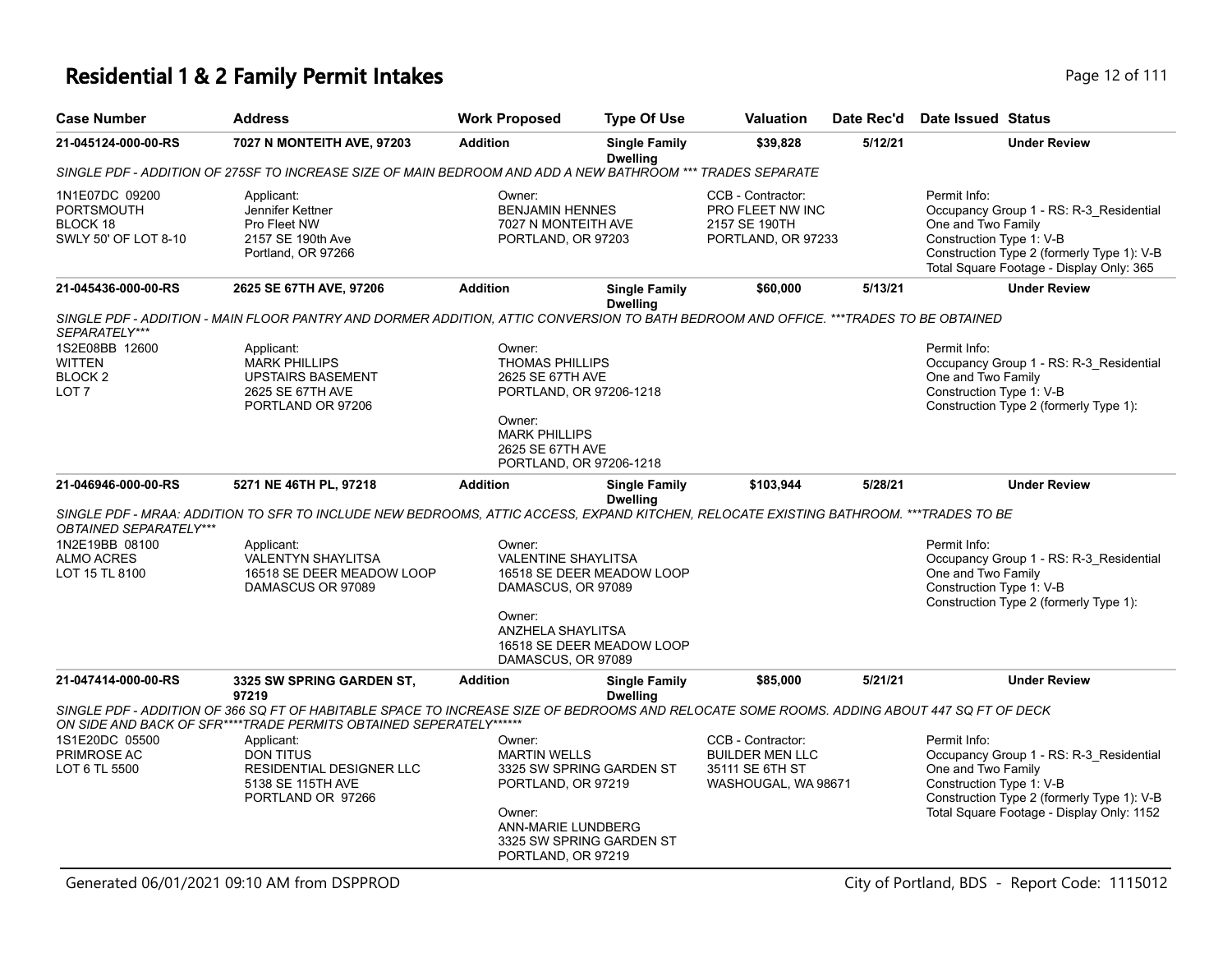# Residential 1 & 2 Family Permit Intakes

| Case Number | Address | Work Proposed | Type Of Use | Valuation | Date Rec'd | Date Issued | Status |
|---|---|---|---|---|---|---|---|
| 21-045124-000-00-RS | 7027 N MONTEITH AVE, 97203 | Addition | Single Family Dwelling | $39,828 | 5/12/21 | | Under Review |

SINGLE PDF - ADDITION OF 275SF TO INCREASE SIZE OF MAIN BEDROOM AND ADD A NEW BATHROOM *** TRADES SEPARATE

1N1E07DC 09200
PORTSMOUTH
BLOCK 18
SWLY 50' OF LOT 8-10

Applicant:
Jennifer Kettner
Pro Fleet NW
2157 SE 190th Ave
Portland, OR 97266

Owner:
BENJAMIN HENNES
7027 N MONTEITH AVE
PORTLAND, OR 97203

CCB - Contractor:
PRO FLEET NW INC
2157 SE 190TH
PORTLAND, OR 97233

Permit Info:
Occupancy Group 1 - RS: R-3_Residential One and Two Family
Construction Type 1: V-B
Construction Type 2 (formerly Type 1): V-B
Total Square Footage - Display Only: 365

| Case Number | Address | Work Proposed | Type Of Use | Valuation | Date Rec'd | Date Issued | Status |
|---|---|---|---|---|---|---|---|
| 21-045436-000-00-RS | 2625 SE 67TH AVE, 97206 | Addition | Single Family Dwelling | $60,000 | 5/13/21 | | Under Review |

SINGLE PDF - ADDITION - MAIN FLOOR PANTRY AND DORMER ADDITION, ATTIC CONVERSION TO BATH BEDROOM AND OFFICE. ***TRADES TO BE OBTAINED SEPARATELY***

1S2E08BB 12600
WITTEN
BLOCK 2
LOT 7

Applicant:
MARK PHILLIPS
UPSTAIRS BASEMENT
2625 SE 67TH AVE
PORTLAND OR 97206

Owner:
THOMAS PHILLIPS
2625 SE 67TH AVE
PORTLAND, OR 97206-1218

Owner:
MARK PHILLIPS
2625 SE 67TH AVE
PORTLAND, OR 97206-1218

Permit Info:
Occupancy Group 1 - RS: R-3_Residential One and Two Family
Construction Type 1: V-B
Construction Type 2 (formerly Type 1):

| Case Number | Address | Work Proposed | Type Of Use | Valuation | Date Rec'd | Date Issued | Status |
|---|---|---|---|---|---|---|---|
| 21-046946-000-00-RS | 5271 NE 46TH PL, 97218 | Addition | Single Family Dwelling | $103,944 | 5/28/21 | | Under Review |

SINGLE PDF - MRAA: ADDITION TO SFR TO INCLUDE NEW BEDROOMS, ATTIC ACCESS, EXPAND KITCHEN, RELOCATE EXISTING BATHROOM. ***TRADES TO BE OBTAINED SEPARATELY***

1N2E19BB 08100
ALMO ACRES
LOT 15 TL 8100

Applicant:
VALENTYN SHAYLITSA
16518 SE DEER MEADOW LOOP
DAMASCUS OR 97089

Owner:
VALENTINE SHAYLITSA
16518 SE DEER MEADOW LOOP
DAMASCUS, OR 97089

Owner:
ANZHELA SHAYLITSA
16518 SE DEER MEADOW LOOP
DAMASCUS, OR 97089

Permit Info:
Occupancy Group 1 - RS: R-3_Residential One and Two Family
Construction Type 1: V-B
Construction Type 2 (formerly Type 1):

| Case Number | Address | Work Proposed | Type Of Use | Valuation | Date Rec'd | Date Issued | Status |
|---|---|---|---|---|---|---|---|
| 21-047414-000-00-RS | 3325 SW SPRING GARDEN ST, 97219 | Addition | Single Family Dwelling | $85,000 | 5/21/21 | | Under Review |

SINGLE PDF - ADDITION OF 366 SQ FT OF HABITABLE SPACE TO INCREASE SIZE OF BEDROOMS AND RELOCATE SOME ROOMS. ADDING ABOUT 447 SQ FT OF DECK ON SIDE AND BACK OF SFR****TRADE PERMITS OBTAINED SEPERATELY******

1S1E20DC 05500
PRIMROSE AC
LOT 6 TL 5500

Applicant:
DON TITUS
RESIDENTIAL DESIGNER LLC
5138 SE 115TH AVE
PORTLAND OR 97266

Owner:
MARTIN WELLS
3325 SW SPRING GARDEN ST
PORTLAND, OR 97219

Owner:
ANN-MARIE LUNDBERG
3325 SW SPRING GARDEN ST
PORTLAND, OR 97219

CCB - Contractor:
BUILDER MEN LLC
35111 SE 6TH ST
WASHOUGAL, WA 98671

Permit Info:
Occupancy Group 1 - RS: R-3_Residential One and Two Family
Construction Type 1: V-B
Construction Type 2 (formerly Type 1): V-B
Total Square Footage - Display Only: 1152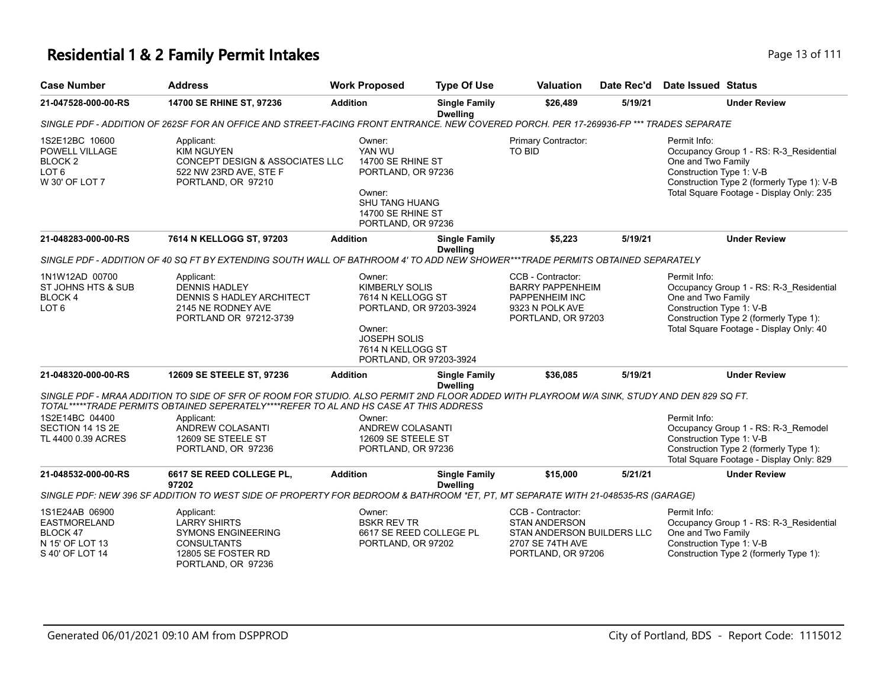# Residential 1 & 2 Family Permit Intakes

| Case Number | Address | Work Proposed | Type Of Use | Valuation | Date Rec'd | Date Issued | Status |
|---|---|---|---|---|---|---|---|
| 21-047528-000-00-RS | 14700 SE RHINE ST, 97236 | Addition | Single Family Dwelling | $26,489 | 5/19/21 | | Under Review |

*SINGLE PDF - ADDITION OF 262SF FOR AN OFFICE AND STREET-FACING FRONT ENTRANCE. NEW COVERED PORCH. PER 17-269936-FP *** TRADES SEPARATE*

1S2E12BC 10600
POWELL VILLAGE
BLOCK 2
LOT 6
W 30' OF LOT 7

Applicant:
KIM NGUYEN
CONCEPT DESIGN & ASSOCIATES LLC
522 NW 23RD AVE, STE F
PORTLAND, OR 97210

Owner:
YAN WU
14700 SE RHINE ST
PORTLAND, OR 97236

Owner:
SHU TANG HUANG
14700 SE RHINE ST
PORTLAND, OR 97236

Primary Contractor:
TO BID

Permit Info:
Occupancy Group 1 - RS: R-3_Residential One and Two Family
Construction Type 1: V-B
Construction Type 2 (formerly Type 1): V-B
Total Square Footage - Display Only: 235

---

| Case Number | Address | Work Proposed | Type Of Use | Valuation | Date Rec'd | Date Issued | Status |
|---|---|---|---|---|---|---|---|
| 21-048283-000-00-RS | 7614 N KELLOGG ST, 97203 | Addition | Single Family Dwelling | $5,223 | 5/19/21 | | Under Review |

*SINGLE PDF - ADDITION OF 40 SQ FT BY EXTENDING SOUTH WALL OF BATHROOM 4' TO ADD NEW SHOWER***TRADE PERMITS OBTAINED SEPARATELY*

1N1W12AD 00700
ST JOHNS HTS & SUB
BLOCK 4
LOT 6

Applicant:
DENNIS HADLEY
DENNIS S HADLEY ARCHITECT
2145 NE RODNEY AVE
PORTLAND OR 97212-3739

Owner:
KIMBERLY SOLIS
7614 N KELLOGG ST
PORTLAND, OR 97203-3924

Owner:
JOSEPH SOLIS
7614 N KELLOGG ST
PORTLAND, OR 97203-3924

CCB - Contractor:
BARRY PAPPENHEIM
PAPPENHEIM INC
9323 N POLK AVE
PORTLAND, OR 97203

Permit Info:
Occupancy Group 1 - RS: R-3_Residential One and Two Family
Construction Type 1: V-B
Construction Type 2 (formerly Type 1):
Total Square Footage - Display Only: 40

---

| Case Number | Address | Work Proposed | Type Of Use | Valuation | Date Rec'd | Date Issued | Status |
|---|---|---|---|---|---|---|---|
| 21-048320-000-00-RS | 12609 SE STEELE ST, 97236 | Addition | Single Family Dwelling | $36,085 | 5/19/21 | | Under Review |

*SINGLE PDF - MRAA ADDITION TO SIDE OF SFR OF ROOM FOR STUDIO. ALSO PERMIT 2ND FLOOR ADDED WITH PLAYROOM W/A SINK, STUDY AND DEN 829 SQ FT. TOTAL*****TRADE PERMITS OBTAINED SEPERATELY****REFER TO AL AND HS CASE AT THIS ADDRESS*

1S2E14BC 04400
SECTION 14 1S 2E
TL 4400 0.39 ACRES

Applicant:
ANDREW COLASANTI
12609 SE STEELE ST
PORTLAND, OR 97236

Owner:
ANDREW COLASANTI
12609 SE STEELE ST
PORTLAND, OR 97236

Permit Info:
Occupancy Group 1 - RS: R-3_Remodel
Construction Type 1: V-B
Construction Type 2 (formerly Type 1):
Total Square Footage - Display Only: 829

---

| Case Number | Address | Work Proposed | Type Of Use | Valuation | Date Rec'd | Date Issued | Status |
|---|---|---|---|---|---|---|---|
| 21-048532-000-00-RS | 6617 SE REED COLLEGE PL, 97202 | Addition | Single Family Dwelling | $15,000 | 5/21/21 | | Under Review |

*SINGLE PDF: NEW 396 SF ADDITION TO WEST SIDE OF PROPERTY FOR BEDROOM & BATHROOM *ET, PT, MT SEPARATE WITH 21-048535-RS (GARAGE)*

1S1E24AB 06900
EASTMORELAND
BLOCK 47
N 15' OF LOT 13
S 40' OF LOT 14

Applicant:
LARRY SHIRTS
SYMONS ENGINEERING CONSULTANTS
12805 SE FOSTER RD
PORTLAND, OR 97236

Owner:
BSKR REV TR
6617 SE REED COLLEGE PL
PORTLAND, OR 97202

CCB - Contractor:
STAN ANDERSON
STAN ANDERSON BUILDERS LLC
2707 SE 74TH AVE
PORTLAND, OR 97206

Permit Info:
Occupancy Group 1 - RS: R-3_Residential One and Two Family
Construction Type 1: V-B
Construction Type 2 (formerly Type 1):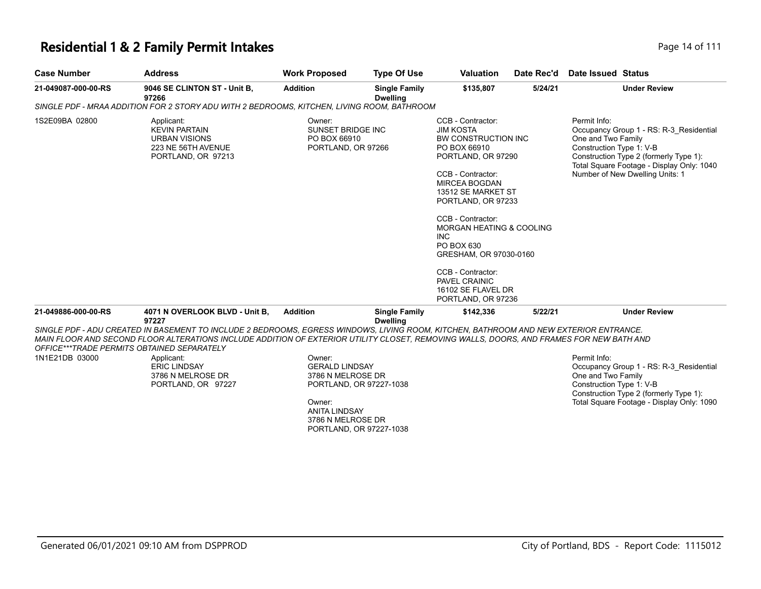# Residential 1 & 2 Family Permit Intakes

| Case Number | Address | Work Proposed | Type Of Use | Valuation | Date Rec'd | Date Issued | Status |
|---|---|---|---|---|---|---|---|
| 21-049087-000-00-RS | 9046 SE CLINTON ST - Unit B, 97266 | Addition | Single Family Dwelling | $135,807 | 5/24/21 | | Under Review |

*SINGLE PDF - MRAA ADDITION FOR 2 STORY ADU WITH 2 BEDROOMS, KITCHEN, LIVING ROOM, BATHROOM*

1S2E09BA 02800

Applicant:
KEVIN PARTAIN
URBAN VISIONS
223 NE 56TH AVENUE
PORTLAND, OR 97213

Owner:
SUNSET BRIDGE INC
PO BOX 66910
PORTLAND, OR 97266

CCB - Contractor:
JIM KOSTA
BW CONSTRUCTION INC
PO BOX 66910
PORTLAND, OR 97290

CCB - Contractor:
MIRCEA BOGDAN
13512 SE MARKET ST
PORTLAND, OR 97233

CCB - Contractor:
MORGAN HEATING & COOLING INC
PO BOX 630
GRESHAM, OR 97030-0160

CCB - Contractor:
PAVEL CRAINIC
16102 SE FLAVEL DR
PORTLAND, OR 97236

Permit Info:
Occupancy Group 1 - RS: R-3_Residential One and Two Family
Construction Type 1: V-B
Construction Type 2 (formerly Type 1):
Total Square Footage - Display Only: 1040
Number of New Dwelling Units: 1

| Case Number | Address | Work Proposed | Type Of Use | Valuation | Date Rec'd | Date Issued | Status |
|---|---|---|---|---|---|---|---|
| 21-049886-000-00-RS | 4071 N OVERLOOK BLVD - Unit B, 97227 | Addition | Single Family Dwelling | $142,336 | 5/22/21 | | Under Review |

*SINGLE PDF - ADU CREATED IN BASEMENT TO INCLUDE 2 BEDROOMS, EGRESS WINDOWS, LIVING ROOM, KITCHEN, BATHROOM AND NEW EXTERIOR ENTRANCE. MAIN FLOOR AND SECOND FLOOR ALTERATIONS INCLUDE ADDITION OF EXTERIOR UTILITY CLOSET, REMOVING WALLS, DOORS, AND FRAMES FOR NEW BATH AND OFFICE***TRADE PERMITS OBTAINED SEPARATELY*

1N1E21DB 03000

Applicant:
ERIC LINDSAY
3786 N MELROSE DR
PORTLAND, OR 97227

Owner:
GERALD LINDSAY
3786 N MELROSE DR
PORTLAND, OR 97227-1038

Owner:
ANITA LINDSAY
3786 N MELROSE DR
PORTLAND, OR 97227-1038

Permit Info:
Occupancy Group 1 - RS: R-3_Residential One and Two Family
Construction Type 1: V-B
Construction Type 2 (formerly Type 1):
Total Square Footage - Display Only: 1090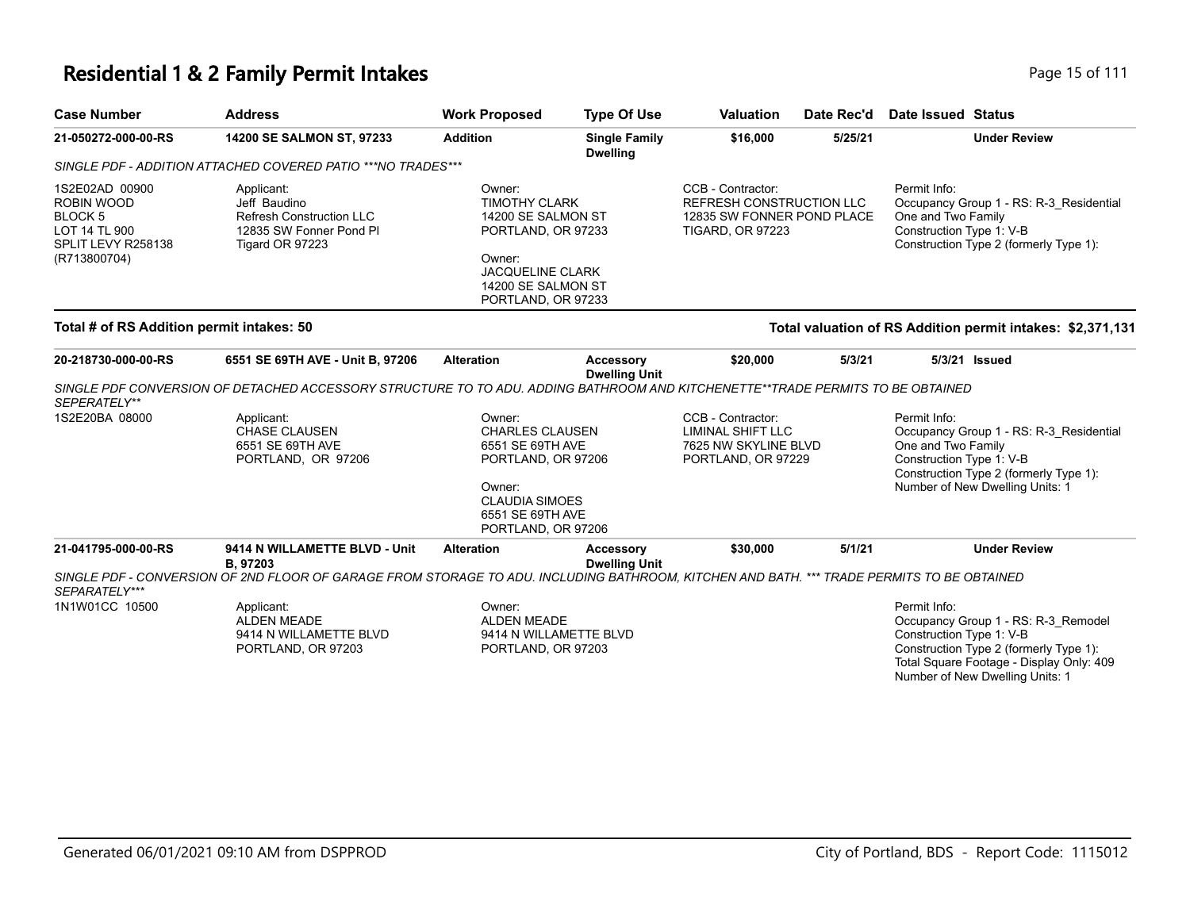# Residential 1 & 2 Family Permit Intakes

| Case Number | Address | Work Proposed | Type Of Use | Valuation | Date Rec'd | Date Issued | Status |
|---|---|---|---|---|---|---|---|
| **21-050272-000-00-RS** | **14200 SE SALMON ST, 97233** | **Addition** | **Single Family Dwelling** | **$16,000** | **5/25/21** | | **Under Review** |

*SINGLE PDF - ADDITION ATTACHED COVERED PATIO ***NO TRADES****

1S2E02AD 00900
ROBIN WOOD
BLOCK 5
LOT 14 TL 900
SPLIT LEVY R258138
(R713800704)

Applicant:
Jeff Baudino
Refresh Construction LLC
12835 SW Fonner Pond Pl
Tigard OR 97223

Owner:
TIMOTHY CLARK
14200 SE SALMON ST
PORTLAND, OR 97233

Owner:
JACQUELINE CLARK
14200 SE SALMON ST
PORTLAND, OR 97233

CCB - Contractor:
REFRESH CONSTRUCTION LLC
12835 SW FONNER POND PLACE
TIGARD, OR 97223

Permit Info:
Occupancy Group 1 - RS: R-3_Residential One and Two Family
Construction Type 1: V-B
Construction Type 2 (formerly Type 1):

**Total # of RS Addition permit intakes: 50**

**Total valuation of RS Addition permit intakes: $2,371,131**

| Case Number | Address | Work Proposed | Type Of Use | Valuation | Date Rec'd | Date Issued | Status |
|---|---|---|---|---|---|---|---|
| **20-218730-000-00-RS** | **6551 SE 69TH AVE - Unit B, 97206** | **Alteration** | **Accessory Dwelling Unit** | **$20,000** | **5/3/21** | **5/3/21** | **Issued** |

*SINGLE PDF CONVERSION OF DETACHED ACCESSORY STRUCTURE TO TO ADU. ADDING BATHROOM AND KITCHENETTE**TRADE PERMITS TO BE OBTAINED SEPERATELY***

1S2E20BA 08000

Applicant:
CHASE CLAUSEN
6551 SE 69TH AVE
PORTLAND, OR 97206

Owner:
CHARLES CLAUSEN
6551 SE 69TH AVE
PORTLAND, OR 97206

Owner:
CLAUDIA SIMOES
6551 SE 69TH AVE
PORTLAND, OR 97206

CCB - Contractor:
LIMINAL SHIFT LLC
7625 NW SKYLINE BLVD
PORTLAND, OR 97229

Permit Info:
Occupancy Group 1 - RS: R-3_Residential One and Two Family
Construction Type 1: V-B
Construction Type 2 (formerly Type 1):
Number of New Dwelling Units: 1

| Case Number | Address | Work Proposed | Type Of Use | Valuation | Date Rec'd | Date Issued | Status |
|---|---|---|---|---|---|---|---|
| **21-041795-000-00-RS** | **9414 N WILLAMETTE BLVD - Unit B, 97203** | **Alteration** | **Accessory Dwelling Unit** | **$30,000** | **5/1/21** | | **Under Review** |

*SINGLE PDF - CONVERSION OF 2ND FLOOR OF GARAGE FROM STORAGE TO ADU. INCLUDING BATHROOM, KITCHEN AND BATH. *** TRADE PERMITS TO BE OBTAINED SEPARATELY****

1N1W01CC 10500

Applicant:
ALDEN MEADE
9414 N WILLAMETTE BLVD
PORTLAND, OR 97203

Owner:
ALDEN MEADE
9414 N WILLAMETTE BLVD
PORTLAND, OR 97203

Permit Info:
Occupancy Group 1 - RS: R-3_Remodel
Construction Type 1: V-B
Construction Type 2 (formerly Type 1):
Total Square Footage - Display Only: 409
Number of New Dwelling Units: 1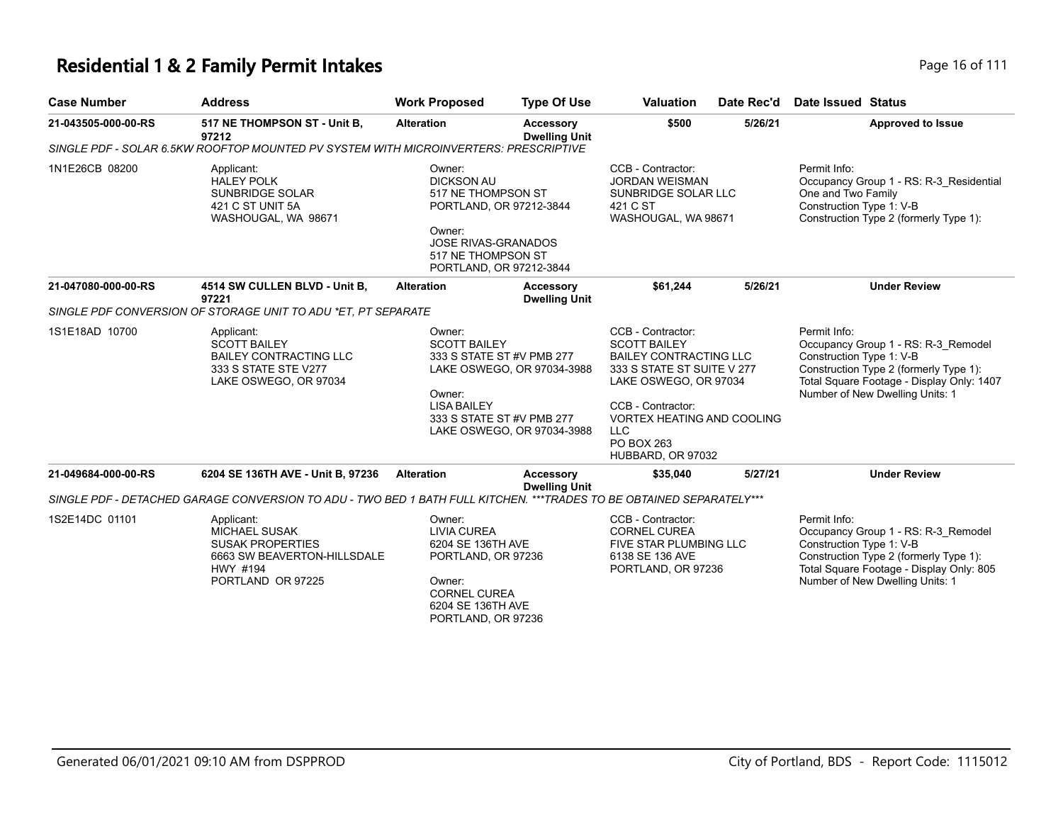# Residential 1 & 2 Family Permit Intakes

| Case Number | Address | Work Proposed | Type Of Use | Valuation | Date Rec'd | Date Issued | Status |
|---|---|---|---|---|---|---|---|
| 21-043505-000-00-RS | 517 NE THOMPSON ST - Unit B, 97212 | Alteration | Accessory Dwelling Unit | $500 | 5/26/21 | | Approved to Issue |
| SINGLE PDF - SOLAR 6.5KW ROOFTOP MOUNTED PV SYSTEM WITH MICROINVERTERS: PRESCRIPTIVE | | | | | | | |
| 1N1E26CB 08200 | Applicant: HALEY POLK SUNBRIDGE SOLAR 421 C ST UNIT 5A WASHOUGAL, WA 98671 | Owner: DICKSON AU 517 NE THOMPSON ST PORTLAND, OR 97212-3844 Owner: JOSE RIVAS-GRANADOS 517 NE THOMPSON ST PORTLAND, OR 97212-3844 | | CCB - Contractor: JORDAN WEISMAN SUNBRIDGE SOLAR LLC 421 C ST WASHOUGAL, WA 98671 | | Permit Info: Occupancy Group 1 - RS: R-3_Residential One and Two Family Construction Type 1: V-B Construction Type 2 (formerly Type 1): | |
| 21-047080-000-00-RS | 4514 SW CULLEN BLVD - Unit B, 97221 | Alteration | Accessory Dwelling Unit | $61,244 | 5/26/21 | | Under Review |
| SINGLE PDF CONVERSION OF STORAGE UNIT TO ADU *ET, PT SEPARATE | | | | | | | |
| 1S1E18AD 10700 | Applicant: SCOTT BAILEY BAILEY CONTRACTING LLC 333 S STATE STE V277 LAKE OSWEGO, OR 97034 | Owner: SCOTT BAILEY 333 S STATE ST #V PMB 277 LAKE OSWEGO, OR 97034-3988 Owner: LISA BAILEY 333 S STATE ST #V PMB 277 LAKE OSWEGO, OR 97034-3988 | | CCB - Contractor: SCOTT BAILEY BAILEY CONTRACTING LLC 333 S STATE ST SUITE V 277 LAKE OSWEGO, OR 97034 CCB - Contractor: VORTEX HEATING AND COOLING LLC PO BOX 263 HUBBARD, OR 97032 | | Permit Info: Occupancy Group 1 - RS: R-3_Remodel Construction Type 1: V-B Construction Type 2 (formerly Type 1): Total Square Footage - Display Only: 1407 Number of New Dwelling Units: 1 | |
| 21-049684-000-00-RS | 6204 SE 136TH AVE - Unit B, 97236 | Alteration | Accessory Dwelling Unit | $35,040 | 5/27/21 | | Under Review |
| SINGLE PDF - DETACHED GARAGE CONVERSION TO ADU - TWO BED 1 BATH FULL KITCHEN. ***TRADES TO BE OBTAINED SEPARATELY*** | | | | | | | |
| 1S2E14DC 01101 | Applicant: MICHAEL SUSAK SUSAK PROPERTIES 6663 SW BEAVERTON-HILLSDALE HWY #194 PORTLAND OR 97225 | Owner: LIVIA CUREA 6204 SE 136TH AVE PORTLAND, OR 97236 Owner: CORNEL CUREA 6204 SE 136TH AVE PORTLAND, OR 97236 | | CCB - Contractor: CORNEL CUREA FIVE STAR PLUMBING LLC 6138 SE 136 AVE PORTLAND, OR 97236 | | Permit Info: Occupancy Group 1 - RS: R-3_Remodel Construction Type 1: V-B Construction Type 2 (formerly Type 1): Total Square Footage - Display Only: 805 Number of New Dwelling Units: 1 | |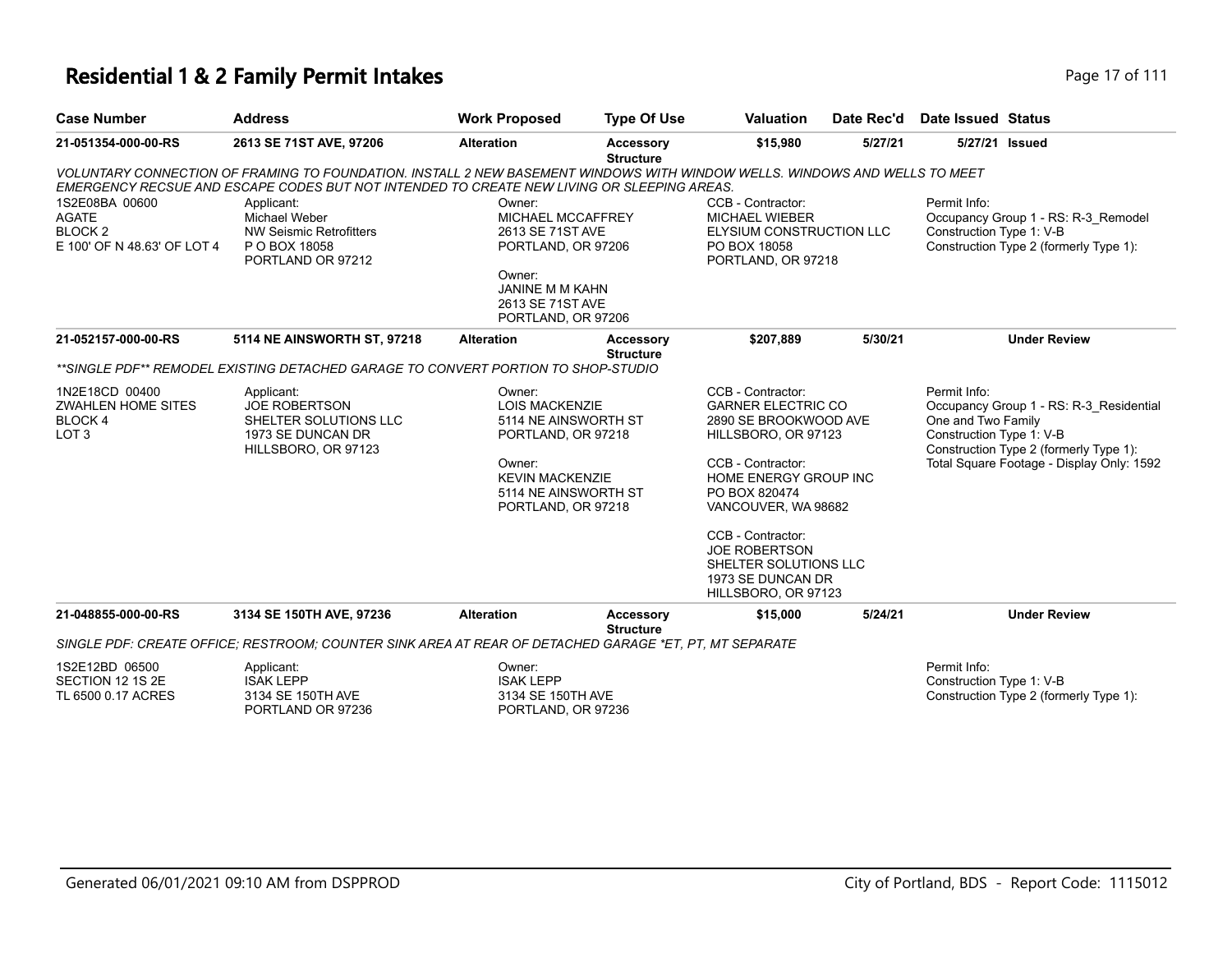# Residential 1 & 2 Family Permit Intakes

| Case Number | Address | Work Proposed | Type Of Use | Valuation | Date Rec'd | Date Issued | Status |
|---|---|---|---|---|---|---|---|
| 21-051354-000-00-RS | 2613 SE 71ST AVE, 97206 | Alteration | Accessory Structure | $15,980 | 5/27/21 | 5/27/21 | Issued |

*VOLUNTARY CONNECTION OF FRAMING TO FOUNDATION. INSTALL 2 NEW BASEMENT WINDOWS WITH WINDOW WELLS. WINDOWS AND WELLS TO MEET EMERGENCY RECSUE AND ESCAPE CODES BUT NOT INTENDED TO CREATE NEW LIVING OR SLEEPING AREAS.*

1S2E08BA 00600
AGATE
BLOCK 2
E 100' OF N 48.63' OF LOT 4

Applicant:
Michael Weber
NW Seismic Retrofitters
P O BOX 18058
PORTLAND OR 97212

Owner:
MICHAEL MCCAFFREY
2613 SE 71ST AVE
PORTLAND, OR 97206

Owner:
JANINE M M KAHN
2613 SE 71ST AVE
PORTLAND, OR 97206

CCB - Contractor:
MICHAEL WIEBER
ELYSIUM CONSTRUCTION LLC
PO BOX 18058
PORTLAND, OR 97218

Permit Info:
Occupancy Group 1 - RS: R-3_Remodel
Construction Type 1: V-B
Construction Type 2 (formerly Type 1):

| Case Number | Address | Work Proposed | Type Of Use | Valuation | Date Rec'd | Date Issued | Status |
|---|---|---|---|---|---|---|---|
| 21-052157-000-00-RS | 5114 NE AINSWORTH ST, 97218 | Alteration | Accessory Structure | $207,889 | 5/30/21 | | Under Review |

*\*\*SINGLE PDF\*\* REMODEL EXISTING DETACHED GARAGE TO CONVERT PORTION TO SHOP-STUDIO*

1N2E18CD 00400
ZWAHLEN HOME SITES
BLOCK 4
LOT 3

Applicant:
JOE ROBERTSON
SHELTER SOLUTIONS LLC
1973 SE DUNCAN DR
HILLSBORO, OR 97123

Owner:
LOIS MACKENZIE
5114 NE AINSWORTH ST
PORTLAND, OR 97218

Owner:
KEVIN MACKENZIE
5114 NE AINSWORTH ST
PORTLAND, OR 97218

CCB - Contractor:
GARNER ELECTRIC CO
2890 SE BROOKWOOD AVE
HILLSBORO, OR 97123

CCB - Contractor:
HOME ENERGY GROUP INC
PO BOX 820474
VANCOUVER, WA 98682

CCB - Contractor:
JOE ROBERTSON
SHELTER SOLUTIONS LLC
1973 SE DUNCAN DR
HILLSBORO, OR 97123

Permit Info:
Occupancy Group 1 - RS: R-3_Residential One and Two Family
Construction Type 1: V-B
Construction Type 2 (formerly Type 1):
Total Square Footage - Display Only: 1592

| Case Number | Address | Work Proposed | Type Of Use | Valuation | Date Rec'd | Date Issued | Status |
|---|---|---|---|---|---|---|---|
| 21-048855-000-00-RS | 3134 SE 150TH AVE, 97236 | Alteration | Accessory Structure | $15,000 | 5/24/21 | | Under Review |

*SINGLE PDF: CREATE OFFICE; RESTROOM; COUNTER SINK AREA AT REAR OF DETACHED GARAGE \*ET, PT, MT SEPARATE*

1S2E12BD 06500
SECTION 12 1S 2E
TL 6500 0.17 ACRES

Applicant:
ISAK LEPP
3134 SE 150TH AVE
PORTLAND OR 97236

Owner:
ISAK LEPP
3134 SE 150TH AVE
PORTLAND, OR 97236

Permit Info:
Construction Type 1: V-B
Construction Type 2 (formerly Type 1):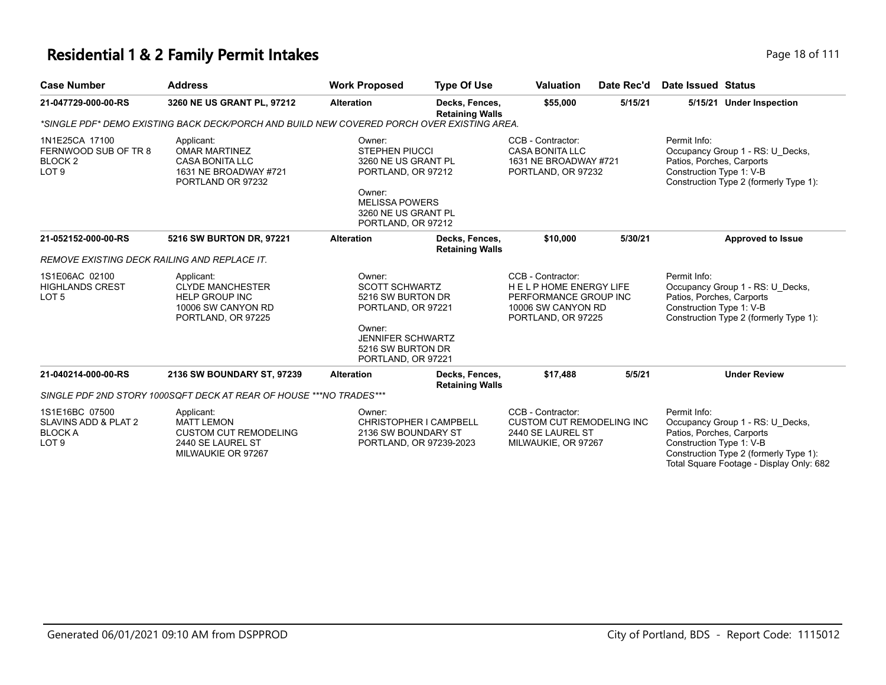# Residential 1 & 2 Family Permit Intakes

| Case Number | Address | Work Proposed | Type Of Use | Valuation | Date Rec'd | Date Issued | Status |
|---|---|---|---|---|---|---|---|
| 21-047729-000-00-RS | 3260 NE US GRANT PL, 97212 | Alteration | Decks, Fences, Retaining Walls | $55,000 | 5/15/21 | 5/15/21 | Under Inspection |

*SINGLE PDF* DEMO EXISTING BACK DECK/PORCH AND BUILD NEW COVERED PORCH OVER EXISTING AREA.

1N1E25CA 17100
FERNWOOD SUB OF TR 8
BLOCK 2
LOT 9

Applicant:
OMAR MARTINEZ
CASA BONITA LLC
1631 NE BROADWAY #721
PORTLAND OR 97232

Owner:
STEPHEN PIUCCI
3260 NE US GRANT PL
PORTLAND, OR 97212

Owner:
MELISSA POWERS
3260 NE US GRANT PL
PORTLAND, OR 97212

CCB - Contractor:
CASA BONITA LLC
1631 NE BROADWAY #721
PORTLAND, OR 97232

Permit Info:
Occupancy Group 1 - RS: U_Decks, Patios, Porches, Carports
Construction Type 1: V-B
Construction Type 2 (formerly Type 1):

| Case Number | Address | Work Proposed | Type Of Use | Valuation | Date Rec'd | Date Issued | Status |
|---|---|---|---|---|---|---|---|
| 21-052152-000-00-RS | 5216 SW BURTON DR, 97221 | Alteration | Decks, Fences, Retaining Walls | $10,000 | 5/30/21 | | Approved to Issue |

REMOVE EXISTING DECK RAILING AND REPLACE IT.

1S1E06AC 02100
HIGHLANDS CREST
LOT 5

Applicant:
CLYDE MANCHESTER
HELP GROUP INC
10006 SW CANYON RD
PORTLAND, OR 97225

Owner:
SCOTT SCHWARTZ
5216 SW BURTON DR
PORTLAND, OR 97221

Owner:
JENNIFER SCHWARTZ
5216 SW BURTON DR
PORTLAND, OR 97221

CCB - Contractor:
H E L P HOME ENERGY LIFE PERFORMANCE GROUP INC
10006 SW CANYON RD
PORTLAND, OR 97225

Permit Info:
Occupancy Group 1 - RS: U_Decks, Patios, Porches, Carports
Construction Type 1: V-B
Construction Type 2 (formerly Type 1):

| Case Number | Address | Work Proposed | Type Of Use | Valuation | Date Rec'd | Date Issued | Status |
|---|---|---|---|---|---|---|---|
| 21-040214-000-00-RS | 2136 SW BOUNDARY ST, 97239 | Alteration | Decks, Fences, Retaining Walls | $17,488 | 5/5/21 | | Under Review |

SINGLE PDF 2ND STORY 1000SQFT DECK AT REAR OF HOUSE ***NO TRADES***

1S1E16BC 07500
SLAVINS ADD & PLAT 2
BLOCK A
LOT 9

Applicant:
MATT LEMON
CUSTOM CUT REMODELING
2440 SE LAUREL ST
MILWAUKIE OR 97267

Owner:
CHRISTOPHER I CAMPBELL
2136 SW BOUNDARY ST
PORTLAND, OR 97239-2023

CCB - Contractor:
CUSTOM CUT REMODELING INC
2440 SE LAUREL ST
MILWAUKIE, OR 97267

Permit Info:
Occupancy Group 1 - RS: U_Decks, Patios, Porches, Carports
Construction Type 1: V-B
Construction Type 2 (formerly Type 1):
Total Square Footage - Display Only: 682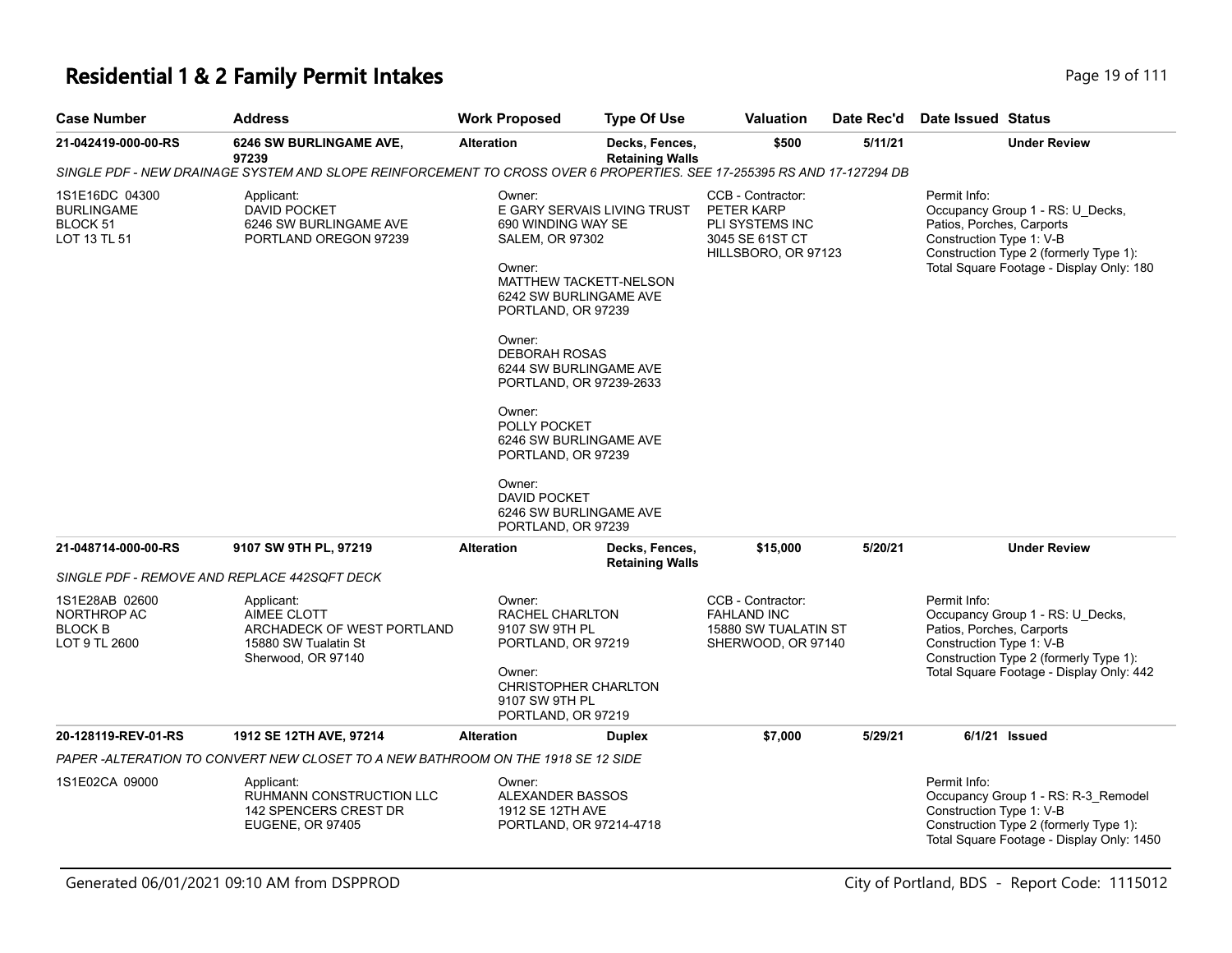# Residential 1 & 2 Family Permit Intakes

| Case Number | Address | Work Proposed | Type Of Use | Valuation | Date Rec'd | Date Issued | Status |
|---|---|---|---|---|---|---|---|
| 21-042419-000-00-RS | 6246 SW BURLINGAME AVE, 97239 | Alteration | Decks, Fences, Retaining Walls | $500 | 5/11/21 | | Under Review |

*SINGLE PDF - NEW DRAINAGE SYSTEM AND SLOPE REINFORCEMENT TO CROSS OVER 6 PROPERTIES. SEE 17-255395 RS AND 17-127294 DB*

1S1E16DC 04300
BURLINGAME
BLOCK 51
LOT 13 TL 51

Applicant:
DAVID POCKET
6246 SW BURLINGAME AVE
PORTLAND OREGON 97239

Owner:
E GARY SERVAIS LIVING TRUST
690 WINDING WAY SE
SALEM, OR 97302

Owner:
MATTHEW TACKETT-NELSON
6242 SW BURLINGAME AVE
PORTLAND, OR 97239

Owner:
DEBORAH ROSAS
6244 SW BURLINGAME AVE
PORTLAND, OR 97239-2633

Owner:
POLLY POCKET
6246 SW BURLINGAME AVE
PORTLAND, OR 97239

Owner:
DAVID POCKET
6246 SW BURLINGAME AVE
PORTLAND, OR 97239

CCB - Contractor:
PETER KARP
PLI SYSTEMS INC
3045 SE 61ST CT
HILLSBORO, OR 97123

Permit Info:
Occupancy Group 1 - RS: U_Decks, Patios, Porches, Carports
Construction Type 1: V-B
Construction Type 2 (formerly Type 1):
Total Square Footage - Display Only: 180

| Case Number | Address | Work Proposed | Type Of Use | Valuation | Date Rec'd | Date Issued | Status |
|---|---|---|---|---|---|---|---|
| 21-048714-000-00-RS | 9107 SW 9TH PL, 97219 | Alteration | Decks, Fences, Retaining Walls | $15,000 | 5/20/21 | | Under Review |

*SINGLE PDF - REMOVE AND REPLACE 442SQFT DECK*

1S1E28AB 02600
NORTHROP AC
BLOCK B
LOT 9 TL 2600

Applicant:
AIMEE CLOTT
ARCHADECK OF WEST PORTLAND
15880 SW Tualatin St
Sherwood, OR 97140

Owner:
RACHEL CHARLTON
9107 SW 9TH PL
PORTLAND, OR 97219

Owner:
CHRISTOPHER CHARLTON
9107 SW 9TH PL
PORTLAND, OR 97219

CCB - Contractor:
FAHLAND INC
15880 SW TUALATIN ST
SHERWOOD, OR 97140

Permit Info:
Occupancy Group 1 - RS: U_Decks, Patios, Porches, Carports
Construction Type 1: V-B
Construction Type 2 (formerly Type 1):
Total Square Footage - Display Only: 442

| Case Number | Address | Work Proposed | Type Of Use | Valuation | Date Rec'd | Date Issued | Status |
|---|---|---|---|---|---|---|---|
| 20-128119-REV-01-RS | 1912 SE 12TH AVE, 97214 | Alteration | Duplex | $7,000 | 5/29/21 | 6/1/21 | Issued |

*PAPER -ALTERATION TO CONVERT NEW CLOSET TO A NEW BATHROOM ON THE 1918 SE 12 SIDE*

1S1E02CA 09000

Applicant:
RUHMANN CONSTRUCTION LLC
142 SPENCERS CREST DR
EUGENE, OR 97405

Owner:
ALEXANDER BASSOS
1912 SE 12TH AVE
PORTLAND, OR 97214-4718

Permit Info:
Occupancy Group 1 - RS: R-3_Remodel
Construction Type 1: V-B
Construction Type 2 (formerly Type 1):
Total Square Footage - Display Only: 1450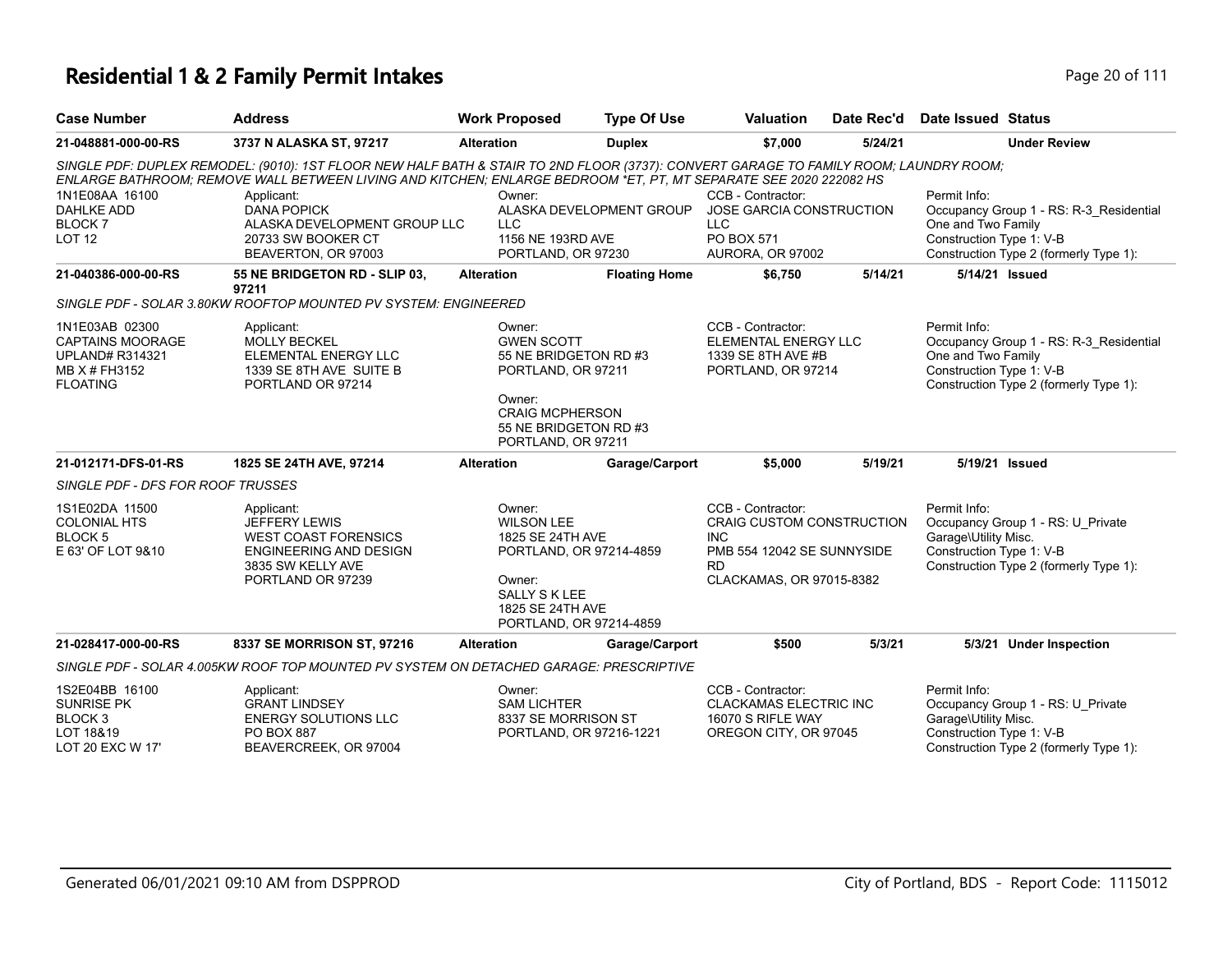# Residential 1 & 2 Family Permit Intakes

| Case Number | Address | Work Proposed | Type Of Use | Valuation | Date Rec'd | Date Issued | Status |
|---|---|---|---|---|---|---|---|
| **21-048881-000-00-RS** | **3737 N ALASKA ST, 97217** | **Alteration** | **Duplex** | **$7,000** | **5/24/21** | | **Under Review** |

*SINGLE PDF: DUPLEX REMODEL: (9010): 1ST FLOOR NEW HALF BATH & STAIR TO 2ND FLOOR (3737): CONVERT GARAGE TO FAMILY ROOM; LAUNDRY ROOM; ENLARGE BATHROOM; REMOVE WALL BETWEEN LIVING AND KITCHEN; ENLARGE BEDROOM *ET, PT, MT SEPARATE SEE 2020 222082 HS*

1N1E08AA 16100
DAHLKE ADD
BLOCK 7
LOT 12

Applicant:
DANA POPICK
ALASKA DEVELOPMENT GROUP LLC
20733 SW BOOKER CT
BEAVERTON, OR 97003

Owner:
ALASKA DEVELOPMENT GROUP LLC
1156 NE 193RD AVE
PORTLAND, OR 97230

CCB - Contractor:
JOSE GARCIA CONSTRUCTION LLC
PO BOX 571
AURORA, OR 97002

Permit Info:
Occupancy Group 1 - RS: R-3_Residential One and Two Family
Construction Type 1: V-B
Construction Type 2 (formerly Type 1):

| Case Number | Address | Work Proposed | Type Of Use | Valuation | Date Rec'd | Date Issued | Status |
|---|---|---|---|---|---|---|---|
| **21-040386-000-00-RS** | **55 NE BRIDGETON RD - SLIP 03, 97211** | **Alteration** | **Floating Home** | **$6,750** | **5/14/21** | **5/14/21** | **Issued** |

*SINGLE PDF - SOLAR 3.80KW ROOFTOP MOUNTED PV SYSTEM: ENGINEERED*

1N1E03AB 02300
CAPTAINS MOORAGE
UPLAND# R314321
MB X # FH3152
FLOATING

Applicant:
MOLLY BECKEL
ELEMENTAL ENERGY LLC
1339 SE 8TH AVE SUITE B
PORTLAND OR 97214

Owner:
GWEN SCOTT
55 NE BRIDGETON RD #3
PORTLAND, OR 97211

Owner:
CRAIG MCPHERSON
55 NE BRIDGETON RD #3
PORTLAND, OR 97211

CCB - Contractor:
ELEMENTAL ENERGY LLC
1339 SE 8TH AVE #B
PORTLAND, OR 97214

Permit Info:
Occupancy Group 1 - RS: R-3_Residential One and Two Family
Construction Type 1: V-B
Construction Type 2 (formerly Type 1):

| Case Number | Address | Work Proposed | Type Of Use | Valuation | Date Rec'd | Date Issued | Status |
|---|---|---|---|---|---|---|---|
| **21-012171-DFS-01-RS** | **1825 SE 24TH AVE, 97214** | **Alteration** | **Garage/Carport** | **$5,000** | **5/19/21** | **5/19/21** | **Issued** |

*SINGLE PDF - DFS FOR ROOF TRUSSES*

1S1E02DA 11500
COLONIAL HTS
BLOCK 5
E 63' OF LOT 9&10

Applicant:
JEFFERY LEWIS
WEST COAST FORENSICS
ENGINEERING AND DESIGN
3835 SW KELLY AVE
PORTLAND OR 97239

Owner:
WILSON LEE
1825 SE 24TH AVE
PORTLAND, OR 97214-4859

Owner:
SALLY S K LEE
1825 SE 24TH AVE
PORTLAND, OR 97214-4859

CCB - Contractor:
CRAIG CUSTOM CONSTRUCTION INC
PMB 554 12042 SE SUNNYSIDE RD
CLACKAMAS, OR 97015-8382

Permit Info:
Occupancy Group 1 - RS: U_Private Garage\Utility Misc.
Construction Type 1: V-B
Construction Type 2 (formerly Type 1):

| Case Number | Address | Work Proposed | Type Of Use | Valuation | Date Rec'd | Date Issued | Status |
|---|---|---|---|---|---|---|---|
| **21-028417-000-00-RS** | **8337 SE MORRISON ST, 97216** | **Alteration** | **Garage/Carport** | **$500** | **5/3/21** | **5/3/21** | **Under Inspection** |

*SINGLE PDF - SOLAR 4.005KW ROOF TOP MOUNTED PV SYSTEM ON DETACHED GARAGE: PRESCRIPTIVE*

1S2E04BB 16100
SUNRISE PK
BLOCK 3
LOT 18&19
LOT 20 EXC W 17'

Applicant:
GRANT LINDSEY
ENERGY SOLUTIONS LLC
PO BOX 887
BEAVERCREEK, OR 97004

Owner:
SAM LICHTER
8337 SE MORRISON ST
PORTLAND, OR 97216-1221

CCB - Contractor:
CLACKAMAS ELECTRIC INC
16070 S RIFLE WAY
OREGON CITY, OR 97045

Permit Info:
Occupancy Group 1 - RS: U_Private Garage\Utility Misc.
Construction Type 1: V-B
Construction Type 2 (formerly Type 1):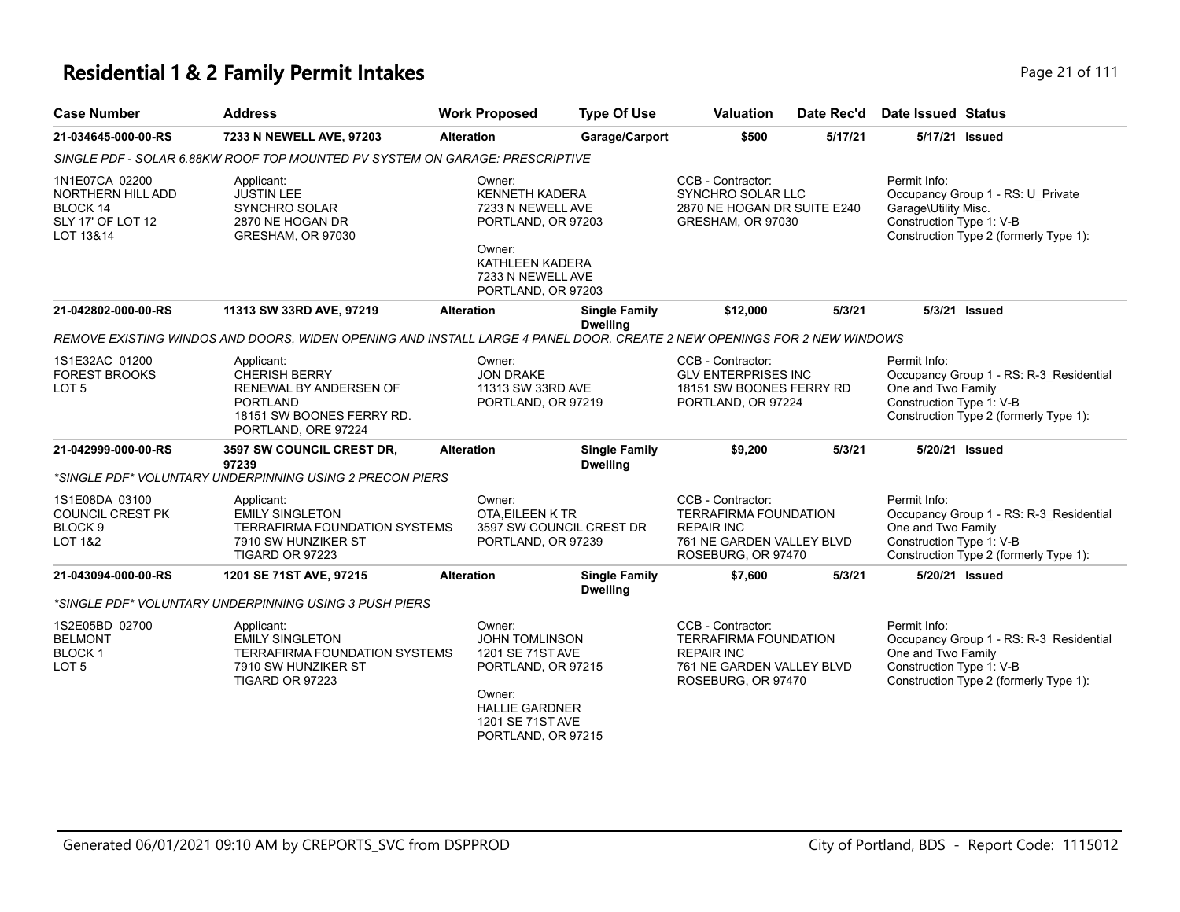# Residential 1 & 2 Family Permit Intakes

| Case Number | Address | Work Proposed | Type Of Use | Valuation | Date Rec'd | Date Issued | Status |
|---|---|---|---|---|---|---|---|
| 21-034645-000-00-RS | 7233 N NEWELL AVE, 97203 | Alteration | Garage/Carport | $500 | 5/17/21 | 5/17/21 | Issued |

SINGLE PDF - SOLAR 6.88KW ROOF TOP MOUNTED PV SYSTEM ON GARAGE: PRESCRIPTIVE

1N1E07CA 02200
NORTHERN HILL ADD
BLOCK 14
SLY 17' OF LOT 12
LOT 13&14

Applicant:
JUSTIN LEE
SYNCHRO SOLAR
2870 NE HOGAN DR
GRESHAM, OR 97030

Owner:
KENNETH KADERA
7233 N NEWELL AVE
PORTLAND, OR 97203

Owner:
KATHLEEN KADERA
7233 N NEWELL AVE
PORTLAND, OR 97203

CCB - Contractor:
SYNCHRO SOLAR LLC
2870 NE HOGAN DR SUITE E240
GRESHAM, OR 97030

Permit Info:
Occupancy Group 1 - RS: U_Private Garage\Utility Misc.
Construction Type 1: V-B
Construction Type 2 (formerly Type 1):

| Case Number | Address | Work Proposed | Type Of Use | Valuation | Date Rec'd | Date Issued | Status |
|---|---|---|---|---|---|---|---|
| 21-042802-000-00-RS | 11313 SW 33RD AVE, 97219 | Alteration | Single Family Dwelling | $12,000 | 5/3/21 | 5/3/21 | Issued |

REMOVE EXISTING WINDOS AND DOORS, WIDEN OPENING AND INSTALL LARGE 4 PANEL DOOR. CREATE 2 NEW OPENINGS FOR 2 NEW WINDOWS

1S1E32AC 01200
FOREST BROOKS
LOT 5

Applicant:
CHERISH BERRY
RENEWAL BY ANDERSEN OF PORTLAND
18151 SW BOONES FERRY RD.
PORTLAND, ORE 97224

Owner:
JON DRAKE
11313 SW 33RD AVE
PORTLAND, OR 97219

CCB - Contractor:
GLV ENTERPRISES INC
18151 SW BOONES FERRY RD
PORTLAND, OR 97224

Permit Info:
Occupancy Group 1 - RS: R-3_Residential One and Two Family
Construction Type 1: V-B
Construction Type 2 (formerly Type 1):

| Case Number | Address | Work Proposed | Type Of Use | Valuation | Date Rec'd | Date Issued | Status |
|---|---|---|---|---|---|---|---|
| 21-042999-000-00-RS | 3597 SW COUNCIL CREST DR, 97239 | Alteration | Single Family Dwelling | $9,200 | 5/3/21 | 5/20/21 | Issued |

*SINGLE PDF* VOLUNTARY UNDERPINNING USING 2 PRECON PIERS

1S1E08DA 03100
COUNCIL CREST PK
BLOCK 9
LOT 1&2

Applicant:
EMILY SINGLETON
TERRAFIRMA FOUNDATION SYSTEMS
7910 SW HUNZIKER ST
TIGARD OR 97223

Owner:
OTA,EILEEN K TR
3597 SW COUNCIL CREST DR
PORTLAND, OR 97239

CCB - Contractor:
TERRAFIRMA FOUNDATION REPAIR INC
761 NE GARDEN VALLEY BLVD
ROSEBURG, OR 97470

Permit Info:
Occupancy Group 1 - RS: R-3_Residential One and Two Family
Construction Type 1: V-B
Construction Type 2 (formerly Type 1):

| Case Number | Address | Work Proposed | Type Of Use | Valuation | Date Rec'd | Date Issued | Status |
|---|---|---|---|---|---|---|---|
| 21-043094-000-00-RS | 1201 SE 71ST AVE, 97215 | Alteration | Single Family Dwelling | $7,600 | 5/3/21 | 5/20/21 | Issued |

*SINGLE PDF* VOLUNTARY UNDERPINNING USING 3 PUSH PIERS

1S2E05BD 02700
BELMONT
BLOCK 1
LOT 5

Applicant:
EMILY SINGLETON
TERRAFIRMA FOUNDATION SYSTEMS
7910 SW HUNZIKER ST
TIGARD OR 97223

Owner:
JOHN TOMLINSON
1201 SE 71ST AVE
PORTLAND, OR 97215

Owner:
HALLIE GARDNER
1201 SE 71ST AVE
PORTLAND, OR 97215

CCB - Contractor:
TERRAFIRMA FOUNDATION REPAIR INC
761 NE GARDEN VALLEY BLVD
ROSEBURG, OR 97470

Permit Info:
Occupancy Group 1 - RS: R-3_Residential One and Two Family
Construction Type 1: V-B
Construction Type 2 (formerly Type 1):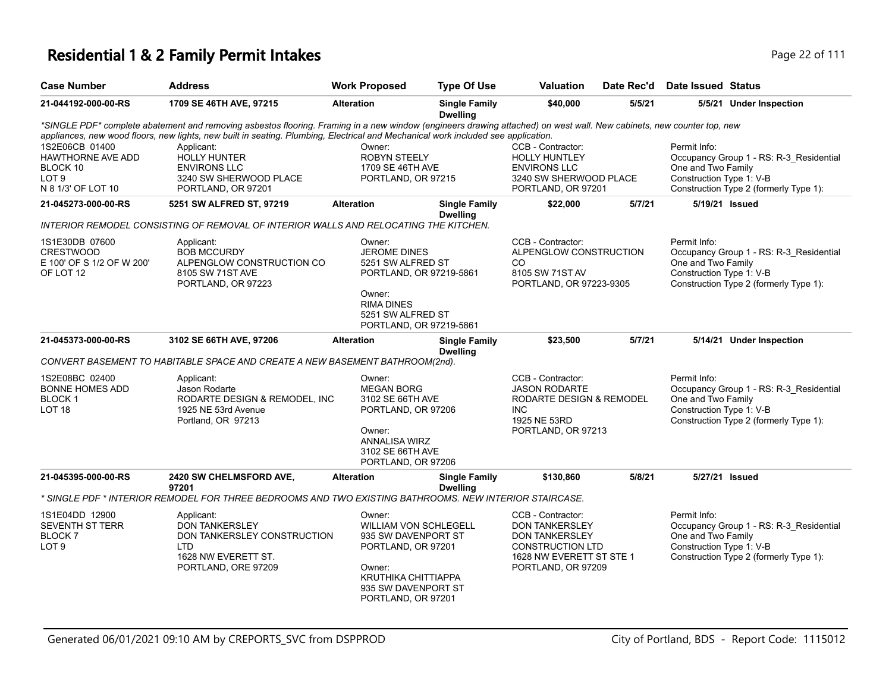# Residential 1 & 2 Family Permit Intakes

| Case Number | Address | Work Proposed | Type Of Use | Valuation | Date Rec'd | Date Issued | Status |
|---|---|---|---|---|---|---|---|
| 21-044192-000-00-RS | 1709 SE 46TH AVE, 97215 | Alteration | Single Family Dwelling | $40,000 | 5/5/21 | 5/5/21 | Under Inspection |

*SINGLE PDF* complete abatement and removing asbestos flooring. Framing in a new window (engineers drawing attached) on west wall. New cabinets, new counter top, new appliances, new wood floors, new lights, new built in seating. Plumbing, Electrical and Mechanical work included see application.

1S2E06CB 01400
HAWTHORNE AVE ADD
BLOCK 10
LOT 9
N 8 1/3' OF LOT 10

Applicant:
HOLLY HUNTER
ENVIRONS LLC
3240 SW SHERWOOD PLACE
PORTLAND, OR 97201

Owner:
ROBYN STEELY
1709 SE 46TH AVE
PORTLAND, OR 97215

CCB - Contractor:
HOLLY HUNTLEY
ENVIRONS LLC
3240 SW SHERWOOD PLACE
PORTLAND, OR 97201

Permit Info:
Occupancy Group 1 - RS: R-3_Residential One and Two Family
Construction Type 1: V-B
Construction Type 2 (formerly Type 1):

| Case Number | Address | Work Proposed | Type Of Use | Valuation | Date Rec'd | Date Issued | Status |
|---|---|---|---|---|---|---|---|
| 21-045273-000-00-RS | 5251 SW ALFRED ST, 97219 | Alteration | Single Family Dwelling | $22,000 | 5/7/21 | 5/19/21 | Issued |

INTERIOR REMODEL CONSISTING OF REMOVAL OF INTERIOR WALLS AND RELOCATING THE KITCHEN.

1S1E30DB 07600
CRESTWOOD
E 100' OF S 1/2 OF W 200' OF LOT 12

Applicant:
BOB MCCURDY
ALPENGLOW CONSTRUCTION CO
8105 SW 71ST AVE
PORTLAND, OR 97223

Owner:
JEROME DINES
5251 SW ALFRED ST
PORTLAND, OR 97219-5861

Owner:
RIMA DINES
5251 SW ALFRED ST
PORTLAND, OR 97219-5861

CCB - Contractor:
ALPENGLOW CONSTRUCTION CO
8105 SW 71ST AV
PORTLAND, OR 97223-9305

Permit Info:
Occupancy Group 1 - RS: R-3_Residential One and Two Family
Construction Type 1: V-B
Construction Type 2 (formerly Type 1):

| Case Number | Address | Work Proposed | Type Of Use | Valuation | Date Rec'd | Date Issued | Status |
|---|---|---|---|---|---|---|---|
| 21-045373-000-00-RS | 3102 SE 66TH AVE, 97206 | Alteration | Single Family Dwelling | $23,500 | 5/7/21 | 5/14/21 | Under Inspection |

CONVERT BASEMENT TO HABITABLE SPACE AND CREATE A NEW BASEMENT BATHROOM(2nd).

1S2E08BC 02400
BONNE HOMES ADD
BLOCK 1
LOT 18

Applicant:
Jason Rodarte
RODARTE DESIGN & REMODEL, INC
1925 NE 53rd Avenue
Portland, OR 97213

Owner:
MEGAN BORG
3102 SE 66TH AVE
PORTLAND, OR 97206

Owner:
ANNALISA WIRZ
3102 SE 66TH AVE
PORTLAND, OR 97206

CCB - Contractor:
JASON RODARTE
RODARTE DESIGN & REMODEL INC
1925 NE 53RD
PORTLAND, OR 97213

Permit Info:
Occupancy Group 1 - RS: R-3_Residential One and Two Family
Construction Type 1: V-B
Construction Type 2 (formerly Type 1):

| Case Number | Address | Work Proposed | Type Of Use | Valuation | Date Rec'd | Date Issued | Status |
|---|---|---|---|---|---|---|---|
| 21-045395-000-00-RS | 2420 SW CHELMSFORD AVE, 97201 | Alteration | Single Family Dwelling | $130,860 | 5/8/21 | 5/27/21 | Issued |

* SINGLE PDF * INTERIOR REMODEL FOR THREE BEDROOMS AND TWO EXISTING BATHROOMS. NEW INTERIOR STAIRCASE.

1S1E04DD 12900
SEVENTH ST TERR
BLOCK 7
LOT 9

Applicant:
DON TANKERSLEY
DON TANKERSLEY CONSTRUCTION LTD
1628 NW EVERETT ST.
PORTLAND, ORE 97209

Owner:
WILLIAM VON SCHLEGELL
935 SW DAVENPORT ST
PORTLAND, OR 97201

Owner:
KRUTHIKA CHITTIAPPA
935 SW DAVENPORT ST
PORTLAND, OR 97201

CCB - Contractor:
DON TANKERSLEY
DON TANKERSLEY CONSTRUCTION LTD
1628 NW EVERETT ST STE 1
PORTLAND, OR 97209

Permit Info:
Occupancy Group 1 - RS: R-3_Residential One and Two Family
Construction Type 1: V-B
Construction Type 2 (formerly Type 1):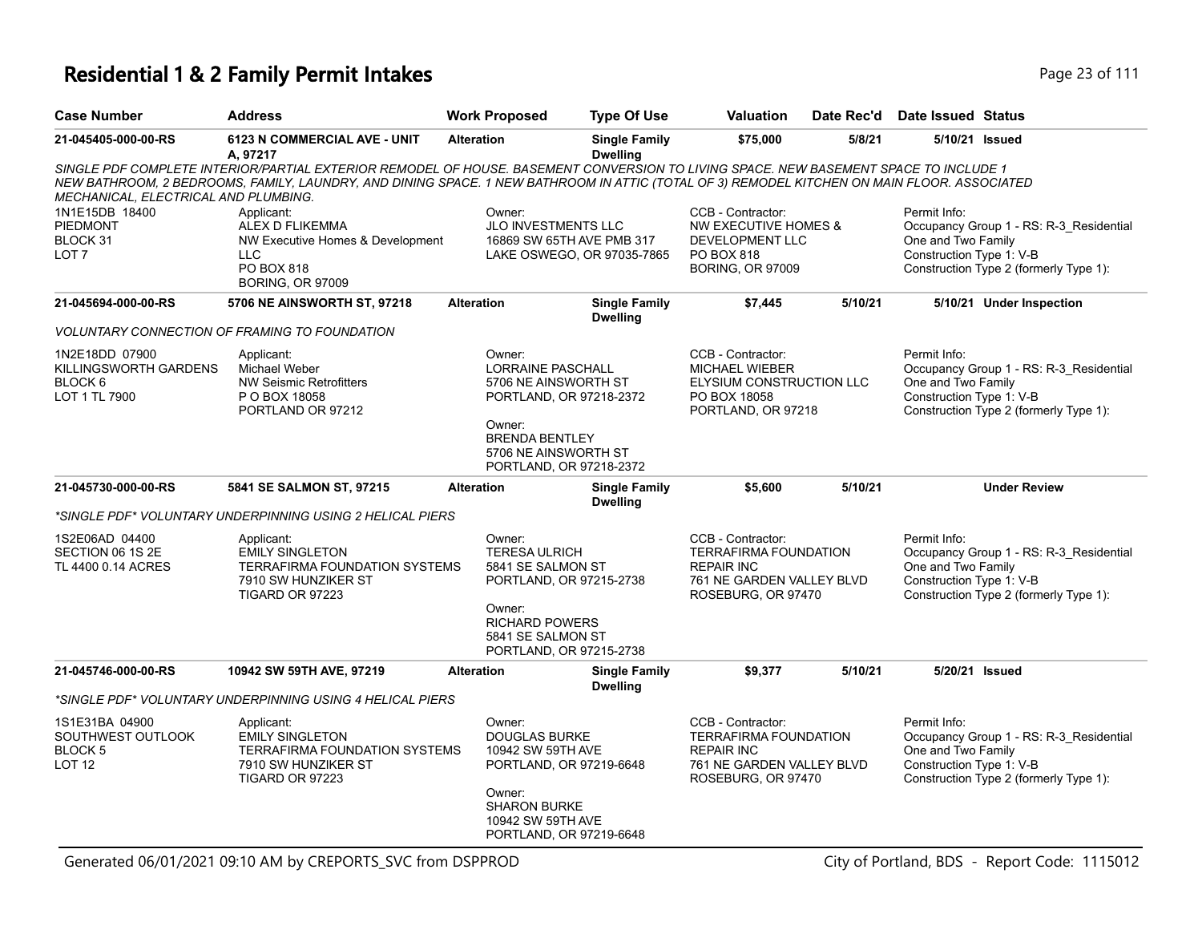# Residential 1 & 2 Family Permit Intakes

| Case Number | Address | Work Proposed | Type Of Use | Valuation | Date Rec'd | Date Issued | Status |
|---|---|---|---|---|---|---|---|
| 21-045405-000-00-RS | 6123 N COMMERCIAL AVE - UNIT A, 97217 | Alteration | Single Family Dwelling | $75,000 | 5/8/21 | 5/10/21 | Issued |

*SINGLE PDF COMPLETE INTERIOR/PARTIAL EXTERIOR REMODEL OF HOUSE. BASEMENT CONVERSION TO LIVING SPACE. NEW BASEMENT SPACE TO INCLUDE 1 NEW BATHROOM, 2 BEDROOMS, FAMILY, LAUNDRY, AND DINING SPACE. 1 NEW BATHROOM IN ATTIC (TOTAL OF 3) REMODEL KITCHEN ON MAIN FLOOR. ASSOCIATED MECHANICAL, ELECTRICAL AND PLUMBING.*

1N1E15DB 18400
PIEDMONT
BLOCK 31
LOT 7

Applicant:
ALEX D FLIKEMMA
NW Executive Homes & Development LLC
PO BOX 818
BORING, OR 97009

Owner:
JLO INVESTMENTS LLC
16869 SW 65TH AVE PMB 317
LAKE OSWEGO, OR 97035-7865

CCB - Contractor:
NW EXECUTIVE HOMES & DEVELOPMENT LLC
PO BOX 818
BORING, OR 97009

Permit Info:
Occupancy Group 1 - RS: R-3_Residential One and Two Family
Construction Type 1: V-B
Construction Type 2 (formerly Type 1):

| Case Number | Address | Work Proposed | Type Of Use | Valuation | Date Rec'd | Date Issued | Status |
|---|---|---|---|---|---|---|---|
| 21-045694-000-00-RS | 5706 NE AINSWORTH ST, 97218 | Alteration | Single Family Dwelling | $7,445 | 5/10/21 | 5/10/21 | Under Inspection |

*VOLUNTARY CONNECTION OF FRAMING TO FOUNDATION*

1N2E18DD 07900
KILLINGSWORTH GARDENS
BLOCK 6
LOT 1 TL 7900

Applicant:
Michael Weber
NW Seismic Retrofitters
P O BOX 18058
PORTLAND OR 97212

Owner:
LORRAINE PASCHALL
5706 NE AINSWORTH ST
PORTLAND, OR 97218-2372

Owner:
BRENDA BENTLEY
5706 NE AINSWORTH ST
PORTLAND, OR 97218-2372

CCB - Contractor:
MICHAEL WIEBER
ELYSIUM CONSTRUCTION LLC
PO BOX 18058
PORTLAND, OR 97218

Permit Info:
Occupancy Group 1 - RS: R-3_Residential One and Two Family
Construction Type 1: V-B
Construction Type 2 (formerly Type 1):

| Case Number | Address | Work Proposed | Type Of Use | Valuation | Date Rec'd | Date Issued | Status |
|---|---|---|---|---|---|---|---|
| 21-045730-000-00-RS | 5841 SE SALMON ST, 97215 | Alteration | Single Family Dwelling | $5,600 | 5/10/21 | | Under Review |

*\*SINGLE PDF\* VOLUNTARY UNDERPINNING USING 2 HELICAL PIERS*

1S2E06AD 04400
SECTION 06 1S 2E
TL 4400 0.14 ACRES

Applicant:
EMILY SINGLETON
TERRAFIRMA FOUNDATION SYSTEMS
7910 SW HUNZIKER ST
TIGARD OR 97223

Owner:
TERESA ULRICH
5841 SE SALMON ST
PORTLAND, OR 97215-2738

Owner:
RICHARD POWERS
5841 SE SALMON ST
PORTLAND, OR 97215-2738

CCB - Contractor:
TERRAFIRMA FOUNDATION REPAIR INC
761 NE GARDEN VALLEY BLVD
ROSEBURG, OR 97470

Permit Info:
Occupancy Group 1 - RS: R-3_Residential One and Two Family
Construction Type 1: V-B
Construction Type 2 (formerly Type 1):

| Case Number | Address | Work Proposed | Type Of Use | Valuation | Date Rec'd | Date Issued | Status |
|---|---|---|---|---|---|---|---|
| 21-045746-000-00-RS | 10942 SW 59TH AVE, 97219 | Alteration | Single Family Dwelling | $9,377 | 5/10/21 | 5/20/21 | Issued |

*\*SINGLE PDF\* VOLUNTARY UNDERPINNING USING 4 HELICAL PIERS*

1S1E31BA 04900
SOUTHWEST OUTLOOK
BLOCK 5
LOT 12

Applicant:
EMILY SINGLETON
TERRAFIRMA FOUNDATION SYSTEMS
7910 SW HUNZIKER ST
TIGARD OR 97223

Owner:
DOUGLAS BURKE
10942 SW 59TH AVE
PORTLAND, OR 97219-6648

Owner:
SHARON BURKE
10942 SW 59TH AVE
PORTLAND, OR 97219-6648

CCB - Contractor:
TERRAFIRMA FOUNDATION REPAIR INC
761 NE GARDEN VALLEY BLVD
ROSEBURG, OR 97470

Permit Info:
Occupancy Group 1 - RS: R-3_Residential One and Two Family
Construction Type 1: V-B
Construction Type 2 (formerly Type 1):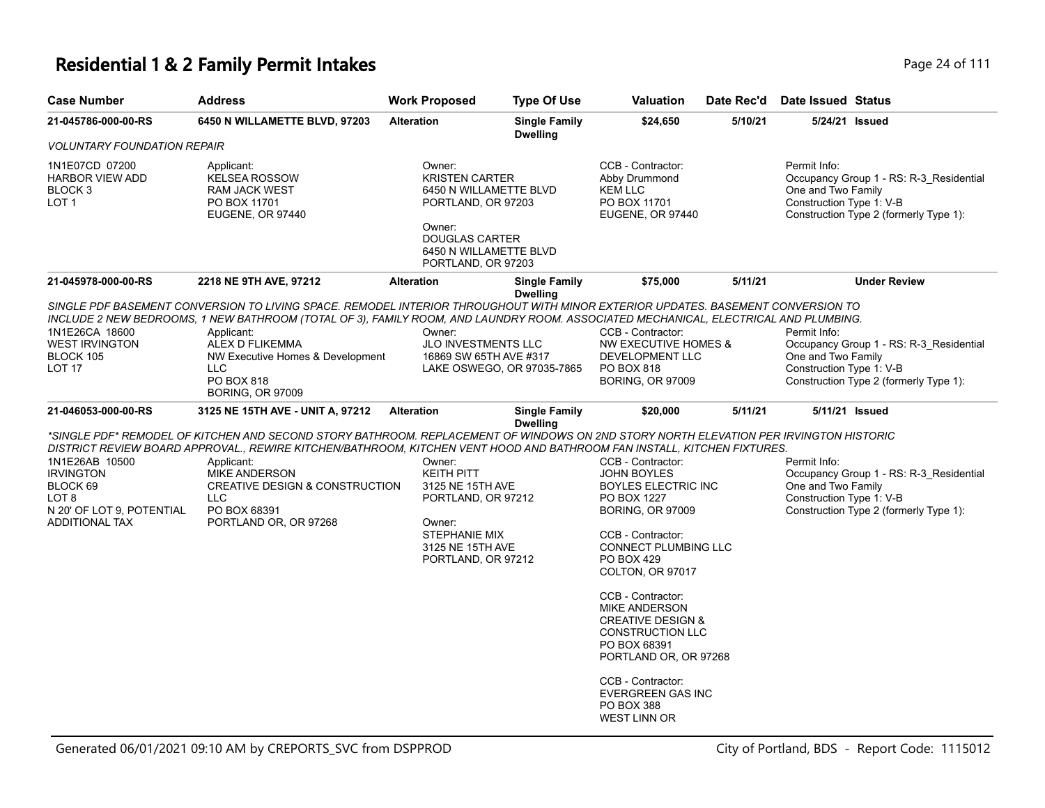# Residential 1 & 2 Family Permit Intakes

| Case Number | Address | Work Proposed | Type Of Use | Valuation | Date Rec'd | Date Issued | Status |
|---|---|---|---|---|---|---|---|
| 21-045786-000-00-RS | 6450 N WILLAMETTE BLVD, 97203 | Alteration | Single Family Dwelling | $24,650 | 5/10/21 | 5/24/21 | Issued |

*VOLUNTARY FOUNDATION REPAIR*

1N1E07CD 07200
HARBOR VIEW ADD
BLOCK 3
LOT 1

Applicant:
KELSEA ROSSOW
RAM JACK WEST
PO BOX 11701
EUGENE, OR 97440

Owner:
KRISTEN CARTER
6450 N WILLAMETTE BLVD
PORTLAND, OR 97203

Owner:
DOUGLAS CARTER
6450 N WILLAMETTE BLVD
PORTLAND, OR 97203

CCB - Contractor:
Abby Drummond
KEM LLC
PO BOX 11701
EUGENE, OR 97440

Permit Info:
Occupancy Group 1 - RS: R-3_Residential One and Two Family
Construction Type 1: V-B
Construction Type 2 (formerly Type 1):

| Case Number | Address | Work Proposed | Type Of Use | Valuation | Date Rec'd | Date Issued | Status |
|---|---|---|---|---|---|---|---|
| 21-045978-000-00-RS | 2218 NE 9TH AVE, 97212 | Alteration | Single Family Dwelling | $75,000 | 5/11/21 | | Under Review |

*SINGLE PDF BASEMENT CONVERSION TO LIVING SPACE. REMODEL INTERIOR THROUGHOUT WITH MINOR EXTERIOR UPDATES. BASEMENT CONVERSION TO INCLUDE 2 NEW BEDROOMS, 1 NEW BATHROOM (TOTAL OF 3), FAMILY ROOM, AND LAUNDRY ROOM. ASSOCIATED MECHANICAL, ELECTRICAL AND PLUMBING.*

1N1E26CA 18600
WEST IRVINGTON
BLOCK 105
LOT 17

Applicant:
ALEX D FLIKEMMA
NW Executive Homes & Development LLC
PO BOX 818
BORING, OR 97009

Owner:
JLO INVESTMENTS LLC
16869 SW 65TH AVE #317
LAKE OSWEGO, OR 97035-7865

CCB - Contractor:
NW EXECUTIVE HOMES & DEVELOPMENT LLC
PO BOX 818
BORING, OR 97009

Permit Info:
Occupancy Group 1 - RS: R-3_Residential One and Two Family
Construction Type 1: V-B
Construction Type 2 (formerly Type 1):

| Case Number | Address | Work Proposed | Type Of Use | Valuation | Date Rec'd | Date Issued | Status |
|---|---|---|---|---|---|---|---|
| 21-046053-000-00-RS | 3125 NE 15TH AVE - UNIT A, 97212 | Alteration | Single Family Dwelling | $20,000 | 5/11/21 | 5/11/21 | Issued |

*\*SINGLE PDF\* REMODEL OF KITCHEN AND SECOND STORY BATHROOM. REPLACEMENT OF WINDOWS ON 2ND STORY NORTH ELEVATION PER IRVINGTON HISTORIC DISTRICT REVIEW BOARD APPROVAL., REWIRE KITCHEN/BATHROOM, KITCHEN VENT HOOD AND BATHROOM FAN INSTALL, KITCHEN FIXTURES.*

1N1E26AB 10500
IRVINGTON
BLOCK 69
LOT 8
N 20' OF LOT 9, POTENTIAL ADDITIONAL TAX

Applicant:
MIKE ANDERSON
CREATIVE DESIGN & CONSTRUCTION LLC
PO BOX 68391
PORTLAND OR, OR 97268

Owner:
KEITH PITT
3125 NE 15TH AVE
PORTLAND, OR 97212

Owner:
STEPHANIE MIX
3125 NE 15TH AVE
PORTLAND, OR 97212

CCB - Contractor:
JOHN BOYLES
BOYLES ELECTRIC INC
PO BOX 1227
BORING, OR 97009

CCB - Contractor:
CONNECT PLUMBING LLC
PO BOX 429
COLTON, OR 97017

CCB - Contractor:
MIKE ANDERSON
CREATIVE DESIGN & CONSTRUCTION LLC
PO BOX 68391
PORTLAND OR, OR 97268

CCB - Contractor:
EVERGREEN GAS INC
PO BOX 388
WEST LINN OR

Permit Info:
Occupancy Group 1 - RS: R-3_Residential One and Two Family
Construction Type 1: V-B
Construction Type 2 (formerly Type 1):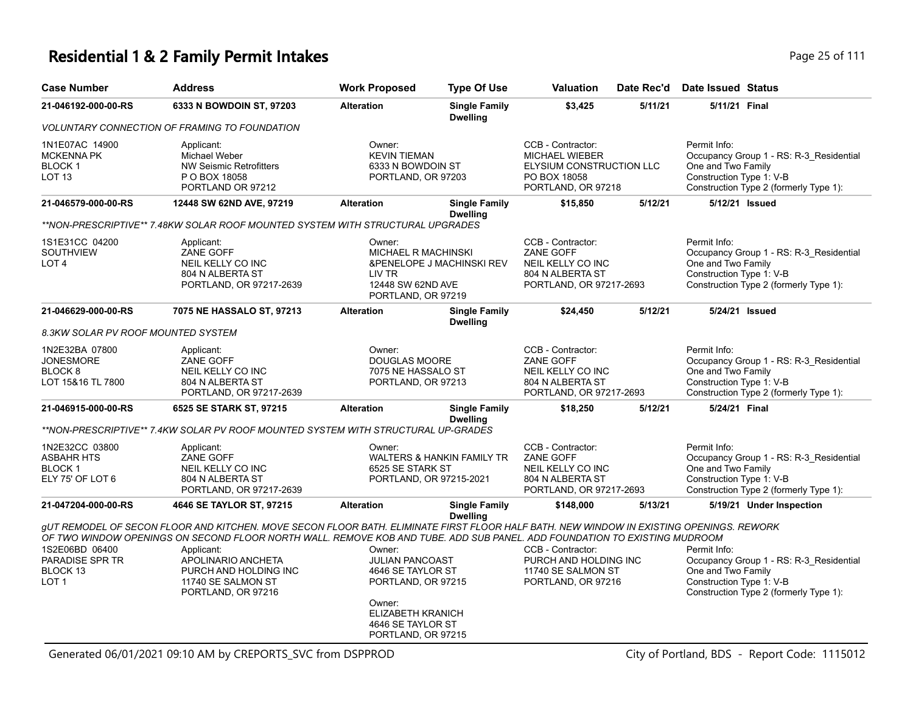# Residential 1 & 2 Family Permit Intakes

| Case Number | Address | Work Proposed | Type Of Use | Valuation | Date Rec'd | Date Issued | Status |
|---|---|---|---|---|---|---|---|
| 21-046192-000-00-RS | 6333 N BOWDOIN ST, 97203 | Alteration | Single Family Dwelling | $3,425 | 5/11/21 | 5/11/21 | Final |

*VOLUNTARY CONNECTION OF FRAMING TO FOUNDATION*

1N1E07AC 14900
MCKENNA PK
BLOCK 1
LOT 13

Applicant:
Michael Weber
NW Seismic Retrofitters
P O BOX 18058
PORTLAND OR 97212

Owner:
KEVIN TIEMAN
6333 N BOWDOIN ST
PORTLAND, OR 97203

CCB - Contractor:
MICHAEL WIEBER
ELYSIUM CONSTRUCTION LLC
PO BOX 18058
PORTLAND, OR 97218

Permit Info:
Occupancy Group 1 - RS: R-3_Residential One and Two Family
Construction Type 1: V-B
Construction Type 2 (formerly Type 1):

| Case Number | Address | Work Proposed | Type Of Use | Valuation | Date Rec'd | Date Issued | Status |
|---|---|---|---|---|---|---|---|
| 21-046579-000-00-RS | 12448 SW 62ND AVE, 97219 | Alteration | Single Family Dwelling | $15,850 | 5/12/21 | 5/12/21 | Issued |

*\*\*NON-PRESCRIPTIVE\*\* 7.48KW SOLAR ROOF MOUNTED SYSTEM WITH STRUCTURAL UPGRADES*

1S1E31CC 04200
SOUTHVIEW
LOT 4

Applicant:
ZANE GOFF
NEIL KELLY CO INC
804 N ALBERTA ST
PORTLAND, OR 97217-2639

Owner:
MICHAEL R MACHINSKI
&PENELOPE J MACHINSKI REV LIV TR
12448 SW 62ND AVE
PORTLAND, OR 97219

CCB - Contractor:
ZANE GOFF
NEIL KELLY CO INC
804 N ALBERTA ST
PORTLAND, OR 97217-2693

Permit Info:
Occupancy Group 1 - RS: R-3_Residential One and Two Family
Construction Type 1: V-B
Construction Type 2 (formerly Type 1):

| Case Number | Address | Work Proposed | Type Of Use | Valuation | Date Rec'd | Date Issued | Status |
|---|---|---|---|---|---|---|---|
| 21-046629-000-00-RS | 7075 NE HASSALO ST, 97213 | Alteration | Single Family Dwelling | $24,450 | 5/12/21 | 5/24/21 | Issued |

*8.3KW SOLAR PV ROOF MOUNTED SYSTEM*

1N2E32BA 07800
JONESMORE
BLOCK 8
LOT 15&16 TL 7800

Applicant:
ZANE GOFF
NEIL KELLY CO INC
804 N ALBERTA ST
PORTLAND, OR 97217-2639

Owner:
DOUGLAS MOORE
7075 NE HASSALO ST
PORTLAND, OR 97213

CCB - Contractor:
ZANE GOFF
NEIL KELLY CO INC
804 N ALBERTA ST
PORTLAND, OR 97217-2693

Permit Info:
Occupancy Group 1 - RS: R-3_Residential One and Two Family
Construction Type 1: V-B
Construction Type 2 (formerly Type 1):

| Case Number | Address | Work Proposed | Type Of Use | Valuation | Date Rec'd | Date Issued | Status |
|---|---|---|---|---|---|---|---|
| 21-046915-000-00-RS | 6525 SE STARK ST, 97215 | Alteration | Single Family Dwelling | $18,250 | 5/12/21 | 5/24/21 | Final |

*\*\*NON-PRESCRIPTIVE\*\* 7.4KW SOLAR PV ROOF MOUNTED SYSTEM WITH STRUCTURAL UP-GRADES*

1N2E32CC 03800
ASBAHR HTS
BLOCK 1
ELY 75' OF LOT 6

Applicant:
ZANE GOFF
NEIL KELLY CO INC
804 N ALBERTA ST
PORTLAND, OR 97217-2639

Owner:
WALTERS & HANKIN FAMILY TR
6525 SE STARK ST
PORTLAND, OR 97215-2021

CCB - Contractor:
ZANE GOFF
NEIL KELLY CO INC
804 N ALBERTA ST
PORTLAND, OR 97217-2693

Permit Info:
Occupancy Group 1 - RS: R-3_Residential One and Two Family
Construction Type 1: V-B
Construction Type 2 (formerly Type 1):

| Case Number | Address | Work Proposed | Type Of Use | Valuation | Date Rec'd | Date Issued | Status |
|---|---|---|---|---|---|---|---|
| 21-047204-000-00-RS | 4646 SE TAYLOR ST, 97215 | Alteration | Single Family Dwelling | $148,000 | 5/13/21 | 5/19/21 | Under Inspection |

*gUT REMODEL OF SECON FLOOR AND KITCHEN. MOVE SECON FLOOR BATH. ELIMINATE FIRST FLOOR HALF BATH. NEW WINDOW IN EXISTING OPENINGS. REWORK OF TWO WINDOW OPENINGS ON SECOND FLOOR NORTH WALL. REMOVE KOB AND TUBE. ADD SUB PANEL. ADD FOUNDATION TO EXISTING MUDROOM*

1S2E06BD 06400
PARADISE SPR TR
BLOCK 13
LOT 1

Applicant:
APOLINARIO ANCHETA
PURCH AND HOLDING INC
11740 SE SALMON ST
PORTLAND, OR 97216

Owner:
JULIAN PANCOAST
4646 SE TAYLOR ST
PORTLAND, OR 97215

Owner:
ELIZABETH KRANICH
4646 SE TAYLOR ST
PORTLAND, OR 97215

CCB - Contractor:
PURCH AND HOLDING INC
11740 SE SALMON ST
PORTLAND, OR 97216

Permit Info:
Occupancy Group 1 - RS: R-3_Residential One and Two Family
Construction Type 1: V-B
Construction Type 2 (formerly Type 1):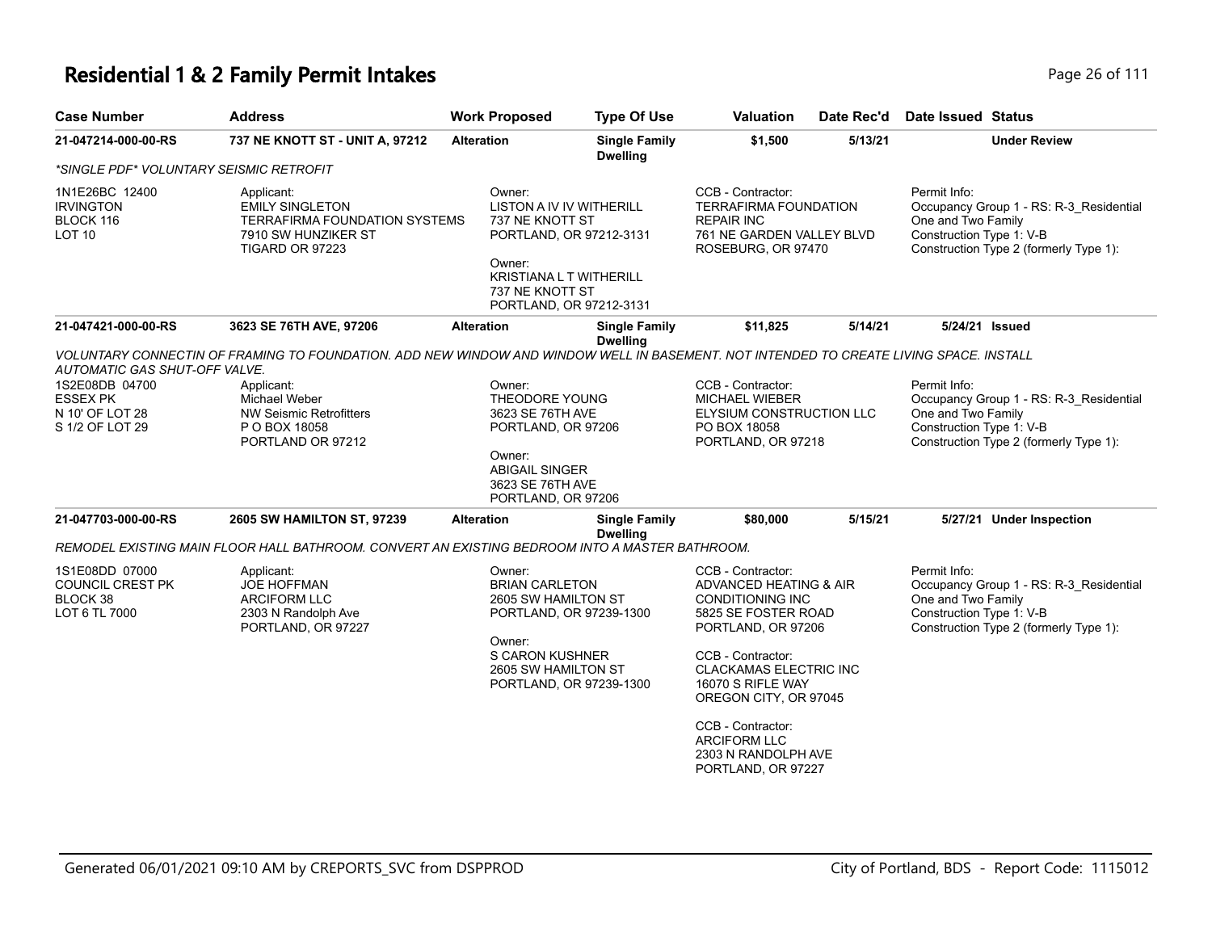# Residential 1 & 2 Family Permit Intakes

| Case Number | Address | Work Proposed | Type Of Use | Valuation | Date Rec'd | Date Issued | Status |
|---|---|---|---|---|---|---|---|
| 21-047214-000-00-RS | 737 NE KNOTT ST - UNIT A, 97212 | Alteration | Single Family Dwelling | $1,500 | 5/13/21 | | Under Review |

*\*SINGLE PDF\* VOLUNTARY SEISMIC RETROFIT*

1N1E26BC 12400
IRVINGTON
BLOCK 116
LOT 10

Applicant:
EMILY SINGLETON
TERRAFIRMA FOUNDATION SYSTEMS
7910 SW HUNZIKER ST
TIGARD OR 97223

Owner:
LISTON A IV IV WITHERILL
737 NE KNOTT ST
PORTLAND, OR 97212-3131

Owner:
KRISTIANA L T WITHERILL
737 NE KNOTT ST
PORTLAND, OR 97212-3131

CCB - Contractor:
TERRAFIRMA FOUNDATION REPAIR INC
761 NE GARDEN VALLEY BLVD
ROSEBURG, OR 97470

Permit Info:
Occupancy Group 1 - RS: R-3_Residential One and Two Family
Construction Type 1: V-B
Construction Type 2 (formerly Type 1):

| Case Number | Address | Work Proposed | Type Of Use | Valuation | Date Rec'd | Date Issued | Status |
|---|---|---|---|---|---|---|---|
| 21-047421-000-00-RS | 3623 SE 76TH AVE, 97206 | Alteration | Single Family Dwelling | $11,825 | 5/14/21 | 5/24/21 | Issued |

*VOLUNTARY CONNECTIN OF FRAMING TO FOUNDATION. ADD NEW WINDOW AND WINDOW WELL IN BASEMENT. NOT INTENDED TO CREATE LIVING SPACE. INSTALL AUTOMATIC GAS SHUT-OFF VALVE.*

1S2E08DB 04700
ESSEX PK
N 10' OF LOT 28
S 1/2 OF LOT 29

Applicant:
Michael Weber
NW Seismic Retrofitters
P O BOX 18058
PORTLAND OR 97212

Owner:
THEODORE YOUNG
3623 SE 76TH AVE
PORTLAND, OR 97206

Owner:
ABIGAIL SINGER
3623 SE 76TH AVE
PORTLAND, OR 97206

CCB - Contractor:
MICHAEL WIEBER
ELYSIUM CONSTRUCTION LLC
PO BOX 18058
PORTLAND, OR 97218

Permit Info:
Occupancy Group 1 - RS: R-3_Residential One and Two Family
Construction Type 1: V-B
Construction Type 2 (formerly Type 1):

| Case Number | Address | Work Proposed | Type Of Use | Valuation | Date Rec'd | Date Issued | Status |
|---|---|---|---|---|---|---|---|
| 21-047703-000-00-RS | 2605 SW HAMILTON ST, 97239 | Alteration | Single Family Dwelling | $80,000 | 5/15/21 | 5/27/21 | Under Inspection |

*REMODEL EXISTING MAIN FLOOR HALL BATHROOM. CONVERT AN EXISTING BEDROOM INTO A MASTER BATHROOM.*

1S1E08DD 07000
COUNCIL CREST PK
BLOCK 38
LOT 6 TL 7000

Applicant:
JOE HOFFMAN
ARCIFORM LLC
2303 N Randolph Ave
PORTLAND, OR 97227

Owner:
BRIAN CARLETON
2605 SW HAMILTON ST
PORTLAND, OR 97239-1300

Owner:
S CARON KUSHNER
2605 SW HAMILTON ST
PORTLAND, OR 97239-1300

CCB - Contractor:
ADVANCED HEATING & AIR CONDITIONING INC
5825 SE FOSTER ROAD
PORTLAND, OR 97206

CCB - Contractor:
CLACKAMAS ELECTRIC INC
16070 S RIFLE WAY
OREGON CITY, OR 97045

CCB - Contractor:
ARCIFORM LLC
2303 N RANDOLPH AVE
PORTLAND, OR 97227

Permit Info:
Occupancy Group 1 - RS: R-3_Residential One and Two Family
Construction Type 1: V-B
Construction Type 2 (formerly Type 1):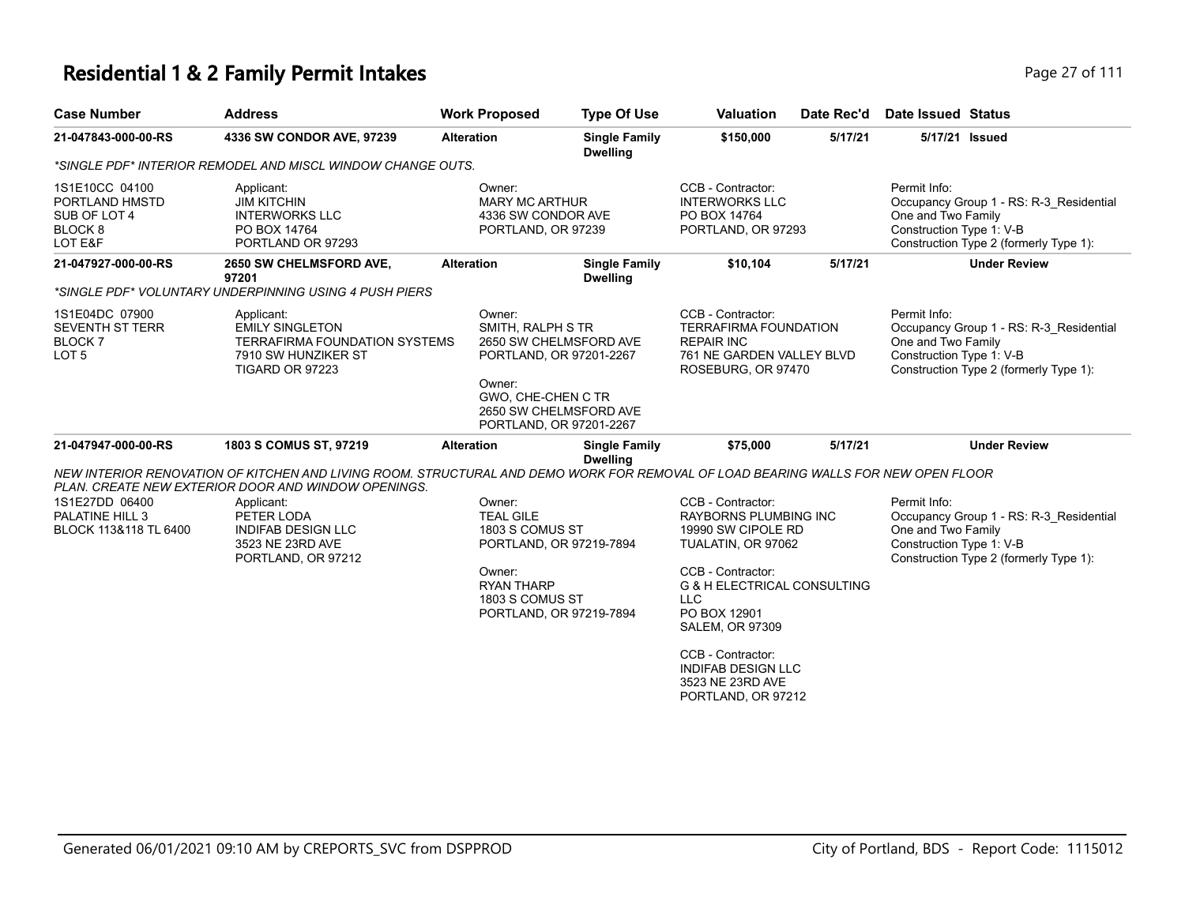# Residential 1 & 2 Family Permit Intakes

| Case Number | Address | Work Proposed | Type Of Use | Valuation | Date Rec'd | Date Issued | Status |
|---|---|---|---|---|---|---|---|
| 21-047843-000-00-RS | 4336 SW CONDOR AVE, 97239 | Alteration | Single Family Dwelling | $150,000 | 5/17/21 | 5/17/21 | Issued |

*SINGLE PDF* INTERIOR REMODEL AND MISCL WINDOW CHANGE OUTS.

- 1S1E10CC 04100, PORTLAND HMSTD, SUB OF LOT 4, BLOCK 8, LOT E&F
- Applicant: JIM KITCHIN, INTERWORKS LLC, PO BOX 14764, PORTLAND OR 97293
- Owner: MARY MC ARTHUR, 4336 SW CONDOR AVE, PORTLAND, OR 97239
- CCB - Contractor: INTERWORKS LLC, PO BOX 14764, PORTLAND, OR 97293
- Permit Info: Occupancy Group 1 - RS: R-3_Residential One and Two Family; Construction Type 1: V-B; Construction Type 2 (formerly Type 1):

| Case Number | Address | Work Proposed | Type Of Use | Valuation | Date Rec'd | Date Issued | Status |
|---|---|---|---|---|---|---|---|
| 21-047927-000-00-RS | 2650 SW CHELMSFORD AVE, 97201 | Alteration | Single Family Dwelling | $10,104 | 5/17/21 | | Under Review |

*SINGLE PDF* VOLUNTARY UNDERPINNING USING 4 PUSH PIERS

- 1S1E04DC 07900, SEVENTH ST TERR, BLOCK 7, LOT 5
- Applicant: EMILY SINGLETON, TERRAFIRMA FOUNDATION SYSTEMS, 7910 SW HUNZIKER ST, TIGARD OR 97223
- Owner: SMITH, RALPH S TR, 2650 SW CHELMSFORD AVE, PORTLAND, OR 97201-2267
- Owner: GWO, CHE-CHEN C TR, 2650 SW CHELMSFORD AVE, PORTLAND, OR 97201-2267
- CCB - Contractor: TERRAFIRMA FOUNDATION REPAIR INC, 761 NE GARDEN VALLEY BLVD, ROSEBURG, OR 97470
- Permit Info: Occupancy Group 1 - RS: R-3_Residential One and Two Family; Construction Type 1: V-B; Construction Type 2 (formerly Type 1):

| Case Number | Address | Work Proposed | Type Of Use | Valuation | Date Rec'd | Date Issued | Status |
|---|---|---|---|---|---|---|---|
| 21-047947-000-00-RS | 1803 S COMUS ST, 97219 | Alteration | Single Family Dwelling | $75,000 | 5/17/21 | | Under Review |

NEW INTERIOR RENOVATION OF KITCHEN AND LIVING ROOM. STRUCTURAL AND DEMO WORK FOR REMOVAL OF LOAD BEARING WALLS FOR NEW OPEN FLOOR PLAN. CREATE NEW EXTERIOR DOOR AND WINDOW OPENINGS.

- 1S1E27DD 06400, PALATINE HILL 3, BLOCK 113&118 TL 6400
- Applicant: PETER LODA, INDIFAB DESIGN LLC, 3523 NE 23RD AVE, PORTLAND, OR 97212
- Owner: TEAL GILE, 1803 S COMUS ST, PORTLAND, OR 97219-7894
- Owner: RYAN THARP, 1803 S COMUS ST, PORTLAND, OR 97219-7894
- CCB - Contractor: RAYBORNS PLUMBING INC, 19990 SW CIPOLE RD, TUALATIN, OR 97062
- CCB - Contractor: G & H ELECTRICAL CONSULTING LLC, PO BOX 12901, SALEM, OR 97309
- CCB - Contractor: INDIFAB DESIGN LLC, 3523 NE 23RD AVE, PORTLAND, OR 97212
- Permit Info: Occupancy Group 1 - RS: R-3_Residential One and Two Family; Construction Type 1: V-B; Construction Type 2 (formerly Type 1):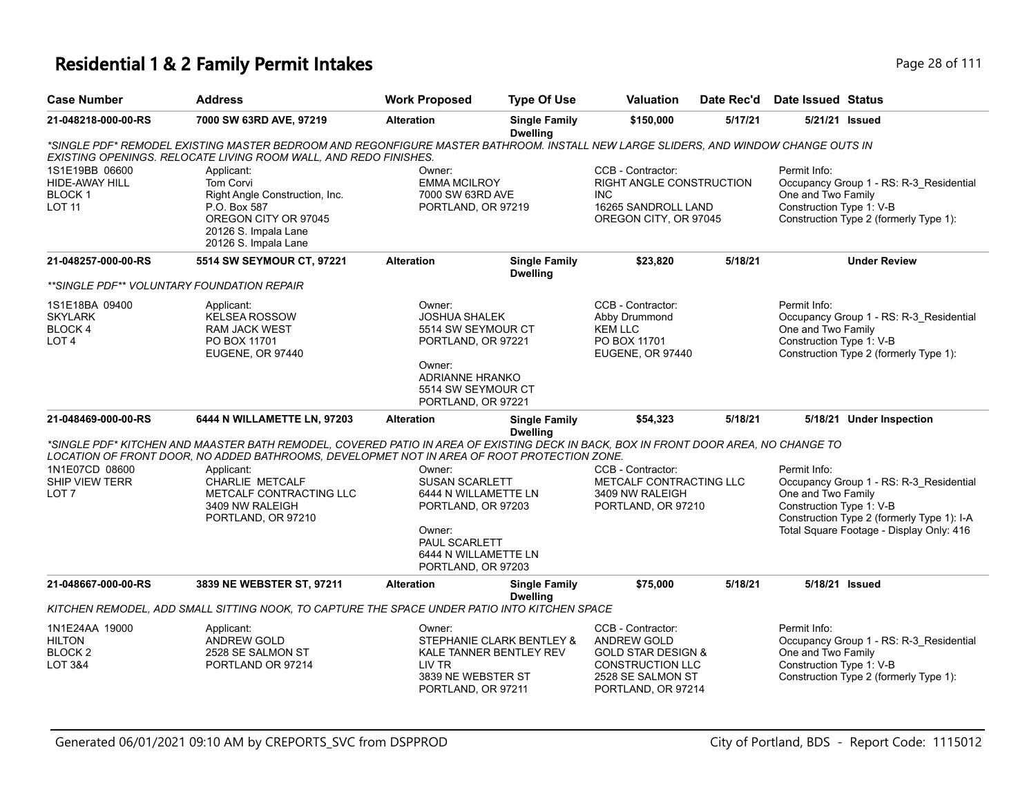# Residential 1 & 2 Family Permit Intakes

| Case Number | Address | Work Proposed | Type Of Use | Valuation | Date Rec'd | Date Issued | Status |
|---|---|---|---|---|---|---|---|
| 21-048218-000-00-RS | 7000 SW 63RD AVE, 97219 | Alteration | Single Family Dwelling | $150,000 | 5/17/21 | 5/21/21 | Issued |

*SINGLE PDF* REMODEL EXISTING MASTER BEDROOM AND REGONFIGURE MASTER BATHROOM. INSTALL NEW LARGE SLIDERS, AND WINDOW CHANGE OUTS IN EXISTING OPENINGS. RELOCATE LIVING ROOM WALL, AND REDO FINISHES.

1S1E19BB 06600
HIDE-AWAY HILL
BLOCK 1
LOT 11

Applicant:
Tom Corvi
Right Angle Construction, Inc.
P.O. Box 587
OREGON CITY OR 97045
20126 S. Impala Lane
20126 S. Impala Lane

Owner:
EMMA MCILROY
7000 SW 63RD AVE
PORTLAND, OR 97219

CCB - Contractor:
RIGHT ANGLE CONSTRUCTION INC
16265 SANDROLL LAND
OREGON CITY, OR 97045

Permit Info:
Occupancy Group 1 - RS: R-3_Residential One and Two Family
Construction Type 1: V-B
Construction Type 2 (formerly Type 1):

| Case Number | Address | Work Proposed | Type Of Use | Valuation | Date Rec'd | Date Issued | Status |
|---|---|---|---|---|---|---|---|
| 21-048257-000-00-RS | 5514 SW SEYMOUR CT, 97221 | Alteration | Single Family Dwelling | $23,820 | 5/18/21 | | Under Review |

**SINGLE PDF** VOLUNTARY FOUNDATION REPAIR

1S1E18BA 09400
SKYLARK
BLOCK 4
LOT 4

Applicant:
KELSEA ROSSOW
RAM JACK WEST
PO BOX 11701
EUGENE, OR 97440

Owner:
JOSHUA SHALEK
5514 SW SEYMOUR CT
PORTLAND, OR 97221

Owner:
ADRIANNE HRANKO
5514 SW SEYMOUR CT
PORTLAND, OR 97221

CCB - Contractor:
Abby Drummond
KEM LLC
PO BOX 11701
EUGENE, OR 97440

Permit Info:
Occupancy Group 1 - RS: R-3_Residential One and Two Family
Construction Type 1: V-B
Construction Type 2 (formerly Type 1):

| Case Number | Address | Work Proposed | Type Of Use | Valuation | Date Rec'd | Date Issued | Status |
|---|---|---|---|---|---|---|---|
| 21-048469-000-00-RS | 6444 N WILLAMETTE LN, 97203 | Alteration | Single Family Dwelling | $54,323 | 5/18/21 | 5/18/21 | Under Inspection |

*SINGLE PDF* KITCHEN AND MAASTER BATH REMODEL, COVERED PATIO IN AREA OF EXISTING DECK IN BACK, BOX IN FRONT DOOR AREA, NO CHANGE TO LOCATION OF FRONT DOOR, NO ADDED BATHROOMS, DEVELOPMET NOT IN AREA OF ROOT PROTECTION ZONE.

1N1E07CD 08600
SHIP VIEW TERR
LOT 7

Applicant:
CHARLIE METCALF
METCALF CONTRACTING LLC
3409 NW RALEIGH
PORTLAND, OR 97210

Owner:
SUSAN SCARLETT
6444 N WILLAMETTE LN
PORTLAND, OR 97203

Owner:
PAUL SCARLETT
6444 N WILLAMETTE LN
PORTLAND, OR 97203

CCB - Contractor:
METCALF CONTRACTING LLC
3409 NW RALEIGH
PORTLAND, OR 97210

Permit Info:
Occupancy Group 1 - RS: R-3_Residential One and Two Family
Construction Type 1: V-B
Construction Type 2 (formerly Type 1): I-A
Total Square Footage - Display Only: 416

| Case Number | Address | Work Proposed | Type Of Use | Valuation | Date Rec'd | Date Issued | Status |
|---|---|---|---|---|---|---|---|
| 21-048667-000-00-RS | 3839 NE WEBSTER ST, 97211 | Alteration | Single Family Dwelling | $75,000 | 5/18/21 | 5/18/21 | Issued |

KITCHEN REMODEL, ADD SMALL SITTING NOOK, TO CAPTURE THE SPACE UNDER PATIO INTO KITCHEN SPACE

1N1E24AA 19000
HILTON
BLOCK 2
LOT 3&4

Applicant:
ANDREW GOLD
2528 SE SALMON ST
PORTLAND OR 97214

Owner:
STEPHANIE CLARK BENTLEY & KALE TANNER BENTLEY REV LIV TR
3839 NE WEBSTER ST
PORTLAND, OR 97211

CCB - Contractor:
ANDREW GOLD
GOLD STAR DESIGN & CONSTRUCTION LLC
2528 SE SALMON ST
PORTLAND, OR 97214

Permit Info:
Occupancy Group 1 - RS: R-3_Residential One and Two Family
Construction Type 1: V-B
Construction Type 2 (formerly Type 1):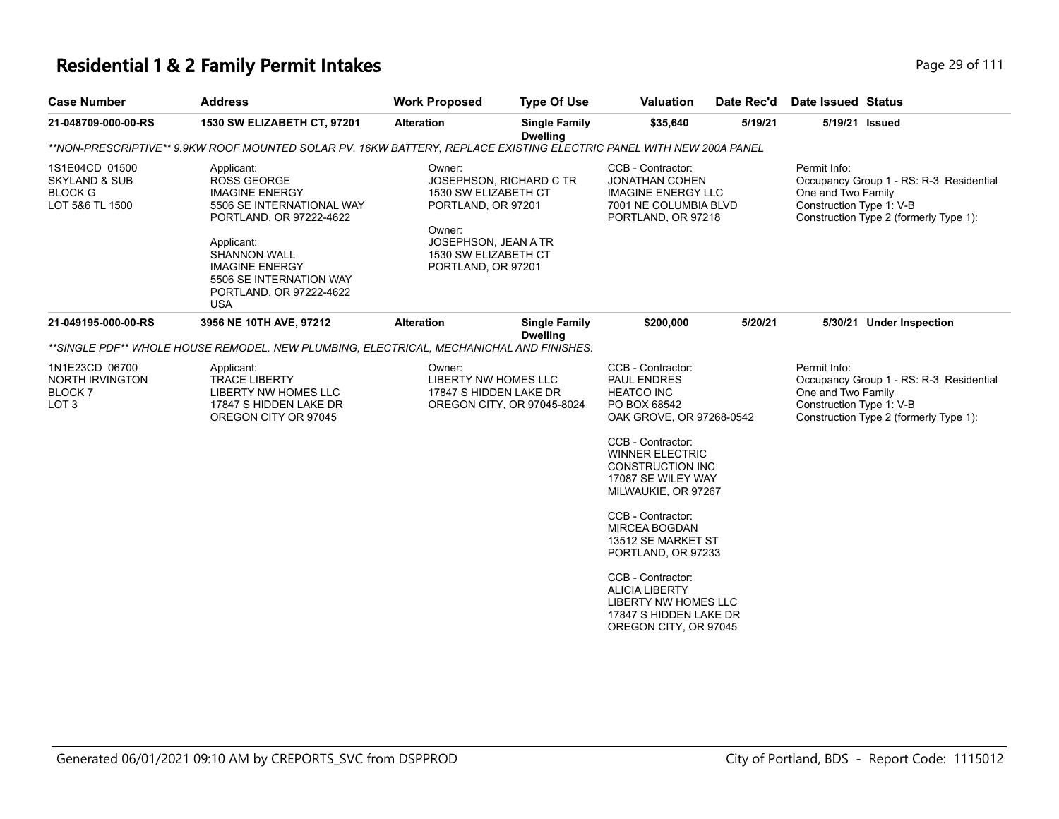# Residential 1 & 2 Family Permit Intakes

| Case Number | Address | Work Proposed | Type Of Use | Valuation | Date Rec'd | Date Issued | Status |
|---|---|---|---|---|---|---|---|
| 21-048709-000-00-RS | 1530 SW ELIZABETH CT, 97201 | Alteration | Single Family Dwelling | $35,640 | 5/19/21 | 5/19/21 | Issued |

**NON-PRESCRIPTIVE** 9.9KW ROOF MOUNTED SOLAR PV. 16KW BATTERY, REPLACE EXISTING ELECTRIC PANEL WITH NEW 200A PANEL

1S1E04CD 01500
SKYLAND & SUB
BLOCK G
LOT 5&6 TL 1500

Applicant:
ROSS GEORGE
IMAGINE ENERGY
5506 SE INTERNATIONAL WAY
PORTLAND, OR 97222-4622

Applicant:
SHANNON WALL
IMAGINE ENERGY
5506 SE INTERNATION WAY
PORTLAND, OR 97222-4622
USA

Owner:
JOSEPHSON, RICHARD C TR
1530 SW ELIZABETH CT
PORTLAND, OR 97201

Owner:
JOSEPHSON, JEAN A TR
1530 SW ELIZABETH CT
PORTLAND, OR 97201

CCB - Contractor:
JONATHAN COHEN
IMAGINE ENERGY LLC
7001 NE COLUMBIA BLVD
PORTLAND, OR 97218

Permit Info:
Occupancy Group 1 - RS: R-3_Residential One and Two Family
Construction Type 1: V-B
Construction Type 2 (formerly Type 1):

| Case Number | Address | Work Proposed | Type Of Use | Valuation | Date Rec'd | Date Issued | Status |
|---|---|---|---|---|---|---|---|
| 21-049195-000-00-RS | 3956 NE 10TH AVE, 97212 | Alteration | Single Family Dwelling | $200,000 | 5/20/21 | 5/30/21 | Under Inspection |

**SINGLE PDF** WHOLE HOUSE REMODEL. NEW PLUMBING, ELECTRICAL, MECHANICHAL AND FINISHES.

1N1E23CD 06700
NORTH IRVINGTON
BLOCK 7
LOT 3

Applicant:
TRACE LIBERTY
LIBERTY NW HOMES LLC
17847 S HIDDEN LAKE DR
OREGON CITY OR 97045

Owner:
LIBERTY NW HOMES LLC
17847 S HIDDEN LAKE DR
OREGON CITY, OR 97045-8024

CCB - Contractor:
PAUL ENDRES
HEATCO INC
PO BOX 68542
OAK GROVE, OR 97268-0542

CCB - Contractor:
WINNER ELECTRIC CONSTRUCTION INC
17087 SE WILEY WAY
MILWAUKIE, OR 97267

CCB - Contractor:
MIRCEA BOGDAN
13512 SE MARKET ST
PORTLAND, OR 97233

CCB - Contractor:
ALICIA LIBERTY
LIBERTY NW HOMES LLC
17847 S HIDDEN LAKE DR
OREGON CITY, OR 97045

Permit Info:
Occupancy Group 1 - RS: R-3_Residential One and Two Family
Construction Type 1: V-B
Construction Type 2 (formerly Type 1):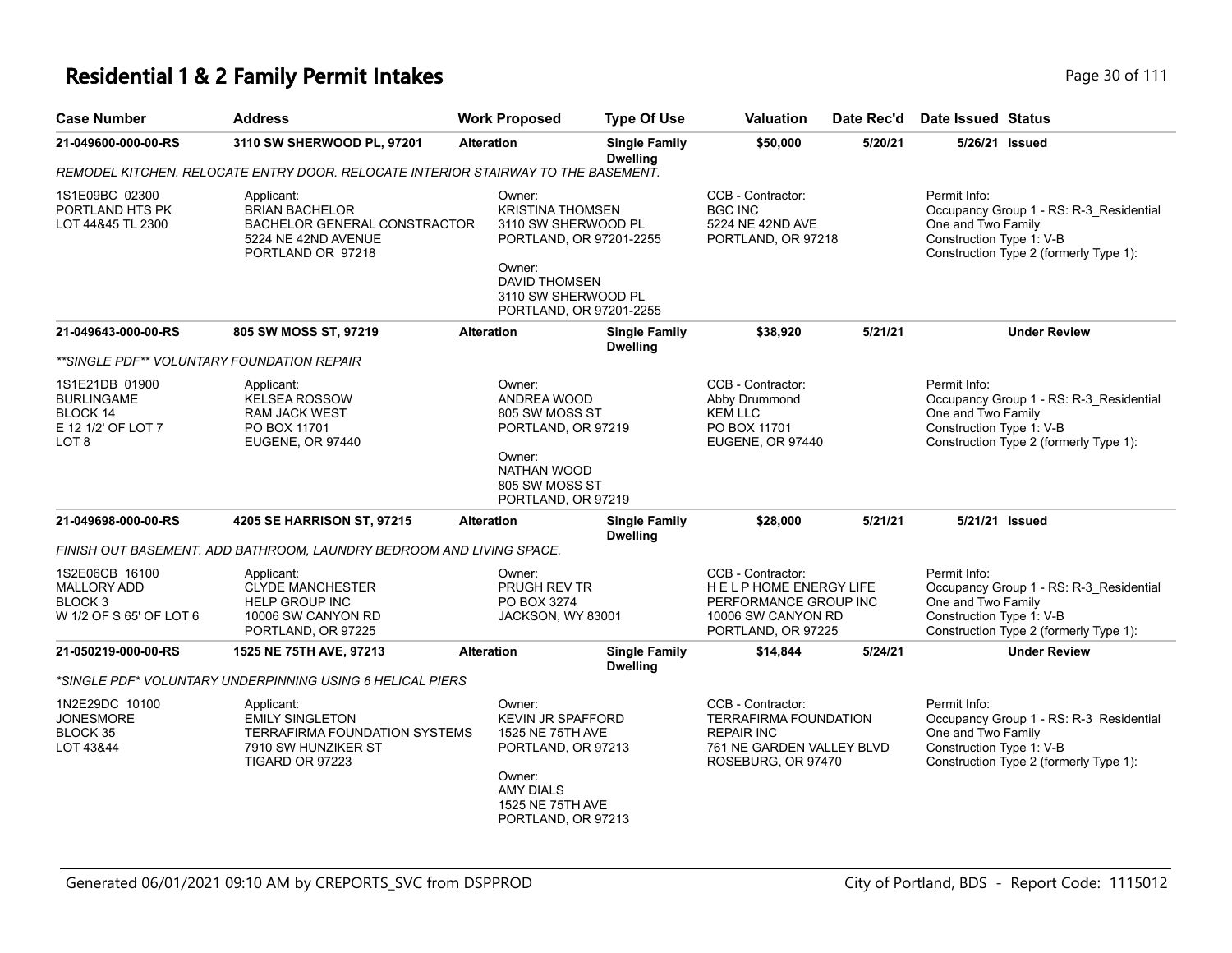# Residential 1 & 2 Family Permit Intakes

| Case Number | Address | Work Proposed | Type Of Use | Valuation | Date Rec'd | Date Issued | Status |
|---|---|---|---|---|---|---|---|
| 21-049600-000-00-RS | 3110 SW SHERWOOD PL, 97201 | Alteration | Single Family Dwelling | $50,000 | 5/20/21 | 5/26/21 | Issued |

*REMODEL KITCHEN. RELOCATE ENTRY DOOR. RELOCATE INTERIOR STAIRWAY TO THE BASEMENT.*

1S1E09BC 02300
PORTLAND HTS PK
LOT 44&45 TL 2300

Applicant:
BRIAN BACHELOR
BACHELOR GENERAL CONSTRACTOR
5224 NE 42ND AVENUE
PORTLAND OR 97218

Owner:
KRISTINA THOMSEN
3110 SW SHERWOOD PL
PORTLAND, OR 97201-2255

Owner:
DAVID THOMSEN
3110 SW SHERWOOD PL
PORTLAND, OR 97201-2255

CCB - Contractor:
BGC INC
5224 NE 42ND AVE
PORTLAND, OR 97218

Permit Info:
Occupancy Group 1 - RS: R-3_Residential One and Two Family
Construction Type 1: V-B
Construction Type 2 (formerly Type 1):

| Case Number | Address | Work Proposed | Type Of Use | Valuation | Date Rec'd | Date Issued | Status |
|---|---|---|---|---|---|---|---|
| 21-049643-000-00-RS | 805 SW MOSS ST, 97219 | Alteration | Single Family Dwelling | $38,920 | 5/21/21 | | Under Review |

*\*\*SINGLE PDF\*\* VOLUNTARY FOUNDATION REPAIR*

1S1E21DB 01900
BURLINGAME
BLOCK 14
E 12 1/2' OF LOT 7
LOT 8

Applicant:
KELSEA ROSSOW
RAM JACK WEST
PO BOX 11701
EUGENE, OR 97440

Owner:
ANDREA WOOD
805 SW MOSS ST
PORTLAND, OR 97219

Owner:
NATHAN WOOD
805 SW MOSS ST
PORTLAND, OR 97219

CCB - Contractor:
Abby Drummond
KEM LLC
PO BOX 11701
EUGENE, OR 97440

Permit Info:
Occupancy Group 1 - RS: R-3_Residential One and Two Family
Construction Type 1: V-B
Construction Type 2 (formerly Type 1):

| Case Number | Address | Work Proposed | Type Of Use | Valuation | Date Rec'd | Date Issued | Status |
|---|---|---|---|---|---|---|---|
| 21-049698-000-00-RS | 4205 SE HARRISON ST, 97215 | Alteration | Single Family Dwelling | $28,000 | 5/21/21 | 5/21/21 | Issued |

*FINISH OUT BASEMENT. ADD BATHROOM, LAUNDRY BEDROOM AND LIVING SPACE.*

1S2E06CB 16100
MALLORY ADD
BLOCK 3
W 1/2 OF S 65' OF LOT 6

Applicant:
CLYDE MANCHESTER
HELP GROUP INC
10006 SW CANYON RD
PORTLAND, OR 97225

Owner:
PRUGH REV TR
PO BOX 3274
JACKSON, WY 83001

CCB - Contractor:
H E L P HOME ENERGY LIFE PERFORMANCE GROUP INC
10006 SW CANYON RD
PORTLAND, OR 97225

Permit Info:
Occupancy Group 1 - RS: R-3_Residential One and Two Family
Construction Type 1: V-B
Construction Type 2 (formerly Type 1):

| Case Number | Address | Work Proposed | Type Of Use | Valuation | Date Rec'd | Date Issued | Status |
|---|---|---|---|---|---|---|---|
| 21-050219-000-00-RS | 1525 NE 75TH AVE, 97213 | Alteration | Single Family Dwelling | $14,844 | 5/24/21 | | Under Review |

*\*SINGLE PDF\* VOLUNTARY UNDERPINNING USING 6 HELICAL PIERS*

1N2E29DC 10100
JONESMORE
BLOCK 35
LOT 43&44

Applicant:
EMILY SINGLETON
TERRAFIRMA FOUNDATION SYSTEMS
7910 SW HUNZIKER ST
TIGARD OR 97223

Owner:
KEVIN JR SPAFFORD
1525 NE 75TH AVE
PORTLAND, OR 97213

Owner:
AMY DIALS
1525 NE 75TH AVE
PORTLAND, OR 97213

CCB - Contractor:
TERRAFIRMA FOUNDATION REPAIR INC
761 NE GARDEN VALLEY BLVD
ROSEBURG, OR 97470

Permit Info:
Occupancy Group 1 - RS: R-3_Residential One and Two Family
Construction Type 1: V-B
Construction Type 2 (formerly Type 1):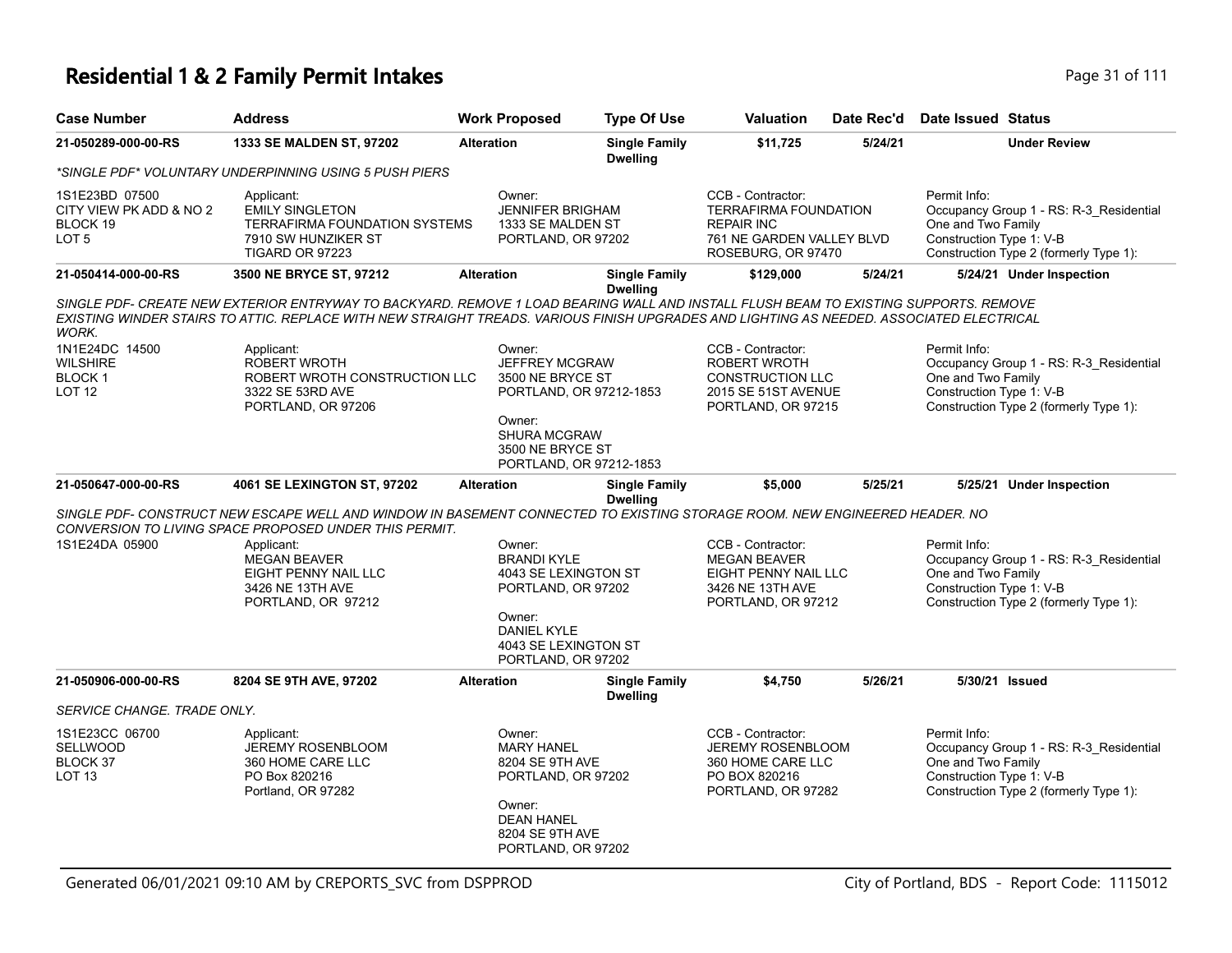# Residential 1 & 2 Family Permit Intakes

| Case Number | Address | Work Proposed | Type Of Use | Valuation | Date Rec'd | Date Issued | Status |
|---|---|---|---|---|---|---|---|
| 21-050289-000-00-RS | 1333 SE MALDEN ST, 97202 | Alteration | Single Family Dwelling | $11,725 | 5/24/21 | | Under Review |

*SINGLE PDF* VOLUNTARY UNDERPINNING USING 5 PUSH PIERS

| | Applicant | Owner | CCB - Contractor | Permit Info |
|---|---|---|---|---|
| 1S1E23BD 07500<br>CITY VIEW PK ADD & NO 2<br>BLOCK 19<br>LOT 5 | Applicant:<br>EMILY SINGLETON<br>TERRAFIRMA FOUNDATION SYSTEMS<br>7910 SW HUNZIKER ST<br>TIGARD OR 97223 | Owner:<br>JENNIFER BRIGHAM<br>1333 SE MALDEN ST<br>PORTLAND, OR 97202 | CCB - Contractor:<br>TERRAFIRMA FOUNDATION REPAIR INC<br>761 NE GARDEN VALLEY BLVD<br>ROSEBURG, OR 97470 | Permit Info:<br>Occupancy Group 1 - RS: R-3_Residential One and Two Family<br>Construction Type 1: V-B<br>Construction Type 2 (formerly Type 1): |

| Case Number | Address | Work Proposed | Type Of Use | Valuation | Date Rec'd | Date Issued | Status |
|---|---|---|---|---|---|---|---|
| 21-050414-000-00-RS | 3500 NE BRYCE ST, 97212 | Alteration | Single Family Dwelling | $129,000 | 5/24/21 | 5/24/21 | Under Inspection |

*SINGLE PDF- CREATE NEW EXTERIOR ENTRYWAY TO BACKYARD. REMOVE 1 LOAD BEARING WALL AND INSTALL FLUSH BEAM TO EXISTING SUPPORTS. REMOVE EXISTING WINDER STAIRS TO ATTIC. REPLACE WITH NEW STRAIGHT TREADS. VARIOUS FINISH UPGRADES AND LIGHTING AS NEEDED. ASSOCIATED ELECTRICAL WORK.*

| | Applicant | Owner | CCB - Contractor | Permit Info |
|---|---|---|---|---|
| 1N1E24DC 14500<br>WILSHIRE<br>BLOCK 1<br>LOT 12 | Applicant:<br>ROBERT WROTH<br>ROBERT WROTH CONSTRUCTION LLC<br>3322 SE 53RD AVE<br>PORTLAND, OR 97206 | Owner:<br>JEFFREY MCGRAW<br>3500 NE BRYCE ST<br>PORTLAND, OR 97212-1853<br><br>Owner:<br>SHURA MCGRAW<br>3500 NE BRYCE ST<br>PORTLAND, OR 97212-1853 | CCB - Contractor:<br>ROBERT WROTH CONSTRUCTION LLC<br>2015 SE 51ST AVENUE<br>PORTLAND, OR 97215 | Permit Info:<br>Occupancy Group 1 - RS: R-3_Residential One and Two Family<br>Construction Type 1: V-B<br>Construction Type 2 (formerly Type 1): |

| Case Number | Address | Work Proposed | Type Of Use | Valuation | Date Rec'd | Date Issued | Status |
|---|---|---|---|---|---|---|---|
| 21-050647-000-00-RS | 4061 SE LEXINGTON ST, 97202 | Alteration | Single Family Dwelling | $5,000 | 5/25/21 | 5/25/21 | Under Inspection |

*SINGLE PDF- CONSTRUCT NEW ESCAPE WELL AND WINDOW IN BASEMENT CONNECTED TO EXISTING STORAGE ROOM. NEW ENGINEERED HEADER. NO CONVERSION TO LIVING SPACE PROPOSED UNDER THIS PERMIT.*

| | Applicant | Owner | CCB - Contractor | Permit Info |
|---|---|---|---|---|
| 1S1E24DA 05900 | Applicant:<br>MEGAN BEAVER<br>EIGHT PENNY NAIL LLC<br>3426 NE 13TH AVE<br>PORTLAND, OR 97212 | Owner:<br>BRANDI KYLE<br>4043 SE LEXINGTON ST<br>PORTLAND, OR 97202<br><br>Owner:<br>DANIEL KYLE<br>4043 SE LEXINGTON ST<br>PORTLAND, OR 97202 | CCB - Contractor:<br>MEGAN BEAVER<br>EIGHT PENNY NAIL LLC<br>3426 NE 13TH AVE<br>PORTLAND, OR 97212 | Permit Info:<br>Occupancy Group 1 - RS: R-3_Residential One and Two Family<br>Construction Type 1: V-B<br>Construction Type 2 (formerly Type 1): |

| Case Number | Address | Work Proposed | Type Of Use | Valuation | Date Rec'd | Date Issued | Status |
|---|---|---|---|---|---|---|---|
| 21-050906-000-00-RS | 8204 SE 9TH AVE, 97202 | Alteration | Single Family Dwelling | $4,750 | 5/26/21 | 5/30/21 | Issued |

*SERVICE CHANGE. TRADE ONLY.*

| | Applicant | Owner | CCB - Contractor | Permit Info |
|---|---|---|---|---|
| 1S1E23CC 06700<br>SELLWOOD<br>BLOCK 37<br>LOT 13 | Applicant:<br>JEREMY ROSENBLOOM<br>360 HOME CARE LLC<br>PO Box 820216<br>Portland, OR 97282 | Owner:<br>MARY HANEL<br>8204 SE 9TH AVE<br>PORTLAND, OR 97202<br><br>Owner:<br>DEAN HANEL<br>8204 SE 9TH AVE<br>PORTLAND, OR 97202 | CCB - Contractor:<br>JEREMY ROSENBLOOM<br>360 HOME CARE LLC<br>PO BOX 820216<br>PORTLAND, OR 97282 | Permit Info:<br>Occupancy Group 1 - RS: R-3_Residential One and Two Family<br>Construction Type 1: V-B<br>Construction Type 2 (formerly Type 1): |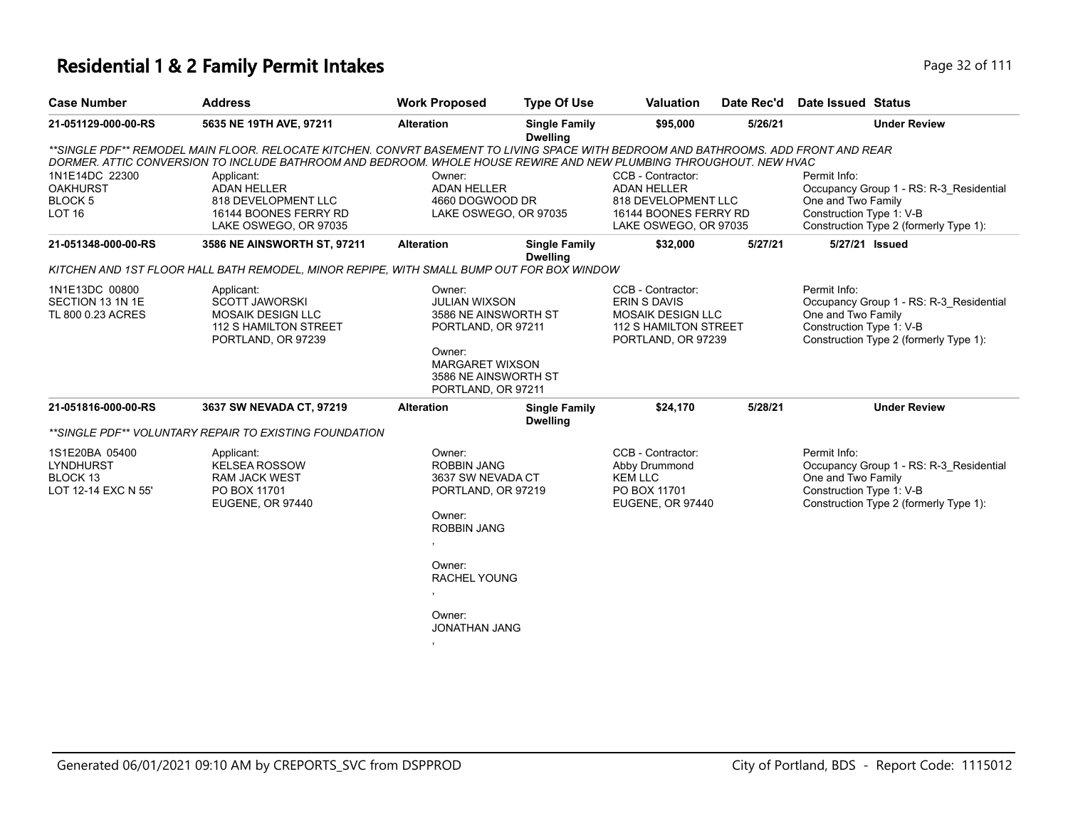# Residential 1 & 2 Family Permit Intakes

| Case Number | Address | Work Proposed | Type Of Use | Valuation | Date Rec'd | Date Issued | Status |
|---|---|---|---|---|---|---|---|
| 21-051129-000-00-RS | 5635 NE 19TH AVE, 97211 | Alteration | Single Family Dwelling | $95,000 | 5/26/21 | | Under Review |

*\*\*SINGLE PDF\*\* REMODEL MAIN FLOOR. RELOCATE KITCHEN. CONVRT BASEMENT TO LIVING SPACE WITH BEDROOM AND BATHROOMS. ADD FRONT AND REAR DORMER. ATTIC CONVERSION TO INCLUDE BATHROOM AND BEDROOM. WHOLE HOUSE REWIRE AND NEW PLUMBING THROUGHOUT. NEW HVAC*

1N1E14DC 22300
OAKHURST
BLOCK 5
LOT 16

Applicant:
ADAN HELLER
818 DEVELOPMENT LLC
16144 BOONES FERRY RD
LAKE OSWEGO, OR 97035

Owner:
ADAN HELLER
4660 DOGWOOD DR
LAKE OSWEGO, OR 97035

CCB - Contractor:
ADAN HELLER
818 DEVELOPMENT LLC
16144 BOONES FERRY RD
LAKE OSWEGO, OR 97035

Permit Info:
Occupancy Group 1 - RS: R-3_Residential One and Two Family
Construction Type 1: V-B
Construction Type 2 (formerly Type 1):

| Case Number | Address | Work Proposed | Type Of Use | Valuation | Date Rec'd | Date Issued | Status |
|---|---|---|---|---|---|---|---|
| 21-051348-000-00-RS | 3586 NE AINSWORTH ST, 97211 | Alteration | Single Family Dwelling | $32,000 | 5/27/21 | 5/27/21 | Issued |

*KITCHEN AND 1ST FLOOR HALL BATH REMODEL, MINOR REPIPE, WITH SMALL BUMP OUT FOR BOX WINDOW*

1N1E13DC 00800
SECTION 13 1N 1E
TL 800 0.23 ACRES

Applicant:
SCOTT JAWORSKI
MOSAIK DESIGN LLC
112 S HAMILTON STREET
PORTLAND, OR 97239

Owner:
JULIAN WIXSON
3586 NE AINSWORTH ST
PORTLAND, OR 97211

Owner:
MARGARET WIXSON
3586 NE AINSWORTH ST
PORTLAND, OR 97211

CCB - Contractor:
ERIN S DAVIS
MOSAIK DESIGN LLC
112 S HAMILTON STREET
PORTLAND, OR 97239

Permit Info:
Occupancy Group 1 - RS: R-3_Residential One and Two Family
Construction Type 1: V-B
Construction Type 2 (formerly Type 1):

| Case Number | Address | Work Proposed | Type Of Use | Valuation | Date Rec'd | Date Issued | Status |
|---|---|---|---|---|---|---|---|
| 21-051816-000-00-RS | 3637 SW NEVADA CT, 97219 | Alteration | Single Family Dwelling | $24,170 | 5/28/21 | | Under Review |

*\*\*SINGLE PDF\*\* VOLUNTARY REPAIR TO EXISTING FOUNDATION*

1S1E20BA 05400
LYNDHURST
BLOCK 13
LOT 12-14 EXC N 55'

Applicant:
KELSEA ROSSOW
RAM JACK WEST
PO BOX 11701
EUGENE, OR 97440

Owner:
ROBBIN JANG
3637 SW NEVADA CT
PORTLAND, OR 97219

Owner:
ROBBIN JANG
,

Owner:
RACHEL YOUNG
,

Owner:
JONATHAN JANG
,

CCB - Contractor:
Abby Drummond
KEM LLC
PO BOX 11701
EUGENE, OR 97440

Permit Info:
Occupancy Group 1 - RS: R-3_Residential One and Two Family
Construction Type 1: V-B
Construction Type 2 (formerly Type 1):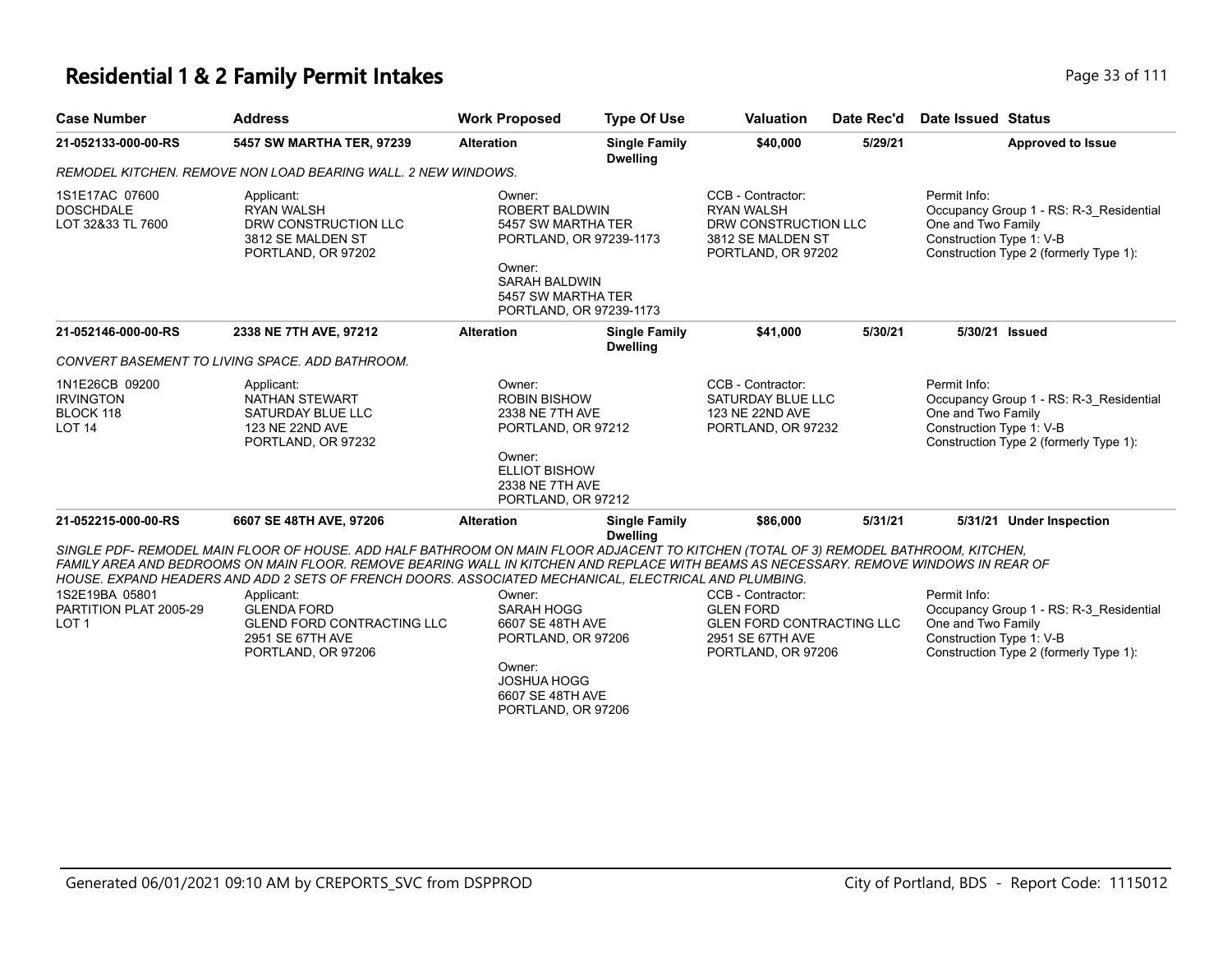# Residential 1 & 2 Family Permit Intakes

| Case Number | Address | Work Proposed | Type Of Use | Valuation | Date Rec'd | Date Issued | Status |
|---|---|---|---|---|---|---|---|
| 21-052133-000-00-RS | 5457 SW MARTHA TER, 97239 | Alteration | Single Family Dwelling | $40,000 | 5/29/21 | | Approved to Issue |

*REMODEL KITCHEN. REMOVE NON LOAD BEARING WALL. 2 NEW WINDOWS.*

| Legal Description | Applicant | Owner | CCB - Contractor | Permit Info |
|---|---|---|---|---|
| 1S1E17AC 07600<br>DOSCHDALE<br>LOT 32&33 TL 7600 | Applicant:<br>RYAN WALSH<br>DRW CONSTRUCTION LLC<br>3812 SE MALDEN ST<br>PORTLAND, OR 97202 | Owner:<br>ROBERT BALDWIN<br>5457 SW MARTHA TER<br>PORTLAND, OR 97239-1173<br>Owner:<br>SARAH BALDWIN<br>5457 SW MARTHA TER<br>PORTLAND, OR 97239-1173 | CCB - Contractor:<br>RYAN WALSH<br>DRW CONSTRUCTION LLC<br>3812 SE MALDEN ST<br>PORTLAND, OR 97202 | Permit Info:<br>Occupancy Group 1 - RS: R-3_Residential One and Two Family<br>Construction Type 1: V-B<br>Construction Type 2 (formerly Type 1): |

| Case Number | Address | Work Proposed | Type Of Use | Valuation | Date Rec'd | Date Issued | Status |
|---|---|---|---|---|---|---|---|
| 21-052146-000-00-RS | 2338 NE 7TH AVE, 97212 | Alteration | Single Family Dwelling | $41,000 | 5/30/21 | 5/30/21 | Issued |

*CONVERT BASEMENT TO LIVING SPACE. ADD BATHROOM.*

| Legal Description | Applicant | Owner | CCB - Contractor | Permit Info |
|---|---|---|---|---|
| 1N1E26CB 09200<br>IRVINGTON<br>BLOCK 118<br>LOT 14 | Applicant:<br>NATHAN STEWART<br>SATURDAY BLUE LLC<br>123 NE 22ND AVE<br>PORTLAND, OR 97232 | Owner:<br>ROBIN BISHOW<br>2338 NE 7TH AVE<br>PORTLAND, OR 97212<br>Owner:<br>ELLIOT BISHOW<br>2338 NE 7TH AVE<br>PORTLAND, OR 97212 | CCB - Contractor:<br>SATURDAY BLUE LLC<br>123 NE 22ND AVE<br>PORTLAND, OR 97232 | Permit Info:<br>Occupancy Group 1 - RS: R-3_Residential One and Two Family<br>Construction Type 1: V-B<br>Construction Type 2 (formerly Type 1): |

| Case Number | Address | Work Proposed | Type Of Use | Valuation | Date Rec'd | Date Issued | Status |
|---|---|---|---|---|---|---|---|
| 21-052215-000-00-RS | 6607 SE 48TH AVE, 97206 | Alteration | Single Family Dwelling | $86,000 | 5/31/21 | 5/31/21 | Under Inspection |

*SINGLE PDF- REMODEL MAIN FLOOR OF HOUSE. ADD HALF BATHROOM ON MAIN FLOOR ADJACENT TO KITCHEN (TOTAL OF 3) REMODEL BATHROOM, KITCHEN, FAMILY AREA AND BEDROOMS ON MAIN FLOOR. REMOVE BEARING WALL IN KITCHEN AND REPLACE WITH BEAMS AS NECESSARY. REMOVE WINDOWS IN REAR OF HOUSE. EXPAND HEADERS AND ADD 2 SETS OF FRENCH DOORS. ASSOCIATED MECHANICAL, ELECTRICAL AND PLUMBING.*

| Legal Description | Applicant | Owner | CCB - Contractor | Permit Info |
|---|---|---|---|---|
| 1S2E19BA 05801<br>PARTITION PLAT 2005-29<br>LOT 1 | Applicant:<br>GLENDA FORD<br>GLEND FORD CONTRACTING LLC<br>2951 SE 67TH AVE<br>PORTLAND, OR 97206 | Owner:<br>SARAH HOGG<br>6607 SE 48TH AVE<br>PORTLAND, OR 97206<br>Owner:<br>JOSHUA HOGG<br>6607 SE 48TH AVE<br>PORTLAND, OR 97206 | CCB - Contractor:<br>GLEN FORD<br>GLEN FORD CONTRACTING LLC<br>2951 SE 67TH AVE<br>PORTLAND, OR 97206 | Permit Info:<br>Occupancy Group 1 - RS: R-3_Residential One and Two Family<br>Construction Type 1: V-B<br>Construction Type 2 (formerly Type 1): |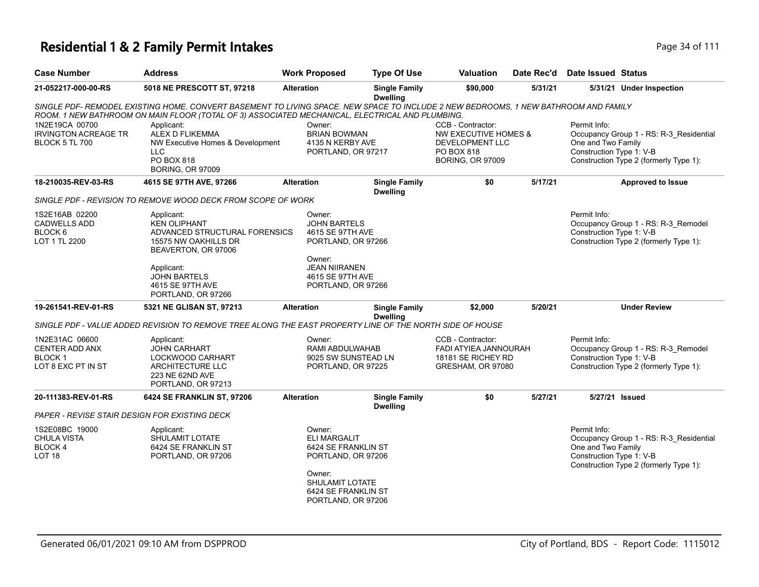# Residential 1 & 2 Family Permit Intakes

| Case Number | Address | Work Proposed | Type Of Use | Valuation | Date Rec'd | Date Issued | Status |
|---|---|---|---|---|---|---|---|
| 21-052217-000-00-RS | 5018 NE PRESCOTT ST, 97218 | Alteration | Single Family Dwelling | $90,000 | 5/31/21 | 5/31/21 | Under Inspection |

*SINGLE PDF- REMODEL EXISTING HOME. CONVERT BASEMENT TO LIVING SPACE. NEW SPACE TO INCLUDE 2 NEW BEDROOMS, 1 NEW BATHROOM AND FAMILY ROOM. 1 NEW BATHROOM ON MAIN FLOOR (TOTAL OF 3) ASSOCIATED MECHANICAL, ELECTRICAL AND PLUMBING.*

1N2E19CA 00700
IRVINGTON ACREAGE TR
BLOCK 5 TL 700

Applicant:
ALEX D FLIKEMMA
NW Executive Homes & Development LLC
PO BOX 818
BORING, OR 97009

Owner:
BRIAN BOWMAN
4135 N KERBY AVE
PORTLAND, OR 97217

CCB - Contractor:
NW EXECUTIVE HOMES & DEVELOPMENT LLC
PO BOX 818
BORING, OR 97009

Permit Info:
Occupancy Group 1 - RS: R-3_Residential One and Two Family
Construction Type 1: V-B
Construction Type 2 (formerly Type 1):

| Case Number | Address | Work Proposed | Type Of Use | Valuation | Date Rec'd | Date Issued | Status |
|---|---|---|---|---|---|---|---|
| 18-210035-REV-03-RS | 4615 SE 97TH AVE, 97266 | Alteration | Single Family Dwelling | $0 | 5/17/21 | | Approved to Issue |

*SINGLE PDF - REVISION TO REMOVE WOOD DECK FROM SCOPE OF WORK*

1S2E16AB 02200
CADWELLS ADD
BLOCK 6
LOT 1 TL 2200

Applicant:
KEN OLIPHANT
ADVANCED STRUCTURAL FORENSICS
15575 NW OAKHILLS DR
BEAVERTON, OR 97006

Applicant:
JOHN BARTELS
4615 SE 97TH AVE
PORTLAND, OR 97266

Owner:
JOHN BARTELS
4615 SE 97TH AVE
PORTLAND, OR 97266

Owner:
JEAN NIIRANEN
4615 SE 97TH AVE
PORTLAND, OR 97266

Permit Info:
Occupancy Group 1 - RS: R-3_Remodel
Construction Type 1: V-B
Construction Type 2 (formerly Type 1):

| Case Number | Address | Work Proposed | Type Of Use | Valuation | Date Rec'd | Date Issued | Status |
|---|---|---|---|---|---|---|---|
| 19-261541-REV-01-RS | 5321 NE GLISAN ST, 97213 | Alteration | Single Family Dwelling | $2,000 | 5/20/21 | | Under Review |

*SINGLE PDF - VALUE ADDED REVISION TO REMOVE TREE ALONG THE EAST PROPERTY LINE OF THE NORTH SIDE OF HOUSE*

1N2E31AC 06600
CENTER ADD ANX
BLOCK 1
LOT 8 EXC PT IN ST

Applicant:
JOHN CARHART
LOCKWOOD CARHART ARCHITECTURE LLC
223 NE 62ND AVE
PORTLAND, OR 97213

Owner:
RAMI ABDULWAHAB
9025 SW SUNSTEAD LN
PORTLAND, OR 97225

CCB - Contractor:
FADI ATYIEA JANNOURAH
18181 SE RICHEY RD
GRESHAM, OR 97080

Permit Info:
Occupancy Group 1 - RS: R-3_Remodel
Construction Type 1: V-B
Construction Type 2 (formerly Type 1):

| Case Number | Address | Work Proposed | Type Of Use | Valuation | Date Rec'd | Date Issued | Status |
|---|---|---|---|---|---|---|---|
| 20-111383-REV-01-RS | 6424 SE FRANKLIN ST, 97206 | Alteration | Single Family Dwelling | $0 | 5/27/21 | 5/27/21 | Issued |

*PAPER - REVISE STAIR DESIGN FOR EXISTING DECK*

1S2E08BC 19000
CHULA VISTA
BLOCK 4
LOT 18

Applicant:
SHULAMIT LOTATE
6424 SE FRANKLIN ST
PORTLAND, OR 97206

Owner:
ELI MARGALIT
6424 SE FRANKLIN ST
PORTLAND, OR 97206

Owner:
SHULAMIT LOTATE
6424 SE FRANKLIN ST
PORTLAND, OR 97206

Permit Info:
Occupancy Group 1 - RS: R-3_Residential One and Two Family
Construction Type 1: V-B
Construction Type 2 (formerly Type 1):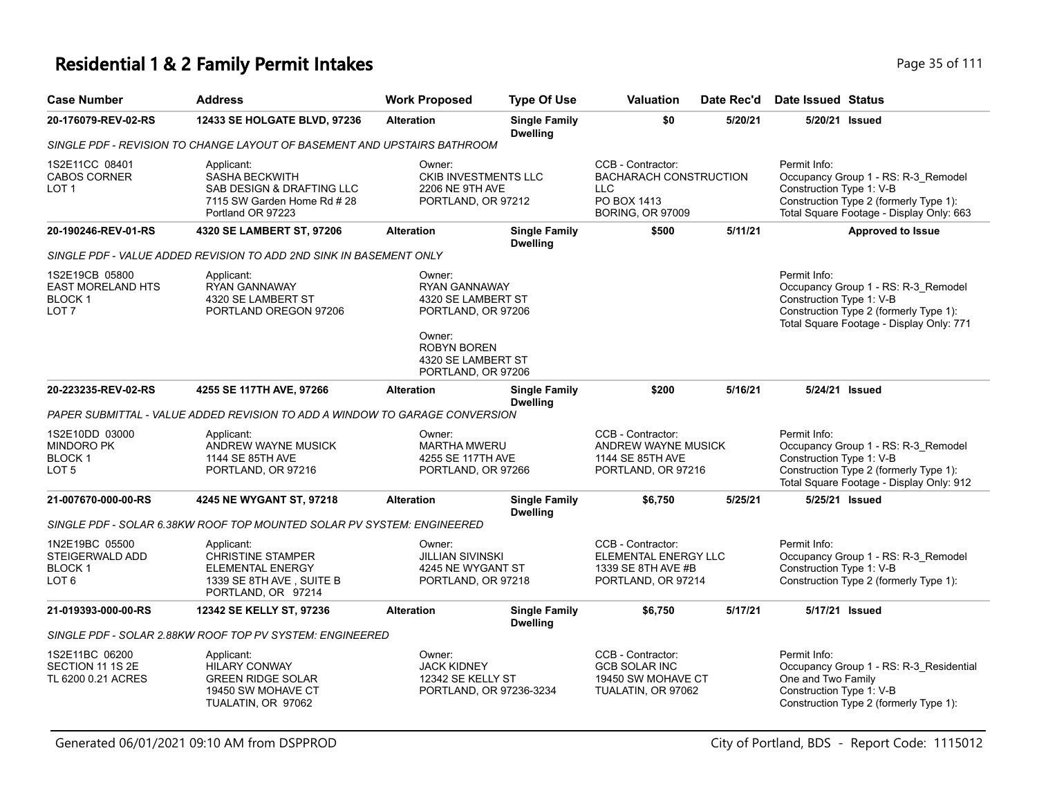# Residential 1 & 2 Family Permit Intakes

| Case Number | Address | Work Proposed | Type Of Use | Valuation | Date Rec'd | Date Issued | Status |
|---|---|---|---|---|---|---|---|
| 20-176079-REV-02-RS | 12433 SE HOLGATE BLVD, 97236 | Alteration | Single Family Dwelling | $0 | 5/20/21 | 5/20/21 | Issued |

*SINGLE PDF - REVISION TO CHANGE LAYOUT OF BASEMENT AND UPSTAIRS BATHROOM*

1S2E11CC 08401
CABOS CORNER
LOT 1

Applicant:
SASHA BECKWITH
SAB DESIGN & DRAFTING LLC
7115 SW Garden Home Rd # 28
Portland OR 97223

Owner:
CKIB INVESTMENTS LLC
2206 NE 9TH AVE
PORTLAND, OR 97212

CCB - Contractor:
BACHARACH CONSTRUCTION LLC
PO BOX 1413
BORING, OR 97009

Permit Info:
Occupancy Group 1 - RS: R-3_Remodel
Construction Type 1: V-B
Construction Type 2 (formerly Type 1):
Total Square Footage - Display Only: 663

| Case Number | Address | Work Proposed | Type Of Use | Valuation | Date Rec'd | Date Issued | Status |
|---|---|---|---|---|---|---|---|
| 20-190246-REV-01-RS | 4320 SE LAMBERT ST, 97206 | Alteration | Single Family Dwelling | $500 | 5/11/21 | | Approved to Issue |

*SINGLE PDF - VALUE ADDED REVISION TO ADD 2ND SINK IN BASEMENT ONLY*

1S2E19CB 05800
EAST MORELAND HTS
BLOCK 1
LOT 7

Applicant:
RYAN GANNAWAY
4320 SE LAMBERT ST
PORTLAND OREGON 97206

Owner:
RYAN GANNAWAY
4320 SE LAMBERT ST
PORTLAND, OR 97206

Owner:
ROBYN BOREN
4320 SE LAMBERT ST
PORTLAND, OR 97206

Permit Info:
Occupancy Group 1 - RS: R-3_Remodel
Construction Type 1: V-B
Construction Type 2 (formerly Type 1):
Total Square Footage - Display Only: 771

| Case Number | Address | Work Proposed | Type Of Use | Valuation | Date Rec'd | Date Issued | Status |
|---|---|---|---|---|---|---|---|
| 20-223235-REV-02-RS | 4255 SE 117TH AVE, 97266 | Alteration | Single Family Dwelling | $200 | 5/16/21 | 5/24/21 | Issued |

*PAPER SUBMITTAL - VALUE ADDED REVISION TO ADD A WINDOW TO GARAGE CONVERSION*

1S2E10DD 03000
MINDORO PK
BLOCK 1
LOT 5

Applicant:
ANDREW WAYNE MUSICK
1144 SE 85TH AVE
PORTLAND, OR 97216

Owner:
MARTHA MWERU
4255 SE 117TH AVE
PORTLAND, OR 97266

CCB - Contractor:
ANDREW WAYNE MUSICK
1144 SE 85TH AVE
PORTLAND, OR 97216

Permit Info:
Occupancy Group 1 - RS: R-3_Remodel
Construction Type 1: V-B
Construction Type 2 (formerly Type 1):
Total Square Footage - Display Only: 912

| Case Number | Address | Work Proposed | Type Of Use | Valuation | Date Rec'd | Date Issued | Status |
|---|---|---|---|---|---|---|---|
| 21-007670-000-00-RS | 4245 NE WYGANT ST, 97218 | Alteration | Single Family Dwelling | $6,750 | 5/25/21 | 5/25/21 | Issued |

*SINGLE PDF - SOLAR 6.38KW ROOF TOP MOUNTED SOLAR PV SYSTEM: ENGINEERED*

1N2E19BC 05500
STEIGERWALD ADD
BLOCK 1
LOT 6

Applicant:
CHRISTINE STAMPER
ELEMENTAL ENERGY
1339 SE 8TH AVE , SUITE B
PORTLAND, OR 97214

Owner:
JILLIAN SIVINSKI
4245 NE WYGANT ST
PORTLAND, OR 97218

CCB - Contractor:
ELEMENTAL ENERGY LLC
1339 SE 8TH AVE #B
PORTLAND, OR 97214

Permit Info:
Occupancy Group 1 - RS: R-3_Remodel
Construction Type 1: V-B
Construction Type 2 (formerly Type 1):

| Case Number | Address | Work Proposed | Type Of Use | Valuation | Date Rec'd | Date Issued | Status |
|---|---|---|---|---|---|---|---|
| 21-019393-000-00-RS | 12342 SE KELLY ST, 97236 | Alteration | Single Family Dwelling | $6,750 | 5/17/21 | 5/17/21 | Issued |

*SINGLE PDF - SOLAR 2.88KW ROOF TOP PV SYSTEM: ENGINEERED*

1S2E11BC 06200
SECTION 11 1S 2E
TL 6200 0.21 ACRES

Applicant:
HILARY CONWAY
GREEN RIDGE SOLAR
19450 SW MOHAVE CT
TUALATIN, OR 97062

Owner:
JACK KIDNEY
12342 SE KELLY ST
PORTLAND, OR 97236-3234

CCB - Contractor:
GCB SOLAR INC
19450 SW MOHAVE CT
TUALATIN, OR 97062

Permit Info:
Occupancy Group 1 - RS: R-3_Residential One and Two Family
Construction Type 1: V-B
Construction Type 2 (formerly Type 1):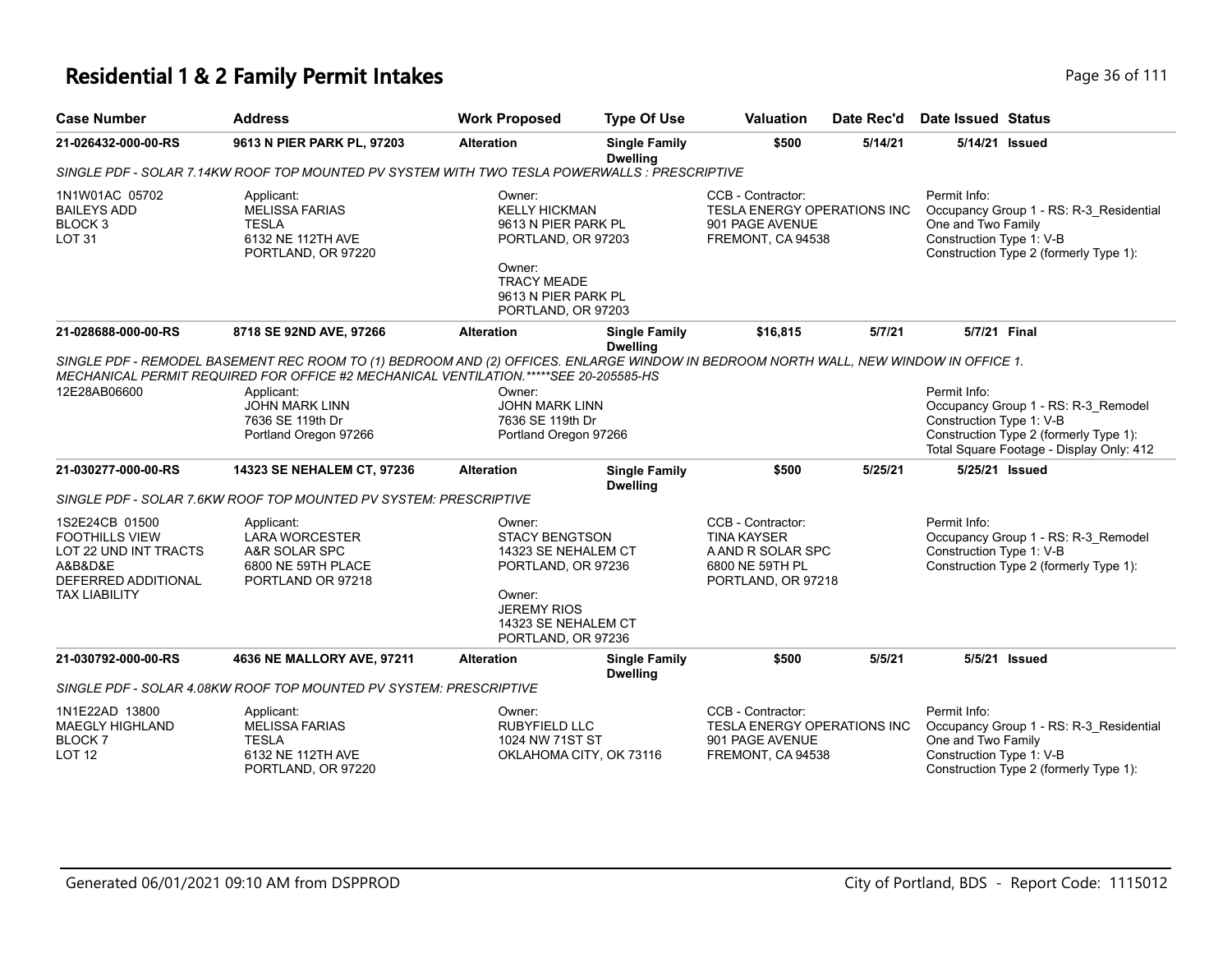# Residential 1 & 2 Family Permit Intakes

| Case Number | Address | Work Proposed | Type Of Use | Valuation | Date Rec'd | Date Issued | Status |
|---|---|---|---|---|---|---|---|
| 21-026432-000-00-RS | 9613 N PIER PARK PL, 97203 | Alteration | Single Family Dwelling | $500 | 5/14/21 | 5/14/21 | Issued |

SINGLE PDF - SOLAR 7.14KW ROOF TOP MOUNTED PV SYSTEM WITH TWO TESLA POWERWALLS : PRESCRIPTIVE

1N1W01AC 05702
BAILEYS ADD
BLOCK 3
LOT 31

Applicant:
MELISSA FARIAS
TESLA
6132 NE 112TH AVE
PORTLAND, OR 97220

Owner:
KELLY HICKMAN
9613 N PIER PARK PL
PORTLAND, OR 97203

Owner:
TRACY MEADE
9613 N PIER PARK PL
PORTLAND, OR 97203

CCB - Contractor:
TESLA ENERGY OPERATIONS INC
901 PAGE AVENUE
FREMONT, CA 94538

Permit Info:
Occupancy Group 1 - RS: R-3_Residential One and Two Family
Construction Type 1: V-B
Construction Type 2 (formerly Type 1):

| Case Number | Address | Work Proposed | Type Of Use | Valuation | Date Rec'd | Date Issued | Status |
|---|---|---|---|---|---|---|---|
| 21-028688-000-00-RS | 8718 SE 92ND AVE, 97266 | Alteration | Single Family Dwelling | $16,815 | 5/7/21 | 5/7/21 | Final |

SINGLE PDF - REMODEL BASEMENT REC ROOM TO (1) BEDROOM AND (2) OFFICES. ENLARGE WINDOW IN BEDROOM NORTH WALL, NEW WINDOW IN OFFICE 1. MECHANICAL PERMIT REQUIRED FOR OFFICE #2 MECHANICAL VENTILATION.*****SEE 20-205585-HS

12E28AB06600

Applicant:
JOHN MARK LINN
7636 SE 119th Dr
Portland Oregon 97266

Owner:
JOHN MARK LINN
7636 SE 119th Dr
Portland Oregon 97266

Permit Info:
Occupancy Group 1 - RS: R-3_Remodel
Construction Type 1: V-B
Construction Type 2 (formerly Type 1):
Total Square Footage - Display Only: 412

| Case Number | Address | Work Proposed | Type Of Use | Valuation | Date Rec'd | Date Issued | Status |
|---|---|---|---|---|---|---|---|
| 21-030277-000-00-RS | 14323 SE NEHALEM CT, 97236 | Alteration | Single Family Dwelling | $500 | 5/25/21 | 5/25/21 | Issued |

SINGLE PDF - SOLAR 7.6KW ROOF TOP MOUNTED PV SYSTEM: PRESCRIPTIVE

1S2E24CB 01500
FOOTHILLS VIEW
LOT 22 UND INT TRACTS A&B&D&E
DEFERRED ADDITIONAL TAX LIABILITY

Applicant:
LARA WORCESTER
A&R SOLAR SPC
6800 NE 59TH PLACE
PORTLAND OR 97218

Owner:
STACY BENGTSON
14323 SE NEHALEM CT
PORTLAND, OR 97236

Owner:
JEREMY RIOS
14323 SE NEHALEM CT
PORTLAND, OR 97236

CCB - Contractor:
TINA KAYSER
A AND R SOLAR SPC
6800 NE 59TH PL
PORTLAND, OR 97218

Permit Info:
Occupancy Group 1 - RS: R-3_Remodel
Construction Type 1: V-B
Construction Type 2 (formerly Type 1):

| Case Number | Address | Work Proposed | Type Of Use | Valuation | Date Rec'd | Date Issued | Status |
|---|---|---|---|---|---|---|---|
| 21-030792-000-00-RS | 4636 NE MALLORY AVE, 97211 | Alteration | Single Family Dwelling | $500 | 5/5/21 | 5/5/21 | Issued |

SINGLE PDF - SOLAR 4.08KW ROOF TOP MOUNTED PV SYSTEM: PRESCRIPTIVE

1N1E22AD 13800
MAEGLY HIGHLAND
BLOCK 7
LOT 12

Applicant:
MELISSA FARIAS
TESLA
6132 NE 112TH AVE
PORTLAND, OR 97220

Owner:
RUBYFIELD LLC
1024 NW 71ST ST
OKLAHOMA CITY, OK 73116

CCB - Contractor:
TESLA ENERGY OPERATIONS INC
901 PAGE AVENUE
FREMONT, CA 94538

Permit Info:
Occupancy Group 1 - RS: R-3_Residential One and Two Family
Construction Type 1: V-B
Construction Type 2 (formerly Type 1):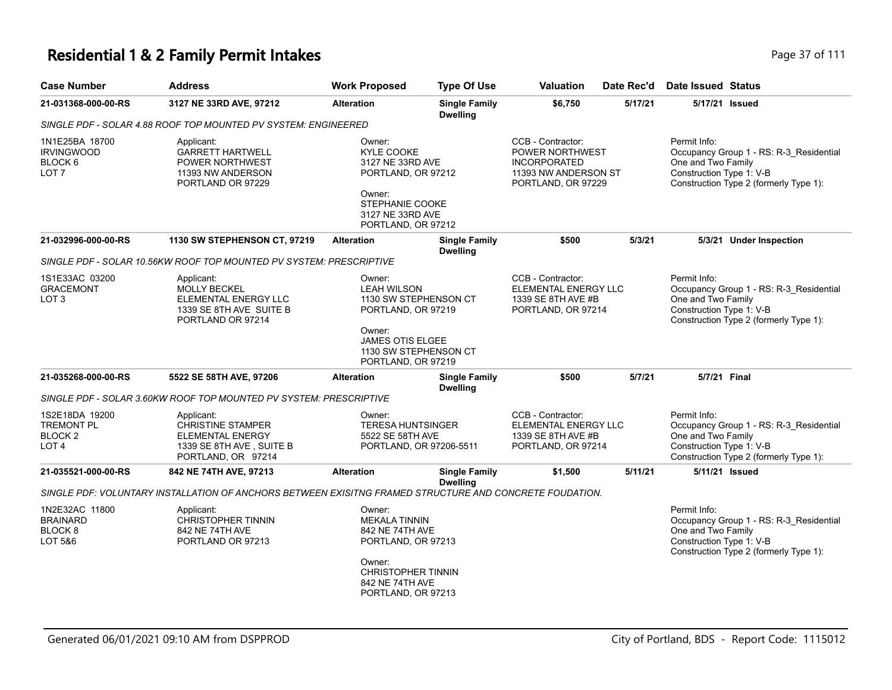# Residential 1 & 2 Family Permit Intakes

| Case Number | Address | Work Proposed | Type Of Use | Valuation | Date Rec'd | Date Issued | Status |
|---|---|---|---|---|---|---|---|
| 21-031368-000-00-RS | 3127 NE 33RD AVE, 97212 | Alteration | Single Family Dwelling | $6,750 | 5/17/21 | 5/17/21 | Issued |

*SINGLE PDF - SOLAR 4.88 ROOF TOP MOUNTED PV SYSTEM: ENGINEERED*

1N1E25BA 18700
IRVINGWOOD
BLOCK 6
LOT 7

Applicant:
GARRETT HARTWELL
POWER NORTHWEST
11393 NW ANDERSON
PORTLAND OR 97229

Owner:
KYLE COOKE
3127 NE 33RD AVE
PORTLAND, OR 97212

Owner:
STEPHANIE COOKE
3127 NE 33RD AVE
PORTLAND, OR 97212

CCB - Contractor:
POWER NORTHWEST
INCORPORATED
11393 NW ANDERSON ST
PORTLAND, OR 97229

Permit Info:
Occupancy Group 1 - RS: R-3_Residential One and Two Family
Construction Type 1: V-B
Construction Type 2 (formerly Type 1):

| Case Number | Address | Work Proposed | Type Of Use | Valuation | Date Rec'd | Date Issued | Status |
|---|---|---|---|---|---|---|---|
| 21-032996-000-00-RS | 1130 SW STEPHENSON CT, 97219 | Alteration | Single Family Dwelling | $500 | 5/3/21 | 5/3/21 | Under Inspection |

*SINGLE PDF - SOLAR 10.56KW ROOF TOP MOUNTED PV SYSTEM: PRESCRIPTIVE*

1S1E33AC 03200
GRACEMONT
LOT 3

Applicant:
MOLLY BECKEL
ELEMENTAL ENERGY LLC
1339 SE 8TH AVE SUITE B
PORTLAND OR 97214

Owner:
LEAH WILSON
1130 SW STEPHENSON CT
PORTLAND, OR 97219

Owner:
JAMES OTIS ELGEE
1130 SW STEPHENSON CT
PORTLAND, OR 97219

CCB - Contractor:
ELEMENTAL ENERGY LLC
1339 SE 8TH AVE #B
PORTLAND, OR 97214

Permit Info:
Occupancy Group 1 - RS: R-3_Residential One and Two Family
Construction Type 1: V-B
Construction Type 2 (formerly Type 1):

| Case Number | Address | Work Proposed | Type Of Use | Valuation | Date Rec'd | Date Issued | Status |
|---|---|---|---|---|---|---|---|
| 21-035268-000-00-RS | 5522 SE 58TH AVE, 97206 | Alteration | Single Family Dwelling | $500 | 5/7/21 | 5/7/21 | Final |

*SINGLE PDF - SOLAR 3.60KW ROOF TOP MOUNTED PV SYSTEM: PRESCRIPTIVE*

1S2E18DA 19200
TREMONT PL
BLOCK 2
LOT 4

Applicant:
CHRISTINE STAMPER
ELEMENTAL ENERGY
1339 SE 8TH AVE , SUITE B
PORTLAND, OR 97214

Owner:
TERESA HUNTSINGER
5522 SE 58TH AVE
PORTLAND, OR 97206-5511

CCB - Contractor:
ELEMENTAL ENERGY LLC
1339 SE 8TH AVE #B
PORTLAND, OR 97214

Permit Info:
Occupancy Group 1 - RS: R-3_Residential One and Two Family
Construction Type 1: V-B
Construction Type 2 (formerly Type 1):

| Case Number | Address | Work Proposed | Type Of Use | Valuation | Date Rec'd | Date Issued | Status |
|---|---|---|---|---|---|---|---|
| 21-035521-000-00-RS | 842 NE 74TH AVE, 97213 | Alteration | Single Family Dwelling | $1,500 | 5/11/21 | 5/11/21 | Issued |

*SINGLE PDF: VOLUNTARY INSTALLATION OF ANCHORS BETWEEN EXISITNG FRAMED STRUCTURE AND CONCRETE FOUDATION.*

1N2E32AC 11800
BRAINARD
BLOCK 8
LOT 5&6

Applicant:
CHRISTOPHER TINNIN
842 NE 74TH AVE
PORTLAND OR 97213

Owner:
MEKALA TINNIN
842 NE 74TH AVE
PORTLAND, OR 97213

Owner:
CHRISTOPHER TINNIN
842 NE 74TH AVE
PORTLAND, OR 97213

Permit Info:
Occupancy Group 1 - RS: R-3_Residential One and Two Family
Construction Type 1: V-B
Construction Type 2 (formerly Type 1):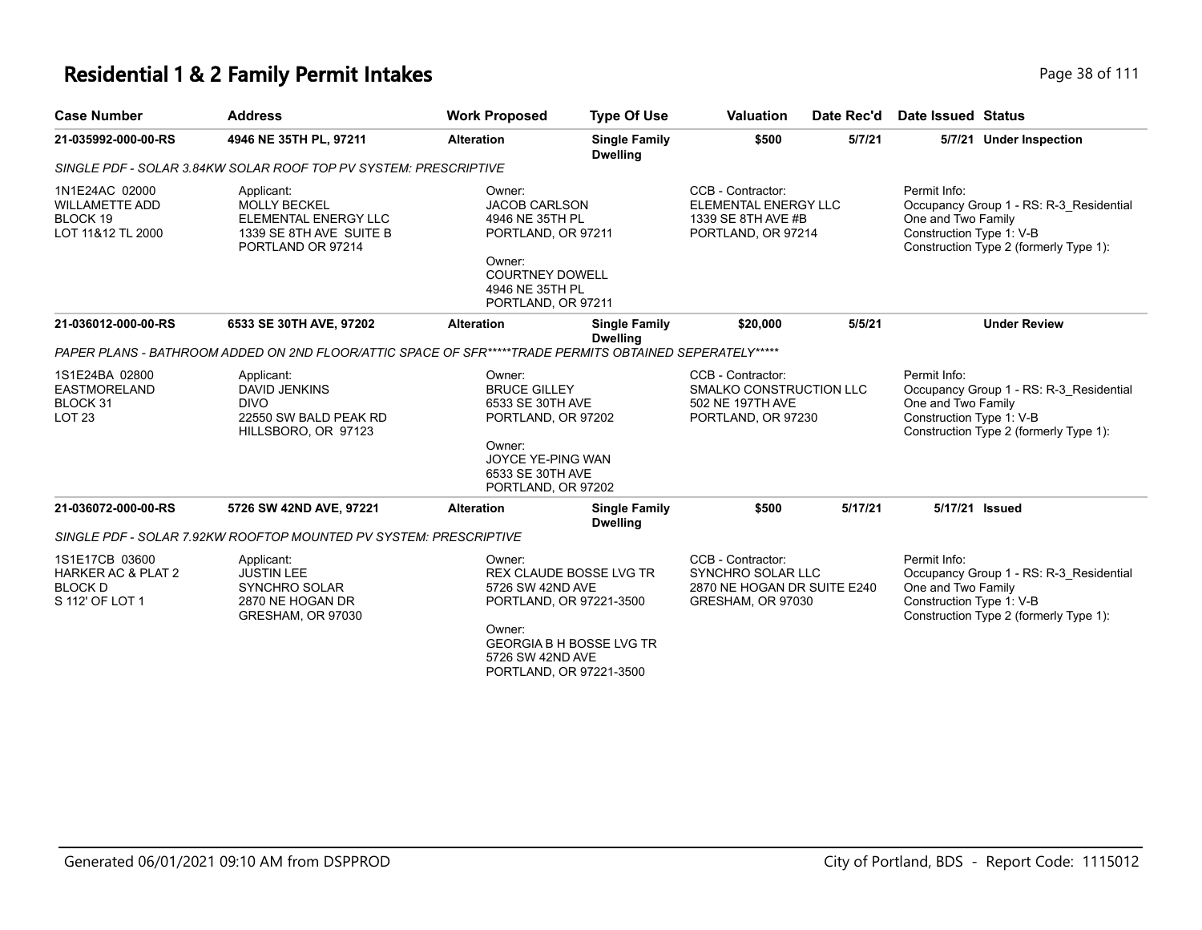# Residential 1 & 2 Family Permit Intakes

| Case Number | Address | Work Proposed | Type Of Use | Valuation | Date Rec'd | Date Issued | Status |
|---|---|---|---|---|---|---|---|
| 21-035992-000-00-RS | 4946 NE 35TH PL, 97211 | Alteration | Single Family Dwelling | $500 | 5/7/21 | 5/7/21 | Under Inspection |

*SINGLE PDF - SOLAR 3.84KW SOLAR ROOF TOP PV SYSTEM: PRESCRIPTIVE*

| | | | | |
|---|---|---|---|---|
| 1N1E24AC 02000<br>WILLAMETTE ADD<br>BLOCK 19<br>LOT 11&12 TL 2000 | Applicant:<br>MOLLY BECKEL<br>ELEMENTAL ENERGY LLC<br>1339 SE 8TH AVE SUITE B<br>PORTLAND OR 97214 | Owner:<br>JACOB CARLSON<br>4946 NE 35TH PL<br>PORTLAND, OR 97211<br>Owner:<br>COURTNEY DOWELL<br>4946 NE 35TH PL<br>PORTLAND, OR 97211 | CCB - Contractor:<br>ELEMENTAL ENERGY LLC<br>1339 SE 8TH AVE #B<br>PORTLAND, OR 97214 | Permit Info:<br>Occupancy Group 1 - RS: R-3_Residential One and Two Family<br>Construction Type 1: V-B<br>Construction Type 2 (formerly Type 1): |

| Case Number | Address | Work Proposed | Type Of Use | Valuation | Date Rec'd | Date Issued | Status |
|---|---|---|---|---|---|---|---|
| 21-036012-000-00-RS | 6533 SE 30TH AVE, 97202 | Alteration | Single Family Dwelling | $20,000 | 5/5/21 | | Under Review |

*PAPER PLANS - BATHROOM ADDED ON 2ND FLOOR/ATTIC SPACE OF SFR*****TRADE PERMITS OBTAINED SEPERATELY******

| | | | | |
|---|---|---|---|---|
| 1S1E24BA 02800<br>EASTMORELAND<br>BLOCK 31<br>LOT 23 | Applicant:<br>DAVID JENKINS<br>DIVO<br>22550 SW BALD PEAK RD<br>HILLSBORO, OR 97123 | Owner:<br>BRUCE GILLEY<br>6533 SE 30TH AVE<br>PORTLAND, OR 97202<br>Owner:<br>JOYCE YE-PING WAN<br>6533 SE 30TH AVE<br>PORTLAND, OR 97202 | CCB - Contractor:<br>SMALKO CONSTRUCTION LLC<br>502 NE 197TH AVE<br>PORTLAND, OR 97230 | Permit Info:<br>Occupancy Group 1 - RS: R-3_Residential One and Two Family<br>Construction Type 1: V-B<br>Construction Type 2 (formerly Type 1): |

| Case Number | Address | Work Proposed | Type Of Use | Valuation | Date Rec'd | Date Issued | Status |
|---|---|---|---|---|---|---|---|
| 21-036072-000-00-RS | 5726 SW 42ND AVE, 97221 | Alteration | Single Family Dwelling | $500 | 5/17/21 | 5/17/21 | Issued |

*SINGLE PDF - SOLAR 7.92KW ROOFTOP MOUNTED PV SYSTEM: PRESCRIPTIVE*

| | | | | |
|---|---|---|---|---|
| 1S1E17CB 03600<br>HARKER AC & PLAT 2<br>BLOCK D<br>S 112' OF LOT 1 | Applicant:<br>JUSTIN LEE<br>SYNCHRO SOLAR<br>2870 NE HOGAN DR<br>GRESHAM, OR 97030 | Owner:<br>REX CLAUDE BOSSE LVG TR<br>5726 SW 42ND AVE<br>PORTLAND, OR 97221-3500<br>Owner:<br>GEORGIA B H BOSSE LVG TR<br>5726 SW 42ND AVE<br>PORTLAND, OR 97221-3500 | CCB - Contractor:<br>SYNCHRO SOLAR LLC<br>2870 NE HOGAN DR SUITE E240<br>GRESHAM, OR 97030 | Permit Info:<br>Occupancy Group 1 - RS: R-3_Residential One and Two Family<br>Construction Type 1: V-B<br>Construction Type 2 (formerly Type 1): |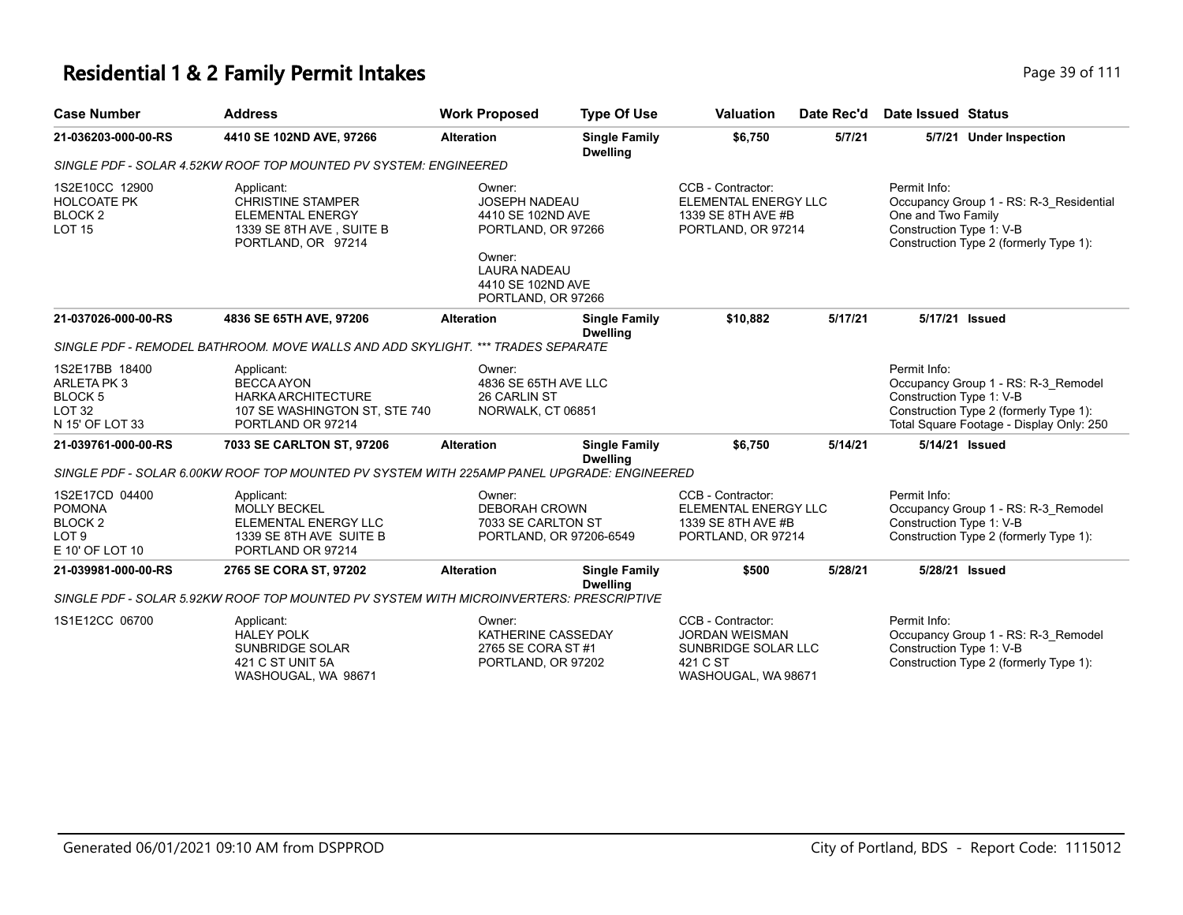# Residential 1 & 2 Family Permit Intakes

| Case Number | Address | Work Proposed | Type Of Use | Valuation | Date Rec'd | Date Issued | Status |
|---|---|---|---|---|---|---|---|
| 21-036203-000-00-RS | 4410 SE 102ND AVE, 97266 | Alteration | Single Family Dwelling | $6,750 | 5/7/21 | 5/7/21 | Under Inspection |

*SINGLE PDF - SOLAR 4.52KW ROOF TOP MOUNTED PV SYSTEM: ENGINEERED*

1S2E10CC 12900
HOLCOATE PK
BLOCK 2
LOT 15

Applicant:
CHRISTINE STAMPER
ELEMENTAL ENERGY
1339 SE 8TH AVE , SUITE B
PORTLAND, OR 97214

Owner:
JOSEPH NADEAU
4410 SE 102ND AVE
PORTLAND, OR 97266

Owner:
LAURA NADEAU
4410 SE 102ND AVE
PORTLAND, OR 97266

CCB - Contractor:
ELEMENTAL ENERGY LLC
1339 SE 8TH AVE #B
PORTLAND, OR 97214

Permit Info:
Occupancy Group 1 - RS: R-3_Residential One and Two Family
Construction Type 1: V-B
Construction Type 2 (formerly Type 1):

| Case Number | Address | Work Proposed | Type Of Use | Valuation | Date Rec'd | Date Issued | Status |
|---|---|---|---|---|---|---|---|
| 21-037026-000-00-RS | 4836 SE 65TH AVE, 97206 | Alteration | Single Family Dwelling | $10,882 | 5/17/21 | 5/17/21 | Issued |

*SINGLE PDF - REMODEL BATHROOM. MOVE WALLS AND ADD SKYLIGHT. *** TRADES SEPARATE*

1S2E17BB 18400
ARLETA PK 3
BLOCK 5
LOT 32
N 15' OF LOT 33

Applicant:
BECCA AYON
HARKA ARCHITECTURE
107 SE WASHINGTON ST, STE 740
PORTLAND OR 97214

Owner:
4836 SE 65TH AVE LLC
26 CARLIN ST
NORWALK, CT 06851

Permit Info:
Occupancy Group 1 - RS: R-3_Remodel
Construction Type 1: V-B
Construction Type 2 (formerly Type 1):
Total Square Footage - Display Only: 250

| Case Number | Address | Work Proposed | Type Of Use | Valuation | Date Rec'd | Date Issued | Status |
|---|---|---|---|---|---|---|---|
| 21-039761-000-00-RS | 7033 SE CARLTON ST, 97206 | Alteration | Single Family Dwelling | $6,750 | 5/14/21 | 5/14/21 | Issued |

*SINGLE PDF - SOLAR 6.00KW ROOF TOP MOUNTED PV SYSTEM WITH 225AMP PANEL UPGRADE: ENGINEERED*

1S2E17CD 04400
POMONA
BLOCK 2
LOT 9
E 10' OF LOT 10

Applicant:
MOLLY BECKEL
ELEMENTAL ENERGY LLC
1339 SE 8TH AVE SUITE B
PORTLAND OR 97214

Owner:
DEBORAH CROWN
7033 SE CARLTON ST
PORTLAND, OR 97206-6549

CCB - Contractor:
ELEMENTAL ENERGY LLC
1339 SE 8TH AVE #B
PORTLAND, OR 97214

Permit Info:
Occupancy Group 1 - RS: R-3_Remodel
Construction Type 1: V-B
Construction Type 2 (formerly Type 1):

| Case Number | Address | Work Proposed | Type Of Use | Valuation | Date Rec'd | Date Issued | Status |
|---|---|---|---|---|---|---|---|
| 21-039981-000-00-RS | 2765 SE CORA ST, 97202 | Alteration | Single Family Dwelling | $500 | 5/28/21 | 5/28/21 | Issued |

*SINGLE PDF - SOLAR 5.92KW ROOF TOP MOUNTED PV SYSTEM WITH MICROINVERTERS: PRESCRIPTIVE*

1S1E12CC 06700

Applicant:
HALEY POLK
SUNBRIDGE SOLAR
421 C ST UNIT 5A
WASHOUGAL, WA 98671

Owner:
KATHERINE CASSEDAY
2765 SE CORA ST #1
PORTLAND, OR 97202

CCB - Contractor:
JORDAN WEISMAN
SUNBRIDGE SOLAR LLC
421 C ST
WASHOUGAL, WA 98671

Permit Info:
Occupancy Group 1 - RS: R-3_Remodel
Construction Type 1: V-B
Construction Type 2 (formerly Type 1):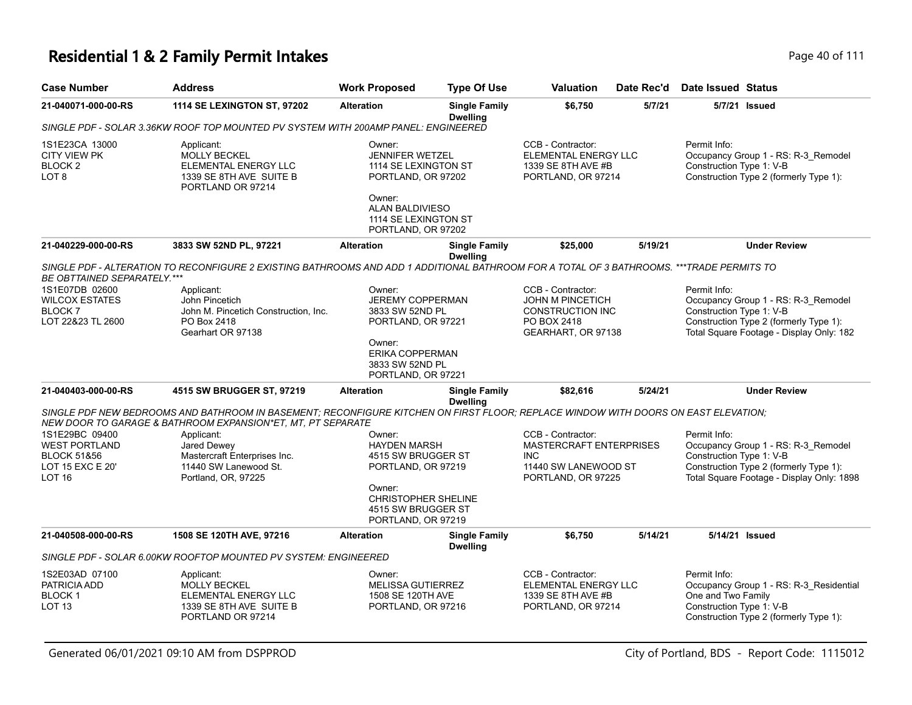# Residential 1 & 2 Family Permit Intakes

| Case Number | Address | Work Proposed | Type Of Use | Valuation | Date Rec'd | Date Issued | Status |
|---|---|---|---|---|---|---|---|
| 21-040071-000-00-RS | 1114 SE LEXINGTON ST, 97202 | Alteration | Single Family Dwelling | $6,750 | 5/7/21 | 5/7/21 | Issued |

*SINGLE PDF - SOLAR 3.36KW ROOF TOP MOUNTED PV SYSTEM WITH 200AMP PANEL: ENGINEERED*

1S1E23CA 13000
CITY VIEW PK
BLOCK 2
LOT 8

Applicant:
MOLLY BECKEL
ELEMENTAL ENERGY LLC
1339 SE 8TH AVE SUITE B
PORTLAND OR 97214

Owner:
JENNIFER WETZEL
1114 SE LEXINGTON ST
PORTLAND, OR 97202

Owner:
ALAN BALDIVIESO
1114 SE LEXINGTON ST
PORTLAND, OR 97202

CCB - Contractor:
ELEMENTAL ENERGY LLC
1339 SE 8TH AVE #B
PORTLAND, OR 97214

Permit Info:
Occupancy Group 1 - RS: R-3_Remodel
Construction Type 1: V-B
Construction Type 2 (formerly Type 1):

---

| Case Number | Address | Work Proposed | Type Of Use | Valuation | Date Rec'd | Date Issued | Status |
|---|---|---|---|---|---|---|---|
| 21-040229-000-00-RS | 3833 SW 52ND PL, 97221 | Alteration | Single Family Dwelling | $25,000 | 5/19/21 | | Under Review |

*SINGLE PDF - ALTERATION TO RECONFIGURE 2 EXISTING BATHROOMS AND ADD 1 ADDITIONAL BATHROOM FOR A TOTAL OF 3 BATHROOMS. ***TRADE PERMITS TO BE OBTTAINED SEPARATELY.****

1S1E07DB 02600
WILCOX ESTATES
BLOCK 7
LOT 22&23 TL 2600

Applicant:
John Pincetich
John M. Pincetich Construction, Inc.
PO Box 2418
Gearhart OR 97138

Owner:
JEREMY COPPERMAN
3833 SW 52ND PL
PORTLAND, OR 97221

Owner:
ERIKA COPPERMAN
3833 SW 52ND PL
PORTLAND, OR 97221

CCB - Contractor:
JOHN M PINCETICH
CONSTRUCTION INC
PO BOX 2418
GEARHART, OR 97138

Permit Info:
Occupancy Group 1 - RS: R-3_Remodel
Construction Type 1: V-B
Construction Type 2 (formerly Type 1):
Total Square Footage - Display Only: 182

---

| Case Number | Address | Work Proposed | Type Of Use | Valuation | Date Rec'd | Date Issued | Status |
|---|---|---|---|---|---|---|---|
| 21-040403-000-00-RS | 4515 SW BRUGGER ST, 97219 | Alteration | Single Family Dwelling | $82,616 | 5/24/21 | | Under Review |

*SINGLE PDF NEW BEDROOMS AND BATHROOM IN BASEMENT; RECONFIGURE KITCHEN ON FIRST FLOOR; REPLACE WINDOW WITH DOORS ON EAST ELEVATION; NEW DOOR TO GARAGE & BATHROOM EXPANSION*ET, MT, PT SEPARATE*

1S1E29BC 09400
WEST PORTLAND
BLOCK 51&56
LOT 15 EXC E 20'
LOT 16

Applicant:
Jared Dewey
Mastercraft Enterprises Inc.
11440 SW Lanewood St.
Portland, OR, 97225

Owner:
HAYDEN MARSH
4515 SW BRUGGER ST
PORTLAND, OR 97219

Owner:
CHRISTOPHER SHELINE
4515 SW BRUGGER ST
PORTLAND, OR 97219

CCB - Contractor:
MASTERCRAFT ENTERPRISES INC
11440 SW LANEWOOD ST
PORTLAND, OR 97225

Permit Info:
Occupancy Group 1 - RS: R-3_Remodel
Construction Type 1: V-B
Construction Type 2 (formerly Type 1):
Total Square Footage - Display Only: 1898

---

| Case Number | Address | Work Proposed | Type Of Use | Valuation | Date Rec'd | Date Issued | Status |
|---|---|---|---|---|---|---|---|
| 21-040508-000-00-RS | 1508 SE 120TH AVE, 97216 | Alteration | Single Family Dwelling | $6,750 | 5/14/21 | 5/14/21 | Issued |

*SINGLE PDF - SOLAR 6.00KW ROOFTOP MOUNTED PV SYSTEM: ENGINEERED*

1S2E03AD 07100
PATRICIA ADD
BLOCK 1
LOT 13

Applicant:
MOLLY BECKEL
ELEMENTAL ENERGY LLC
1339 SE 8TH AVE SUITE B
PORTLAND OR 97214

Owner:
MELISSA GUTIERREZ
1508 SE 120TH AVE
PORTLAND, OR 97216

CCB - Contractor:
ELEMENTAL ENERGY LLC
1339 SE 8TH AVE #B
PORTLAND, OR 97214

Permit Info:
Occupancy Group 1 - RS: R-3_Residential One and Two Family
Construction Type 1: V-B
Construction Type 2 (formerly Type 1):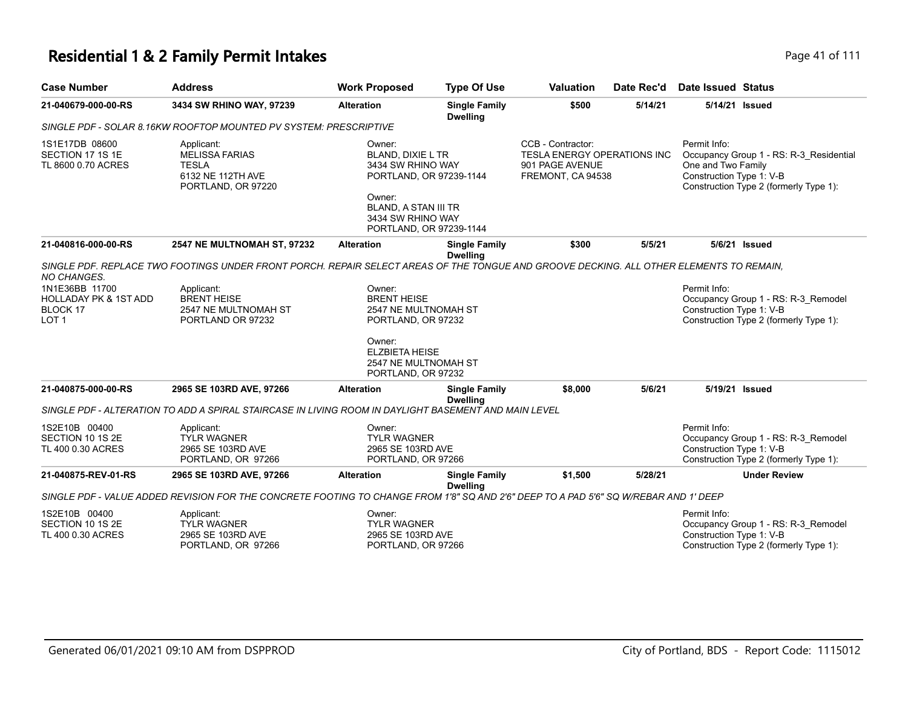# Residential 1 & 2 Family Permit Intakes

| Case Number | Address | Work Proposed | Type Of Use | Valuation | Date Rec'd | Date Issued | Status |
|---|---|---|---|---|---|---|---|
| 21-040679-000-00-RS | 3434 SW RHINO WAY, 97239 | Alteration | Single Family Dwelling | $500 | 5/14/21 | 5/14/21 | Issued |

*SINGLE PDF - SOLAR 8.16KW ROOFTOP MOUNTED PV SYSTEM: PRESCRIPTIVE*

1S1E17DB 08600
SECTION 17 1S 1E
TL 8600 0.70 ACRES

Applicant:
MELISSA FARIAS
TESLA
6132 NE 112TH AVE
PORTLAND, OR 97220

Owner:
BLAND, DIXIE L TR
3434 SW RHINO WAY
PORTLAND, OR 97239-1144

Owner:
BLAND, A STAN III TR
3434 SW RHINO WAY
PORTLAND, OR 97239-1144

CCB - Contractor:
TESLA ENERGY OPERATIONS INC
901 PAGE AVENUE
FREMONT, CA 94538

Permit Info:
Occupancy Group 1 - RS: R-3_Residential One and Two Family
Construction Type 1: V-B
Construction Type 2 (formerly Type 1):

| Case Number | Address | Work Proposed | Type Of Use | Valuation | Date Rec'd | Date Issued | Status |
|---|---|---|---|---|---|---|---|
| 21-040816-000-00-RS | 2547 NE MULTNOMAH ST, 97232 | Alteration | Single Family Dwelling | $300 | 5/5/21 | 5/6/21 | Issued |

*SINGLE PDF. REPLACE TWO FOOTINGS UNDER FRONT PORCH. REPAIR SELECT AREAS OF THE TONGUE AND GROOVE DECKING. ALL OTHER ELEMENTS TO REMAIN, NO CHANGES.*

1N1E36BB 11700
HOLLADAY PK & 1ST ADD
BLOCK 17
LOT 1

Applicant:
BRENT HEISE
2547 NE MULTNOMAH ST
PORTLAND OR 97232

Owner:
BRENT HEISE
2547 NE MULTNOMAH ST
PORTLAND, OR 97232

Owner:
ELZBIETA HEISE
2547 NE MULTNOMAH ST
PORTLAND, OR 97232

Permit Info:
Occupancy Group 1 - RS: R-3_Remodel
Construction Type 1: V-B
Construction Type 2 (formerly Type 1):

| Case Number | Address | Work Proposed | Type Of Use | Valuation | Date Rec'd | Date Issued | Status |
|---|---|---|---|---|---|---|---|
| 21-040875-000-00-RS | 2965 SE 103RD AVE, 97266 | Alteration | Single Family Dwelling | $8,000 | 5/6/21 | 5/19/21 | Issued |

*SINGLE PDF - ALTERATION TO ADD A SPIRAL STAIRCASE IN LIVING ROOM IN DAYLIGHT BASEMENT AND MAIN LEVEL*

1S2E10B 00400
SECTION 10 1S 2E
TL 400 0.30 ACRES

Applicant:
TYLR WAGNER
2965 SE 103RD AVE
PORTLAND, OR 97266

Owner:
TYLR WAGNER
2965 SE 103RD AVE
PORTLAND, OR 97266

Permit Info:
Occupancy Group 1 - RS: R-3_Remodel
Construction Type 1: V-B
Construction Type 2 (formerly Type 1):

| Case Number | Address | Work Proposed | Type Of Use | Valuation | Date Rec'd | Date Issued | Status |
|---|---|---|---|---|---|---|---|
| 21-040875-REV-01-RS | 2965 SE 103RD AVE, 97266 | Alteration | Single Family Dwelling | $1,500 | 5/28/21 | | Under Review |

*SINGLE PDF - VALUE ADDED REVISION FOR THE CONCRETE FOOTING TO CHANGE FROM 1'8" SQ AND 2'6" DEEP TO A PAD 5'6" SQ W/REBAR AND 1' DEEP*

1S2E10B 00400
SECTION 10 1S 2E
TL 400 0.30 ACRES

Applicant:
TYLR WAGNER
2965 SE 103RD AVE
PORTLAND, OR 97266

Owner:
TYLR WAGNER
2965 SE 103RD AVE
PORTLAND, OR 97266

Permit Info:
Occupancy Group 1 - RS: R-3_Remodel
Construction Type 1: V-B
Construction Type 2 (formerly Type 1):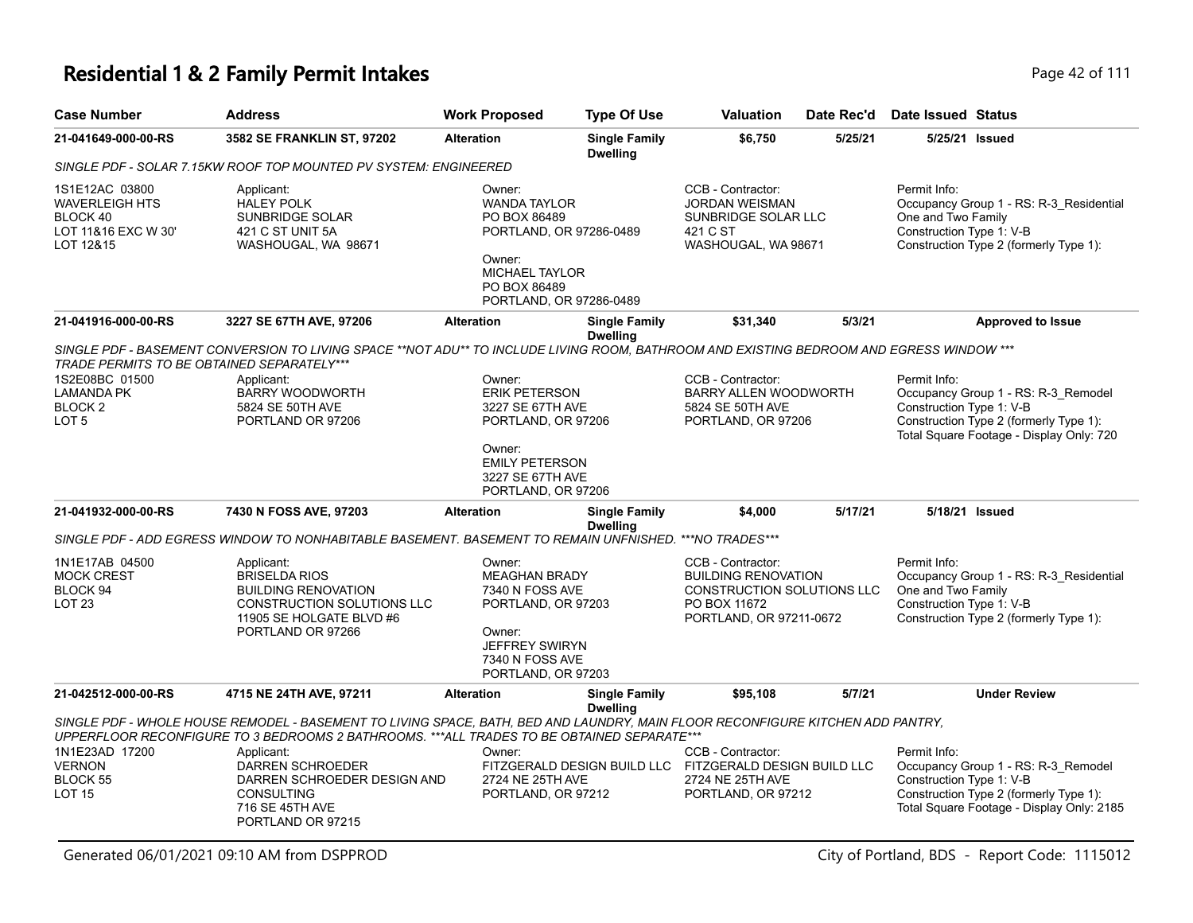# Residential 1 & 2 Family Permit Intakes

| Case Number | Address | Work Proposed | Type Of Use | Valuation | Date Rec'd | Date Issued | Status |
|---|---|---|---|---|---|---|---|
| 21-041649-000-00-RS | 3582 SE FRANKLIN ST, 97202 | Alteration | Single Family Dwelling | $6,750 | 5/25/21 | 5/25/21 | Issued |

*SINGLE PDF - SOLAR 7.15KW ROOF TOP MOUNTED PV SYSTEM: ENGINEERED*

1S1E12AC 03800
WAVERLEIGH HTS
BLOCK 40
LOT 11&16 EXC W 30'
LOT 12&15

Applicant:
HALEY POLK
SUNBRIDGE SOLAR
421 C ST UNIT 5A
WASHOUGAL, WA 98671

Owner:
WANDA TAYLOR
PO BOX 86489
PORTLAND, OR 97286-0489

Owner:
MICHAEL TAYLOR
PO BOX 86489
PORTLAND, OR 97286-0489

CCB - Contractor:
JORDAN WEISMAN
SUNBRIDGE SOLAR LLC
421 C ST
WASHOUGAL, WA 98671

Permit Info:
Occupancy Group 1 - RS: R-3_Residential One and Two Family
Construction Type 1: V-B
Construction Type 2 (formerly Type 1):

| Case Number | Address | Work Proposed | Type Of Use | Valuation | Date Rec'd | Date Issued | Status |
|---|---|---|---|---|---|---|---|
| 21-041916-000-00-RS | 3227 SE 67TH AVE, 97206 | Alteration | Single Family Dwelling | $31,340 | 5/3/21 | | Approved to Issue |

*SINGLE PDF - BASEMENT CONVERSION TO LIVING SPACE **NOT ADU** TO INCLUDE LIVING ROOM, BATHROOM AND EXISTING BEDROOM AND EGRESS WINDOW *** TRADE PERMITS TO BE OBTAINED SEPARATELY****

1S2E08BC 01500
LAMANDA PK
BLOCK 2
LOT 5

Applicant:
BARRY WOODWORTH
5824 SE 50TH AVE
PORTLAND OR 97206

Owner:
ERIK PETERSON
3227 SE 67TH AVE
PORTLAND, OR 97206

Owner:
EMILY PETERSON
3227 SE 67TH AVE
PORTLAND, OR 97206

CCB - Contractor:
BARRY ALLEN WOODWORTH
5824 SE 50TH AVE
PORTLAND, OR 97206

Permit Info:
Occupancy Group 1 - RS: R-3_Remodel
Construction Type 1: V-B
Construction Type 2 (formerly Type 1):
Total Square Footage - Display Only: 720

| Case Number | Address | Work Proposed | Type Of Use | Valuation | Date Rec'd | Date Issued | Status |
|---|---|---|---|---|---|---|---|
| 21-041932-000-00-RS | 7430 N FOSS AVE, 97203 | Alteration | Single Family Dwelling | $4,000 | 5/17/21 | 5/18/21 | Issued |

*SINGLE PDF - ADD EGRESS WINDOW TO NONHABITABLE BASEMENT. BASEMENT TO REMAIN UNFINISHED. ***NO TRADES****

1N1E17AB 04500
MOCK CREST
BLOCK 94
LOT 23

Applicant:
BRISELDA RIOS
BUILDING RENOVATION
CONSTRUCTION SOLUTIONS LLC
11905 SE HOLGATE BLVD #6
PORTLAND OR 97266

Owner:
MEAGHAN BRADY
7340 N FOSS AVE
PORTLAND, OR 97203

Owner:
JEFFREY SWIRYN
7340 N FOSS AVE
PORTLAND, OR 97203

CCB - Contractor:
BUILDING RENOVATION
CONSTRUCTION SOLUTIONS LLC
PO BOX 11672
PORTLAND, OR 97211-0672

Permit Info:
Occupancy Group 1 - RS: R-3_Residential One and Two Family
Construction Type 1: V-B
Construction Type 2 (formerly Type 1):

| Case Number | Address | Work Proposed | Type Of Use | Valuation | Date Rec'd | Date Issued | Status |
|---|---|---|---|---|---|---|---|
| 21-042512-000-00-RS | 4715 NE 24TH AVE, 97211 | Alteration | Single Family Dwelling | $95,108 | 5/7/21 | | Under Review |

*SINGLE PDF - WHOLE HOUSE REMODEL - BASEMENT TO LIVING SPACE, BATH, BED AND LAUNDRY, MAIN FLOOR RECONFIGURE KITCHEN ADD PANTRY, UPPERFLOOR RECONFIGURE TO 3 BEDROOMS 2 BATHROOMS. ***ALL TRADES TO BE OBTAINED SEPARATE****

1N1E23AD 17200
VERNON
BLOCK 55
LOT 15

Applicant:
DARREN SCHROEDER
DARREN SCHROEDER DESIGN AND CONSULTING
716 SE 45TH AVE
PORTLAND OR 97215

Owner:
FITZGERALD DESIGN BUILD LLC
2724 NE 25TH AVE
PORTLAND, OR 97212

CCB - Contractor:
FITZGERALD DESIGN BUILD LLC
2724 NE 25TH AVE
PORTLAND, OR 97212

Permit Info:
Occupancy Group 1 - RS: R-3_Remodel
Construction Type 1: V-B
Construction Type 2 (formerly Type 1):
Total Square Footage - Display Only: 2185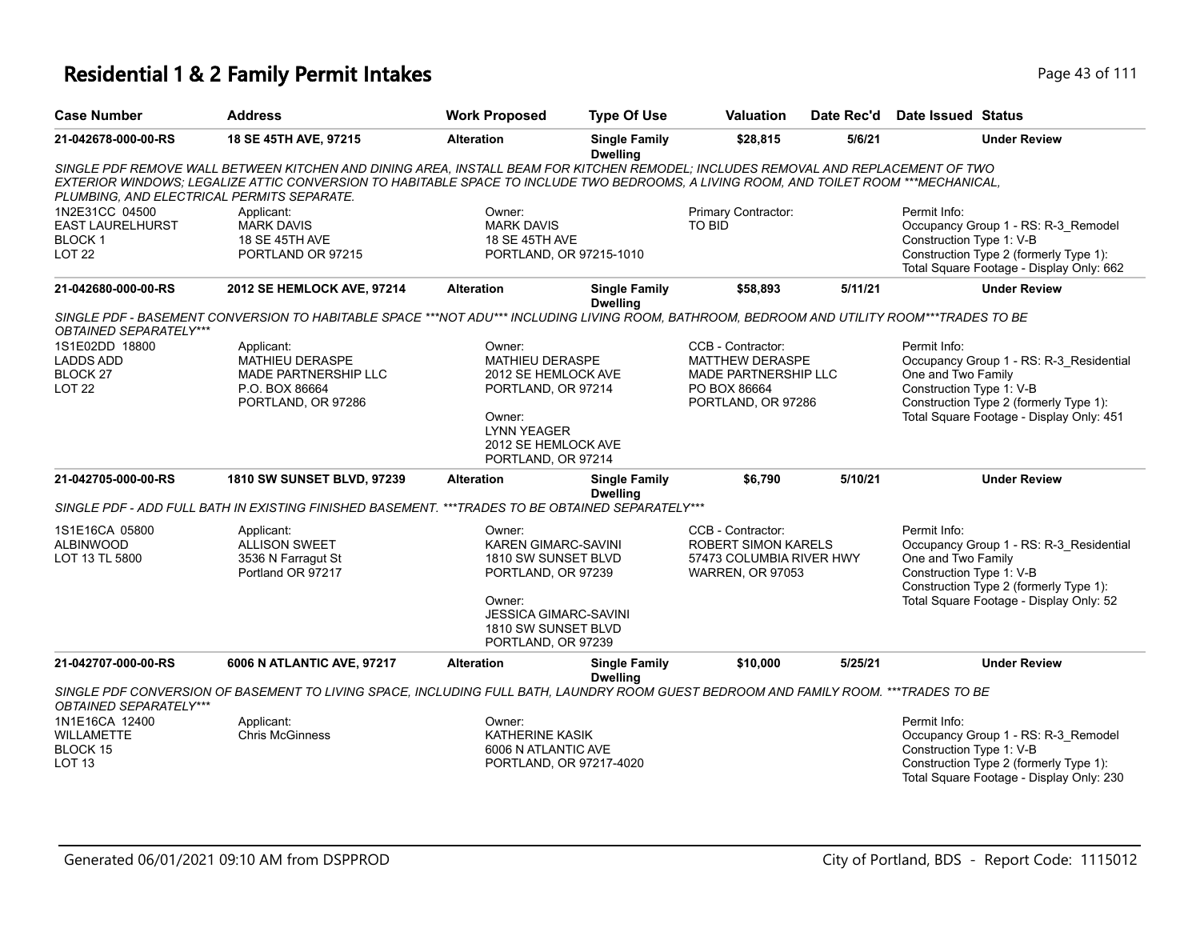# Residential 1 & 2 Family Permit Intakes

| Case Number | Address | Work Proposed | Type Of Use | Valuation | Date Rec'd | Date Issued | Status |
|---|---|---|---|---|---|---|---|
| 21-042678-000-00-RS | 18 SE 45TH AVE, 97215 | Alteration | Single Family Dwelling | $28,815 | 5/6/21 | | Under Review |

*SINGLE PDF REMOVE WALL BETWEEN KITCHEN AND DINING AREA, INSTALL BEAM FOR KITCHEN REMODEL; INCLUDES REMOVAL AND REPLACEMENT OF TWO EXTERIOR WINDOWS; LEGALIZE ATTIC CONVERSION TO HABITABLE SPACE TO INCLUDE TWO BEDROOMS, A LIVING ROOM, AND TOILET ROOM ***MECHANICAL, PLUMBING, AND ELECTRICAL PERMITS SEPARATE.*

1N2E31CC 04500
EAST LAURELHURST
BLOCK 1
LOT 22

Applicant:
MARK DAVIS
18 SE 45TH AVE
PORTLAND OR 97215

Owner:
MARK DAVIS
18 SE 45TH AVE
PORTLAND, OR 97215-1010

Primary Contractor:
TO BID

Permit Info:
Occupancy Group 1 - RS: R-3_Remodel
Construction Type 1: V-B
Construction Type 2 (formerly Type 1):
Total Square Footage - Display Only: 662

| Case Number | Address | Work Proposed | Type Of Use | Valuation | Date Rec'd | Date Issued | Status |
|---|---|---|---|---|---|---|---|
| 21-042680-000-00-RS | 2012 SE HEMLOCK AVE, 97214 | Alteration | Single Family Dwelling | $58,893 | 5/11/21 | | Under Review |

*SINGLE PDF - BASEMENT CONVERSION TO HABITABLE SPACE ***NOT ADU*** INCLUDING LIVING ROOM, BATHROOM, BEDROOM AND UTILITY ROOM***TRADES TO BE OBTAINED SEPARATELY****

1S1E02DD 18800
LADDS ADD
BLOCK 27
LOT 22

Applicant:
MATHIEU DERASPE
MADE PARTNERSHIP LLC
P.O. BOX 86664
PORTLAND, OR 97286

Owner:
MATHIEU DERASPE
2012 SE HEMLOCK AVE
PORTLAND, OR 97214

Owner:
LYNN YEAGER
2012 SE HEMLOCK AVE
PORTLAND, OR 97214

CCB - Contractor:
MATTHEW DERASPE
MADE PARTNERSHIP LLC
PO BOX 86664
PORTLAND, OR 97286

Permit Info:
Occupancy Group 1 - RS: R-3_Residential One and Two Family
Construction Type 1: V-B
Construction Type 2 (formerly Type 1):
Total Square Footage - Display Only: 451

| Case Number | Address | Work Proposed | Type Of Use | Valuation | Date Rec'd | Date Issued | Status |
|---|---|---|---|---|---|---|---|
| 21-042705-000-00-RS | 1810 SW SUNSET BLVD, 97239 | Alteration | Single Family Dwelling | $6,790 | 5/10/21 | | Under Review |

*SINGLE PDF - ADD FULL BATH IN EXISTING FINISHED BASEMENT. ***TRADES TO BE OBTAINED SEPARATELY****

1S1E16CA 05800
ALBINWOOD
LOT 13 TL 5800

Applicant:
ALLISON SWEET
3536 N Farragut St
Portland OR 97217

Owner:
KAREN GIMARC-SAVINI
1810 SW SUNSET BLVD
PORTLAND, OR 97239

Owner:
JESSICA GIMARC-SAVINI
1810 SW SUNSET BLVD
PORTLAND, OR 97239

CCB - Contractor:
ROBERT SIMON KARELS
57473 COLUMBIA RIVER HWY
WARREN, OR 97053

Permit Info:
Occupancy Group 1 - RS: R-3_Residential One and Two Family
Construction Type 1: V-B
Construction Type 2 (formerly Type 1):
Total Square Footage - Display Only: 52

| Case Number | Address | Work Proposed | Type Of Use | Valuation | Date Rec'd | Date Issued | Status |
|---|---|---|---|---|---|---|---|
| 21-042707-000-00-RS | 6006 N ATLANTIC AVE, 97217 | Alteration | Single Family Dwelling | $10,000 | 5/25/21 | | Under Review |

*SINGLE PDF CONVERSION OF BASEMENT TO LIVING SPACE, INCLUDING FULL BATH, LAUNDRY ROOM GUEST BEDROOM AND FAMILY ROOM. ***TRADES TO BE OBTAINED SEPARATELY****

1N1E16CA 12400
WILLAMETTE
BLOCK 15
LOT 13

Applicant:
Chris McGinness

Owner:
KATHERINE KASIK
6006 N ATLANTIC AVE
PORTLAND, OR 97217-4020

Permit Info:
Occupancy Group 1 - RS: R-3_Remodel
Construction Type 1: V-B
Construction Type 2 (formerly Type 1):
Total Square Footage - Display Only: 230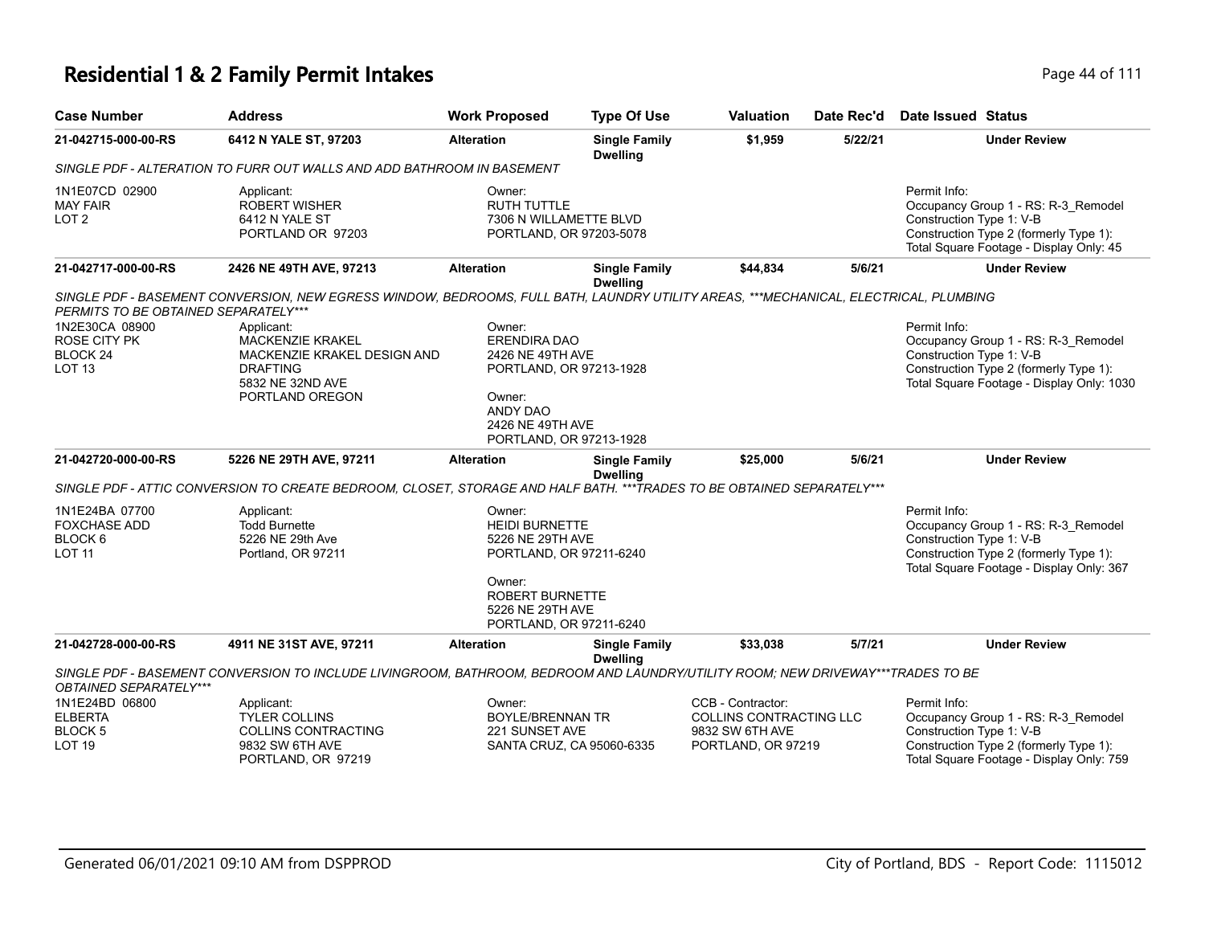# Residential 1 & 2 Family Permit Intakes

| Case Number | Address | Work Proposed | Type Of Use | Valuation | Date Rec'd | Date Issued | Status |
|---|---|---|---|---|---|---|---|
| **21-042715-000-00-RS** | **6412 N YALE ST, 97203** | **Alteration** | **Single Family Dwelling** | **$1,959** | **5/22/21** | | **Under Review** |

*SINGLE PDF - ALTERATION TO FURR OUT WALLS AND ADD BATHROOM IN BASEMENT*

1N1E07CD 02900
MAY FAIR
LOT 2

Applicant:
ROBERT WISHER
6412 N YALE ST
PORTLAND OR 97203

Owner:
RUTH TUTTLE
7306 N WILLAMETTE BLVD
PORTLAND, OR 97203-5078

Permit Info:
Occupancy Group 1 - RS: R-3_Remodel
Construction Type 1: V-B
Construction Type 2 (formerly Type 1):
Total Square Footage - Display Only: 45

| Case Number | Address | Work Proposed | Type Of Use | Valuation | Date Rec'd | Date Issued | Status |
|---|---|---|---|---|---|---|---|
| **21-042717-000-00-RS** | **2426 NE 49TH AVE, 97213** | **Alteration** | **Single Family Dwelling** | **$44,834** | **5/6/21** | | **Under Review** |

*SINGLE PDF - BASEMENT CONVERSION, NEW EGRESS WINDOW, BEDROOMS, FULL BATH, LAUNDRY UTILITY AREAS, ***MECHANICAL, ELECTRICAL, PLUMBING PERMITS TO BE OBTAINED SEPARATELY****

1N2E30CA 08900
ROSE CITY PK
BLOCK 24
LOT 13

Applicant:
MACKENZIE KRAKEL
MACKENZIE KRAKEL DESIGN AND DRAFTING
5832 NE 32ND AVE
PORTLAND OREGON

Owner:
ERENDIRA DAO
2426 NE 49TH AVE
PORTLAND, OR 97213-1928

Owner:
ANDY DAO
2426 NE 49TH AVE
PORTLAND, OR 97213-1928

Permit Info:
Occupancy Group 1 - RS: R-3_Remodel
Construction Type 1: V-B
Construction Type 2 (formerly Type 1):
Total Square Footage - Display Only: 1030

| Case Number | Address | Work Proposed | Type Of Use | Valuation | Date Rec'd | Date Issued | Status |
|---|---|---|---|---|---|---|---|
| **21-042720-000-00-RS** | **5226 NE 29TH AVE, 97211** | **Alteration** | **Single Family Dwelling** | **$25,000** | **5/6/21** | | **Under Review** |

*SINGLE PDF - ATTIC CONVERSION TO CREATE BEDROOM, CLOSET, STORAGE AND HALF BATH. ***TRADES TO BE OBTAINED SEPARATELY****

1N1E24BA 07700
FOXCHASE ADD
BLOCK 6
LOT 11

Applicant:
Todd Burnette
5226 NE 29th Ave
Portland, OR 97211

Owner:
HEIDI BURNETTE
5226 NE 29TH AVE
PORTLAND, OR 97211-6240

Owner:
ROBERT BURNETTE
5226 NE 29TH AVE
PORTLAND, OR 97211-6240

Permit Info:
Occupancy Group 1 - RS: R-3_Remodel
Construction Type 1: V-B
Construction Type 2 (formerly Type 1):
Total Square Footage - Display Only: 367

| Case Number | Address | Work Proposed | Type Of Use | Valuation | Date Rec'd | Date Issued | Status |
|---|---|---|---|---|---|---|---|
| **21-042728-000-00-RS** | **4911 NE 31ST AVE, 97211** | **Alteration** | **Single Family Dwelling** | **$33,038** | **5/7/21** | | **Under Review** |

*SINGLE PDF - BASEMENT CONVERSION TO INCLUDE LIVINGROOM, BATHROOM, BEDROOM AND LAUNDRY/UTILITY ROOM; NEW DRIVEWAY***TRADES TO BE OBTAINED SEPARATELY****

1N1E24BD 06800
ELBERTA
BLOCK 5
LOT 19

Applicant:
TYLER COLLINS
COLLINS CONTRACTING
9832 SW 6TH AVE
PORTLAND, OR 97219

Owner:
BOYLE/BRENNAN TR
221 SUNSET AVE
SANTA CRUZ, CA 95060-6335

CCB - Contractor:
COLLINS CONTRACTING LLC
9832 SW 6TH AVE
PORTLAND, OR 97219

Permit Info:
Occupancy Group 1 - RS: R-3_Remodel
Construction Type 1: V-B
Construction Type 2 (formerly Type 1):
Total Square Footage - Display Only: 759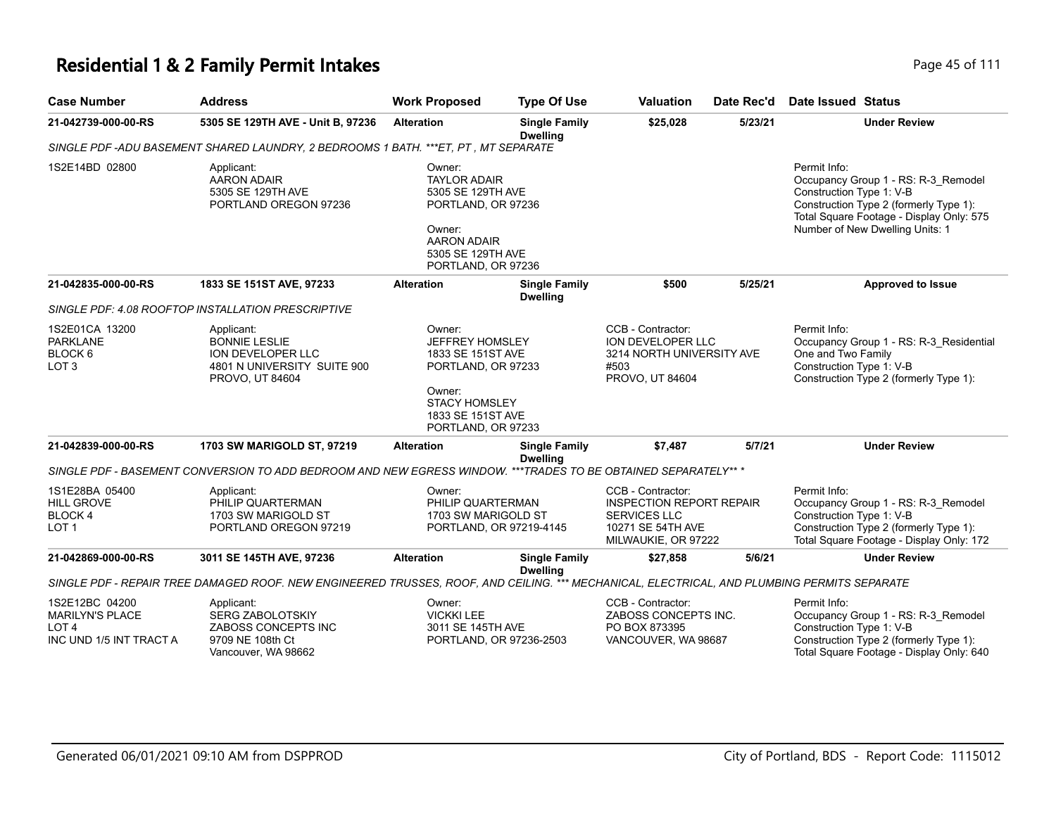# Residential 1 & 2 Family Permit Intakes

| Case Number | Address | Work Proposed | Type Of Use | Valuation | Date Rec'd | Date Issued | Status |
|---|---|---|---|---|---|---|---|
| 21-042739-000-00-RS | 5305 SE 129TH AVE - Unit B, 97236 | Alteration | Single Family Dwelling | $25,028 | 5/23/21 | | Under Review |

*SINGLE PDF -ADU BASEMENT SHARED LAUNDRY, 2 BEDROOMS 1 BATH. ***ET, PT , MT SEPARATE*

1S2E14BD 02800

Applicant:
AARON ADAIR
5305 SE 129TH AVE
PORTLAND OREGON 97236

Owner:
TAYLOR ADAIR
5305 SE 129TH AVE
PORTLAND, OR 97236

Owner:
AARON ADAIR
5305 SE 129TH AVE
PORTLAND, OR 97236

Permit Info:
Occupancy Group 1 - RS: R-3_Remodel
Construction Type 1: V-B
Construction Type 2 (formerly Type 1):
Total Square Footage - Display Only: 575
Number of New Dwelling Units: 1

| Case Number | Address | Work Proposed | Type Of Use | Valuation | Date Rec'd | Date Issued | Status |
|---|---|---|---|---|---|---|---|
| 21-042835-000-00-RS | 1833 SE 151ST AVE, 97233 | Alteration | Single Family Dwelling | $500 | 5/25/21 | | Approved to Issue |

*SINGLE PDF: 4.08 ROOFTOP INSTALLATION PRESCRIPTIVE*

1S2E01CA 13200
PARKLANE
BLOCK 6
LOT 3

Applicant:
BONNIE LESLIE
ION DEVELOPER LLC
4801 N UNIVERSITY SUITE 900
PROVO, UT 84604

Owner:
JEFFREY HOMSLEY
1833 SE 151ST AVE
PORTLAND, OR 97233

Owner:
STACY HOMSLEY
1833 SE 151ST AVE
PORTLAND, OR 97233

CCB - Contractor:
ION DEVELOPER LLC
3214 NORTH UNIVERSITY AVE
#503
PROVO, UT 84604

Permit Info:
Occupancy Group 1 - RS: R-3_Residential One and Two Family
Construction Type 1: V-B
Construction Type 2 (formerly Type 1):

| Case Number | Address | Work Proposed | Type Of Use | Valuation | Date Rec'd | Date Issued | Status |
|---|---|---|---|---|---|---|---|
| 21-042839-000-00-RS | 1703 SW MARIGOLD ST, 97219 | Alteration | Single Family Dwelling | $7,487 | 5/7/21 | | Under Review |

*SINGLE PDF - BASEMENT CONVERSION TO ADD BEDROOM AND NEW EGRESS WINDOW. ***TRADES TO BE OBTAINED SEPARATELY** **

1S1E28BA 05400
HILL GROVE
BLOCK 4
LOT 1

Applicant:
PHILIP QUARTERMAN
1703 SW MARIGOLD ST
PORTLAND OREGON 97219

Owner:
PHILIP QUARTERMAN
1703 SW MARIGOLD ST
PORTLAND, OR 97219-4145

CCB - Contractor:
INSPECTION REPORT REPAIR SERVICES LLC
10271 SE 54TH AVE
MILWAUKIE, OR 97222

Permit Info:
Occupancy Group 1 - RS: R-3_Remodel
Construction Type 1: V-B
Construction Type 2 (formerly Type 1):
Total Square Footage - Display Only: 172

| Case Number | Address | Work Proposed | Type Of Use | Valuation | Date Rec'd | Date Issued | Status |
|---|---|---|---|---|---|---|---|
| 21-042869-000-00-RS | 3011 SE 145TH AVE, 97236 | Alteration | Single Family Dwelling | $27,858 | 5/6/21 | | Under Review |

*SINGLE PDF - REPAIR TREE DAMAGED ROOF. NEW ENGINEERED TRUSSES, ROOF, AND CEILING. *** MECHANICAL, ELECTRICAL, AND PLUMBING PERMITS SEPARATE*

1S2E12BC 04200
MARILYN'S PLACE
LOT 4
INC UND 1/5 INT TRACT A

Applicant:
SERG ZABOLOTSKIY
ZABOSS CONCEPTS INC
9709 NE 108th Ct
Vancouver, WA 98662

Owner:
VICKKI LEE
3011 SE 145TH AVE
PORTLAND, OR 97236-2503

CCB - Contractor:
ZABOSS CONCEPTS INC.
PO BOX 873395
VANCOUVER, WA 98687

Permit Info:
Occupancy Group 1 - RS: R-3_Remodel
Construction Type 1: V-B
Construction Type 2 (formerly Type 1):
Total Square Footage - Display Only: 640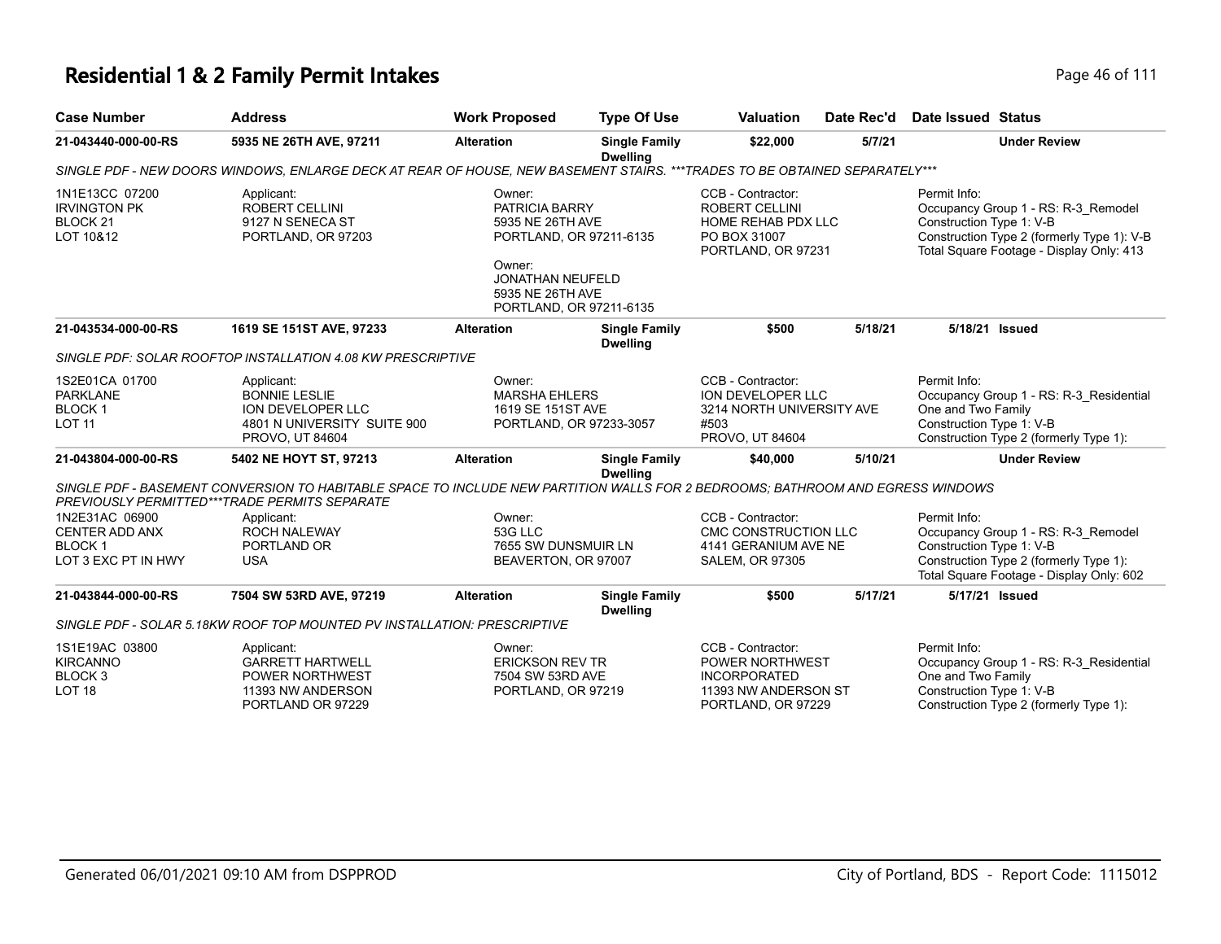# Residential 1 & 2 Family Permit Intakes

| Case Number | Address | Work Proposed | Type Of Use | Valuation | Date Rec'd | Date Issued | Status |
|---|---|---|---|---|---|---|---|
| **21-043440-000-00-RS** | **5935 NE 26TH AVE, 97211** | **Alteration** | **Single Family Dwelling** | **$22,000** | **5/7/21** | | **Under Review** |

*SINGLE PDF - NEW DOORS WINDOWS, ENLARGE DECK AT REAR OF HOUSE, NEW BASEMENT STAIRS. ***TRADES TO BE OBTAINED SEPARATELY****

1N1E13CC 07200
IRVINGTON PK
BLOCK 21
LOT 10&12

Applicant:
ROBERT CELLINI
9127 N SENECA ST
PORTLAND, OR 97203

Owner:
PATRICIA BARRY
5935 NE 26TH AVE
PORTLAND, OR 97211-6135

Owner:
JONATHAN NEUFELD
5935 NE 26TH AVE
PORTLAND, OR 97211-6135

CCB - Contractor:
ROBERT CELLINI
HOME REHAB PDX LLC
PO BOX 31007
PORTLAND, OR 97231

Permit Info:
Occupancy Group 1 - RS: R-3_Remodel
Construction Type 1: V-B
Construction Type 2 (formerly Type 1): V-B
Total Square Footage - Display Only: 413

| Case Number | Address | Work Proposed | Type Of Use | Valuation | Date Rec'd | Date Issued | Status |
|---|---|---|---|---|---|---|---|
| **21-043534-000-00-RS** | **1619 SE 151ST AVE, 97233** | **Alteration** | **Single Family Dwelling** | **$500** | **5/18/21** | **5/18/21** | **Issued** |

*SINGLE PDF: SOLAR ROOFTOP INSTALLATION 4.08 KW PRESCRIPTIVE*

1S2E01CA 01700
PARKLANE
BLOCK 1
LOT 11

Applicant:
BONNIE LESLIE
ION DEVELOPER LLC
4801 N UNIVERSITY SUITE 900
PROVO, UT 84604

Owner:
MARSHA EHLERS
1619 SE 151ST AVE
PORTLAND, OR 97233-3057

CCB - Contractor:
ION DEVELOPER LLC
3214 NORTH UNIVERSITY AVE
#503
PROVO, UT 84604

Permit Info:
Occupancy Group 1 - RS: R-3_Residential One and Two Family
Construction Type 1: V-B
Construction Type 2 (formerly Type 1):

| Case Number | Address | Work Proposed | Type Of Use | Valuation | Date Rec'd | Date Issued | Status |
|---|---|---|---|---|---|---|---|
| **21-043804-000-00-RS** | **5402 NE HOYT ST, 97213** | **Alteration** | **Single Family Dwelling** | **$40,000** | **5/10/21** | | **Under Review** |

*SINGLE PDF - BASEMENT CONVERSION TO HABITABLE SPACE TO INCLUDE NEW PARTITION WALLS FOR 2 BEDROOMS; BATHROOM AND EGRESS WINDOWS PREVIOUSLY PERMITTED***TRADE PERMITS SEPARATE*

1N2E31AC 06900
CENTER ADD ANX
BLOCK 1
LOT 3 EXC PT IN HWY

Applicant:
ROCH NALEWAY
PORTLAND OR
USA

Owner:
53G LLC
7655 SW DUNSMUIR LN
BEAVERTON, OR 97007

CCB - Contractor:
CMC CONSTRUCTION LLC
4141 GERANIUM AVE NE
SALEM, OR 97305

Permit Info:
Occupancy Group 1 - RS: R-3_Remodel
Construction Type 1: V-B
Construction Type 2 (formerly Type 1):
Total Square Footage - Display Only: 602

| Case Number | Address | Work Proposed | Type Of Use | Valuation | Date Rec'd | Date Issued | Status |
|---|---|---|---|---|---|---|---|
| **21-043844-000-00-RS** | **7504 SW 53RD AVE, 97219** | **Alteration** | **Single Family Dwelling** | **$500** | **5/17/21** | **5/17/21** | **Issued** |

*SINGLE PDF - SOLAR 5.18KW ROOF TOP MOUNTED PV INSTALLATION: PRESCRIPTIVE*

1S1E19AC 03800
KIRCANNO
BLOCK 3
LOT 18

Applicant:
GARRETT HARTWELL
POWER NORTHWEST
11393 NW ANDERSON
PORTLAND OR 97229

Owner:
ERICKSON REV TR
7504 SW 53RD AVE
PORTLAND, OR 97219

CCB - Contractor:
POWER NORTHWEST INCORPORATED
11393 NW ANDERSON ST
PORTLAND, OR 97229

Permit Info:
Occupancy Group 1 - RS: R-3_Residential One and Two Family
Construction Type 1: V-B
Construction Type 2 (formerly Type 1):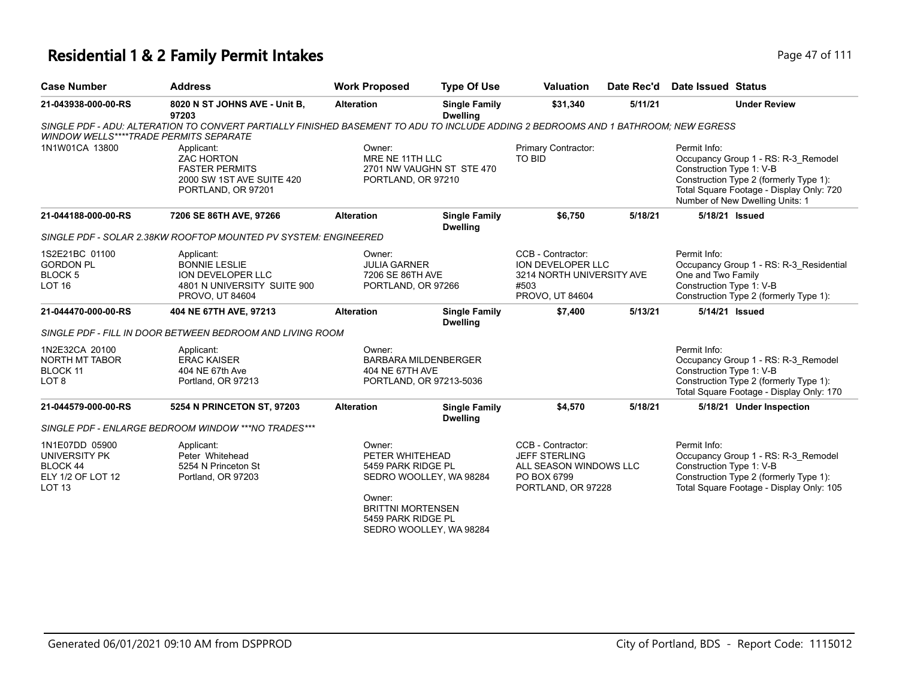# Residential 1 & 2 Family Permit Intakes

| Case Number | Address | Work Proposed | Type Of Use | Valuation | Date Rec'd | Date Issued | Status |
|---|---|---|---|---|---|---|---|
| 21-043938-000-00-RS | 8020 N ST JOHNS AVE - Unit B, 97203 | Alteration | Single Family Dwelling | $31,340 | 5/11/21 | | Under Review |

SINGLE PDF - ADU: ALTERATION TO CONVERT PARTIALLY FINISHED BASEMENT TO ADU TO INCLUDE ADDING 2 BEDROOMS AND 1 BATHROOM; NEW EGRESS WINDOW WELLS****TRADE PERMITS SEPARATE

1N1W01CA 13800

Applicant:
ZAC HORTON
FASTER PERMITS
2000 SW 1ST AVE SUITE 420
PORTLAND, OR 97201

Owner:
MRE NE 11TH LLC
2701 NW VAUGHN ST STE 470
PORTLAND, OR 97210

Primary Contractor:
TO BID

Permit Info:
Occupancy Group 1 - RS: R-3_Remodel
Construction Type 1: V-B
Construction Type 2 (formerly Type 1):
Total Square Footage - Display Only: 720
Number of New Dwelling Units: 1

| Case Number | Address | Work Proposed | Type Of Use | Valuation | Date Rec'd | Date Issued | Status |
|---|---|---|---|---|---|---|---|
| 21-044188-000-00-RS | 7206 SE 86TH AVE, 97266 | Alteration | Single Family Dwelling | $6,750 | 5/18/21 | 5/18/21 | Issued |

SINGLE PDF - SOLAR 2.38KW ROOFTOP MOUNTED PV SYSTEM: ENGINEERED

1S2E21BC 01100
GORDON PL
BLOCK 5
LOT 16

Applicant:
BONNIE LESLIE
ION DEVELOPER LLC
4801 N UNIVERSITY SUITE 900
PROVO, UT 84604

Owner:
JULIA GARNER
7206 SE 86TH AVE
PORTLAND, OR 97266

CCB - Contractor:
ION DEVELOPER LLC
3214 NORTH UNIVERSITY AVE
#503
PROVO, UT 84604

Permit Info:
Occupancy Group 1 - RS: R-3_Residential One and Two Family
Construction Type 1: V-B
Construction Type 2 (formerly Type 1):

| Case Number | Address | Work Proposed | Type Of Use | Valuation | Date Rec'd | Date Issued | Status |
|---|---|---|---|---|---|---|---|
| 21-044470-000-00-RS | 404 NE 67TH AVE, 97213 | Alteration | Single Family Dwelling | $7,400 | 5/13/21 | 5/14/21 | Issued |

SINGLE PDF - FILL IN DOOR BETWEEN BEDROOM AND LIVING ROOM

1N2E32CA 20100
NORTH MT TABOR
BLOCK 11
LOT 8

Applicant:
ERAC KAISER
404 NE 67th Ave
Portland, OR 97213

Owner:
BARBARA MILDENBERGER
404 NE 67TH AVE
PORTLAND, OR 97213-5036

Permit Info:
Occupancy Group 1 - RS: R-3_Remodel
Construction Type 1: V-B
Construction Type 2 (formerly Type 1):
Total Square Footage - Display Only: 170

| Case Number | Address | Work Proposed | Type Of Use | Valuation | Date Rec'd | Date Issued | Status |
|---|---|---|---|---|---|---|---|
| 21-044579-000-00-RS | 5254 N PRINCETON ST, 97203 | Alteration | Single Family Dwelling | $4,570 | 5/18/21 | 5/18/21 | Under Inspection |

SINGLE PDF - ENLARGE BEDROOM WINDOW ***NO TRADES***

1N1E07DD 05900
UNIVERSITY PK
BLOCK 44
ELY 1/2 OF LOT 12
LOT 13

Applicant:
Peter Whitehead
5254 N Princeton St
Portland, OR 97203

Owner:
PETER WHITEHEAD
5459 PARK RIDGE PL
SEDRO WOOLLEY, WA 98284

Owner:
BRITTNI MORTENSEN
5459 PARK RIDGE PL
SEDRO WOOLLEY, WA 98284

CCB - Contractor:
JEFF STERLING
ALL SEASON WINDOWS LLC
PO BOX 6799
PORTLAND, OR 97228

Permit Info:
Occupancy Group 1 - RS: R-3_Remodel
Construction Type 1: V-B
Construction Type 2 (formerly Type 1):
Total Square Footage - Display Only: 105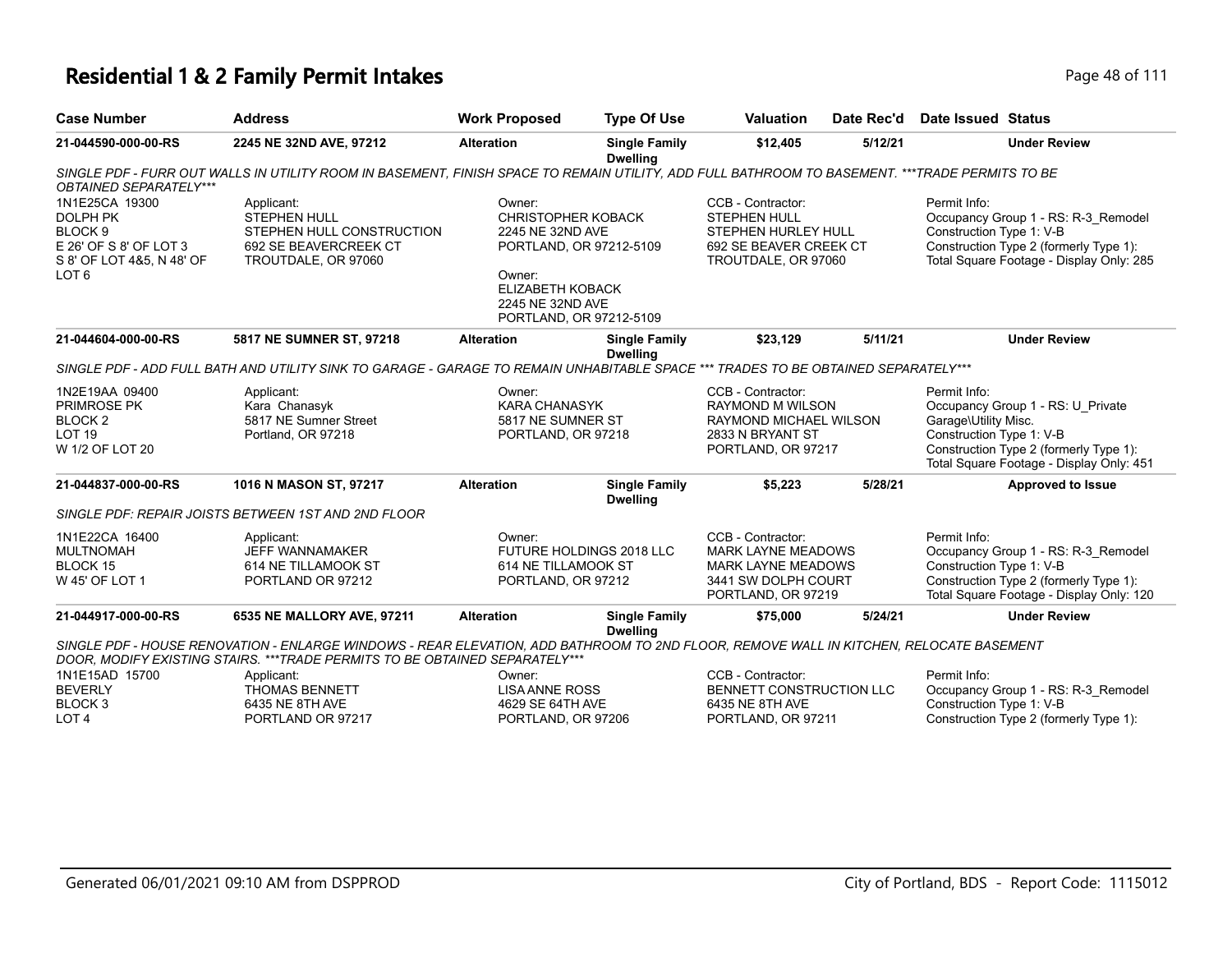# Residential 1 & 2 Family Permit Intakes

| Case Number | Address | Work Proposed | Type Of Use | Valuation | Date Rec'd | Date Issued | Status |
|---|---|---|---|---|---|---|---|
| 21-044590-000-00-RS | 2245 NE 32ND AVE, 97212 | Alteration | Single Family Dwelling | $12,405 | 5/12/21 | | Under Review |

*SINGLE PDF - FURR OUT WALLS IN UTILITY ROOM IN BASEMENT, FINISH SPACE TO REMAIN UTILITY, ADD FULL BATHROOM TO BASEMENT. ***TRADE PERMITS TO BE OBTAINED SEPARATELY****

| | Applicant | Owner | CCB - Contractor | Permit Info |
|---|---|---|---|---|
| 1N1E25CA 19300<br>DOLPH PK<br>BLOCK 9<br>E 26' OF S 8' OF LOT 3<br>S 8' OF LOT 4&5, N 48' OF LOT 6 | STEPHEN HULL<br>STEPHEN HULL CONSTRUCTION<br>692 SE BEAVERCREEK CT<br>TROUTDALE, OR 97060 | CHRISTOPHER KOBACK<br>2245 NE 32ND AVE<br>PORTLAND, OR 97212-5109<br><br>Owner:<br>ELIZABETH KOBACK<br>2245 NE 32ND AVE<br>PORTLAND, OR 97212-5109 | STEPHEN HULL<br>STEPHEN HURLEY HULL<br>692 SE BEAVER CREEK CT<br>TROUTDALE, OR 97060 | Occupancy Group 1 - RS: R-3_Remodel<br>Construction Type 1: V-B<br>Construction Type 2 (formerly Type 1):<br>Total Square Footage - Display Only: 285 |

| Case Number | Address | Work Proposed | Type Of Use | Valuation | Date Rec'd | Date Issued | Status |
|---|---|---|---|---|---|---|---|
| 21-044604-000-00-RS | 5817 NE SUMNER ST, 97218 | Alteration | Single Family Dwelling | $23,129 | 5/11/21 | | Under Review |

*SINGLE PDF - ADD FULL BATH AND UTILITY SINK TO GARAGE - GARAGE TO REMAIN UNHABITABLE SPACE *** TRADES TO BE OBTAINED SEPARATELY****

| | Applicant | Owner | CCB - Contractor | Permit Info |
|---|---|---|---|---|
| 1N2E19AA 09400<br>PRIMROSE PK<br>BLOCK 2<br>LOT 19<br>W 1/2 OF LOT 20 | Kara Chanasyk<br>5817 NE Sumner Street<br>Portland, OR 97218 | KARA CHANASYK<br>5817 NE SUMNER ST<br>PORTLAND, OR 97218 | RAYMOND M WILSON<br>RAYMOND MICHAEL WILSON<br>2833 N BRYANT ST<br>PORTLAND, OR 97217 | Occupancy Group 1 - RS: U_Private Garage\Utility Misc.<br>Construction Type 1: V-B<br>Construction Type 2 (formerly Type 1):<br>Total Square Footage - Display Only: 451 |

| Case Number | Address | Work Proposed | Type Of Use | Valuation | Date Rec'd | Date Issued | Status |
|---|---|---|---|---|---|---|---|
| 21-044837-000-00-RS | 1016 N MASON ST, 97217 | Alteration | Single Family Dwelling | $5,223 | 5/28/21 | | Approved to Issue |

*SINGLE PDF: REPAIR JOISTS BETWEEN 1ST AND 2ND FLOOR*

| | Applicant | Owner | CCB - Contractor | Permit Info |
|---|---|---|---|---|
| 1N1E22CA 16400<br>MULTNOMAH<br>BLOCK 15<br>W 45' OF LOT 1 | JEFF WANNAMAKER<br>614 NE TILLAMOOK ST<br>PORTLAND OR 97212 | FUTURE HOLDINGS 2018 LLC<br>614 NE TILLAMOOK ST<br>PORTLAND, OR 97212 | MARK LAYNE MEADOWS<br>MARK LAYNE MEADOWS<br>3441 SW DOLPH COURT<br>PORTLAND, OR 97219 | Occupancy Group 1 - RS: R-3_Remodel<br>Construction Type 1: V-B<br>Construction Type 2 (formerly Type 1):<br>Total Square Footage - Display Only: 120 |

| Case Number | Address | Work Proposed | Type Of Use | Valuation | Date Rec'd | Date Issued | Status |
|---|---|---|---|---|---|---|---|
| 21-044917-000-00-RS | 6535 NE MALLORY AVE, 97211 | Alteration | Single Family Dwelling | $75,000 | 5/24/21 | | Under Review |

*SINGLE PDF - HOUSE RENOVATION - ENLARGE WINDOWS - REAR ELEVATION, ADD BATHROOM TO 2ND FLOOR, REMOVE WALL IN KITCHEN, RELOCATE BASEMENT DOOR, MODIFY EXISTING STAIRS. ***TRADE PERMITS TO BE OBTAINED SEPARATELY****

| | Applicant | Owner | CCB - Contractor | Permit Info |
|---|---|---|---|---|
| 1N1E15AD 15700<br>BEVERLY<br>BLOCK 3<br>LOT 4 | THOMAS BENNETT<br>6435 NE 8TH AVE<br>PORTLAND OR 97217 | LISA ANNE ROSS<br>4629 SE 64TH AVE<br>PORTLAND, OR 97206 | BENNETT CONSTRUCTION LLC<br>6435 NE 8TH AVE<br>PORTLAND, OR 97211 | Occupancy Group 1 - RS: R-3_Remodel<br>Construction Type 1: V-B<br>Construction Type 2 (formerly Type 1): |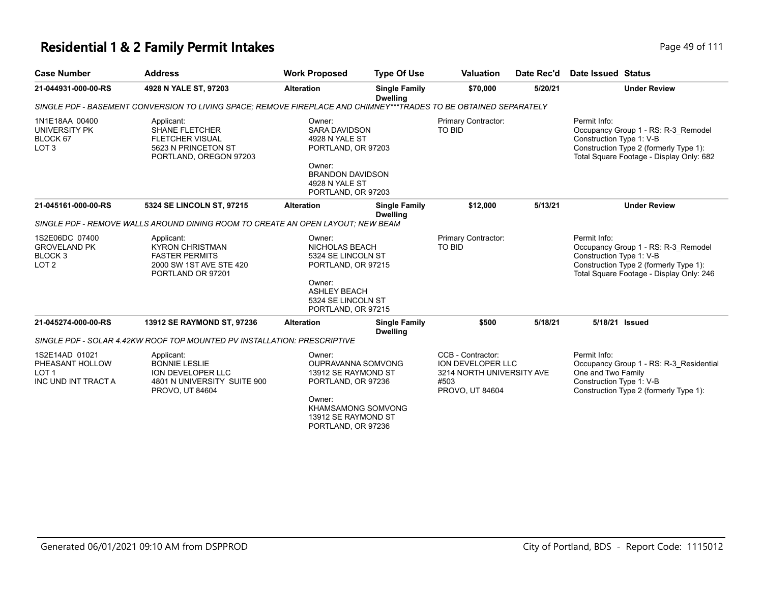# Residential 1 & 2 Family Permit Intakes

| Case Number | Address | Work Proposed | Type Of Use | Valuation | Date Rec'd | Date Issued | Status |
|---|---|---|---|---|---|---|---|
| 21-044931-000-00-RS | 4928 N YALE ST, 97203 | Alteration | Single Family Dwelling | $70,000 | 5/20/21 | | Under Review |

*SINGLE PDF - BASEMENT CONVERSION TO LIVING SPACE; REMOVE FIREPLACE AND CHIMNEY***TRADES TO BE OBTAINED SEPARATELY*

1N1E18AA 00400
UNIVERSITY PK
BLOCK 67
LOT 3

Applicant:
SHANE FLETCHER
FLETCHER VISUAL
5623 N PRINCETON ST
PORTLAND, OREGON 97203

Owner:
SARA DAVIDSON
4928 N YALE ST
PORTLAND, OR 97203

Owner:
BRANDON DAVIDSON
4928 N YALE ST
PORTLAND, OR 97203

Primary Contractor:
TO BID

Permit Info:
Occupancy Group 1 - RS: R-3_Remodel
Construction Type 1: V-B
Construction Type 2 (formerly Type 1):
Total Square Footage - Display Only: 682

| Case Number | Address | Work Proposed | Type Of Use | Valuation | Date Rec'd | Date Issued | Status |
|---|---|---|---|---|---|---|---|
| 21-045161-000-00-RS | 5324 SE LINCOLN ST, 97215 | Alteration | Single Family Dwelling | $12,000 | 5/13/21 | | Under Review |

*SINGLE PDF - REMOVE WALLS AROUND DINING ROOM TO CREATE AN OPEN LAYOUT; NEW BEAM*

1S2E06DC 07400
GROVELAND PK
BLOCK 3
LOT 2

Applicant:
KYRON CHRISTMAN
FASTER PERMITS
2000 SW 1ST AVE STE 420
PORTLAND OR 97201

Owner:
NICHOLAS BEACH
5324 SE LINCOLN ST
PORTLAND, OR 97215

Owner:
ASHLEY BEACH
5324 SE LINCOLN ST
PORTLAND, OR 97215

Primary Contractor:
TO BID

Permit Info:
Occupancy Group 1 - RS: R-3_Remodel
Construction Type 1: V-B
Construction Type 2 (formerly Type 1):
Total Square Footage - Display Only: 246

| Case Number | Address | Work Proposed | Type Of Use | Valuation | Date Rec'd | Date Issued | Status |
|---|---|---|---|---|---|---|---|
| 21-045274-000-00-RS | 13912 SE RAYMOND ST, 97236 | Alteration | Single Family Dwelling | $500 | 5/18/21 | 5/18/21 | Issued |

*SINGLE PDF - SOLAR 4.42KW ROOF TOP MOUNTED PV INSTALLATION: PRESCRIPTIVE*

1S2E14AD 01021
PHEASANT HOLLOW
LOT 1
INC UND INT TRACT A

Applicant:
BONNIE LESLIE
ION DEVELOPER LLC
4801 N UNIVERSITY SUITE 900
PROVO, UT 84604

Owner:
OUPRAVANNA SOMVONG
13912 SE RAYMOND ST
PORTLAND, OR 97236

Owner:
KHAMSAMONG SOMVONG
13912 SE RAYMOND ST
PORTLAND, OR 97236

CCB - Contractor:
ION DEVELOPER LLC
3214 NORTH UNIVERSITY AVE
#503
PROVO, UT 84604

Permit Info:
Occupancy Group 1 - RS: R-3_Residential One and Two Family
Construction Type 1: V-B
Construction Type 2 (formerly Type 1):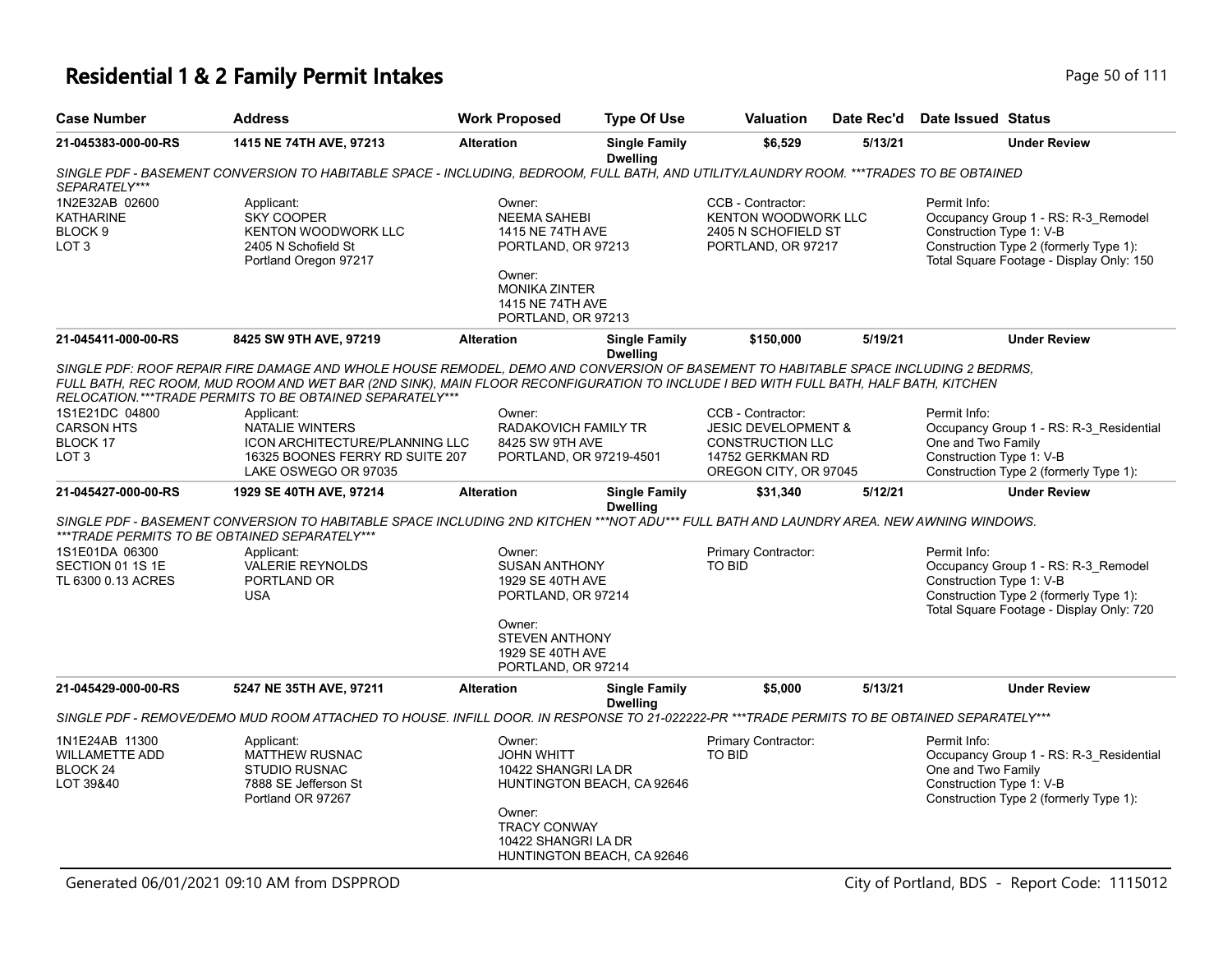# Residential 1 & 2 Family Permit Intakes

| Case Number | Address | Work Proposed | Type Of Use | Valuation | Date Rec'd | Date Issued | Status |
|---|---|---|---|---|---|---|---|
| 21-045383-000-00-RS | 1415 NE 74TH AVE, 97213 | Alteration | Single Family Dwelling | $6,529 | 5/13/21 | | Under Review |

SINGLE PDF - BASEMENT CONVERSION TO HABITABLE SPACE - INCLUDING, BEDROOM, FULL BATH, AND UTILITY/LAUNDRY ROOM. ***TRADES TO BE OBTAINED SEPARATELY***

1N2E32AB 02600
KATHARINE
BLOCK 9
LOT 3

Applicant:
SKY COOPER
KENTON WOODWORK LLC
2405 N Schofield St
Portland Oregon 97217

Owner:
NEEMA SAHEBI
1415 NE 74TH AVE
PORTLAND, OR 97213

Owner:
MONIKA ZINTER
1415 NE 74TH AVE
PORTLAND, OR 97213

CCB - Contractor:
KENTON WOODWORK LLC
2405 N SCHOFIELD ST
PORTLAND, OR 97217

Permit Info:
Occupancy Group 1 - RS: R-3_Remodel
Construction Type 1: V-B
Construction Type 2 (formerly Type 1):
Total Square Footage - Display Only: 150

| Case Number | Address | Work Proposed | Type Of Use | Valuation | Date Rec'd | Date Issued | Status |
|---|---|---|---|---|---|---|---|
| 21-045411-000-00-RS | 8425 SW 9TH AVE, 97219 | Alteration | Single Family Dwelling | $150,000 | 5/19/21 | | Under Review |

SINGLE PDF: ROOF REPAIR FIRE DAMAGE AND WHOLE HOUSE REMODEL, DEMO AND CONVERSION OF BASEMENT TO HABITABLE SPACE INCLUDING 2 BEDRMS, FULL BATH, REC ROOM, MUD ROOM AND WET BAR (2ND SINK), MAIN FLOOR RECONFIGURATION TO INCLUDE I BED WITH FULL BATH, HALF BATH, KITCHEN RELOCATION.***TRADE PERMITS TO BE OBTAINED SEPARATELY***

1S1E21DC 04800
CARSON HTS
BLOCK 17
LOT 3

Applicant:
NATALIE WINTERS
ICON ARCHITECTURE/PLANNING LLC
16325 BOONES FERRY RD SUITE 207
LAKE OSWEGO OR 97035

Owner:
RADAKOVICH FAMILY TR
8425 SW 9TH AVE
PORTLAND, OR 97219-4501

CCB - Contractor:
JESIC DEVELOPMENT &
CONSTRUCTION LLC
14752 GERKMAN RD
OREGON CITY, OR 97045

Permit Info:
Occupancy Group 1 - RS: R-3_Residential One and Two Family
Construction Type 1: V-B
Construction Type 2 (formerly Type 1):

| Case Number | Address | Work Proposed | Type Of Use | Valuation | Date Rec'd | Date Issued | Status |
|---|---|---|---|---|---|---|---|
| 21-045427-000-00-RS | 1929 SE 40TH AVE, 97214 | Alteration | Single Family Dwelling | $31,340 | 5/12/21 | | Under Review |

SINGLE PDF - BASEMENT CONVERSION TO HABITABLE SPACE INCLUDING 2ND KITCHEN ***NOT ADU*** FULL BATH AND LAUNDRY AREA. NEW AWNING WINDOWS. ***TRADE PERMITS TO BE OBTAINED SEPARATELY***

1S1E01DA 06300
SECTION 01 1S 1E
TL 6300 0.13 ACRES

Applicant:
VALERIE REYNOLDS
PORTLAND OR
USA

Owner:
SUSAN ANTHONY
1929 SE 40TH AVE
PORTLAND, OR 97214

Owner:
STEVEN ANTHONY
1929 SE 40TH AVE
PORTLAND, OR 97214

Primary Contractor:
TO BID

Permit Info:
Occupancy Group 1 - RS: R-3_Remodel
Construction Type 1: V-B
Construction Type 2 (formerly Type 1):
Total Square Footage - Display Only: 720

| Case Number | Address | Work Proposed | Type Of Use | Valuation | Date Rec'd | Date Issued | Status |
|---|---|---|---|---|---|---|---|
| 21-045429-000-00-RS | 5247 NE 35TH AVE, 97211 | Alteration | Single Family Dwelling | $5,000 | 5/13/21 | | Under Review |

SINGLE PDF - REMOVE/DEMO MUD ROOM ATTACHED TO HOUSE. INFILL DOOR. IN RESPONSE TO 21-022222-PR ***TRADE PERMITS TO BE OBTAINED SEPARATELY***

1N1E24AB 11300
WILLAMETTE ADD
BLOCK 24
LOT 39&40

Applicant:
MATTHEW RUSNAC
STUDIO RUSNAC
7888 SE Jefferson St
Portland OR 97267

Owner:
JOHN WHITT
10422 SHANGRI LA DR
HUNTINGTON BEACH, CA 92646

Owner:
TRACY CONWAY
10422 SHANGRI LA DR
HUNTINGTON BEACH, CA 92646

Primary Contractor:
TO BID

Permit Info:
Occupancy Group 1 - RS: R-3_Residential One and Two Family
Construction Type 1: V-B
Construction Type 2 (formerly Type 1):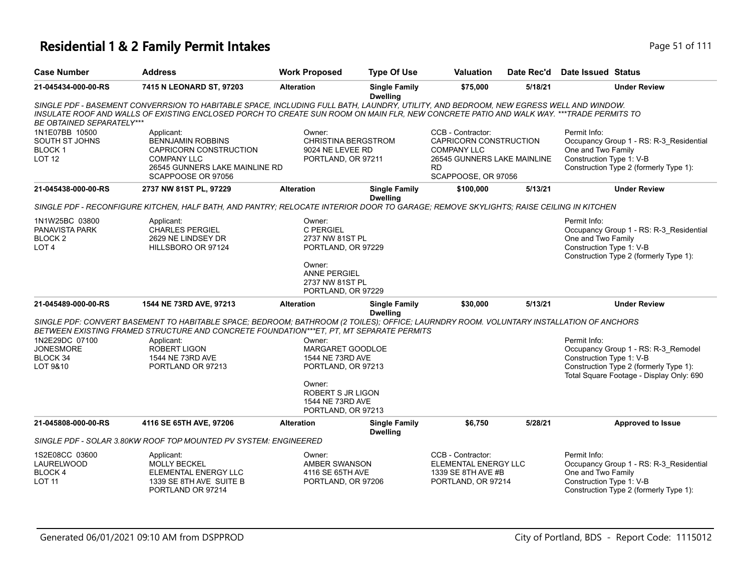# Residential 1 & 2 Family Permit Intakes

| Case Number | Address | Work Proposed | Type Of Use | Valuation | Date Rec'd | Date Issued | Status |
|---|---|---|---|---|---|---|---|
| 21-045434-000-00-RS | 7415 N LEONARD ST, 97203 | Alteration | Single Family Dwelling | $75,000 | 5/18/21 | | Under Review |

SINGLE PDF - BASEMENT CONVERRSION TO HABITABLE SPACE, INCLUDING FULL BATH, LAUNDRY, UTILITY, AND BEDROOM, NEW EGRESS WELL AND WINDOW. INSULATE ROOF AND WALLS OF EXISTING ENCLOSED PORCH TO CREATE SUN ROOM ON MAIN FLR, NEW CONCRETE PATIO AND WALK WAY. ***TRADE PERMITS TO BE OBTAINED SEPARATELY***

1N1E07BB 10500
SOUTH ST JOHNS
BLOCK 1
LOT 12

Applicant:
BENNJAMIN ROBBINS
CAPRICORN CONSTRUCTION COMPANY LLC
26545 GUNNERS LAKE MAINLINE RD
SCAPPOOSE OR 97056

Owner:
CHRISTINA BERGSTROM
9024 NE LEVEE RD
PORTLAND, OR 97211

CCB - Contractor:
CAPRICORN CONSTRUCTION COMPANY LLC
26545 GUNNERS LAKE MAINLINE RD
SCAPPOOSE, OR 97056

Permit Info:
Occupancy Group 1 - RS: R-3_Residential One and Two Family
Construction Type 1: V-B
Construction Type 2 (formerly Type 1):

| Case Number | Address | Work Proposed | Type Of Use | Valuation | Date Rec'd | Date Issued | Status |
|---|---|---|---|---|---|---|---|
| 21-045438-000-00-RS | 2737 NW 81ST PL, 97229 | Alteration | Single Family Dwelling | $100,000 | 5/13/21 | | Under Review |

SINGLE PDF - RECONFIGURE KITCHEN, HALF BATH, AND PANTRY; RELOCATE INTERIOR DOOR TO GARAGE; REMOVE SKYLIGHTS; RAISE CEILING IN KITCHEN

1N1W25BC 03800
PANAVISTA PARK
BLOCK 2
LOT 4

Applicant:
CHARLES PERGIEL
2629 NE LINDSEY DR
HILLSBORO OR 97124

Owner:
C PERGIEL
2737 NW 81ST PL
PORTLAND, OR 97229

Owner:
ANNE PERGIEL
2737 NW 81ST PL
PORTLAND, OR 97229

Permit Info:
Occupancy Group 1 - RS: R-3_Residential One and Two Family
Construction Type 1: V-B
Construction Type 2 (formerly Type 1):

| Case Number | Address | Work Proposed | Type Of Use | Valuation | Date Rec'd | Date Issued | Status |
|---|---|---|---|---|---|---|---|
| 21-045489-000-00-RS | 1544 NE 73RD AVE, 97213 | Alteration | Single Family Dwelling | $30,000 | 5/13/21 | | Under Review |

SINGLE PDF: CONVERT BASEMENT TO HABITABLE SPACE; BEDROOM; BATHROOM (2 TOILES); OFFICE; LAURNDRY ROOM. VOLUNTARY INSTALLATION OF ANCHORS BETWEEN EXISTING FRAMED STRUCTURE AND CONCRETE FOUNDATION***ET, PT, MT SEPARATE PERMITS

1N2E29DC 07100
JONESMORE
BLOCK 34
LOT 9&10

Applicant:
ROBERT LIGON
1544 NE 73RD AVE
PORTLAND OR 97213

Owner:
MARGARET GOODLOE
1544 NE 73RD AVE
PORTLAND, OR 97213

Owner:
ROBERT S JR LIGON
1544 NE 73RD AVE
PORTLAND, OR 97213

Permit Info:
Occupancy Group 1 - RS: R-3_Remodel
Construction Type 1: V-B
Construction Type 2 (formerly Type 1):
Total Square Footage - Display Only: 690

| Case Number | Address | Work Proposed | Type Of Use | Valuation | Date Rec'd | Date Issued | Status |
|---|---|---|---|---|---|---|---|
| 21-045808-000-00-RS | 4116 SE 65TH AVE, 97206 | Alteration | Single Family Dwelling | $6,750 | 5/28/21 | | Approved to Issue |

SINGLE PDF - SOLAR 3.80KW ROOF TOP MOUNTED PV SYSTEM: ENGINEERED

1S2E08CC 03600
LAURELWOOD
BLOCK 4
LOT 11

Applicant:
MOLLY BECKEL
ELEMENTAL ENERGY LLC
1339 SE 8TH AVE SUITE B
PORTLAND OR 97214

Owner:
AMBER SWANSON
4116 SE 65TH AVE
PORTLAND, OR 97206

CCB - Contractor:
ELEMENTAL ENERGY LLC
1339 SE 8TH AVE #B
PORTLAND, OR 97214

Permit Info:
Occupancy Group 1 - RS: R-3_Residential One and Two Family
Construction Type 1: V-B
Construction Type 2 (formerly Type 1):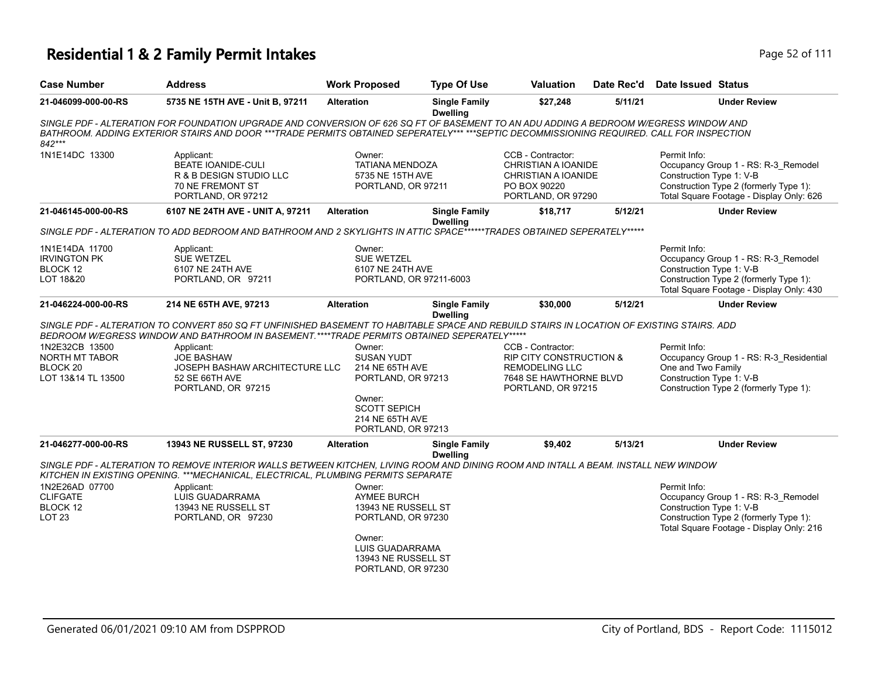# Residential 1 & 2 Family Permit Intakes

| Case Number | Address | Work Proposed | Type Of Use | Valuation | Date Rec'd | Date Issued | Status |
|---|---|---|---|---|---|---|---|
| 21-046099-000-00-RS | 5735 NE 15TH AVE - Unit B, 97211 | Alteration | Single Family Dwelling | $27,248 | 5/11/21 | | Under Review |

*SINGLE PDF - ALTERATION FOR FOUNDATION UPGRADE AND CONVERSION OF 626 SQ FT OF BASEMENT TO AN ADU ADDING A BEDROOM W/EGRESS WINDOW AND BATHROOM. ADDING EXTERIOR STAIRS AND DOOR ***TRADE PERMITS OBTAINED SEPERATELY*** ***SEPTIC DECOMMISSIONING REQUIRED. CALL FOR INSPECTION 842****

1N1E14DC 13300

Applicant:
BEATE IOANIDE-CULI
R & B DESIGN STUDIO LLC
70 NE FREMONT ST
PORTLAND, OR 97212

Owner:
TATIANA MENDOZA
5735 NE 15TH AVE
PORTLAND, OR 97211

CCB - Contractor:
CHRISTIAN A IOANIDE
CHRISTIAN A IOANIDE
PO BOX 90220
PORTLAND, OR 97290

Permit Info:
Occupancy Group 1 - RS: R-3_Remodel
Construction Type 1: V-B
Construction Type 2 (formerly Type 1):
Total Square Footage - Display Only: 626

| Case Number | Address | Work Proposed | Type Of Use | Valuation | Date Rec'd | Date Issued | Status |
|---|---|---|---|---|---|---|---|
| 21-046145-000-00-RS | 6107 NE 24TH AVE - UNIT A, 97211 | Alteration | Single Family Dwelling | $18,717 | 5/12/21 | | Under Review |

*SINGLE PDF - ALTERATION TO ADD BEDROOM AND BATHROOM AND 2 SKYLIGHTS IN ATTIC SPACE******TRADES OBTAINED SEPERATELY******

1N1E14DA 11700
IRVINGTON PK
BLOCK 12
LOT 18&20

Applicant:
SUE WETZEL
6107 NE 24TH AVE
PORTLAND, OR 97211

Owner:
SUE WETZEL
6107 NE 24TH AVE
PORTLAND, OR 97211-6003

Permit Info:
Occupancy Group 1 - RS: R-3_Remodel
Construction Type 1: V-B
Construction Type 2 (formerly Type 1):
Total Square Footage - Display Only: 430

| Case Number | Address | Work Proposed | Type Of Use | Valuation | Date Rec'd | Date Issued | Status |
|---|---|---|---|---|---|---|---|
| 21-046224-000-00-RS | 214 NE 65TH AVE, 97213 | Alteration | Single Family Dwelling | $30,000 | 5/12/21 | | Under Review |

*SINGLE PDF - ALTERATION TO CONVERT 850 SQ FT UNFINISHED BASEMENT TO HABITABLE SPACE AND REBUILD STAIRS IN LOCATION OF EXISTING STAIRS. ADD BEDROOM W/EGRESS WINDOW AND BATHROOM IN BASEMENT.****TRADE PERMITS OBTAINED SEPERATELY******

1N2E32CB 13500
NORTH MT TABOR
BLOCK 20
LOT 13&14 TL 13500

Applicant:
JOE BASHAW
JOSEPH BASHAW ARCHITECTURE LLC
52 SE 66TH AVE
PORTLAND, OR 97215

Owner:
SUSAN YUDT
214 NE 65TH AVE
PORTLAND, OR 97213

Owner:
SCOTT SEPICH
214 NE 65TH AVE
PORTLAND, OR 97213

CCB - Contractor:
RIP CITY CONSTRUCTION &
REMODELING LLC
7648 SE HAWTHORNE BLVD
PORTLAND, OR 97215

Permit Info:
Occupancy Group 1 - RS: R-3_Residential One and Two Family
Construction Type 1: V-B
Construction Type 2 (formerly Type 1):

| Case Number | Address | Work Proposed | Type Of Use | Valuation | Date Rec'd | Date Issued | Status |
|---|---|---|---|---|---|---|---|
| 21-046277-000-00-RS | 13943 NE RUSSELL ST, 97230 | Alteration | Single Family Dwelling | $9,402 | 5/13/21 | | Under Review |

*SINGLE PDF - ALTERATION TO REMOVE INTERIOR WALLS BETWEEN KITCHEN, LIVING ROOM AND DINING ROOM AND INTALL A BEAM. INSTALL NEW WINDOW KITCHEN IN EXISTING OPENING. ***MECHANICAL, ELECTRICAL, PLUMBING PERMITS SEPARATE*

1N2E26AD 07700
CLIFGATE
BLOCK 12
LOT 23

Applicant:
LUIS GUADARRAMA
13943 NE RUSSELL ST
PORTLAND, OR 97230

Owner:
AYMEE BURCH
13943 NE RUSSELL ST
PORTLAND, OR 97230

Owner:
LUIS GUADARRAMA
13943 NE RUSSELL ST
PORTLAND, OR 97230

Permit Info:
Occupancy Group 1 - RS: R-3_Remodel
Construction Type 1: V-B
Construction Type 2 (formerly Type 1):
Total Square Footage - Display Only: 216

Generated 06/01/2021 09:10 AM from DSPPROD — City of Portland, BDS - Report Code: 1115012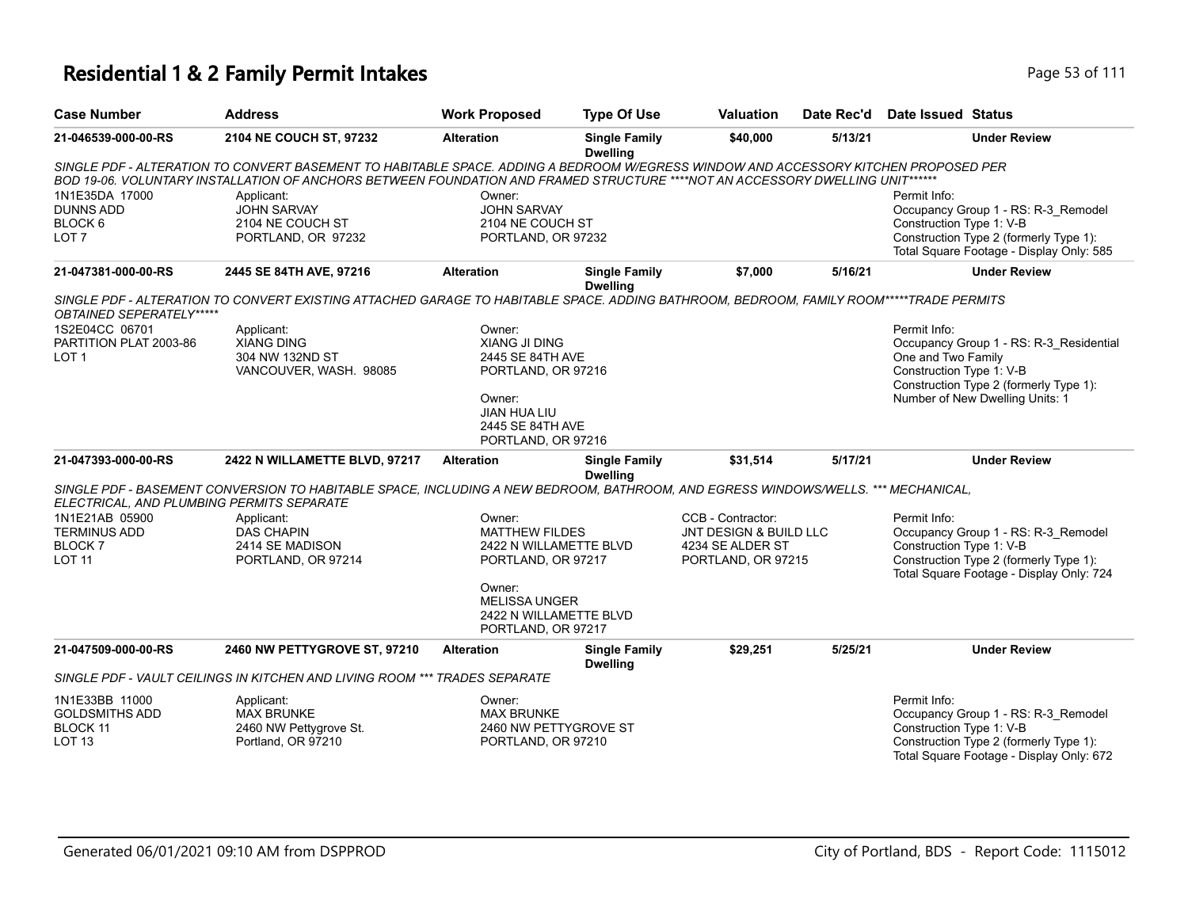# Residential 1 & 2 Family Permit Intakes

| Case Number | Address | Work Proposed | Type Of Use | Valuation | Date Rec'd | Date Issued | Status |
|---|---|---|---|---|---|---|---|
| 21-046539-000-00-RS | 2104 NE COUCH ST, 97232 | Alteration | Single Family Dwelling | $40,000 | 5/13/21 | | Under Review |

*SINGLE PDF - ALTERATION TO CONVERT BASEMENT TO HABITABLE SPACE. ADDING A BEDROOM W/EGRESS WINDOW AND ACCESSORY KITCHEN PROPOSED PER BOD 19-06. VOLUNTARY INSTALLATION OF ANCHORS BETWEEN FOUNDATION AND FRAMED STRUCTURE ****NOT AN ACCESSORY DWELLING UNIT******

1N1E35DA 17000
DUNNS ADD
BLOCK 6
LOT 7

Applicant:
JOHN SARVAY
2104 NE COUCH ST
PORTLAND, OR 97232

Owner:
JOHN SARVAY
2104 NE COUCH ST
PORTLAND, OR 97232

Permit Info:
Occupancy Group 1 - RS: R-3_Remodel
Construction Type 1: V-B
Construction Type 2 (formerly Type 1):
Total Square Footage - Display Only: 585

| Case Number | Address | Work Proposed | Type Of Use | Valuation | Date Rec'd | Date Issued | Status |
|---|---|---|---|---|---|---|---|
| 21-047381-000-00-RS | 2445 SE 84TH AVE, 97216 | Alteration | Single Family Dwelling | $7,000 | 5/16/21 | | Under Review |

*SINGLE PDF - ALTERATION TO CONVERT EXISTING ATTACHED GARAGE TO HABITABLE SPACE. ADDING BATHROOM, BEDROOM, FAMILY ROOM*****TRADE PERMITS OBTAINED SEPERATELY******

1S2E04CC 06701
PARTITION PLAT 2003-86
LOT 1

Applicant:
XIANG DING
304 NW 132ND ST
VANCOUVER, WASH. 98085

Owner:
XIANG JI DING
2445 SE 84TH AVE
PORTLAND, OR 97216

Owner:
JIAN HUA LIU
2445 SE 84TH AVE
PORTLAND, OR 97216

Permit Info:
Occupancy Group 1 - RS: R-3_Residential One and Two Family
Construction Type 1: V-B
Construction Type 2 (formerly Type 1):
Number of New Dwelling Units: 1

| Case Number | Address | Work Proposed | Type Of Use | Valuation | Date Rec'd | Date Issued | Status |
|---|---|---|---|---|---|---|---|
| 21-047393-000-00-RS | 2422 N WILLAMETTE BLVD, 97217 | Alteration | Single Family Dwelling | $31,514 | 5/17/21 | | Under Review |

*SINGLE PDF - BASEMENT CONVERSION TO HABITABLE SPACE, INCLUDING A NEW BEDROOM, BATHROOM, AND EGRESS WINDOWS/WELLS. *** MECHANICAL, ELECTRICAL, AND PLUMBING PERMITS SEPARATE*

1N1E21AB 05900
TERMINUS ADD
BLOCK 7
LOT 11

Applicant:
DAS CHAPIN
2414 SE MADISON
PORTLAND, OR 97214

Owner:
MATTHEW FILDES
2422 N WILLAMETTE BLVD
PORTLAND, OR 97217

Owner:
MELISSA UNGER
2422 N WILLAMETTE BLVD
PORTLAND, OR 97217

CCB - Contractor:
JNT DESIGN & BUILD LLC
4234 SE ALDER ST
PORTLAND, OR 97215

Permit Info:
Occupancy Group 1 - RS: R-3_Remodel
Construction Type 1: V-B
Construction Type 2 (formerly Type 1):
Total Square Footage - Display Only: 724

| Case Number | Address | Work Proposed | Type Of Use | Valuation | Date Rec'd | Date Issued | Status |
|---|---|---|---|---|---|---|---|
| 21-047509-000-00-RS | 2460 NW PETTYGROVE ST, 97210 | Alteration | Single Family Dwelling | $29,251 | 5/25/21 | | Under Review |

*SINGLE PDF - VAULT CEILINGS IN KITCHEN AND LIVING ROOM *** TRADES SEPARATE*

1N1E33BB 11000
GOLDSMITHS ADD
BLOCK 11
LOT 13

Applicant:
MAX BRUNKE
2460 NW Pettygrove St.
Portland, OR 97210

Owner:
MAX BRUNKE
2460 NW PETTYGROVE ST
PORTLAND, OR 97210

Permit Info:
Occupancy Group 1 - RS: R-3_Remodel
Construction Type 1: V-B
Construction Type 2 (formerly Type 1):
Total Square Footage - Display Only: 672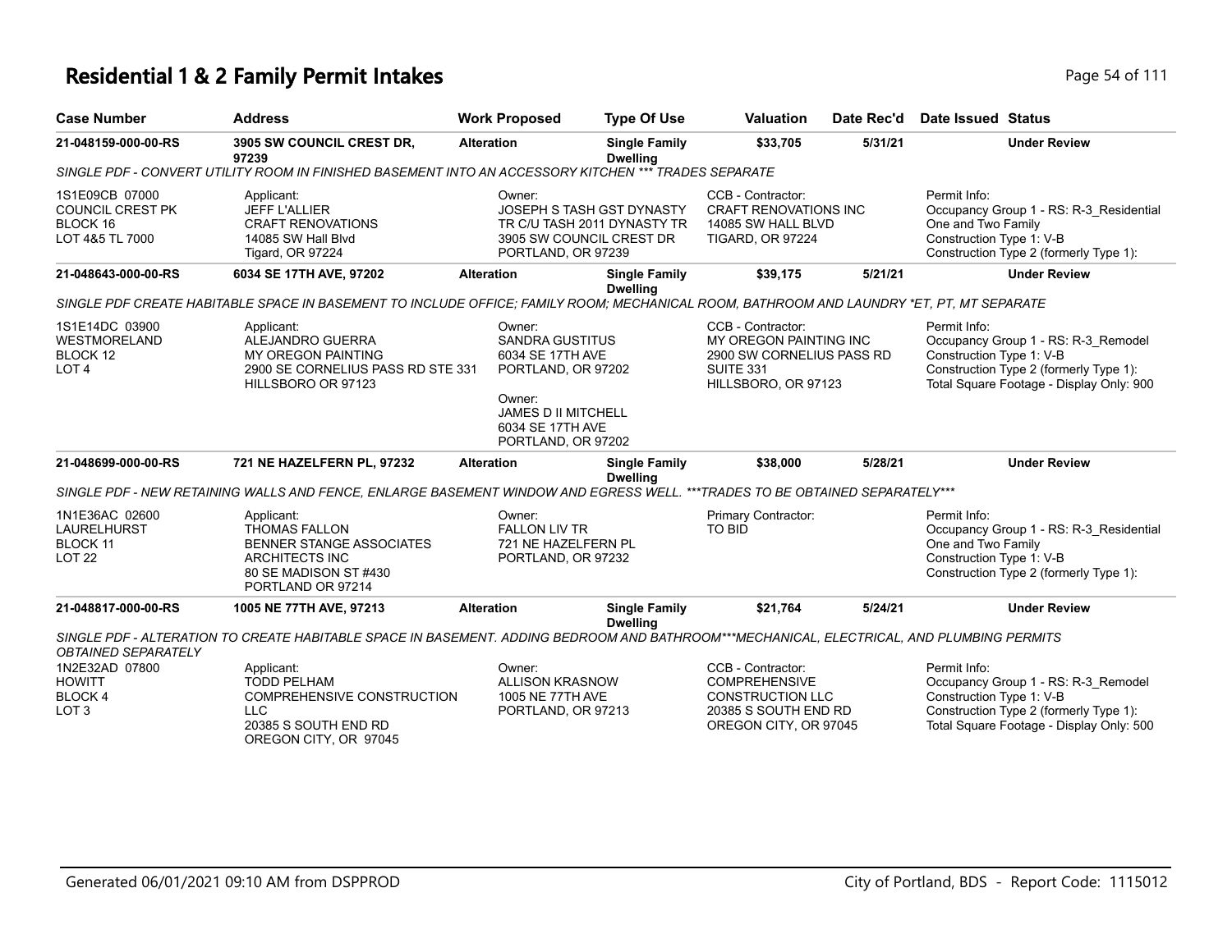# Residential 1 & 2 Family Permit Intakes

| Case Number | Address | Work Proposed | Type Of Use | Valuation | Date Rec'd | Date Issued | Status |
|---|---|---|---|---|---|---|---|
| 21-048159-000-00-RS | 3905 SW COUNCIL CREST DR, 97239 | Alteration | Single Family Dwelling | $33,705 | 5/31/21 | | Under Review |

*SINGLE PDF - CONVERT UTILITY ROOM IN FINISHED BASEMENT INTO AN ACCESSORY KITCHEN *** TRADES SEPARATE*

1S1E09CB 07000
COUNCIL CREST PK
BLOCK 16
LOT 4&5 TL 7000

Applicant:
JEFF L'ALLIER
CRAFT RENOVATIONS
14085 SW Hall Blvd
Tigard, OR 97224

Owner:
JOSEPH S TASH GST DYNASTY TR C/U TASH 2011 DYNASTY TR
3905 SW COUNCIL CREST DR
PORTLAND, OR 97239

CCB - Contractor:
CRAFT RENOVATIONS INC
14085 SW HALL BLVD
TIGARD, OR 97224

Permit Info:
Occupancy Group 1 - RS: R-3_Residential One and Two Family
Construction Type 1: V-B
Construction Type 2 (formerly Type 1):

| Case Number | Address | Work Proposed | Type Of Use | Valuation | Date Rec'd | Date Issued | Status |
|---|---|---|---|---|---|---|---|
| 21-048643-000-00-RS | 6034 SE 17TH AVE, 97202 | Alteration | Single Family Dwelling | $39,175 | 5/21/21 | | Under Review |

*SINGLE PDF CREATE HABITABLE SPACE IN BASEMENT TO INCLUDE OFFICE; FAMILY ROOM; MECHANICAL ROOM, BATHROOM AND LAUNDRY *ET, PT, MT SEPARATE*

1S1E14DC 03900
WESTMORELAND
BLOCK 12
LOT 4

Applicant:
ALEJANDRO GUERRA
MY OREGON PAINTING
2900 SE CORNELIUS PASS RD STE 331
HILLSBORO OR 97123

Owner:
SANDRA GUSTITUS
6034 SE 17TH AVE
PORTLAND, OR 97202

Owner:
JAMES D II MITCHELL
6034 SE 17TH AVE
PORTLAND, OR 97202

CCB - Contractor:
MY OREGON PAINTING INC
2900 SW CORNELIUS PASS RD
SUITE 331
HILLSBORO, OR 97123

Permit Info:
Occupancy Group 1 - RS: R-3_Remodel
Construction Type 1: V-B
Construction Type 2 (formerly Type 1):
Total Square Footage - Display Only: 900

| Case Number | Address | Work Proposed | Type Of Use | Valuation | Date Rec'd | Date Issued | Status |
|---|---|---|---|---|---|---|---|
| 21-048699-000-00-RS | 721 NE HAZELFERN PL, 97232 | Alteration | Single Family Dwelling | $38,000 | 5/28/21 | | Under Review |

*SINGLE PDF - NEW RETAINING WALLS AND FENCE, ENLARGE BASEMENT WINDOW AND EGRESS WELL. ***TRADES TO BE OBTAINED SEPARATELY****

1N1E36AC 02600
LAURELHURST
BLOCK 11
LOT 22

Applicant:
THOMAS FALLON
BENNER STANGE ASSOCIATES ARCHITECTS INC
80 SE MADISON ST #430
PORTLAND OR 97214

Owner:
FALLON LIV TR
721 NE HAZELFERN PL
PORTLAND, OR 97232

Primary Contractor:
TO BID

Permit Info:
Occupancy Group 1 - RS: R-3_Residential One and Two Family
Construction Type 1: V-B
Construction Type 2 (formerly Type 1):

| Case Number | Address | Work Proposed | Type Of Use | Valuation | Date Rec'd | Date Issued | Status |
|---|---|---|---|---|---|---|---|
| 21-048817-000-00-RS | 1005 NE 77TH AVE, 97213 | Alteration | Single Family Dwelling | $21,764 | 5/24/21 | | Under Review |

*SINGLE PDF - ALTERATION TO CREATE HABITABLE SPACE IN BASEMENT. ADDING BEDROOM AND BATHROOM***MECHANICAL, ELECTRICAL, AND PLUMBING PERMITS OBTAINED SEPARATELY*

1N2E32AD 07800
HOWITT
BLOCK 4
LOT 3

Applicant:
TODD PELHAM
COMPREHENSIVE CONSTRUCTION LLC
20385 S SOUTH END RD
OREGON CITY, OR 97045

Owner:
ALLISON KRASNOW
1005 NE 77TH AVE
PORTLAND, OR 97213

CCB - Contractor:
COMPREHENSIVE CONSTRUCTION LLC
20385 S SOUTH END RD
OREGON CITY, OR 97045

Permit Info:
Occupancy Group 1 - RS: R-3_Remodel
Construction Type 1: V-B
Construction Type 2 (formerly Type 1):
Total Square Footage - Display Only: 500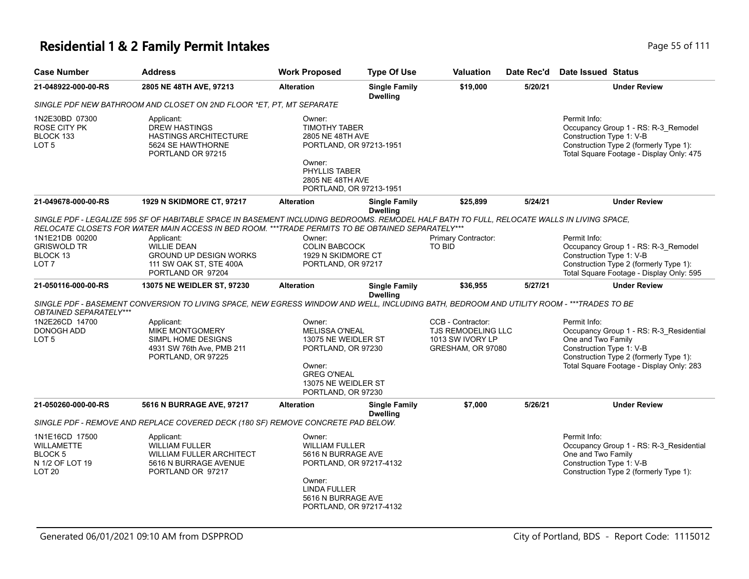# Residential 1 & 2 Family Permit Intakes

| Case Number | Address | Work Proposed | Type Of Use | Valuation | Date Rec'd | Date Issued | Status |
|---|---|---|---|---|---|---|---|
| 21-048922-000-00-RS | 2805 NE 48TH AVE, 97213 | Alteration | Single Family Dwelling | $19,000 | 5/20/21 | | Under Review |

*SINGLE PDF NEW BATHROOM AND CLOSET ON 2ND FLOOR *ET, PT, MT SEPARATE*

1N2E30BD 07300
ROSE CITY PK
BLOCK 133
LOT 5

Applicant:
DREW HASTINGS
HASTINGS ARCHITECTURE
5624 SE HAWTHORNE
PORTLAND OR 97215

Owner:
TIMOTHY TABER
2805 NE 48TH AVE
PORTLAND, OR 97213-1951

Owner:
PHYLLIS TABER
2805 NE 48TH AVE
PORTLAND, OR 97213-1951

Permit Info:
Occupancy Group 1 - RS: R-3_Remodel
Construction Type 1: V-B
Construction Type 2 (formerly Type 1):
Total Square Footage - Display Only: 475

| Case Number | Address | Work Proposed | Type Of Use | Valuation | Date Rec'd | Date Issued | Status |
|---|---|---|---|---|---|---|---|
| 21-049678-000-00-RS | 1929 N SKIDMORE CT, 97217 | Alteration | Single Family Dwelling | $25,899 | 5/24/21 | | Under Review |

*SINGLE PDF - LEGALIZE 595 SF OF HABITABLE SPACE IN BASEMENT INCLUDING BEDROOMS. REMODEL HALF BATH TO FULL, RELOCATE WALLS IN LIVING SPACE, RELOCATE CLOSETS FOR WATER MAIN ACCESS IN BED ROOM. ***TRADE PERMITS TO BE OBTAINED SEPARATELY****

1N1E21DB 00200
GRISWOLD TR
BLOCK 13
LOT 7

Applicant:
WILLIE DEAN
GROUND UP DESIGN WORKS
111 SW OAK ST, STE 400A
PORTLAND OR 97204

Owner:
COLIN BABCOCK
1929 N SKIDMORE CT
PORTLAND, OR 97217

Primary Contractor:
TO BID

Permit Info:
Occupancy Group 1 - RS: R-3_Remodel
Construction Type 1: V-B
Construction Type 2 (formerly Type 1):
Total Square Footage - Display Only: 595

| Case Number | Address | Work Proposed | Type Of Use | Valuation | Date Rec'd | Date Issued | Status |
|---|---|---|---|---|---|---|---|
| 21-050116-000-00-RS | 13075 NE WEIDLER ST, 97230 | Alteration | Single Family Dwelling | $36,955 | 5/27/21 | | Under Review |

*SINGLE PDF - BASEMENT CONVERSION TO LIVING SPACE, NEW EGRESS WINDOW AND WELL, INCLUDING BATH, BEDROOM AND UTILITY ROOM - ***TRADES TO BE OBTAINED SEPARATELY****

1N2E26CD 14700
DONOGH ADD
LOT 5

Applicant:
MIKE MONTGOMERY
SIMPL HOME DESIGNS
4931 SW 76th Ave, PMB 211
PORTLAND, OR 97225

Owner:
MELISSA O'NEAL
13075 NE WEIDLER ST
PORTLAND, OR 97230

Owner:
GREG O'NEAL
13075 NE WEIDLER ST
PORTLAND, OR 97230

CCB - Contractor:
TJS REMODELING LLC
1013 SW IVORY LP
GRESHAM, OR 97080

Permit Info:
Occupancy Group 1 - RS: R-3_Residential One and Two Family
Construction Type 1: V-B
Construction Type 2 (formerly Type 1):
Total Square Footage - Display Only: 283

| Case Number | Address | Work Proposed | Type Of Use | Valuation | Date Rec'd | Date Issued | Status |
|---|---|---|---|---|---|---|---|
| 21-050260-000-00-RS | 5616 N BURRAGE AVE, 97217 | Alteration | Single Family Dwelling | $7,000 | 5/26/21 | | Under Review |

*SINGLE PDF - REMOVE AND REPLACE COVERED DECK (180 SF) REMOVE CONCRETE PAD BELOW.*

1N1E16CD 17500
WILLAMETTE
BLOCK 5
N 1/2 OF LOT 19
LOT 20

Applicant:
WILLIAM FULLER
WILLIAM FULLER ARCHITECT
5616 N BURRAGE AVENUE
PORTLAND OR 97217

Owner:
WILLIAM FULLER
5616 N BURRAGE AVE
PORTLAND, OR 97217-4132

Owner:
LINDA FULLER
5616 N BURRAGE AVE
PORTLAND, OR 97217-4132

Permit Info:
Occupancy Group 1 - RS: R-3_Residential One and Two Family
Construction Type 1: V-B
Construction Type 2 (formerly Type 1):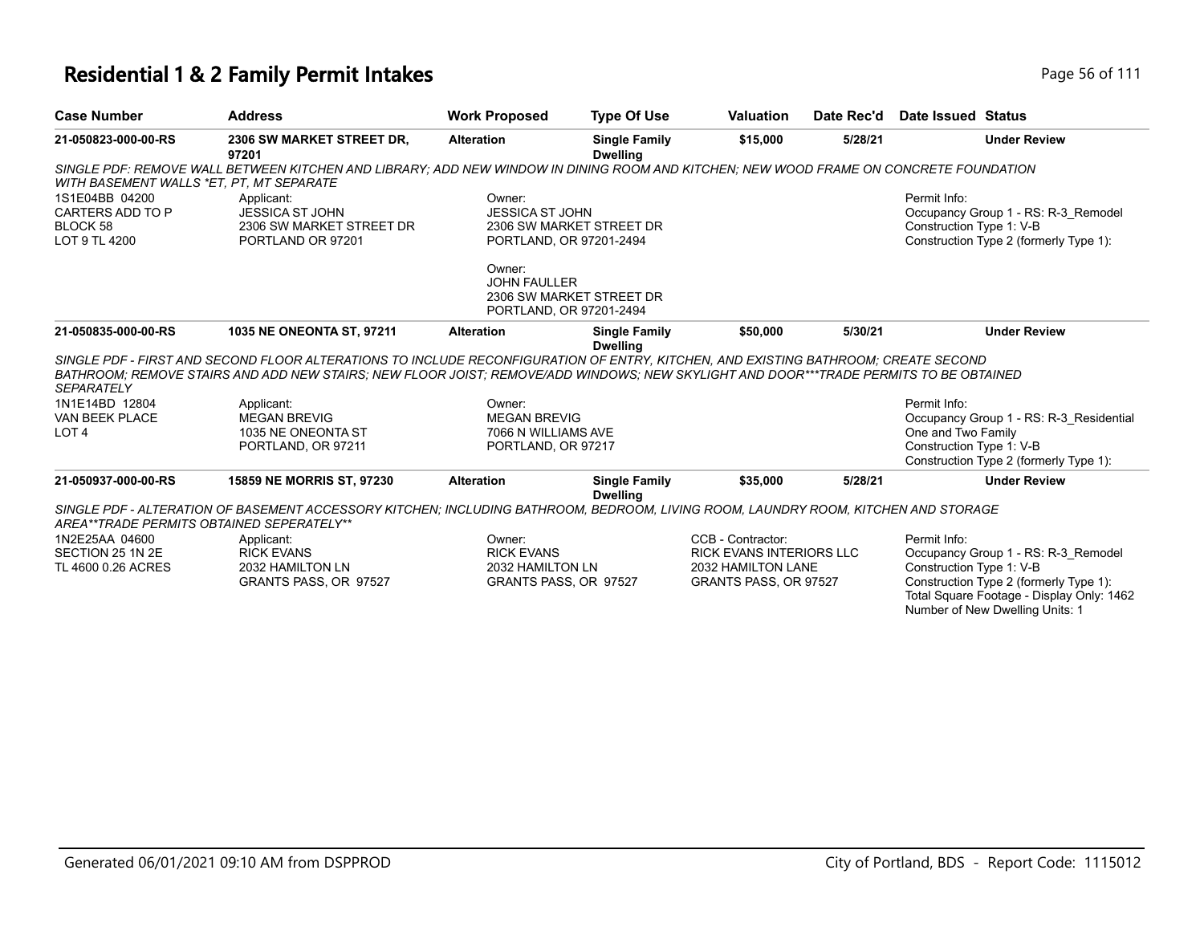# Residential 1 & 2 Family Permit Intakes

| Case Number | Address | Work Proposed | Type Of Use | Valuation | Date Rec'd | Date Issued | Status |
|---|---|---|---|---|---|---|---|
| 21-050823-000-00-RS | 2306 SW MARKET STREET DR, 97201 | Alteration | Single Family Dwelling | $15,000 | 5/28/21 | | Under Review |

*SINGLE PDF: REMOVE WALL BETWEEN KITCHEN AND LIBRARY; ADD NEW WINDOW IN DINING ROOM AND KITCHEN; NEW WOOD FRAME ON CONCRETE FOUNDATION WITH BASEMENT WALLS *ET, PT, MT SEPARATE*

1S1E04BB 04200
CARTERS ADD TO P
BLOCK 58
LOT 9 TL 4200

Applicant:
JESSICA ST JOHN
2306 SW MARKET STREET DR
PORTLAND OR 97201

Owner:
JESSICA ST JOHN
2306 SW MARKET STREET DR
PORTLAND, OR 97201-2494

Owner:
JOHN FAULLER
2306 SW MARKET STREET DR
PORTLAND, OR 97201-2494

Permit Info:
Occupancy Group 1 - RS: R-3_Remodel
Construction Type 1: V-B
Construction Type 2 (formerly Type 1):

| Case Number | Address | Work Proposed | Type Of Use | Valuation | Date Rec'd | Date Issued | Status |
|---|---|---|---|---|---|---|---|
| 21-050835-000-00-RS | 1035 NE ONEONTA ST, 97211 | Alteration | Single Family Dwelling | $50,000 | 5/30/21 | | Under Review |

*SINGLE PDF - FIRST AND SECOND FLOOR ALTERATIONS TO INCLUDE RECONFIGURATION OF ENTRY, KITCHEN, AND EXISTING BATHROOM; CREATE SECOND BATHROOM; REMOVE STAIRS AND ADD NEW STAIRS; NEW FLOOR JOIST; REMOVE/ADD WINDOWS; NEW SKYLIGHT AND DOOR***TRADE PERMITS TO BE OBTAINED SEPARATELY*

1N1E14BD 12804
VAN BEEK PLACE
LOT 4

Applicant:
MEGAN BREVIG
1035 NE ONEONTA ST
PORTLAND, OR 97211

Owner:
MEGAN BREVIG
7066 N WILLIAMS AVE
PORTLAND, OR 97217

Permit Info:
Occupancy Group 1 - RS: R-3_Residential One and Two Family
Construction Type 1: V-B
Construction Type 2 (formerly Type 1):

| Case Number | Address | Work Proposed | Type Of Use | Valuation | Date Rec'd | Date Issued | Status |
|---|---|---|---|---|---|---|---|
| 21-050937-000-00-RS | 15859 NE MORRIS ST, 97230 | Alteration | Single Family Dwelling | $35,000 | 5/28/21 | | Under Review |

*SINGLE PDF - ALTERATION OF BASEMENT ACCESSORY KITCHEN; INCLUDING BATHROOM, BEDROOM, LIVING ROOM, LAUNDRY ROOM, KITCHEN AND STORAGE AREA**TRADE PERMITS OBTAINED SEPERATELY***

1N2E25AA 04600
SECTION 25 1N 2E
TL 4600 0.26 ACRES

Applicant:
RICK EVANS
2032 HAMILTON LN
GRANTS PASS, OR 97527

Owner:
RICK EVANS
2032 HAMILTON LN
GRANTS PASS, OR 97527

CCB - Contractor:
RICK EVANS INTERIORS LLC
2032 HAMILTON LANE
GRANTS PASS, OR 97527

Permit Info:
Occupancy Group 1 - RS: R-3_Remodel
Construction Type 1: V-B
Construction Type 2 (formerly Type 1):
Total Square Footage - Display Only: 1462
Number of New Dwelling Units: 1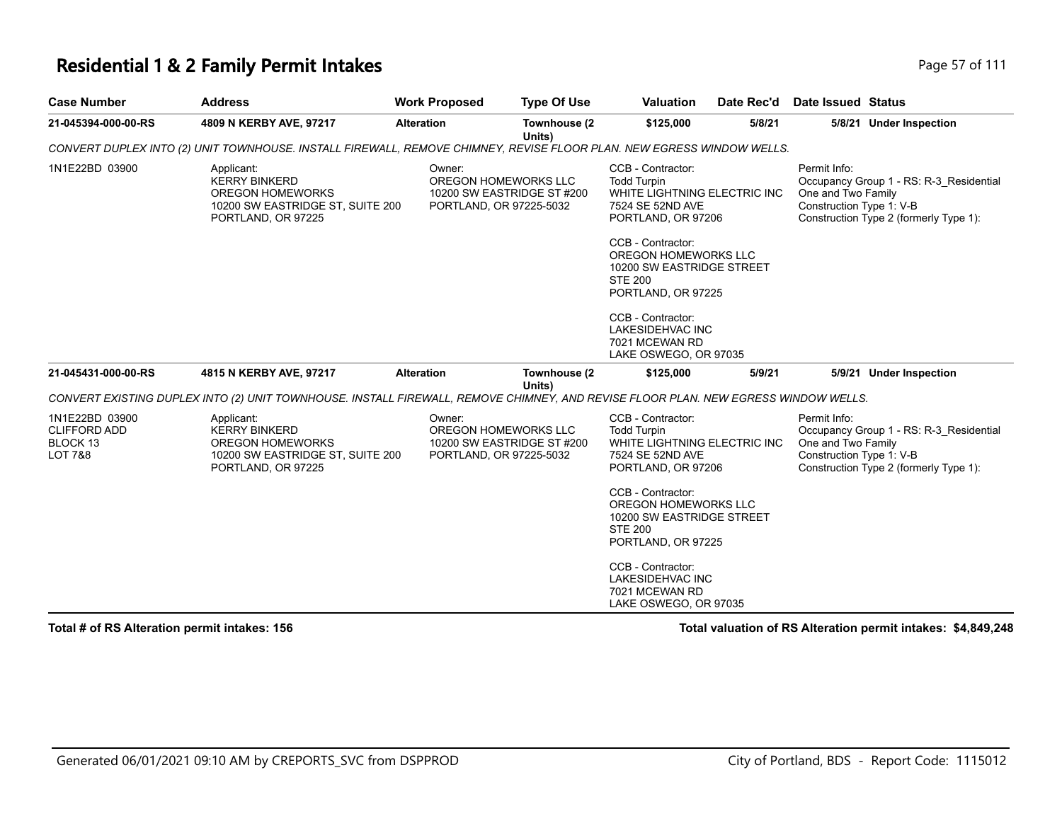# Residential 1 & 2 Family Permit Intakes

| Case Number | Address | Work Proposed | Type Of Use | Valuation | Date Rec'd | Date Issued | Status |
|---|---|---|---|---|---|---|---|
| 21-045394-000-00-RS | 4809 N KERBY AVE, 97217 | Alteration | Townhouse (2 Units) | $125,000 | 5/8/21 | 5/8/21 | Under Inspection |

*CONVERT DUPLEX INTO (2) UNIT TOWNHOUSE. INSTALL FIREWALL, REMOVE CHIMNEY, REVISE FLOOR PLAN. NEW EGRESS WINDOW WELLS.*

1N1E22BD 03900

Applicant:
KERRY BINKERD
OREGON HOMEWORKS
10200 SW EASTRIDGE ST, SUITE 200
PORTLAND, OR 97225

Owner:
OREGON HOMEWORKS LLC
10200 SW EASTRIDGE ST #200
PORTLAND, OR 97225-5032

CCB - Contractor:
Todd Turpin
WHITE LIGHTNING ELECTRIC INC
7524 SE 52ND AVE
PORTLAND, OR 97206

CCB - Contractor:
OREGON HOMEWORKS LLC
10200 SW EASTRIDGE STREET
STE 200
PORTLAND, OR 97225

CCB - Contractor:
LAKESIDEHVAC INC
7021 MCEWAN RD
LAKE OSWEGO, OR 97035

Permit Info:
Occupancy Group 1 - RS: R-3_Residential One and Two Family
Construction Type 1: V-B
Construction Type 2 (formerly Type 1):

| Case Number | Address | Work Proposed | Type Of Use | Valuation | Date Rec'd | Date Issued | Status |
|---|---|---|---|---|---|---|---|
| 21-045431-000-00-RS | 4815 N KERBY AVE, 97217 | Alteration | Townhouse (2 Units) | $125,000 | 5/9/21 | 5/9/21 | Under Inspection |

*CONVERT EXISTING DUPLEX INTO (2) UNIT TOWNHOUSE. INSTALL FIREWALL, REMOVE CHIMNEY, AND REVISE FLOOR PLAN. NEW EGRESS WINDOW WELLS.*

1N1E22BD 03900
CLIFFORD ADD
BLOCK 13
LOT 7&8

Applicant:
KERRY BINKERD
OREGON HOMEWORKS
10200 SW EASTRIDGE ST, SUITE 200
PORTLAND, OR 97225

Owner:
OREGON HOMEWORKS LLC
10200 SW EASTRIDGE ST #200
PORTLAND, OR 97225-5032

CCB - Contractor:
Todd Turpin
WHITE LIGHTNING ELECTRIC INC
7524 SE 52ND AVE
PORTLAND, OR 97206

CCB - Contractor:
OREGON HOMEWORKS LLC
10200 SW EASTRIDGE STREET
STE 200
PORTLAND, OR 97225

CCB - Contractor:
LAKESIDEHVAC INC
7021 MCEWAN RD
LAKE OSWEGO, OR 97035

Permit Info:
Occupancy Group 1 - RS: R-3_Residential One and Two Family
Construction Type 1: V-B
Construction Type 2 (formerly Type 1):

**Total # of RS Alteration permit intakes: 156**

**Total valuation of RS Alteration permit intakes: $4,849,248**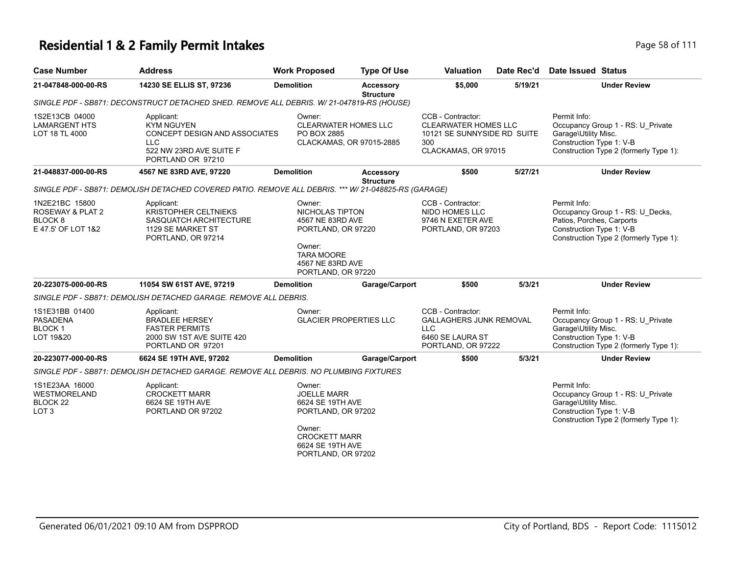# Residential 1 & 2 Family Permit Intakes

| Case Number | Address | Work Proposed | Type Of Use | Valuation | Date Rec'd | Date Issued | Status |
|---|---|---|---|---|---|---|---|
| 21-047848-000-00-RS | 14230 SE ELLIS ST, 97236 | Demolition | Accessory Structure | $5,000 | 5/19/21 | | Under Review |

*SINGLE PDF - SB871: DECONSTRUCT DETACHED SHED. REMOVE ALL DEBRIS. W/ 21-047819-RS (HOUSE)*

1S2E13CB 04000
LAMARGENT HTS
LOT 18 TL 4000

Applicant:
KYM NGUYEN
CONCEPT DESIGN AND ASSOCIATES LLC
522 NW 23RD AVE SUITE F
PORTLAND OR 97210

Owner:
CLEARWATER HOMES LLC
PO BOX 2885
CLACKAMAS, OR 97015-2885

CCB - Contractor:
CLEARWATER HOMES LLC
10121 SE SUNNYSIDE RD SUITE 300
CLACKAMAS, OR 97015

Permit Info:
Occupancy Group 1 - RS: U_Private Garage\Utility Misc.
Construction Type 1: V-B
Construction Type 2 (formerly Type 1):

| Case Number | Address | Work Proposed | Type Of Use | Valuation | Date Rec'd | Date Issued | Status |
|---|---|---|---|---|---|---|---|
| 21-048837-000-00-RS | 4567 NE 83RD AVE, 97220 | Demolition | Accessory Structure | $500 | 5/27/21 | | Under Review |

*SINGLE PDF - SB871: DEMOLISH DETACHED COVERED PATIO. REMOVE ALL DEBRIS. *** W/ 21-048825-RS (GARAGE)*

1N2E21BC 15800
ROSEWAY & PLAT 2
BLOCK 8
E 47.5' OF LOT 1&2

Applicant:
KRISTOPHER CELTNIEKS
SASQUATCH ARCHITECTURE
1129 SE MARKET ST
PORTLAND, OR 97214

Owner:
NICHOLAS TIPTON
4567 NE 83RD AVE
PORTLAND, OR 97220

Owner:
TARA MOORE
4567 NE 83RD AVE
PORTLAND, OR 97220

CCB - Contractor:
NIDO HOMES LLC
9746 N EXETER AVE
PORTLAND, OR 97203

Permit Info:
Occupancy Group 1 - RS: U_Decks, Patios, Porches, Carports
Construction Type 1: V-B
Construction Type 2 (formerly Type 1):

| Case Number | Address | Work Proposed | Type Of Use | Valuation | Date Rec'd | Date Issued | Status |
|---|---|---|---|---|---|---|---|
| 20-223075-000-00-RS | 11054 SW 61ST AVE, 97219 | Demolition | Garage/Carport | $500 | 5/3/21 | | Under Review |

*SINGLE PDF - SB871: DEMOLISH DETACHED GARAGE. REMOVE ALL DEBRIS.*

1S1E31BB 01400
PASADENA
BLOCK 1
LOT 19&20

Applicant:
BRADLEE HERSEY
FASTER PERMITS
2000 SW 1ST AVE SUITE 420
PORTLAND OR 97201

Owner:
GLACIER PROPERTIES LLC

CCB - Contractor:
GALLAGHERS JUNK REMOVAL LLC
6460 SE LAURA ST
PORTLAND, OR 97222

Permit Info:
Occupancy Group 1 - RS: U_Private Garage\Utility Misc.
Construction Type 1: V-B
Construction Type 2 (formerly Type 1):

| Case Number | Address | Work Proposed | Type Of Use | Valuation | Date Rec'd | Date Issued | Status |
|---|---|---|---|---|---|---|---|
| 20-223077-000-00-RS | 6624 SE 19TH AVE, 97202 | Demolition | Garage/Carport | $500 | 5/3/21 | | Under Review |

*SINGLE PDF - SB871: DEMOLISH DETACHED GARAGE. REMOVE ALL DEBRIS. NO PLUMBING FIXTURES*

1S1E23AA 16000
WESTMORELAND
BLOCK 22
LOT 3

Applicant:
CROCKETT MARR
6624 SE 19TH AVE
PORTLAND OR 97202

Owner:
JOELLE MARR
6624 SE 19TH AVE
PORTLAND, OR 97202

Owner:
CROCKETT MARR
6624 SE 19TH AVE
PORTLAND, OR 97202

Permit Info:
Occupancy Group 1 - RS: U_Private Garage\Utility Misc.
Construction Type 1: V-B
Construction Type 2 (formerly Type 1):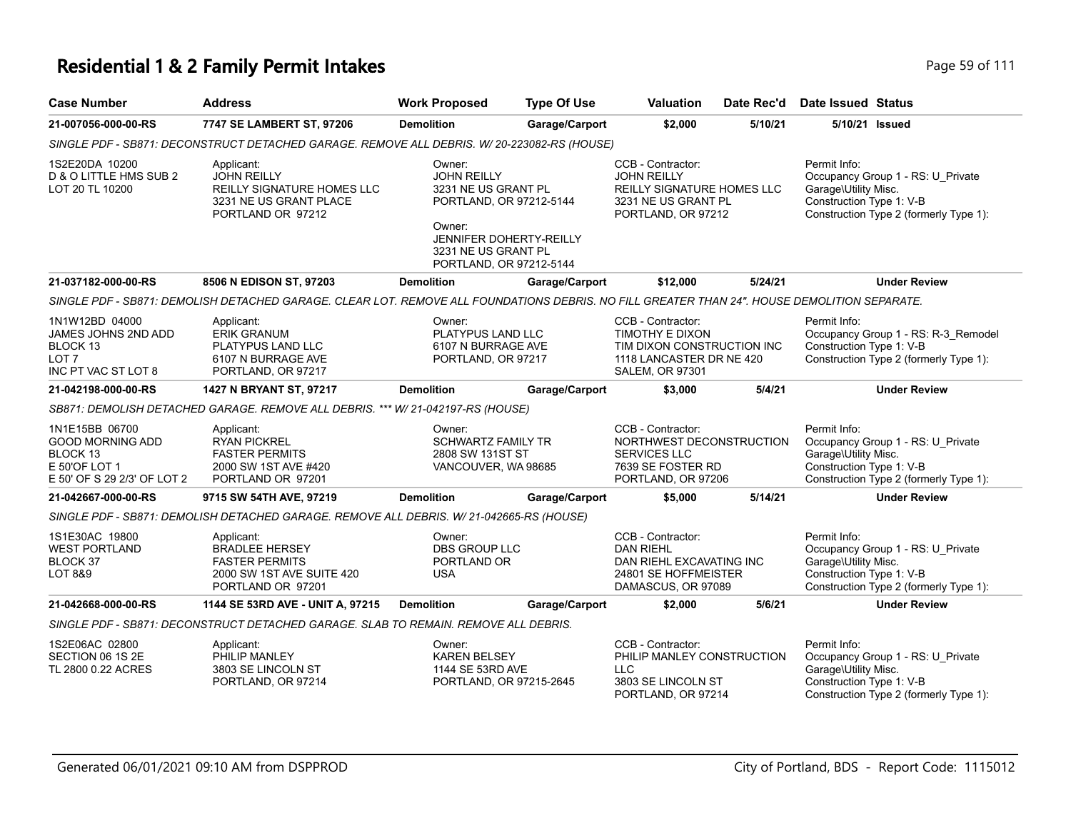# Residential 1 & 2 Family Permit Intakes

| Case Number | Address | Work Proposed | Type Of Use | Valuation | Date Rec'd | Date Issued | Status |
|---|---|---|---|---|---|---|---|
| **21-007056-000-00-RS** | **7747 SE LAMBERT ST, 97206** | **Demolition** | **Garage/Carport** | **$2,000** | **5/10/21** | **5/10/21** | **Issued** |

*SINGLE PDF - SB871: DECONSTRUCT DETACHED GARAGE. REMOVE ALL DEBRIS. W/ 20-223082-RS (HOUSE)*

1S2E20DA 10200
D & O LITTLE HMS SUB 2
LOT 20 TL 10200

Applicant:
JOHN REILLY
REILLY SIGNATURE HOMES LLC
3231 NE US GRANT PLACE
PORTLAND OR 97212

Owner:
JOHN REILLY
3231 NE US GRANT PL
PORTLAND, OR 97212-5144

Owner:
JENNIFER DOHERTY-REILLY
3231 NE US GRANT PL
PORTLAND, OR 97212-5144

CCB - Contractor:
JOHN REILLY
REILLY SIGNATURE HOMES LLC
3231 NE US GRANT PL
PORTLAND, OR 97212

Permit Info:
Occupancy Group 1 - RS: U_Private Garage\Utility Misc.
Construction Type 1: V-B
Construction Type 2 (formerly Type 1):

| Case Number | Address | Work Proposed | Type Of Use | Valuation | Date Rec'd | Date Issued | Status |
|---|---|---|---|---|---|---|---|
| **21-037182-000-00-RS** | **8506 N EDISON ST, 97203** | **Demolition** | **Garage/Carport** | **$12,000** | **5/24/21** | | **Under Review** |

*SINGLE PDF - SB871: DEMOLISH DETACHED GARAGE. CLEAR LOT. REMOVE ALL FOUNDATIONS DEBRIS. NO FILL GREATER THAN 24". HOUSE DEMOLITION SEPARATE.*

1N1W12BD 04000
JAMES JOHNS 2ND ADD
BLOCK 13
LOT 7
INC PT VAC ST LOT 8

Applicant:
ERIK GRANUM
PLATYPUS LAND LLC
6107 N BURRAGE AVE
PORTLAND, OR 97217

Owner:
PLATYPUS LAND LLC
6107 N BURRAGE AVE
PORTLAND, OR 97217

CCB - Contractor:
TIMOTHY E DIXON
TIM DIXON CONSTRUCTION INC
1118 LANCASTER DR NE 420
SALEM, OR 97301

Permit Info:
Occupancy Group 1 - RS: R-3_Remodel
Construction Type 1: V-B
Construction Type 2 (formerly Type 1):

| Case Number | Address | Work Proposed | Type Of Use | Valuation | Date Rec'd | Date Issued | Status |
|---|---|---|---|---|---|---|---|
| **21-042198-000-00-RS** | **1427 N BRYANT ST, 97217** | **Demolition** | **Garage/Carport** | **$3,000** | **5/4/21** | | **Under Review** |

*SB871: DEMOLISH DETACHED GARAGE. REMOVE ALL DEBRIS. *** W/ 21-042197-RS (HOUSE)*

1N1E15BB 06700
GOOD MORNING ADD
BLOCK 13
E 50'OF LOT 1
E 50' OF S 29 2/3' OF LOT 2

Applicant:
RYAN PICKREL
FASTER PERMITS
2000 SW 1ST AVE #420
PORTLAND OR 97201

Owner:
SCHWARTZ FAMILY TR
2808 SW 131ST ST
VANCOUVER, WA 98685

CCB - Contractor:
NORTHWEST DECONSTRUCTION SERVICES LLC
7639 SE FOSTER RD
PORTLAND, OR 97206

Permit Info:
Occupancy Group 1 - RS: U_Private Garage\Utility Misc.
Construction Type 1: V-B
Construction Type 2 (formerly Type 1):

| Case Number | Address | Work Proposed | Type Of Use | Valuation | Date Rec'd | Date Issued | Status |
|---|---|---|---|---|---|---|---|
| **21-042667-000-00-RS** | **9715 SW 54TH AVE, 97219** | **Demolition** | **Garage/Carport** | **$5,000** | **5/14/21** | | **Under Review** |

*SINGLE PDF - SB871: DEMOLISH DETACHED GARAGE. REMOVE ALL DEBRIS. W/ 21-042665-RS (HOUSE)*

1S1E30AC 19800
WEST PORTLAND
BLOCK 37
LOT 8&9

Applicant:
BRADLEE HERSEY
FASTER PERMITS
2000 SW 1ST AVE SUITE 420
PORTLAND OR 97201

Owner:
DBS GROUP LLC
PORTLAND OR
USA

CCB - Contractor:
DAN RIEHL
DAN RIEHL EXCAVATING INC
24801 SE HOFFMEISTER
DAMASCUS, OR 97089

Permit Info:
Occupancy Group 1 - RS: U_Private Garage\Utility Misc.
Construction Type 1: V-B
Construction Type 2 (formerly Type 1):

| Case Number | Address | Work Proposed | Type Of Use | Valuation | Date Rec'd | Date Issued | Status |
|---|---|---|---|---|---|---|---|
| **21-042668-000-00-RS** | **1144 SE 53RD AVE - UNIT A, 97215** | **Demolition** | **Garage/Carport** | **$2,000** | **5/6/21** | | **Under Review** |

*SINGLE PDF - SB871: DECONSTRUCT DETACHED GARAGE. SLAB TO REMAIN. REMOVE ALL DEBRIS.*

1S2E06AC 02800
SECTION 06 1S 2E
TL 2800 0.22 ACRES

Applicant:
PHILIP MANLEY
3803 SE LINCOLN ST
PORTLAND, OR 97214

Owner:
KAREN BELSEY
1144 SE 53RD AVE
PORTLAND, OR 97215-2645

CCB - Contractor:
PHILIP MANLEY CONSTRUCTION LLC
3803 SE LINCOLN ST
PORTLAND, OR 97214

Permit Info:
Occupancy Group 1 - RS: U_Private Garage\Utility Misc.
Construction Type 1: V-B
Construction Type 2 (formerly Type 1):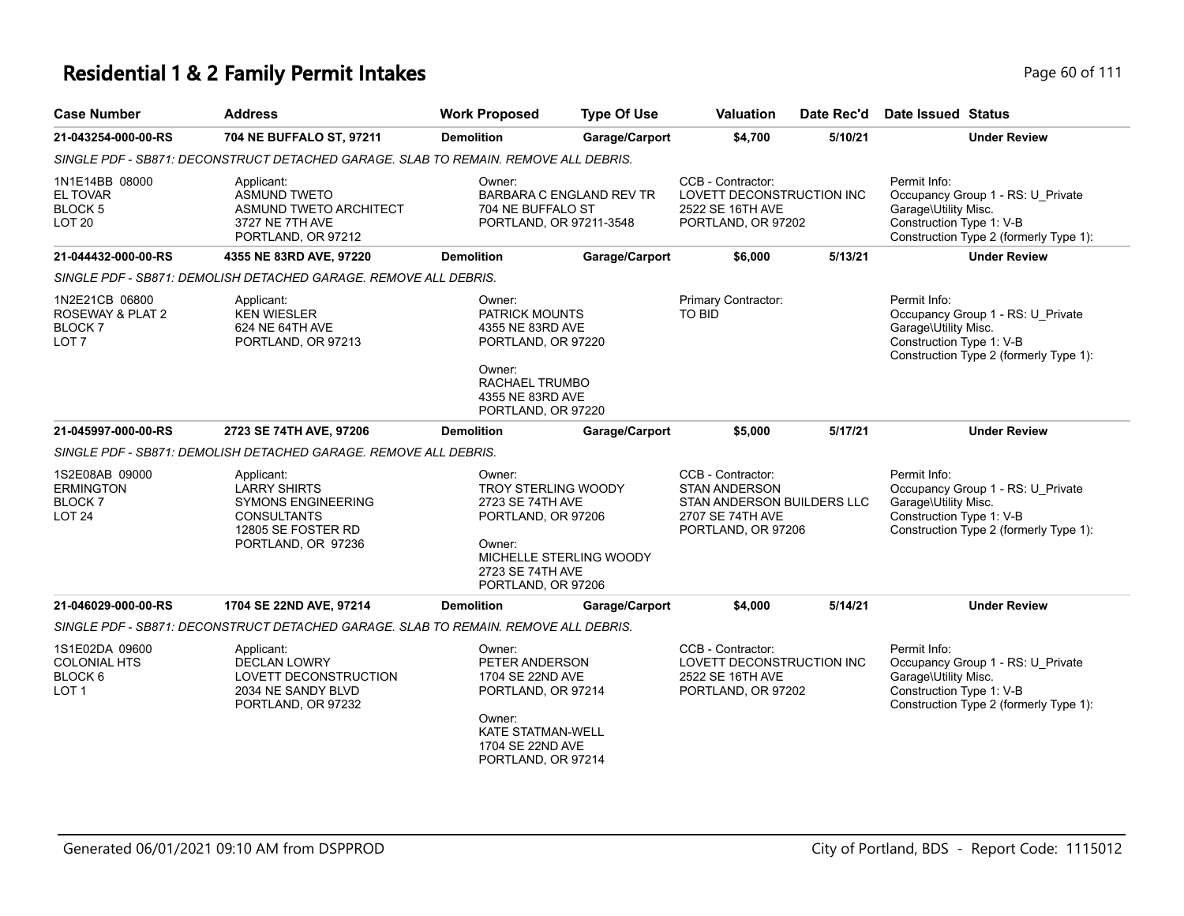# Residential 1 & 2 Family Permit Intakes

| Case Number | Address | Work Proposed | Type Of Use | Valuation | Date Rec'd | Date Issued | Status |
|---|---|---|---|---|---|---|---|
| **21-043254-000-00-RS** | **704 NE BUFFALO ST, 97211** | **Demolition** | **Garage/Carport** | **$4,700** | **5/10/21** | | **Under Review** |

*SINGLE PDF - SB871: DECONSTRUCT DETACHED GARAGE. SLAB TO REMAIN. REMOVE ALL DEBRIS.*

| | | | | |
|---|---|---|---|---|
| 1N1E14BB 08000<br>EL TOVAR<br>BLOCK 5<br>LOT 20 | Applicant:<br>ASMUND TWETO<br>ASMUND TWETO ARCHITECT<br>3727 NE 7TH AVE<br>PORTLAND, OR 97212 | Owner:<br>BARBARA C ENGLAND REV TR<br>704 NE BUFFALO ST<br>PORTLAND, OR 97211-3548 | CCB - Contractor:<br>LOVETT DECONSTRUCTION INC<br>2522 SE 16TH AVE<br>PORTLAND, OR 97202 | Permit Info:<br>Occupancy Group 1 - RS: U_Private Garage\Utility Misc.<br>Construction Type 1: V-B<br>Construction Type 2 (formerly Type 1): |

| Case Number | Address | Work Proposed | Type Of Use | Valuation | Date Rec'd | Date Issued | Status |
|---|---|---|---|---|---|---|---|
| **21-044432-000-00-RS** | **4355 NE 83RD AVE, 97220** | **Demolition** | **Garage/Carport** | **$6,000** | **5/13/21** | | **Under Review** |

*SINGLE PDF - SB871: DEMOLISH DETACHED GARAGE. REMOVE ALL DEBRIS.*

| | | | | |
|---|---|---|---|---|
| 1N2E21CB 06800<br>ROSEWAY & PLAT 2<br>BLOCK 7<br>LOT 7 | Applicant:<br>KEN WIESLER<br>624 NE 64TH AVE<br>PORTLAND, OR 97213 | Owner:<br>PATRICK MOUNTS<br>4355 NE 83RD AVE<br>PORTLAND, OR 97220<br><br>Owner:<br>RACHAEL TRUMBO<br>4355 NE 83RD AVE<br>PORTLAND, OR 97220 | Primary Contractor:<br>TO BID | Permit Info:<br>Occupancy Group 1 - RS: U_Private Garage\Utility Misc.<br>Construction Type 1: V-B<br>Construction Type 2 (formerly Type 1): |

| Case Number | Address | Work Proposed | Type Of Use | Valuation | Date Rec'd | Date Issued | Status |
|---|---|---|---|---|---|---|---|
| **21-045997-000-00-RS** | **2723 SE 74TH AVE, 97206** | **Demolition** | **Garage/Carport** | **$5,000** | **5/17/21** | | **Under Review** |

*SINGLE PDF - SB871: DEMOLISH DETACHED GARAGE. REMOVE ALL DEBRIS.*

| | | | | |
|---|---|---|---|---|
| 1S2E08AB 09000<br>ERMINGTON<br>BLOCK 7<br>LOT 24 | Applicant:<br>LARRY SHIRTS<br>SYMONS ENGINEERING CONSULTANTS<br>12805 SE FOSTER RD<br>PORTLAND, OR 97236 | Owner:<br>TROY STERLING WOODY<br>2723 SE 74TH AVE<br>PORTLAND, OR 97206<br><br>Owner:<br>MICHELLE STERLING WOODY<br>2723 SE 74TH AVE<br>PORTLAND, OR 97206 | CCB - Contractor:<br>STAN ANDERSON<br>STAN ANDERSON BUILDERS LLC<br>2707 SE 74TH AVE<br>PORTLAND, OR 97206 | Permit Info:<br>Occupancy Group 1 - RS: U_Private Garage\Utility Misc.<br>Construction Type 1: V-B<br>Construction Type 2 (formerly Type 1): |

| Case Number | Address | Work Proposed | Type Of Use | Valuation | Date Rec'd | Date Issued | Status |
|---|---|---|---|---|---|---|---|
| **21-046029-000-00-RS** | **1704 SE 22ND AVE, 97214** | **Demolition** | **Garage/Carport** | **$4,000** | **5/14/21** | | **Under Review** |

*SINGLE PDF - SB871: DECONSTRUCT DETACHED GARAGE. SLAB TO REMAIN. REMOVE ALL DEBRIS.*

| | | | | |
|---|---|---|---|---|
| 1S1E02DA 09600<br>COLONIAL HTS<br>BLOCK 6<br>LOT 1 | Applicant:<br>DECLAN LOWRY<br>LOVETT DECONSTRUCTION<br>2034 NE SANDY BLVD<br>PORTLAND, OR 97232 | Owner:<br>PETER ANDERSON<br>1704 SE 22ND AVE<br>PORTLAND, OR 97214<br><br>Owner:<br>KATE STATMAN-WELL<br>1704 SE 22ND AVE<br>PORTLAND, OR 97214 | CCB - Contractor:<br>LOVETT DECONSTRUCTION INC<br>2522 SE 16TH AVE<br>PORTLAND, OR 97202 | Permit Info:<br>Occupancy Group 1 - RS: U_Private Garage\Utility Misc.<br>Construction Type 1: V-B<br>Construction Type 2 (formerly Type 1): |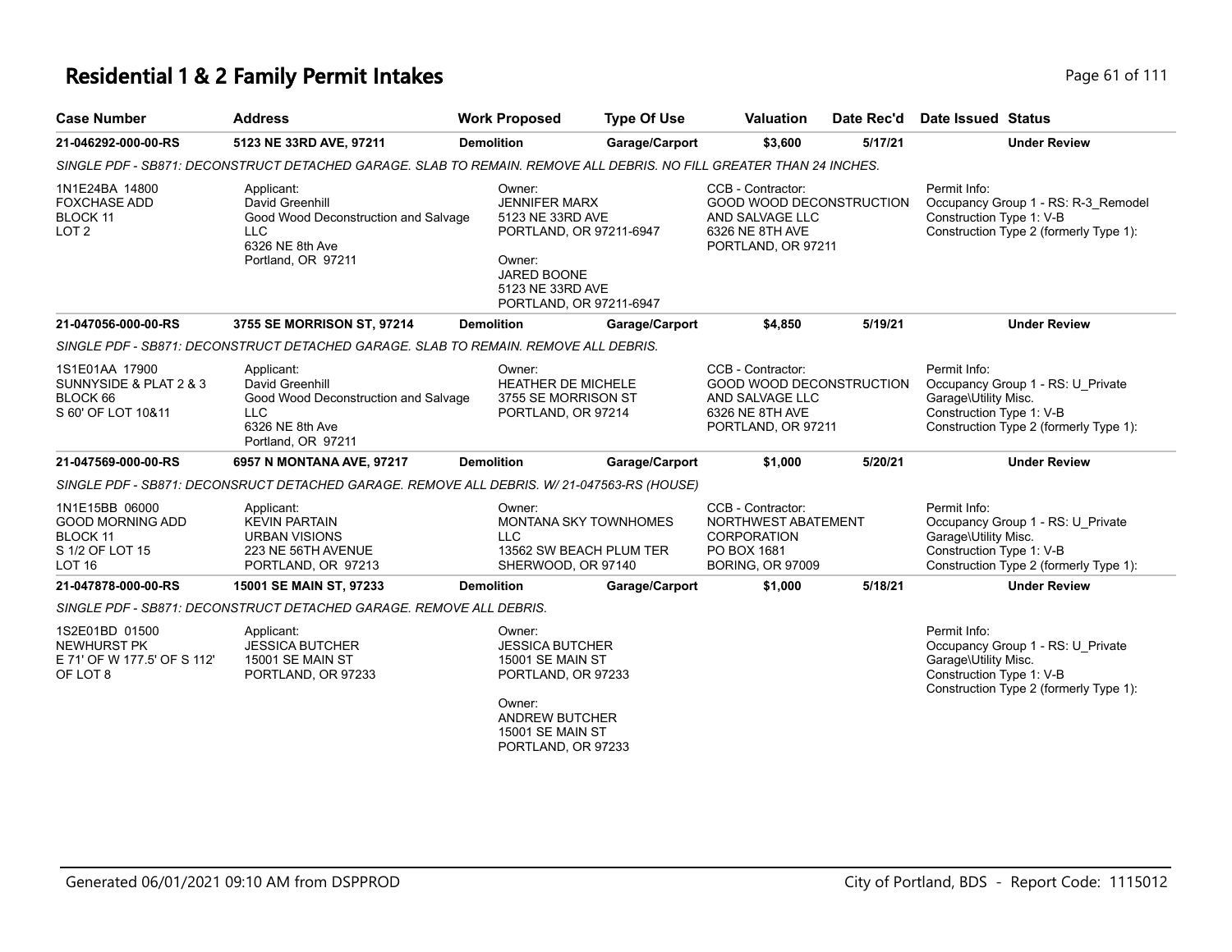# Residential 1 & 2 Family Permit Intakes

| Case Number | Address | Work Proposed | Type Of Use | Valuation | Date Rec'd | Date Issued | Status |
|---|---|---|---|---|---|---|---|
| 21-046292-000-00-RS | 5123 NE 33RD AVE, 97211 | Demolition | Garage/Carport | $3,600 | 5/17/21 | | Under Review |

*SINGLE PDF - SB871: DECONSTRUCT DETACHED GARAGE. SLAB TO REMAIN. REMOVE ALL DEBRIS. NO FILL GREATER THAN 24 INCHES.*

1N1E24BA 14800
FOXCHASE ADD
BLOCK 11
LOT 2

Applicant:
David Greenhill
Good Wood Deconstruction and Salvage LLC
6326 NE 8th Ave
Portland, OR 97211

Owner:
JENNIFER MARX
5123 NE 33RD AVE
PORTLAND, OR 97211-6947

Owner:
JARED BOONE
5123 NE 33RD AVE
PORTLAND, OR 97211-6947

CCB - Contractor:
GOOD WOOD DECONSTRUCTION AND SALVAGE LLC
6326 NE 8TH AVE
PORTLAND, OR 97211

Permit Info:
Occupancy Group 1 - RS: R-3_Remodel
Construction Type 1: V-B
Construction Type 2 (formerly Type 1):

| Case Number | Address | Work Proposed | Type Of Use | Valuation | Date Rec'd | Date Issued | Status |
|---|---|---|---|---|---|---|---|
| 21-047056-000-00-RS | 3755 SE MORRISON ST, 97214 | Demolition | Garage/Carport | $4,850 | 5/19/21 | | Under Review |

*SINGLE PDF - SB871: DECONSTRUCT DETACHED GARAGE. SLAB TO REMAIN. REMOVE ALL DEBRIS.*

1S1E01AA 17900
SUNNYSIDE & PLAT 2 & 3
BLOCK 66
S 60' OF LOT 10&11

Applicant:
David Greenhill
Good Wood Deconstruction and Salvage LLC
6326 NE 8th Ave
Portland, OR 97211

Owner:
HEATHER DE MICHELE
3755 SE MORRISON ST
PORTLAND, OR 97214

CCB - Contractor:
GOOD WOOD DECONSTRUCTION AND SALVAGE LLC
6326 NE 8TH AVE
PORTLAND, OR 97211

Permit Info:
Occupancy Group 1 - RS: U_Private Garage\Utility Misc.
Construction Type 1: V-B
Construction Type 2 (formerly Type 1):

| Case Number | Address | Work Proposed | Type Of Use | Valuation | Date Rec'd | Date Issued | Status |
|---|---|---|---|---|---|---|---|
| 21-047569-000-00-RS | 6957 N MONTANA AVE, 97217 | Demolition | Garage/Carport | $1,000 | 5/20/21 | | Under Review |

*SINGLE PDF - SB871: DECONSRUCT DETACHED GARAGE. REMOVE ALL DEBRIS. W/ 21-047563-RS (HOUSE)*

1N1E15BB 06000
GOOD MORNING ADD
BLOCK 11
S 1/2 OF LOT 15
LOT 16

Applicant:
KEVIN PARTAIN
URBAN VISIONS
223 NE 56TH AVENUE
PORTLAND, OR 97213

Owner:
MONTANA SKY TOWNHOMES LLC
13562 SW BEACH PLUM TER
SHERWOOD, OR 97140

CCB - Contractor:
NORTHWEST ABATEMENT CORPORATION
PO BOX 1681
BORING, OR 97009

Permit Info:
Occupancy Group 1 - RS: U_Private Garage\Utility Misc.
Construction Type 1: V-B
Construction Type 2 (formerly Type 1):

| Case Number | Address | Work Proposed | Type Of Use | Valuation | Date Rec'd | Date Issued | Status |
|---|---|---|---|---|---|---|---|
| 21-047878-000-00-RS | 15001 SE MAIN ST, 97233 | Demolition | Garage/Carport | $1,000 | 5/18/21 | | Under Review |

*SINGLE PDF - SB871: DECONSTRUCT DETACHED GARAGE. REMOVE ALL DEBRIS.*

1S2E01BD 01500
NEWHURST PK
E 71' OF W 177.5' OF S 112' OF LOT 8

Applicant:
JESSICA BUTCHER
15001 SE MAIN ST
PORTLAND, OR 97233

Owner:
JESSICA BUTCHER
15001 SE MAIN ST
PORTLAND, OR 97233

Owner:
ANDREW BUTCHER
15001 SE MAIN ST
PORTLAND, OR 97233

Permit Info:
Occupancy Group 1 - RS: U_Private Garage\Utility Misc.
Construction Type 1: V-B
Construction Type 2 (formerly Type 1):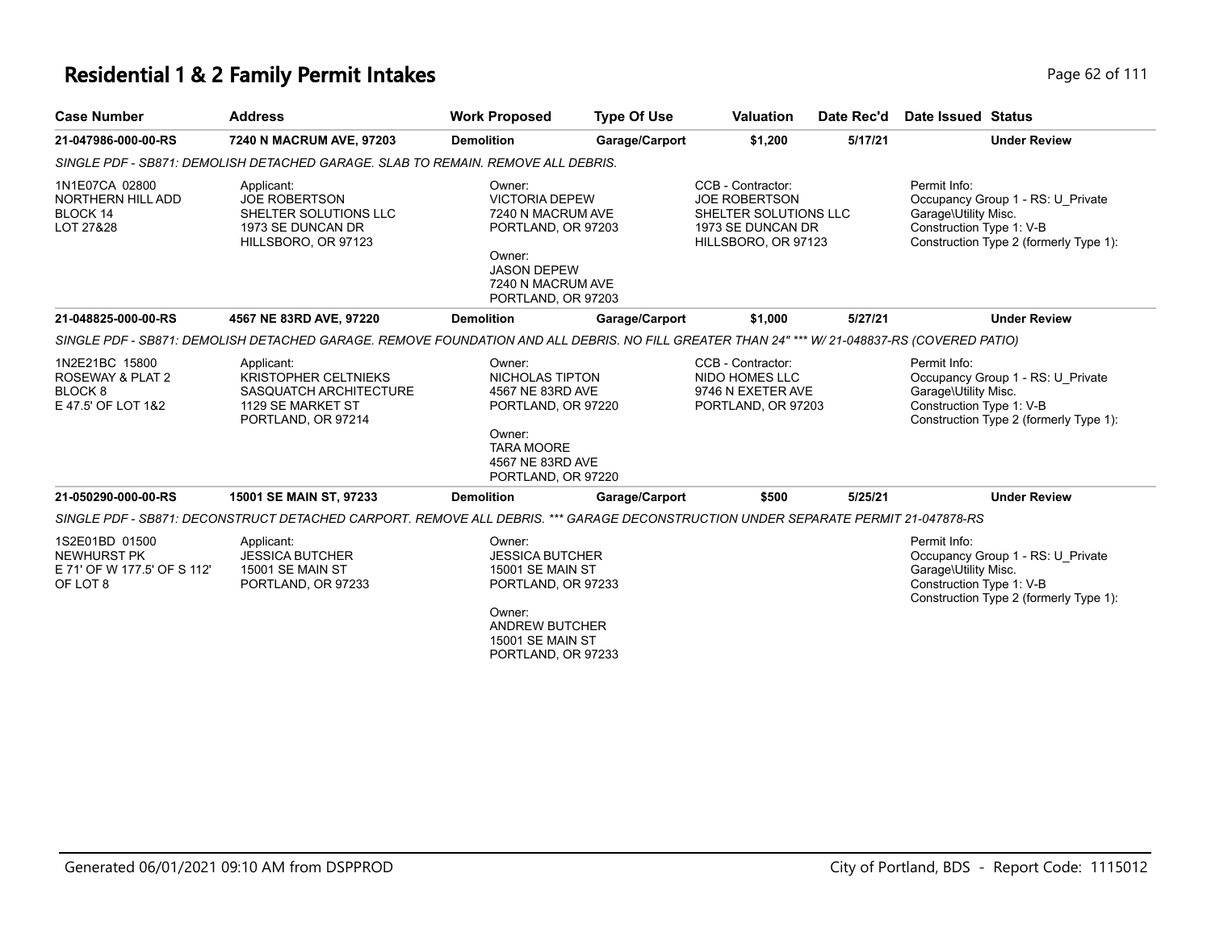# Residential 1 & 2 Family Permit Intakes

| Case Number | Address | Work Proposed | Type Of Use | Valuation | Date Rec'd | Date Issued | Status |
|---|---|---|---|---|---|---|---|
| **21-047986-000-00-RS** | **7240 N MACRUM AVE, 97203** | **Demolition** | **Garage/Carport** | **$1,200** | **5/17/21** | | **Under Review** |

*SINGLE PDF - SB871: DEMOLISH DETACHED GARAGE. SLAB TO REMAIN. REMOVE ALL DEBRIS.*

| Property | Applicant | Owner | CCB - Contractor | Permit Info |
|---|---|---|---|---|
| 1N1E07CA 02800<br>NORTHERN HILL ADD<br>BLOCK 14<br>LOT 27&28 | Applicant:<br>JOE ROBERTSON<br>SHELTER SOLUTIONS LLC<br>1973 SE DUNCAN DR<br>HILLSBORO, OR 97123 | Owner:<br>VICTORIA DEPEW<br>7240 N MACRUM AVE<br>PORTLAND, OR 97203<br>Owner:<br>JASON DEPEW<br>7240 N MACRUM AVE<br>PORTLAND, OR 97203 | CCB - Contractor:<br>JOE ROBERTSON<br>SHELTER SOLUTIONS LLC<br>1973 SE DUNCAN DR<br>HILLSBORO, OR 97123 | Permit Info:<br>Occupancy Group 1 - RS: U_Private Garage\Utility Misc.<br>Construction Type 1: V-B<br>Construction Type 2 (formerly Type 1): |

| Case Number | Address | Work Proposed | Type Of Use | Valuation | Date Rec'd | Date Issued | Status |
|---|---|---|---|---|---|---|---|
| **21-048825-000-00-RS** | **4567 NE 83RD AVE, 97220** | **Demolition** | **Garage/Carport** | **$1,000** | **5/27/21** | | **Under Review** |

*SINGLE PDF - SB871: DEMOLISH DETACHED GARAGE. REMOVE FOUNDATION AND ALL DEBRIS. NO FILL GREATER THAN 24" *** W/ 21-048837-RS (COVERED PATIO)*

| Property | Applicant | Owner | CCB - Contractor | Permit Info |
|---|---|---|---|---|
| 1N2E21BC 15800<br>ROSEWAY & PLAT 2<br>BLOCK 8<br>E 47.5' OF LOT 1&2 | Applicant:<br>KRISTOPHER CELTNIEKS<br>SASQUATCH ARCHITECTURE<br>1129 SE MARKET ST<br>PORTLAND, OR 97214 | Owner:<br>NICHOLAS TIPTON<br>4567 NE 83RD AVE<br>PORTLAND, OR 97220<br>Owner:<br>TARA MOORE<br>4567 NE 83RD AVE<br>PORTLAND, OR 97220 | CCB - Contractor:<br>NIDO HOMES LLC<br>9746 N EXETER AVE<br>PORTLAND, OR 97203 | Permit Info:<br>Occupancy Group 1 - RS: U_Private Garage\Utility Misc.<br>Construction Type 1: V-B<br>Construction Type 2 (formerly Type 1): |

| Case Number | Address | Work Proposed | Type Of Use | Valuation | Date Rec'd | Date Issued | Status |
|---|---|---|---|---|---|---|---|
| **21-050290-000-00-RS** | **15001 SE MAIN ST, 97233** | **Demolition** | **Garage/Carport** | **$500** | **5/25/21** | | **Under Review** |

*SINGLE PDF - SB871: DECONSTRUCT DETACHED CARPORT. REMOVE ALL DEBRIS. *** GARAGE DECONSTRUCTION UNDER SEPARATE PERMIT 21-047878-RS*

| Property | Applicant | Owner | CCB - Contractor | Permit Info |
|---|---|---|---|---|
| 1S2E01BD 01500<br>NEWHURST PK<br>E 71' OF W 177.5' OF S 112' OF LOT 8 | Applicant:<br>JESSICA BUTCHER<br>15001 SE MAIN ST<br>PORTLAND, OR 97233 | Owner:<br>JESSICA BUTCHER<br>15001 SE MAIN ST<br>PORTLAND, OR 97233<br>Owner:<br>ANDREW BUTCHER<br>15001 SE MAIN ST<br>PORTLAND, OR 97233 | | Permit Info:<br>Occupancy Group 1 - RS: U_Private Garage\Utility Misc.<br>Construction Type 1: V-B<br>Construction Type 2 (formerly Type 1): |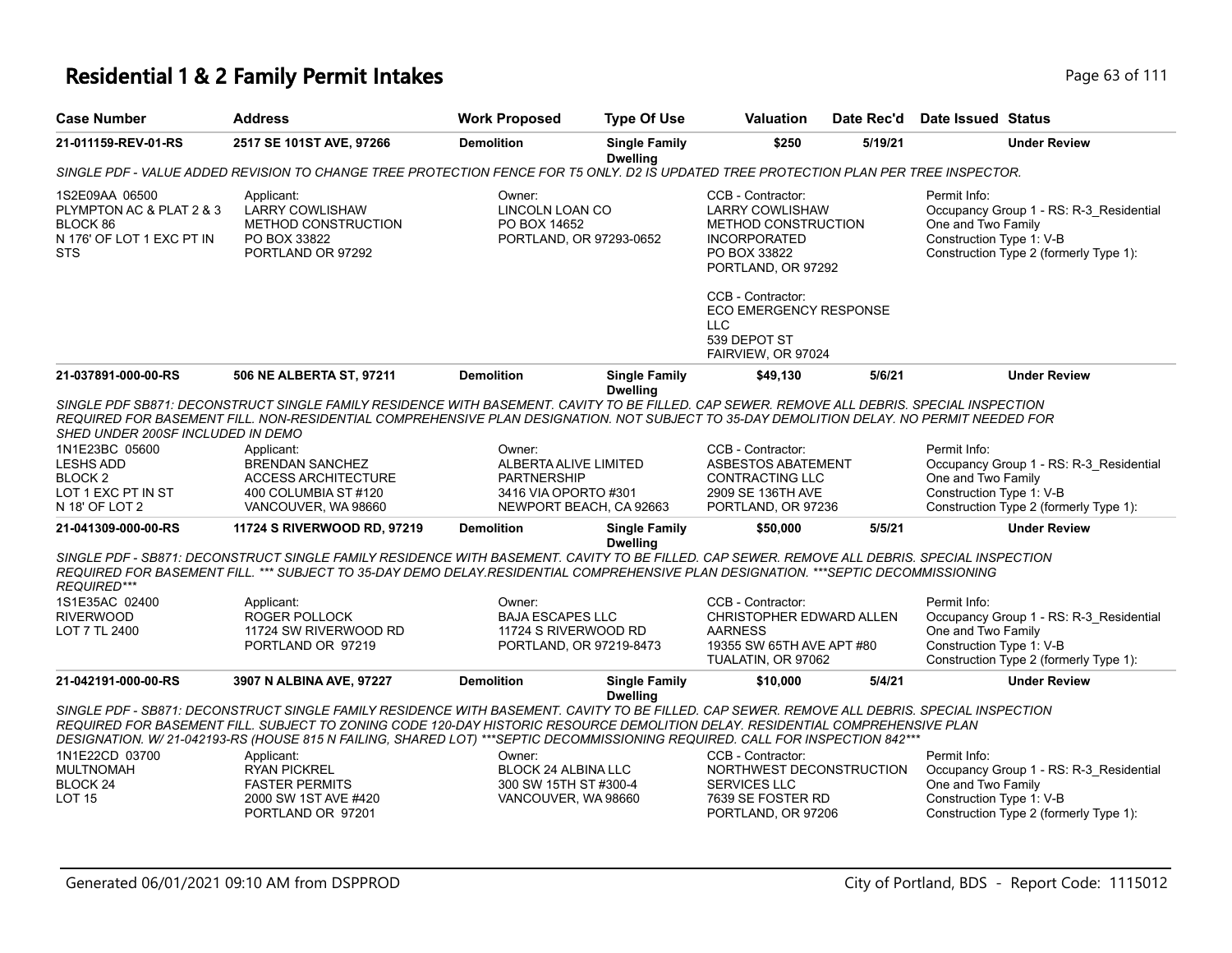# Residential 1 & 2 Family Permit Intakes

| Case Number | Address | Work Proposed | Type Of Use | Valuation | Date Rec'd | Date Issued | Status |
|---|---|---|---|---|---|---|---|
| **21-011159-REV-01-RS** | **2517 SE 101ST AVE, 97266** | **Demolition** | **Single Family Dwelling** | **$250** | **5/19/21** | | **Under Review** |

*SINGLE PDF - VALUE ADDED REVISION TO CHANGE TREE PROTECTION FENCE FOR T5 ONLY. D2 IS UPDATED TREE PROTECTION PLAN PER TREE INSPECTOR.*

1S2E09AA 06500
PLYMPTON AC & PLAT 2 & 3
BLOCK 86
N 176' OF LOT 1 EXC PT IN STS

Applicant:
LARRY COWLISHAW
METHOD CONSTRUCTION
PO BOX 33822
PORTLAND OR 97292

Owner:
LINCOLN LOAN CO
PO BOX 14652
PORTLAND, OR 97293-0652

CCB - Contractor:
LARRY COWLISHAW
METHOD CONSTRUCTION INCORPORATED
PO BOX 33822
PORTLAND, OR 97292

CCB - Contractor:
ECO EMERGENCY RESPONSE LLC
539 DEPOT ST
FAIRVIEW, OR 97024

Permit Info:
Occupancy Group 1 - RS: R-3_Residential One and Two Family
Construction Type 1: V-B
Construction Type 2 (formerly Type 1):

| Case Number | Address | Work Proposed | Type Of Use | Valuation | Date Rec'd | Date Issued | Status |
|---|---|---|---|---|---|---|---|
| **21-037891-000-00-RS** | **506 NE ALBERTA ST, 97211** | **Demolition** | **Single Family Dwelling** | **$49,130** | **5/6/21** | | **Under Review** |

*SINGLE PDF SB871: DECONSTRUCT SINGLE FAMILY RESIDENCE WITH BASEMENT. CAVITY TO BE FILLED. CAP SEWER. REMOVE ALL DEBRIS. SPECIAL INSPECTION REQUIRED FOR BASEMENT FILL. NON-RESIDENTIAL COMPREHENSIVE PLAN DESIGNATION. NOT SUBJECT TO 35-DAY DEMOLITION DELAY. NO PERMIT NEEDED FOR SHED UNDER 200SF INCLUDED IN DEMO*

1N1E23BC 05600
LESHS ADD
BLOCK 2
LOT 1 EXC PT IN ST
N 18' OF LOT 2

Applicant:
BRENDAN SANCHEZ
ACCESS ARCHITECTURE
400 COLUMBIA ST #120
VANCOUVER, WA 98660

Owner:
ALBERTA ALIVE LIMITED PARTNERSHIP
3416 VIA OPORTO #301
NEWPORT BEACH, CA 92663

CCB - Contractor:
ASBESTOS ABATEMENT CONTRACTING LLC
2909 SE 136TH AVE
PORTLAND, OR 97236

Permit Info:
Occupancy Group 1 - RS: R-3_Residential One and Two Family
Construction Type 1: V-B
Construction Type 2 (formerly Type 1):

| Case Number | Address | Work Proposed | Type Of Use | Valuation | Date Rec'd | Date Issued | Status |
|---|---|---|---|---|---|---|---|
| **21-041309-000-00-RS** | **11724 S RIVERWOOD RD, 97219** | **Demolition** | **Single Family Dwelling** | **$50,000** | **5/5/21** | | **Under Review** |

*SINGLE PDF - SB871: DECONSTRUCT SINGLE FAMILY RESIDENCE WITH BASEMENT. CAVITY TO BE FILLED. CAP SEWER. REMOVE ALL DEBRIS. SPECIAL INSPECTION REQUIRED FOR BASEMENT FILL. *** SUBJECT TO 35-DAY DEMO DELAY.RESIDENTIAL COMPREHENSIVE PLAN DESIGNATION. ***SEPTIC DECOMMISSIONING REQUIRED****

1S1E35AC 02400
RIVERWOOD
LOT 7 TL 2400

Applicant:
ROGER POLLOCK
11724 SW RIVERWOOD RD
PORTLAND OR 97219

Owner:
BAJA ESCAPES LLC
11724 S RIVERWOOD RD
PORTLAND, OR 97219-8473

CCB - Contractor:
CHRISTOPHER EDWARD ALLEN AARNESS
19355 SW 65TH AVE APT #80
TUALATIN, OR 97062

Permit Info:
Occupancy Group 1 - RS: R-3_Residential One and Two Family
Construction Type 1: V-B
Construction Type 2 (formerly Type 1):

| Case Number | Address | Work Proposed | Type Of Use | Valuation | Date Rec'd | Date Issued | Status |
|---|---|---|---|---|---|---|---|
| **21-042191-000-00-RS** | **3907 N ALBINA AVE, 97227** | **Demolition** | **Single Family Dwelling** | **$10,000** | **5/4/21** | | **Under Review** |

*SINGLE PDF - SB871: DECONSTRUCT SINGLE FAMILY RESIDENCE WITH BASEMENT. CAVITY TO BE FILLED. CAP SEWER. REMOVE ALL DEBRIS. SPECIAL INSPECTION REQUIRED FOR BASEMENT FILL. SUBJECT TO ZONING CODE 120-DAY HISTORIC RESOURCE DEMOLITION DELAY. RESIDENTIAL COMPREHENSIVE PLAN DESIGNATION. W/ 21-042193-RS (HOUSE 815 N FAILING, SHARED LOT) ***SEPTIC DECOMMISSIONING REQUIRED. CALL FOR INSPECTION 842****

1N1E22CD 03700
MULTNOMAH
BLOCK 24
LOT 15

Applicant:
RYAN PICKREL
FASTER PERMITS
2000 SW 1ST AVE #420
PORTLAND OR 97201

Owner:
BLOCK 24 ALBINA LLC
300 SW 15TH ST #300-4
VANCOUVER, WA 98660

CCB - Contractor:
NORTHWEST DECONSTRUCTION SERVICES LLC
7639 SE FOSTER RD
PORTLAND, OR 97206

Permit Info:
Occupancy Group 1 - RS: R-3_Residential One and Two Family
Construction Type 1: V-B
Construction Type 2 (formerly Type 1):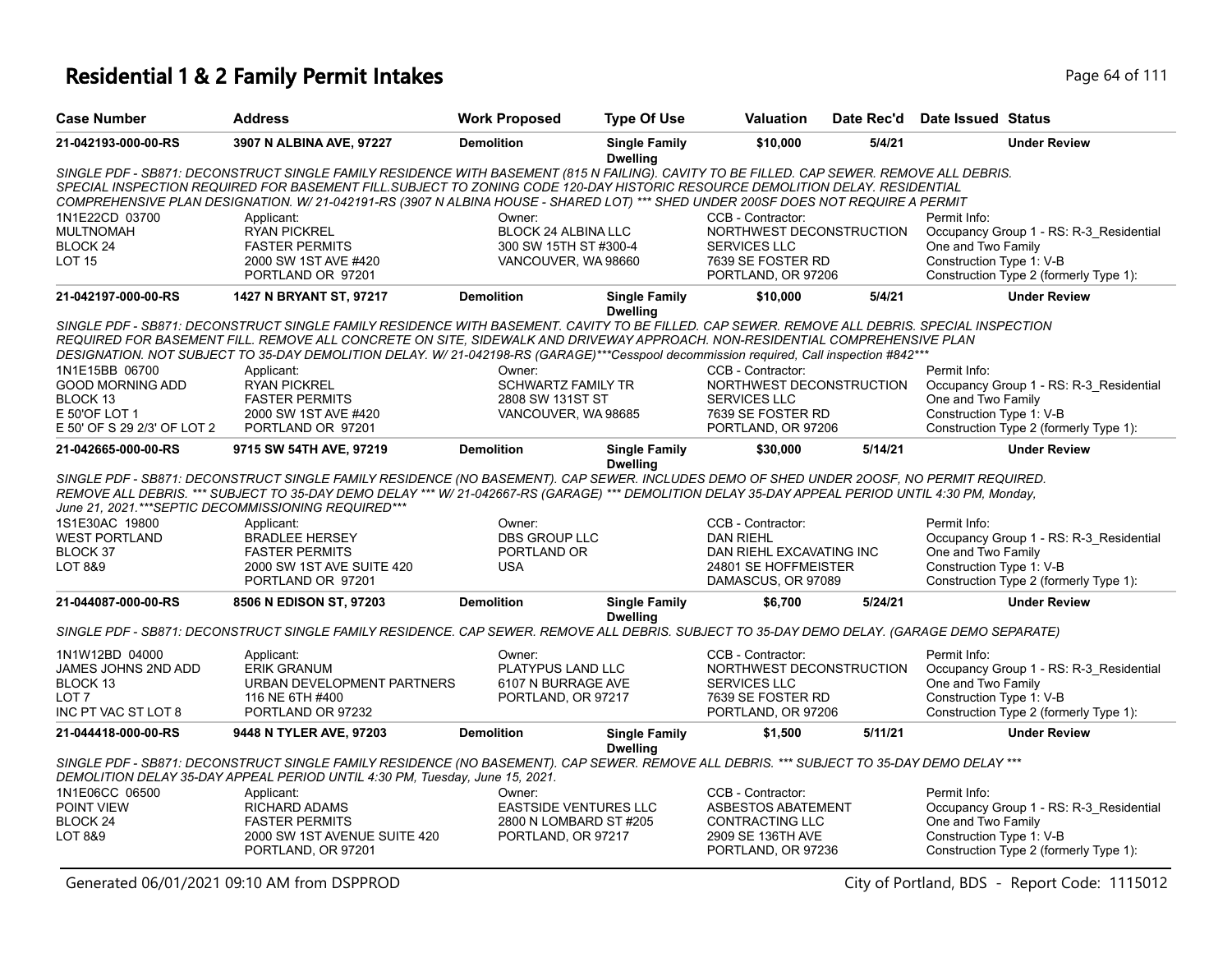# Residential 1 & 2 Family Permit Intakes

| Case Number | Address | Work Proposed | Type Of Use | Valuation | Date Rec'd | Date Issued | Status |
|---|---|---|---|---|---|---|---|
| **21-042193-000-00-RS** | **3907 N ALBINA AVE, 97227** | **Demolition** | **Single Family Dwelling** | **$10,000** | **5/4/21** | | **Under Review** |

*SINGLE PDF - SB871: DECONSTRUCT SINGLE FAMILY RESIDENCE WITH BASEMENT (815 N FAILING). CAVITY TO BE FILLED. CAP SEWER. REMOVE ALL DEBRIS. SPECIAL INSPECTION REQUIRED FOR BASEMENT FILL.SUBJECT TO ZONING CODE 120-DAY HISTORIC RESOURCE DEMOLITION DELAY. RESIDENTIAL COMPREHENSIVE PLAN DESIGNATION. W/ 21-042191-RS (3907 N ALBINA HOUSE - SHARED LOT) *** SHED UNDER 200SF DOES NOT REQUIRE A PERMIT*

1N1E22CD 03700
MULTNOMAH
BLOCK 24
LOT 15

Applicant:
RYAN PICKREL
FASTER PERMITS
2000 SW 1ST AVE #420
PORTLAND OR 97201

Owner:
BLOCK 24 ALBINA LLC
300 SW 15TH ST #300-4
VANCOUVER, WA 98660

CCB - Contractor:
NORTHWEST DECONSTRUCTION SERVICES LLC
7639 SE FOSTER RD
PORTLAND, OR 97206

Permit Info:
Occupancy Group 1 - RS: R-3_Residential One and Two Family
Construction Type 1: V-B
Construction Type 2 (formerly Type 1):

| Case Number | Address | Work Proposed | Type Of Use | Valuation | Date Rec'd | Date Issued | Status |
|---|---|---|---|---|---|---|---|
| **21-042197-000-00-RS** | **1427 N BRYANT ST, 97217** | **Demolition** | **Single Family Dwelling** | **$10,000** | **5/4/21** | | **Under Review** |

*SINGLE PDF - SB871: DECONSTRUCT SINGLE FAMILY RESIDENCE WITH BASEMENT. CAVITY TO BE FILLED. CAP SEWER. REMOVE ALL DEBRIS. SPECIAL INSPECTION REQUIRED FOR BASEMENT FILL. REMOVE ALL CONCRETE ON SITE, SIDEWALK AND DRIVEWAY APPROACH. NON-RESIDENTIAL COMPREHENSIVE PLAN DESIGNATION. NOT SUBJECT TO 35-DAY DEMOLITION DELAY. W/ 21-042198-RS (GARAGE)***Cesspool decommission required, Call inspection #842****

1N1E15BB 06700
GOOD MORNING ADD
BLOCK 13
E 50'OF LOT 1
E 50' OF S 29 2/3' OF LOT 2

Applicant:
RYAN PICKREL
FASTER PERMITS
2000 SW 1ST AVE #420
PORTLAND OR 97201

Owner:
SCHWARTZ FAMILY TR
2808 SW 131ST ST
VANCOUVER, WA 98685

CCB - Contractor:
NORTHWEST DECONSTRUCTION SERVICES LLC
7639 SE FOSTER RD
PORTLAND, OR 97206

Permit Info:
Occupancy Group 1 - RS: R-3_Residential One and Two Family
Construction Type 1: V-B
Construction Type 2 (formerly Type 1):

| Case Number | Address | Work Proposed | Type Of Use | Valuation | Date Rec'd | Date Issued | Status |
|---|---|---|---|---|---|---|---|
| **21-042665-000-00-RS** | **9715 SW 54TH AVE, 97219** | **Demolition** | **Single Family Dwelling** | **$30,000** | **5/14/21** | | **Under Review** |

*SINGLE PDF - SB871: DECONSTRUCT SINGLE FAMILY RESIDENCE (NO BASEMENT). CAP SEWER. INCLUDES DEMO OF SHED UNDER 2OOSF, NO PERMIT REQUIRED. REMOVE ALL DEBRIS. *** SUBJECT TO 35-DAY DEMO DELAY *** W/ 21-042667-RS (GARAGE) *** DEMOLITION DELAY 35-DAY APPEAL PERIOD UNTIL 4:30 PM, Monday, June 21, 2021.***SEPTIC DECOMMISSIONING REQUIRED****

1S1E30AC 19800
WEST PORTLAND
BLOCK 37
LOT 8&9

Applicant:
BRADLEE HERSEY
FASTER PERMITS
2000 SW 1ST AVE SUITE 420
PORTLAND OR 97201

Owner:
DBS GROUP LLC
PORTLAND OR
USA

CCB - Contractor:
DAN RIEHL
DAN RIEHL EXCAVATING INC
24801 SE HOFFMEISTER
DAMASCUS, OR 97089

Permit Info:
Occupancy Group 1 - RS: R-3_Residential One and Two Family
Construction Type 1: V-B
Construction Type 2 (formerly Type 1):

| Case Number | Address | Work Proposed | Type Of Use | Valuation | Date Rec'd | Date Issued | Status |
|---|---|---|---|---|---|---|---|
| **21-044087-000-00-RS** | **8506 N EDISON ST, 97203** | **Demolition** | **Single Family Dwelling** | **$6,700** | **5/24/21** | | **Under Review** |

*SINGLE PDF - SB871: DECONSTRUCT SINGLE FAMILY RESIDENCE. CAP SEWER. REMOVE ALL DEBRIS. SUBJECT TO 35-DAY DEMO DELAY. (GARAGE DEMO SEPARATE)*

1N1W12BD 04000
JAMES JOHNS 2ND ADD
BLOCK 13
LOT 7
INC PT VAC ST LOT 8

Applicant:
ERIK GRANUM
URBAN DEVELOPMENT PARTNERS
116 NE 6TH #400
PORTLAND OR 97232

Owner:
PLATYPUS LAND LLC
6107 N BURRAGE AVE
PORTLAND, OR 97217

CCB - Contractor:
NORTHWEST DECONSTRUCTION SERVICES LLC
7639 SE FOSTER RD
PORTLAND, OR 97206

Permit Info:
Occupancy Group 1 - RS: R-3_Residential One and Two Family
Construction Type 1: V-B
Construction Type 2 (formerly Type 1):

| Case Number | Address | Work Proposed | Type Of Use | Valuation | Date Rec'd | Date Issued | Status |
|---|---|---|---|---|---|---|---|
| **21-044418-000-00-RS** | **9448 N TYLER AVE, 97203** | **Demolition** | **Single Family Dwelling** | **$1,500** | **5/11/21** | | **Under Review** |

*SINGLE PDF - SB871: DECONSTRUCT SINGLE FAMILY RESIDENCE (NO BASEMENT). CAP SEWER. REMOVE ALL DEBRIS. *** SUBJECT TO 35-DAY DEMO DELAY *** DEMOLITION DELAY 35-DAY APPEAL PERIOD UNTIL 4:30 PM, Tuesday, June 15, 2021.*

1N1E06CC 06500
POINT VIEW
BLOCK 24
LOT 8&9

Applicant:
RICHARD ADAMS
FASTER PERMITS
2000 SW 1ST AVENUE SUITE 420
PORTLAND, OR 97201

Owner:
EASTSIDE VENTURES LLC
2800 N LOMBARD ST #205
PORTLAND, OR 97217

CCB - Contractor:
ASBESTOS ABATEMENT CONTRACTING LLC
2909 SE 136TH AVE
PORTLAND, OR 97236

Permit Info:
Occupancy Group 1 - RS: R-3_Residential One and Two Family
Construction Type 1: V-B
Construction Type 2 (formerly Type 1):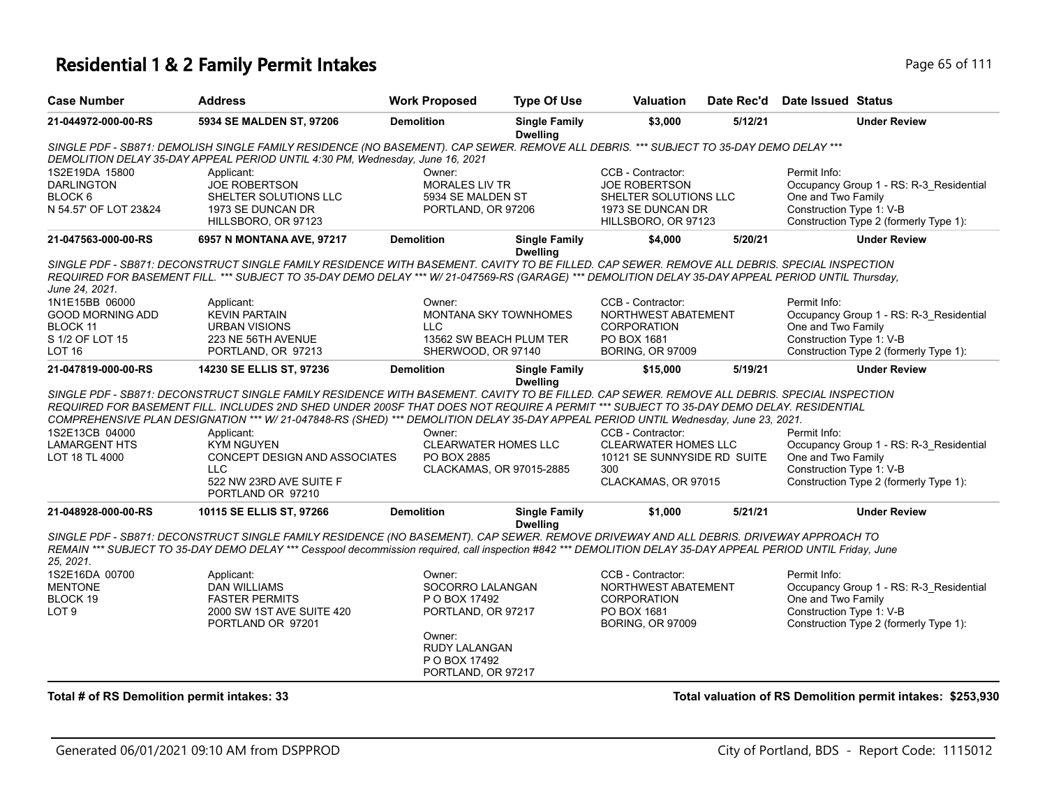# Residential 1 & 2 Family Permit Intakes

| Case Number | Address | Work Proposed | Type Of Use | Valuation | Date Rec'd | Date Issued | Status |
|---|---|---|---|---|---|---|---|
| 21-044972-000-00-RS | 5934 SE MALDEN ST, 97206 | Demolition | Single Family Dwelling | $3,000 | 5/12/21 | | Under Review |

*SINGLE PDF - SB871: DEMOLISH SINGLE FAMILY RESIDENCE (NO BASEMENT). CAP SEWER. REMOVE ALL DEBRIS. *** SUBJECT TO 35-DAY DEMO DELAY ****
*DEMOLITION DELAY 35-DAY APPEAL PERIOD UNTIL 4:30 PM, Wednesday, June 16, 2021*

1S2E19DA 15800
DARLINGTON
BLOCK 6
N 54.57' OF LOT 23&24

Applicant:
JOE ROBERTSON
SHELTER SOLUTIONS LLC
1973 SE DUNCAN DR
HILLSBORO, OR 97123

Owner:
MORALES LIV TR
5934 SE MALDEN ST
PORTLAND, OR 97206

CCB - Contractor:
JOE ROBERTSON
SHELTER SOLUTIONS LLC
1973 SE DUNCAN DR
HILLSBORO, OR 97123

Permit Info:
Occupancy Group 1 - RS: R-3_Residential One and Two Family
Construction Type 1: V-B
Construction Type 2 (formerly Type 1):

| Case Number | Address | Work Proposed | Type Of Use | Valuation | Date Rec'd | Date Issued | Status |
|---|---|---|---|---|---|---|---|
| 21-047563-000-00-RS | 6957 N MONTANA AVE, 97217 | Demolition | Single Family Dwelling | $4,000 | 5/20/21 | | Under Review |

*SINGLE PDF - SB871: DECONSTRUCT SINGLE FAMILY RESIDENCE WITH BASEMENT. CAVITY TO BE FILLED. CAP SEWER. REMOVE ALL DEBRIS. SPECIAL INSPECTION REQUIRED FOR BASEMENT FILL. *** SUBJECT TO 35-DAY DEMO DELAY *** W/ 21-047569-RS (GARAGE) *** DEMOLITION DELAY 35-DAY APPEAL PERIOD UNTIL Thursday, June 24, 2021.*

1N1E15BB 06000
GOOD MORNING ADD
BLOCK 11
S 1/2 OF LOT 15
LOT 16

Applicant:
KEVIN PARTAIN
URBAN VISIONS
223 NE 56TH AVENUE
PORTLAND, OR 97213

Owner:
MONTANA SKY TOWNHOMES LLC
13562 SW BEACH PLUM TER
SHERWOOD, OR 97140

CCB - Contractor:
NORTHWEST ABATEMENT CORPORATION
PO BOX 1681
BORING, OR 97009

Permit Info:
Occupancy Group 1 - RS: R-3_Residential One and Two Family
Construction Type 1: V-B
Construction Type 2 (formerly Type 1):

| Case Number | Address | Work Proposed | Type Of Use | Valuation | Date Rec'd | Date Issued | Status |
|---|---|---|---|---|---|---|---|
| 21-047819-000-00-RS | 14230 SE ELLIS ST, 97236 | Demolition | Single Family Dwelling | $15,000 | 5/19/21 | | Under Review |

*SINGLE PDF - SB871: DECONSTRUCT SINGLE FAMILY RESIDENCE WITH BASEMENT. CAVITY TO BE FILLED. CAP SEWER. REMOVE ALL DEBRIS. SPECIAL INSPECTION REQUIRED FOR BASEMENT FILL. INCLUDES 2ND SHED UNDER 200SF THAT DOES NOT REQUIRE A PERMIT *** SUBJECT TO 35-DAY DEMO DELAY. RESIDENTIAL COMPREHENSIVE PLAN DESIGNATION *** W/ 21-047848-RS (SHED) *** DEMOLITION DELAY 35-DAY APPEAL PERIOD UNTIL Wednesday, June 23, 2021.*

1S2E13CB 04000
LAMARGENT HTS
LOT 18 TL 4000

Applicant:
KYM NGUYEN
CONCEPT DESIGN AND ASSOCIATES LLC
522 NW 23RD AVE SUITE F
PORTLAND OR 97210

Owner:
CLEARWATER HOMES LLC
PO BOX 2885
CLACKAMAS, OR 97015-2885

CCB - Contractor:
CLEARWATER HOMES LLC
10121 SE SUNNYSIDE RD SUITE 300
CLACKAMAS, OR 97015

Permit Info:
Occupancy Group 1 - RS: R-3_Residential One and Two Family
Construction Type 1: V-B
Construction Type 2 (formerly Type 1):

| Case Number | Address | Work Proposed | Type Of Use | Valuation | Date Rec'd | Date Issued | Status |
|---|---|---|---|---|---|---|---|
| 21-048928-000-00-RS | 10115 SE ELLIS ST, 97266 | Demolition | Single Family Dwelling | $1,000 | 5/21/21 | | Under Review |

*SINGLE PDF - SB871: DECONSTRUCT SINGLE FAMILY RESIDENCE (NO BASEMENT). CAP SEWER. REMOVE DRIVEWAY AND ALL DEBRIS. DRIVEWAY APPROACH TO REMAIN *** SUBJECT TO 35-DAY DEMO DELAY *** Cesspool decommission required, call inspection #842 *** DEMOLITION DELAY 35-DAY APPEAL PERIOD UNTIL Friday, June 25, 2021.*

1S2E16DA 00700
MENTONE
BLOCK 19
LOT 9

Applicant:
DAN WILLIAMS
FASTER PERMITS
2000 SW 1ST AVE SUITE 420
PORTLAND OR 97201

Owner:
SOCORRO LALANGAN
P O BOX 17492
PORTLAND, OR 97217

Owner:
RUDY LALANGAN
P O BOX 17492
PORTLAND, OR 97217

CCB - Contractor:
NORTHWEST ABATEMENT CORPORATION
PO BOX 1681
BORING, OR 97009

Permit Info:
Occupancy Group 1 - RS: R-3_Residential One and Two Family
Construction Type 1: V-B
Construction Type 2 (formerly Type 1):

**Total # of RS Demolition permit intakes: 33**

**Total valuation of RS Demolition permit intakes: $253,930**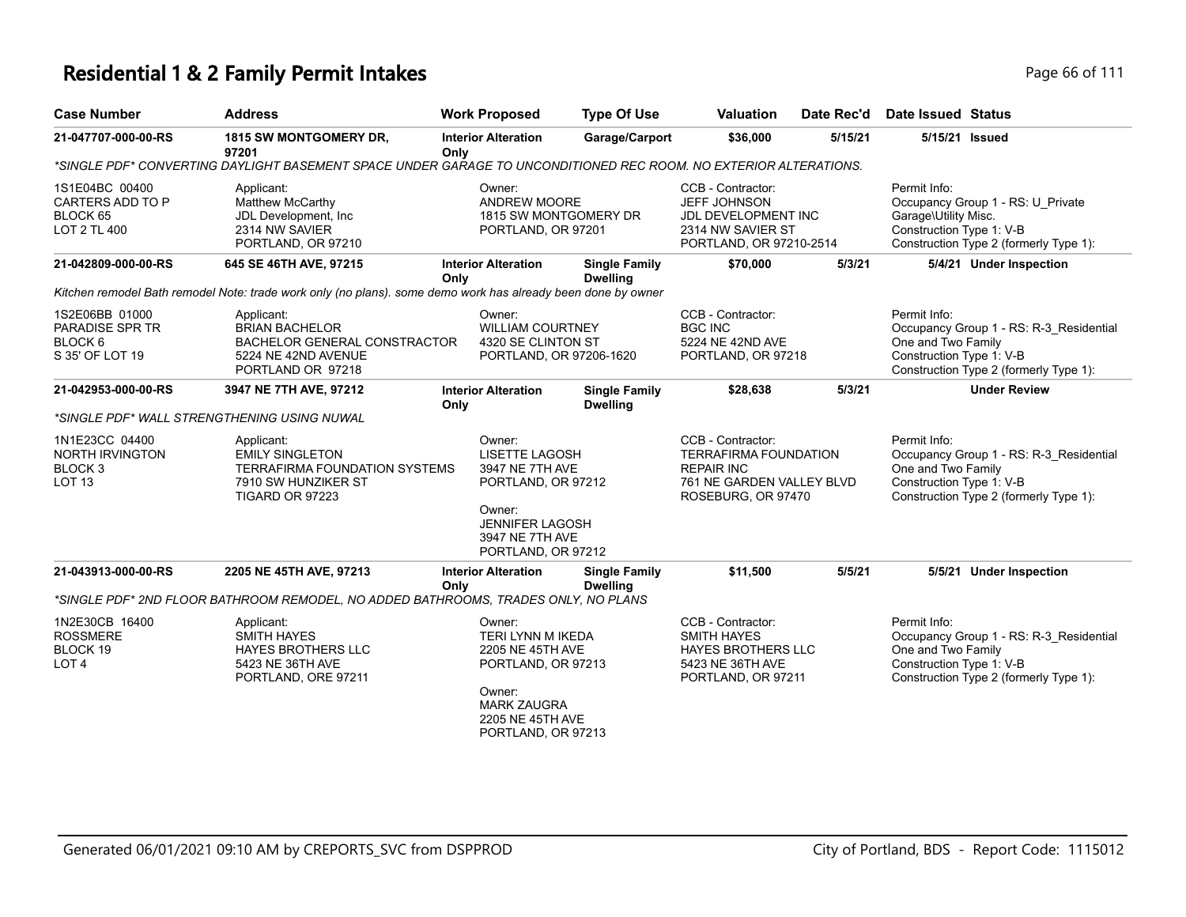# Residential 1 & 2 Family Permit Intakes

| Case Number | Address | Work Proposed | Type Of Use | Valuation | Date Rec'd | Date Issued | Status |
|---|---|---|---|---|---|---|---|
| 21-047707-000-00-RS | 1815 SW MONTGOMERY DR, 97201 | Interior Alteration Only | Garage/Carport | $36,000 | 5/15/21 | 5/15/21 | Issued |

*SINGLE PDF* CONVERTING DAYLIGHT BASEMENT SPACE UNDER GARAGE TO UNCONDITIONED REC ROOM. NO EXTERIOR ALTERATIONS.

| | Applicant | Owner | CCB - Contractor | Permit Info |
|---|---|---|---|---|
| 1S1E04BC 00400<br>CARTERS ADD TO P<br>BLOCK 65<br>LOT 2 TL 400 | Matthew McCarthy<br>JDL Development, Inc<br>2314 NW SAVIER<br>PORTLAND, OR 97210 | ANDREW MOORE<br>1815 SW MONTGOMERY DR<br>PORTLAND, OR 97201 | JEFF JOHNSON<br>JDL DEVELOPMENT INC<br>2314 NW SAVIER ST<br>PORTLAND, OR 97210-2514 | Occupancy Group 1 - RS: U_Private Garage\Utility Misc.<br>Construction Type 1: V-B<br>Construction Type 2 (formerly Type 1): |

| Case Number | Address | Work Proposed | Type Of Use | Valuation | Date Rec'd | Date Issued | Status |
|---|---|---|---|---|---|---|---|
| 21-042809-000-00-RS | 645 SE 46TH AVE, 97215 | Interior Alteration Only | Single Family Dwelling | $70,000 | 5/3/21 | 5/4/21 | Under Inspection |

Kitchen remodel Bath remodel Note: trade work only (no plans). some demo work has already been done by owner

| | Applicant | Owner | CCB - Contractor | Permit Info |
|---|---|---|---|---|
| 1S2E06BB 01000<br>PARADISE SPR TR<br>BLOCK 6<br>S 35' OF LOT 19 | BRIAN BACHELOR<br>BACHELOR GENERAL CONSTRACTOR<br>5224 NE 42ND AVENUE<br>PORTLAND OR 97218 | WILLIAM COURTNEY<br>4320 SE CLINTON ST<br>PORTLAND, OR 97206-1620 | BGC INC<br>5224 NE 42ND AVE<br>PORTLAND, OR 97218 | Occupancy Group 1 - RS: R-3_Residential One and Two Family<br>Construction Type 1: V-B<br>Construction Type 2 (formerly Type 1): |

| Case Number | Address | Work Proposed | Type Of Use | Valuation | Date Rec'd | Date Issued | Status |
|---|---|---|---|---|---|---|---|
| 21-042953-000-00-RS | 3947 NE 7TH AVE, 97212 | Interior Alteration Only | Single Family Dwelling | $28,638 | 5/3/21 | | Under Review |

*SINGLE PDF* WALL STRENGTHENING USING NUWAL

| | Applicant | Owner | CCB - Contractor | Permit Info |
|---|---|---|---|---|
| 1N1E23CC 04400<br>NORTH IRVINGTON<br>BLOCK 3<br>LOT 13 | EMILY SINGLETON<br>TERRAFIRMA FOUNDATION SYSTEMS<br>7910 SW HUNZIKER ST<br>TIGARD OR 97223 | LISETTE LAGOSH<br>3947 NE 7TH AVE<br>PORTLAND, OR 97212<br><br>Owner:<br>JENNIFER LAGOSH<br>3947 NE 7TH AVE<br>PORTLAND, OR 97212 | TERRAFIRMA FOUNDATION REPAIR INC<br>761 NE GARDEN VALLEY BLVD<br>ROSEBURG, OR 97470 | Occupancy Group 1 - RS: R-3_Residential One and Two Family<br>Construction Type 1: V-B<br>Construction Type 2 (formerly Type 1): |

| Case Number | Address | Work Proposed | Type Of Use | Valuation | Date Rec'd | Date Issued | Status |
|---|---|---|---|---|---|---|---|
| 21-043913-000-00-RS | 2205 NE 45TH AVE, 97213 | Interior Alteration Only | Single Family Dwelling | $11,500 | 5/5/21 | 5/5/21 | Under Inspection |

*SINGLE PDF* 2ND FLOOR BATHROOM REMODEL, NO ADDED BATHROOMS, TRADES ONLY, NO PLANS

| | Applicant | Owner | CCB - Contractor | Permit Info |
|---|---|---|---|---|
| 1N2E30CB 16400<br>ROSSMERE<br>BLOCK 19<br>LOT 4 | SMITH HAYES<br>HAYES BROTHERS LLC<br>5423 NE 36TH AVE<br>PORTLAND, ORE 97211 | TERI LYNN M IKEDA<br>2205 NE 45TH AVE<br>PORTLAND, OR 97213<br><br>Owner:<br>MARK ZAUGRA<br>2205 NE 45TH AVE<br>PORTLAND, OR 97213 | SMITH HAYES<br>HAYES BROTHERS LLC<br>5423 NE 36TH AVE<br>PORTLAND, OR 97211 | Occupancy Group 1 - RS: R-3_Residential One and Two Family<br>Construction Type 1: V-B<br>Construction Type 2 (formerly Type 1): |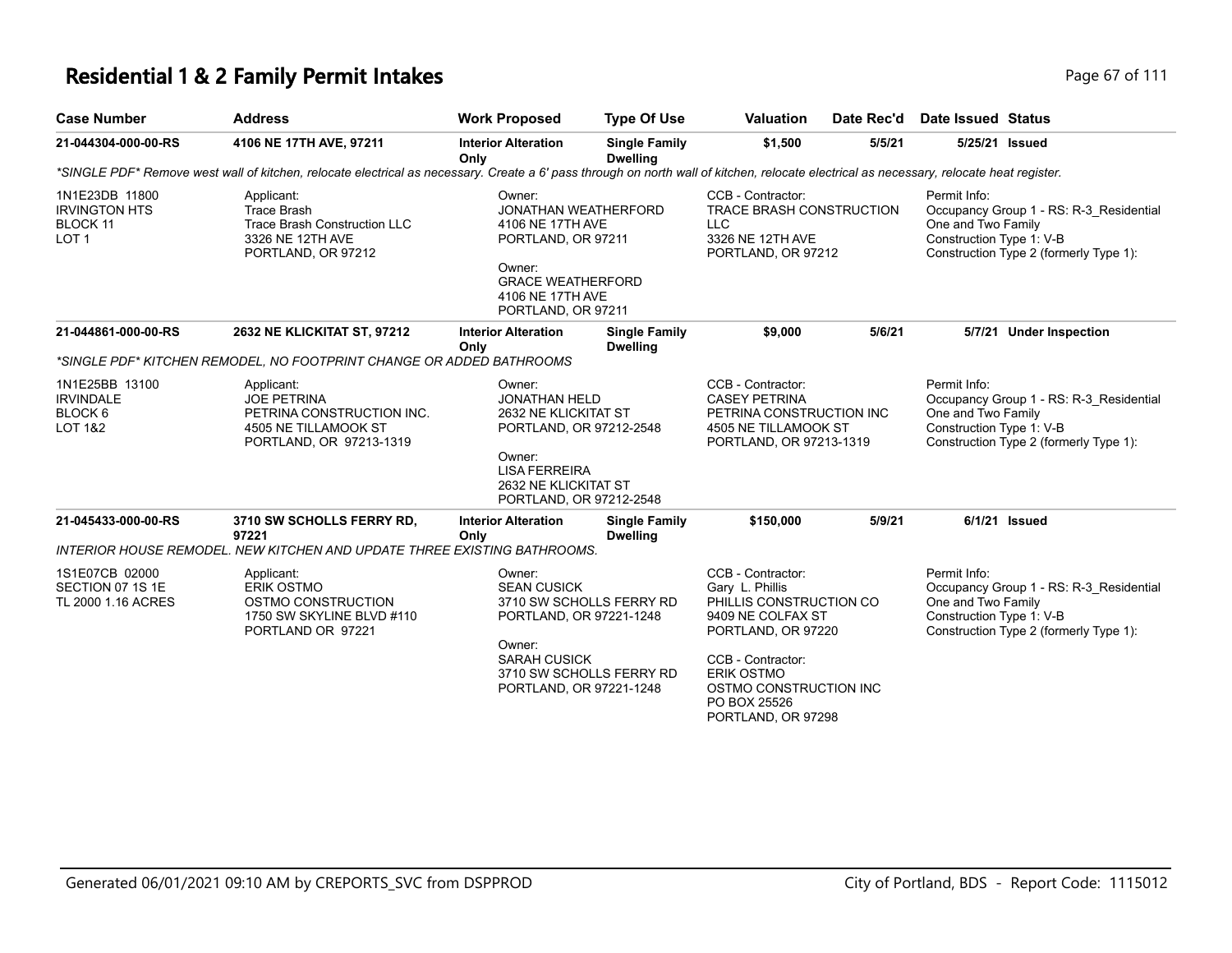# Residential 1 & 2 Family Permit Intakes

| Case Number | Address | Work Proposed | Type Of Use | Valuation | Date Rec'd | Date Issued | Status |
|---|---|---|---|---|---|---|---|
| 21-044304-000-00-RS | 4106 NE 17TH AVE, 97211 | Interior Alteration Only | Single Family Dwelling | $1,500 | 5/5/21 | 5/25/21 | Issued |

*\*SINGLE PDF\* Remove west wall of kitchen, relocate electrical as necessary. Create a 6' pass through on north wall of kitchen, relocate electrical as necessary, relocate heat register.*

1N1E23DB 11800
IRVINGTON HTS
BLOCK 11
LOT 1

Applicant:
Trace Brash
Trace Brash Construction LLC
3326 NE 12TH AVE
PORTLAND, OR 97212

Owner:
JONATHAN WEATHERFORD
4106 NE 17TH AVE
PORTLAND, OR 97211

Owner:
GRACE WEATHERFORD
4106 NE 17TH AVE
PORTLAND, OR 97211

CCB - Contractor:
TRACE BRASH CONSTRUCTION LLC
3326 NE 12TH AVE
PORTLAND, OR 97212

Permit Info:
Occupancy Group 1 - RS: R-3_Residential One and Two Family
Construction Type 1: V-B
Construction Type 2 (formerly Type 1):

| Case Number | Address | Work Proposed | Type Of Use | Valuation | Date Rec'd | Date Issued | Status |
|---|---|---|---|---|---|---|---|
| 21-044861-000-00-RS | 2632 NE KLICKITAT ST, 97212 | Interior Alteration Only | Single Family Dwelling | $9,000 | 5/6/21 | 5/7/21 | Under Inspection |

*\*SINGLE PDF\* KITCHEN REMODEL, NO FOOTPRINT CHANGE OR ADDED BATHROOMS*

1N1E25BB 13100
IRVINDALE
BLOCK 6
LOT 1&2

Applicant:
JOE PETRINA
PETRINA CONSTRUCTION INC.
4505 NE TILLAMOOK ST
PORTLAND, OR 97213-1319

Owner:
JONATHAN HELD
2632 NE KLICKITAT ST
PORTLAND, OR 97212-2548

Owner:
LISA FERREIRA
2632 NE KLICKITAT ST
PORTLAND, OR 97212-2548

CCB - Contractor:
CASEY PETRINA
PETRINA CONSTRUCTION INC
4505 NE TILLAMOOK ST
PORTLAND, OR 97213-1319

Permit Info:
Occupancy Group 1 - RS: R-3_Residential One and Two Family
Construction Type 1: V-B
Construction Type 2 (formerly Type 1):

| Case Number | Address | Work Proposed | Type Of Use | Valuation | Date Rec'd | Date Issued | Status |
|---|---|---|---|---|---|---|---|
| 21-045433-000-00-RS | 3710 SW SCHOLLS FERRY RD, 97221 | Interior Alteration Only | Single Family Dwelling | $150,000 | 5/9/21 | 6/1/21 | Issued |

*INTERIOR HOUSE REMODEL. NEW KITCHEN AND UPDATE THREE EXISTING BATHROOMS.*

1S1E07CB 02000
SECTION 07 1S 1E
TL 2000 1.16 ACRES

Applicant:
ERIK OSTMO
OSTMO CONSTRUCTION
1750 SW SKYLINE BLVD #110
PORTLAND OR 97221

Owner:
SEAN CUSICK
3710 SW SCHOLLS FERRY RD
PORTLAND, OR 97221-1248

Owner:
SARAH CUSICK
3710 SW SCHOLLS FERRY RD
PORTLAND, OR 97221-1248

CCB - Contractor:
Gary L. Phillis
PHILLIS CONSTRUCTION CO
9409 NE COLFAX ST
PORTLAND, OR 97220

CCB - Contractor:
ERIK OSTMO
OSTMO CONSTRUCTION INC
PO BOX 25526
PORTLAND, OR 97298

Permit Info:
Occupancy Group 1 - RS: R-3_Residential One and Two Family
Construction Type 1: V-B
Construction Type 2 (formerly Type 1):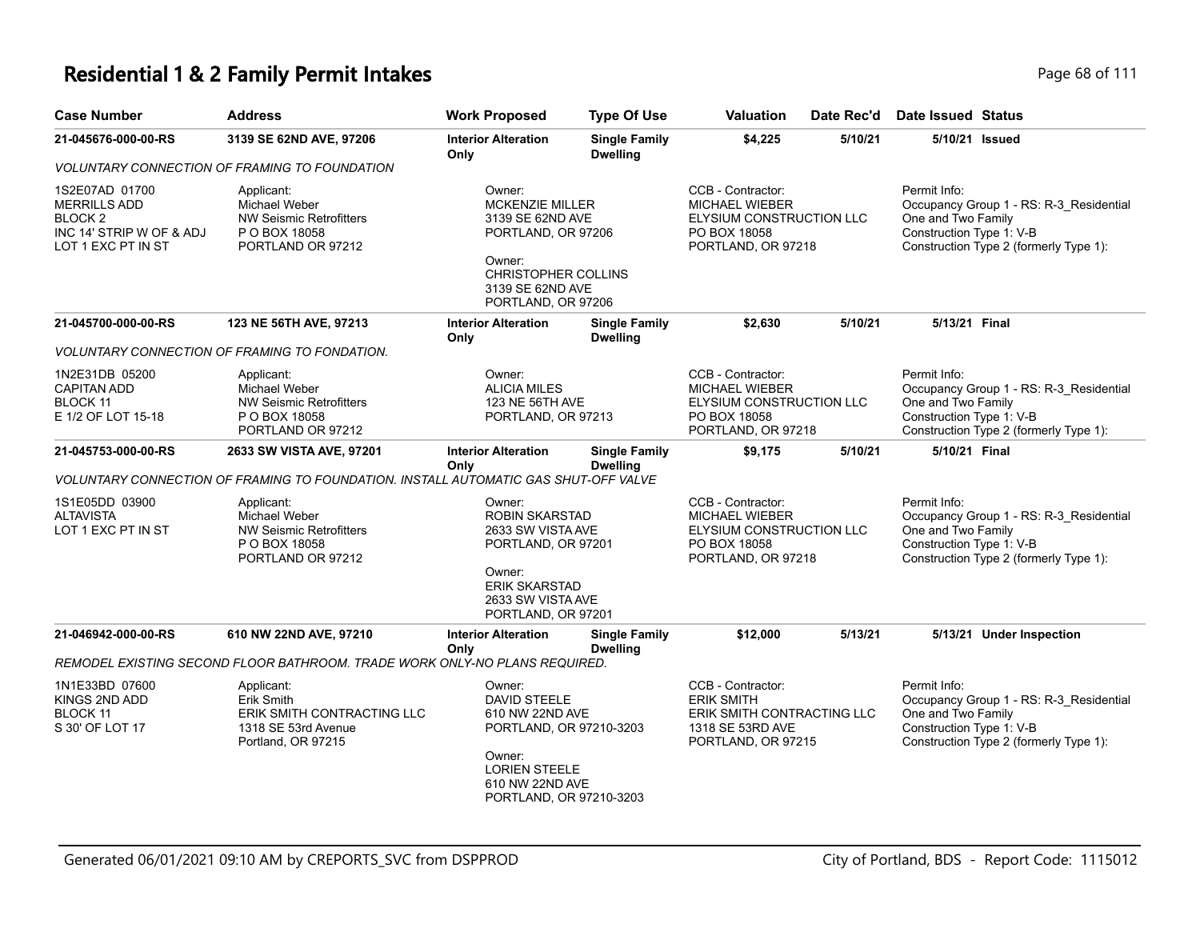# Residential 1 & 2 Family Permit Intakes

| Case Number | Address | Work Proposed | Type Of Use | Valuation | Date Rec'd | Date Issued | Status |
|---|---|---|---|---|---|---|---|
| 21-045676-000-00-RS | 3139 SE 62ND AVE, 97206 | Interior Alteration Only | Single Family Dwelling | $4,225 | 5/10/21 | 5/10/21 | Issued |

*VOLUNTARY CONNECTION OF FRAMING TO FOUNDATION*

1S2E07AD 01700
MERRILLS ADD
BLOCK 2
INC 14' STRIP W OF & ADJ
LOT 1 EXC PT IN ST

Applicant:
Michael Weber
NW Seismic Retrofitters
P O BOX 18058
PORTLAND OR 97212

Owner:
MCKENZIE MILLER
3139 SE 62ND AVE
PORTLAND, OR 97206

Owner:
CHRISTOPHER COLLINS
3139 SE 62ND AVE
PORTLAND, OR 97206

CCB - Contractor:
MICHAEL WIEBER
ELYSIUM CONSTRUCTION LLC
PO BOX 18058
PORTLAND, OR 97218

Permit Info:
Occupancy Group 1 - RS: R-3_Residential One and Two Family
Construction Type 1: V-B
Construction Type 2 (formerly Type 1):

| Case Number | Address | Work Proposed | Type Of Use | Valuation | Date Rec'd | Date Issued | Status |
|---|---|---|---|---|---|---|---|
| 21-045700-000-00-RS | 123 NE 56TH AVE, 97213 | Interior Alteration Only | Single Family Dwelling | $2,630 | 5/10/21 | 5/13/21 | Final |

*VOLUNTARY CONNECTION OF FRAMING TO FONDATION.*

1N2E31DB 05200
CAPITAN ADD
BLOCK 11
E 1/2 OF LOT 15-18

Applicant:
Michael Weber
NW Seismic Retrofitters
P O BOX 18058
PORTLAND OR 97212

Owner:
ALICIA MILES
123 NE 56TH AVE
PORTLAND, OR 97213

CCB - Contractor:
MICHAEL WIEBER
ELYSIUM CONSTRUCTION LLC
PO BOX 18058
PORTLAND, OR 97218

Permit Info:
Occupancy Group 1 - RS: R-3_Residential One and Two Family
Construction Type 1: V-B
Construction Type 2 (formerly Type 1):

| Case Number | Address | Work Proposed | Type Of Use | Valuation | Date Rec'd | Date Issued | Status |
|---|---|---|---|---|---|---|---|
| 21-045753-000-00-RS | 2633 SW VISTA AVE, 97201 | Interior Alteration Only | Single Family Dwelling | $9,175 | 5/10/21 | 5/10/21 | Final |

*VOLUNTARY CONNECTION OF FRAMING TO FOUNDATION. INSTALL AUTOMATIC GAS SHUT-OFF VALVE*

1S1E05DD 03900
ALTAVISTA
LOT 1 EXC PT IN ST

Applicant:
Michael Weber
NW Seismic Retrofitters
P O BOX 18058
PORTLAND OR 97212

Owner:
ROBIN SKARSTAD
2633 SW VISTA AVE
PORTLAND, OR 97201

Owner:
ERIK SKARSTAD
2633 SW VISTA AVE
PORTLAND, OR 97201

CCB - Contractor:
MICHAEL WIEBER
ELYSIUM CONSTRUCTION LLC
PO BOX 18058
PORTLAND, OR 97218

Permit Info:
Occupancy Group 1 - RS: R-3_Residential One and Two Family
Construction Type 1: V-B
Construction Type 2 (formerly Type 1):

| Case Number | Address | Work Proposed | Type Of Use | Valuation | Date Rec'd | Date Issued | Status |
|---|---|---|---|---|---|---|---|
| 21-046942-000-00-RS | 610 NW 22ND AVE, 97210 | Interior Alteration Only | Single Family Dwelling | $12,000 | 5/13/21 | 5/13/21 | Under Inspection |

*REMODEL EXISTING SECOND FLOOR BATHROOM. TRADE WORK ONLY-NO PLANS REQUIRED.*

1N1E33BD 07600
KINGS 2ND ADD
BLOCK 11
S 30' OF LOT 17

Applicant:
Erik Smith
ERIK SMITH CONTRACTING LLC
1318 SE 53rd Avenue
Portland, OR 97215

Owner:
DAVID STEELE
610 NW 22ND AVE
PORTLAND, OR 97210-3203

Owner:
LORIEN STEELE
610 NW 22ND AVE
PORTLAND, OR 97210-3203

CCB - Contractor:
ERIK SMITH
ERIK SMITH CONTRACTING LLC
1318 SE 53RD AVE
PORTLAND, OR 97215

Permit Info:
Occupancy Group 1 - RS: R-3_Residential One and Two Family
Construction Type 1: V-B
Construction Type 2 (formerly Type 1):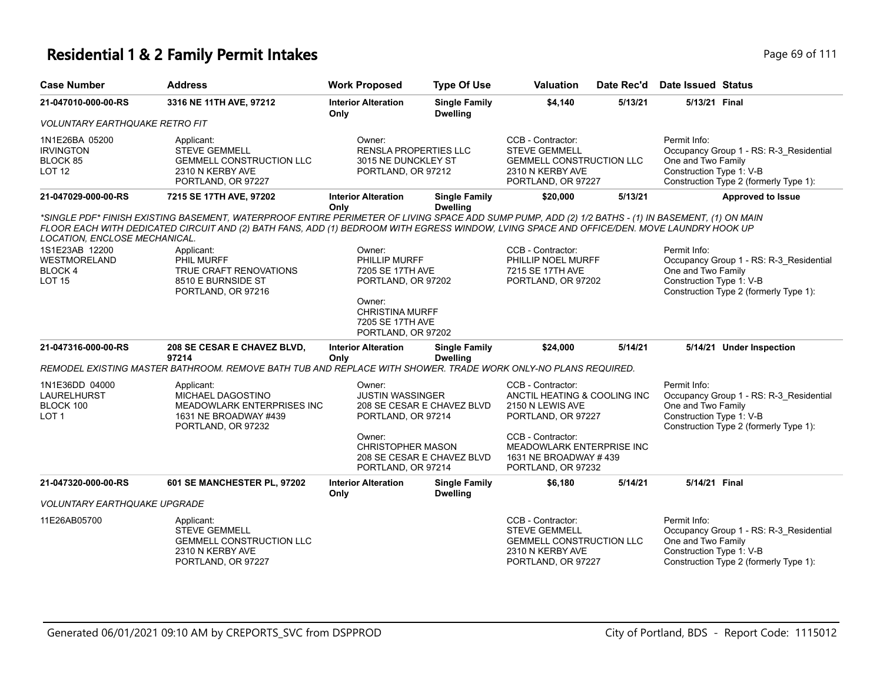# Residential 1 & 2 Family Permit Intakes

| Case Number | Address | Work Proposed | Type Of Use | Valuation | Date Rec'd | Date Issued | Status |
|---|---|---|---|---|---|---|---|
| **21-047010-000-00-RS** | **3316 NE 11TH AVE, 97212** | **Interior Alteration Only** | **Single Family Dwelling** | **$4,140** | **5/13/21** | **5/13/21** | **Final** |

*VOLUNTARY EARTHQUAKE RETRO FIT*

| | | | | |
|---|---|---|---|---|
| 1N1E26BA 05200<br>IRVINGTON<br>BLOCK 85<br>LOT 12 | Applicant:<br>STEVE GEMMELL<br>GEMMELL CONSTRUCTION LLC<br>2310 N KERBY AVE<br>PORTLAND, OR 97227 | Owner:<br>RENSLA PROPERTIES LLC<br>3015 NE DUNCKLEY ST<br>PORTLAND, OR 97212 | CCB - Contractor:<br>STEVE GEMMELL<br>GEMMELL CONSTRUCTION LLC<br>2310 N KERBY AVE<br>PORTLAND, OR 97227 | Permit Info:<br>Occupancy Group 1 - RS: R-3_Residential One and Two Family<br>Construction Type 1: V-B<br>Construction Type 2 (formerly Type 1): |

| Case Number | Address | Work Proposed | Type Of Use | Valuation | Date Rec'd | Date Issued | Status |
|---|---|---|---|---|---|---|---|
| **21-047029-000-00-RS** | **7215 SE 17TH AVE, 97202** | **Interior Alteration Only** | **Single Family Dwelling** | **$20,000** | **5/13/21** | | **Approved to Issue** |

*\*SINGLE PDF\* FINISH EXISTING BASEMENT, WATERPROOF ENTIRE PERIMETER OF LIVING SPACE ADD SUMP PUMP, ADD (2) 1/2 BATHS - (1) IN BASEMENT, (1) ON MAIN FLOOR EACH WITH DEDICATED CIRCUIT AND (2) BATH FANS, ADD (1) BEDROOM WITH EGRESS WINDOW, LVING SPACE AND OFFICE/DEN. MOVE LAUNDRY HOOK UP LOCATION, ENCLOSE MECHANICAL.*

| | | | | |
|---|---|---|---|---|
| 1S1E23AB 12200<br>WESTMORELAND<br>BLOCK 4<br>LOT 15 | Applicant:<br>PHIL MURFF<br>TRUE CRAFT RENOVATIONS<br>8510 E BURNSIDE ST<br>PORTLAND, OR 97216 | Owner:<br>PHILLIP MURFF<br>7205 SE 17TH AVE<br>PORTLAND, OR 97202<br><br>Owner:<br>CHRISTINA MURFF<br>7205 SE 17TH AVE<br>PORTLAND, OR 97202 | CCB - Contractor:<br>PHILLIP NOEL MURFF<br>7215 SE 17TH AVE<br>PORTLAND, OR 97202 | Permit Info:<br>Occupancy Group 1 - RS: R-3_Residential One and Two Family<br>Construction Type 1: V-B<br>Construction Type 2 (formerly Type 1): |

| Case Number | Address | Work Proposed | Type Of Use | Valuation | Date Rec'd | Date Issued | Status |
|---|---|---|---|---|---|---|---|
| **21-047316-000-00-RS** | **208 SE CESAR E CHAVEZ BLVD, 97214** | **Interior Alteration Only** | **Single Family Dwelling** | **$24,000** | **5/14/21** | **5/14/21** | **Under Inspection** |

*REMODEL EXISTING MASTER BATHROOM. REMOVE BATH TUB AND REPLACE WITH SHOWER. TRADE WORK ONLY-NO PLANS REQUIRED.*

| | | | | |
|---|---|---|---|---|
| 1N1E36DD 04000<br>LAURELHURST<br>BLOCK 100<br>LOT 1 | Applicant:<br>MICHAEL DAGOSTINO<br>MEADOWLARK ENTERPRISES INC<br>1631 NE BROADWAY #439<br>PORTLAND, OR 97232 | Owner:<br>JUSTIN WASSINGER<br>208 SE CESAR E CHAVEZ BLVD<br>PORTLAND, OR 97214<br><br>Owner:<br>CHRISTOPHER MASON<br>208 SE CESAR E CHAVEZ BLVD<br>PORTLAND, OR 97214 | CCB - Contractor:<br>ANCTIL HEATING & COOLING INC<br>2150 N LEWIS AVE<br>PORTLAND, OR 97227<br><br>CCB - Contractor:<br>MEADOWLARK ENTERPRISE INC<br>1631 NE BROADWAY # 439<br>PORTLAND, OR 97232 | Permit Info:<br>Occupancy Group 1 - RS: R-3_Residential One and Two Family<br>Construction Type 1: V-B<br>Construction Type 2 (formerly Type 1): |

| Case Number | Address | Work Proposed | Type Of Use | Valuation | Date Rec'd | Date Issued | Status |
|---|---|---|---|---|---|---|---|
| **21-047320-000-00-RS** | **601 SE MANCHESTER PL, 97202** | **Interior Alteration Only** | **Single Family Dwelling** | **$6,180** | **5/14/21** | **5/14/21** | **Final** |

*VOLUNTARY EARTHQUAKE UPGRADE*

| | | | | |
|---|---|---|---|---|
| 11E26AB05700 | Applicant:<br>STEVE GEMMELL<br>GEMMELL CONSTRUCTION LLC<br>2310 N KERBY AVE<br>PORTLAND, OR 97227 | | CCB - Contractor:<br>STEVE GEMMELL<br>GEMMELL CONSTRUCTION LLC<br>2310 N KERBY AVE<br>PORTLAND, OR 97227 | Permit Info:<br>Occupancy Group 1 - RS: R-3_Residential One and Two Family<br>Construction Type 1: V-B<br>Construction Type 2 (formerly Type 1): |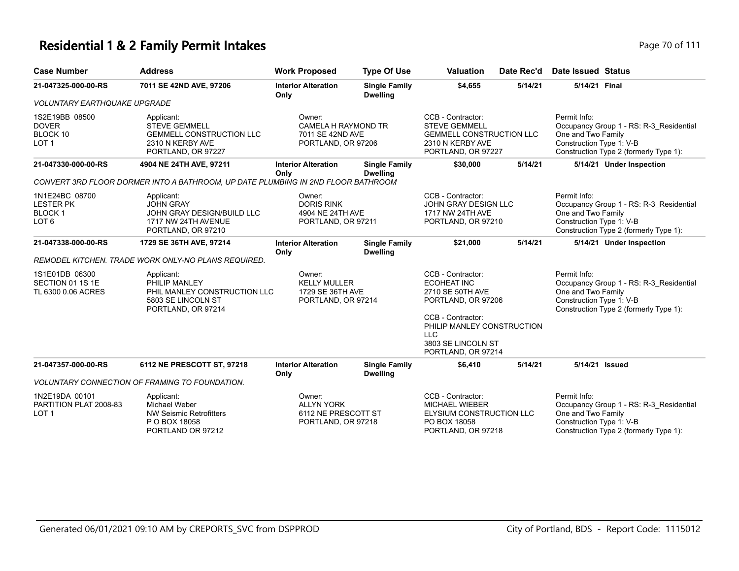# Residential 1 & 2 Family Permit Intakes

| Case Number | Address | Work Proposed | Type Of Use | Valuation | Date Rec'd | Date Issued | Status |
|---|---|---|---|---|---|---|---|
| **21-047325-000-00-RS** | **7011 SE 42ND AVE, 97206** | **Interior Alteration Only** | **Single Family Dwelling** | **$4,655** | **5/14/21** | **5/14/21** | **Final** |
| *VOLUNTARY EARTHQUAKE UPGRADE* | | | | | | | |
| 1S2E19BB 08500<br>DOVER<br>BLOCK 10<br>LOT 1 | Applicant:<br>STEVE GEMMELL<br>GEMMELL CONSTRUCTION LLC<br>2310 N KERBY AVE<br>PORTLAND, OR 97227 | Owner:<br>CAMELA H RAYMOND TR<br>7011 SE 42ND AVE<br>PORTLAND, OR 97206 | | CCB - Contractor:<br>STEVE GEMMELL<br>GEMMELL CONSTRUCTION LLC<br>2310 N KERBY AVE<br>PORTLAND, OR 97227 | | Permit Info:<br>Occupancy Group 1 - RS: R-3_Residential One and Two Family<br>Construction Type 1: V-B<br>Construction Type 2 (formerly Type 1): | |
| **21-047330-000-00-RS** | **4904 NE 24TH AVE, 97211** | **Interior Alteration Only** | **Single Family Dwelling** | **$30,000** | **5/14/21** | **5/14/21** | **Under Inspection** |
| *CONVERT 3RD FLOOR DORMER INTO A BATHROOM, UP DATE PLUMBING IN 2ND FLOOR BATHROOM* | | | | | | | |
| 1N1E24BC 08700<br>LESTER PK<br>BLOCK 1<br>LOT 6 | Applicant:<br>JOHN GRAY<br>JOHN GRAY DESIGN/BUILD LLC<br>1717 NW 24TH AVENUE<br>PORTLAND, OR 97210 | Owner:<br>DORIS RINK<br>4904 NE 24TH AVE<br>PORTLAND, OR 97211 | | CCB - Contractor:<br>JOHN GRAY DESIGN LLC<br>1717 NW 24TH AVE<br>PORTLAND, OR 97210 | | Permit Info:<br>Occupancy Group 1 - RS: R-3_Residential One and Two Family<br>Construction Type 1: V-B<br>Construction Type 2 (formerly Type 1): | |
| **21-047338-000-00-RS** | **1729 SE 36TH AVE, 97214** | **Interior Alteration Only** | **Single Family Dwelling** | **$21,000** | **5/14/21** | **5/14/21** | **Under Inspection** |
| *REMODEL KITCHEN. TRADE WORK ONLY-NO PLANS REQUIRED.* | | | | | | | |
| 1S1E01DB 06300<br>SECTION 01 1S 1E<br>TL 6300 0.06 ACRES | Applicant:<br>PHILIP MANLEY<br>PHIL MANLEY CONSTRUCTION LLC<br>5803 SE LINCOLN ST<br>PORTLAND, OR 97214 | Owner:<br>KELLY MULLER<br>1729 SE 36TH AVE<br>PORTLAND, OR 97214 | | CCB - Contractor:<br>ECOHEAT INC<br>2710 SE 50TH AVE<br>PORTLAND, OR 97206<br><br>CCB - Contractor:<br>PHILIP MANLEY CONSTRUCTION LLC<br>3803 SE LINCOLN ST<br>PORTLAND, OR 97214 | | Permit Info:<br>Occupancy Group 1 - RS: R-3_Residential One and Two Family<br>Construction Type 1: V-B<br>Construction Type 2 (formerly Type 1): | |
| **21-047357-000-00-RS** | **6112 NE PRESCOTT ST, 97218** | **Interior Alteration Only** | **Single Family Dwelling** | **$6,410** | **5/14/21** | **5/14/21** | **Issued** |
| *VOLUNTARY CONNECTION OF FRAMING TO FOUNDATION.* | | | | | | | |
| 1N2E19DA 00101<br>PARTITION PLAT 2008-83<br>LOT 1 | Applicant:<br>Michael Weber<br>NW Seismic Retrofitters<br>P O BOX 18058<br>PORTLAND OR 97212 | Owner:<br>ALLYN YORK<br>6112 NE PRESCOTT ST<br>PORTLAND, OR 97218 | | CCB - Contractor:<br>MICHAEL WIEBER<br>ELYSIUM CONSTRUCTION LLC<br>PO BOX 18058<br>PORTLAND, OR 97218 | | Permit Info:<br>Occupancy Group 1 - RS: R-3_Residential One and Two Family<br>Construction Type 1: V-B<br>Construction Type 2 (formerly Type 1): | |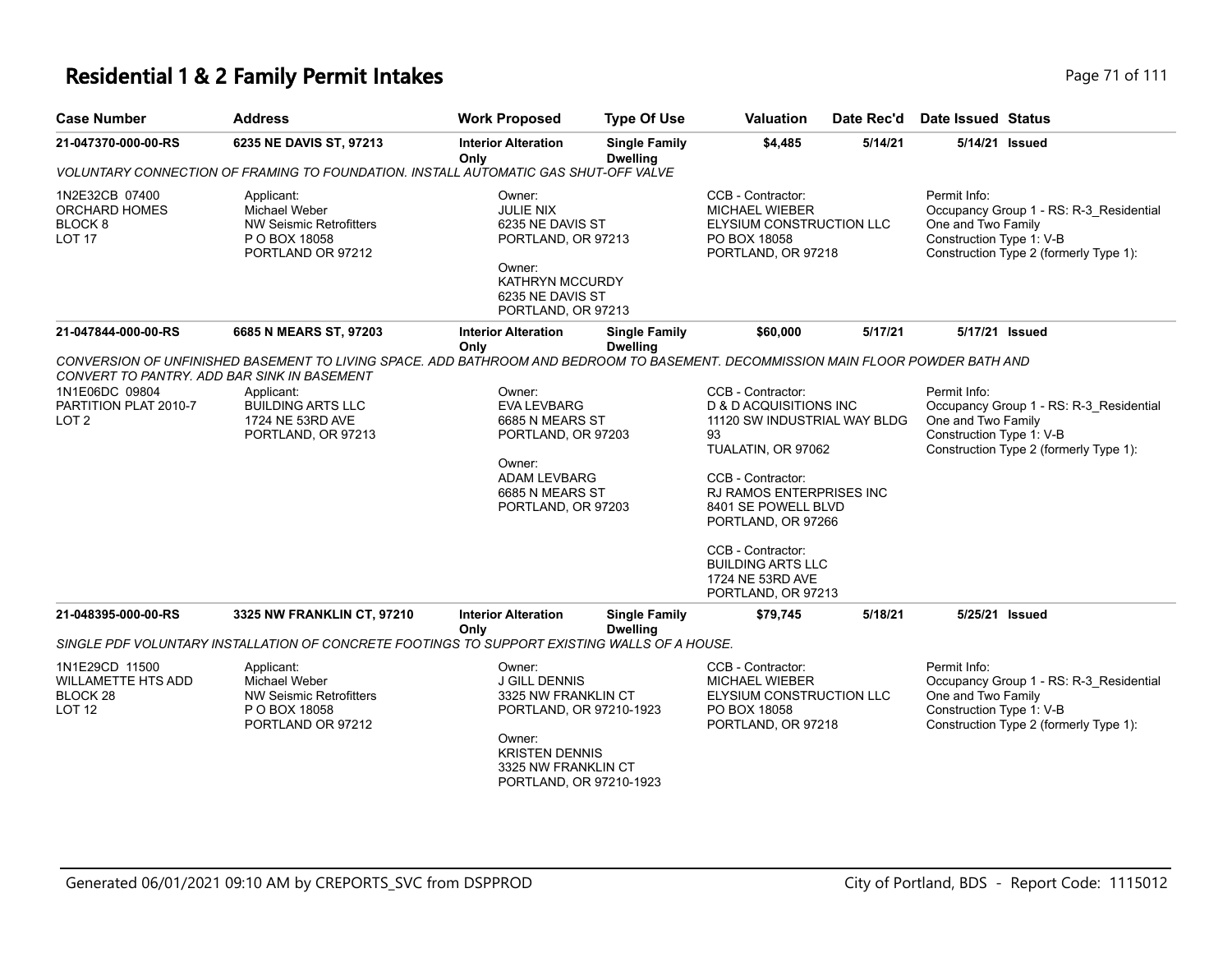# Residential 1 & 2 Family Permit Intakes

| Case Number | Address | Work Proposed | Type Of Use | Valuation | Date Rec'd | Date Issued | Status |
|---|---|---|---|---|---|---|---|
| 21-047370-000-00-RS | 6235 NE DAVIS ST, 97213 | Interior Alteration Only | Single Family Dwelling | $4,485 | 5/14/21 | 5/14/21 | Issued |

*VOLUNTARY CONNECTION OF FRAMING TO FOUNDATION. INSTALL AUTOMATIC GAS SHUT-OFF VALVE*

1N2E32CB 07400
ORCHARD HOMES
BLOCK 8
LOT 17

Applicant:
Michael Weber
NW Seismic Retrofitters
P O BOX 18058
PORTLAND OR 97212

Owner:
JULIE NIX
6235 NE DAVIS ST
PORTLAND, OR 97213

Owner:
KATHRYN MCCURDY
6235 NE DAVIS ST
PORTLAND, OR 97213

CCB - Contractor:
MICHAEL WIEBER
ELYSIUM CONSTRUCTION LLC
PO BOX 18058
PORTLAND, OR 97218

Permit Info:
Occupancy Group 1 - RS: R-3_Residential One and Two Family
Construction Type 1: V-B
Construction Type 2 (formerly Type 1):

| Case Number | Address | Work Proposed | Type Of Use | Valuation | Date Rec'd | Date Issued | Status |
|---|---|---|---|---|---|---|---|
| 21-047844-000-00-RS | 6685 N MEARS ST, 97203 | Interior Alteration Only | Single Family Dwelling | $60,000 | 5/17/21 | 5/17/21 | Issued |

*CONVERSION OF UNFINISHED BASEMENT TO LIVING SPACE. ADD BATHROOM AND BEDROOM TO BASEMENT. DECOMMISSION MAIN FLOOR POWDER BATH AND CONVERT TO PANTRY. ADD BAR SINK IN BASEMENT*

1N1E06DC 09804
PARTITION PLAT 2010-7
LOT 2

Applicant:
BUILDING ARTS LLC
1724 NE 53RD AVE
PORTLAND, OR 97213

Owner:
EVA LEVBARG
6685 N MEARS ST
PORTLAND, OR 97203

Owner:
ADAM LEVBARG
6685 N MEARS ST
PORTLAND, OR 97203

CCB - Contractor:
D & D ACQUISITIONS INC
11120 SW INDUSTRIAL WAY BLDG 93
TUALATIN, OR 97062

CCB - Contractor:
RJ RAMOS ENTERPRISES INC
8401 SE POWELL BLVD
PORTLAND, OR 97266

CCB - Contractor:
BUILDING ARTS LLC
1724 NE 53RD AVE
PORTLAND, OR 97213

Permit Info:
Occupancy Group 1 - RS: R-3_Residential One and Two Family
Construction Type 1: V-B
Construction Type 2 (formerly Type 1):

| Case Number | Address | Work Proposed | Type Of Use | Valuation | Date Rec'd | Date Issued | Status |
|---|---|---|---|---|---|---|---|
| 21-048395-000-00-RS | 3325 NW FRANKLIN CT, 97210 | Interior Alteration Only | Single Family Dwelling | $79,745 | 5/18/21 | 5/25/21 | Issued |

*SINGLE PDF VOLUNTARY INSTALLATION OF CONCRETE FOOTINGS TO SUPPORT EXISTING WALLS OF A HOUSE.*

1N1E29CD 11500
WILLAMETTE HTS ADD
BLOCK 28
LOT 12

Applicant:
Michael Weber
NW Seismic Retrofitters
P O BOX 18058
PORTLAND OR 97212

Owner:
J GILL DENNIS
3325 NW FRANKLIN CT
PORTLAND, OR 97210-1923

Owner:
KRISTEN DENNIS
3325 NW FRANKLIN CT
PORTLAND, OR 97210-1923

CCB - Contractor:
MICHAEL WIEBER
ELYSIUM CONSTRUCTION LLC
PO BOX 18058
PORTLAND, OR 97218

Permit Info:
Occupancy Group 1 - RS: R-3_Residential One and Two Family
Construction Type 1: V-B
Construction Type 2 (formerly Type 1):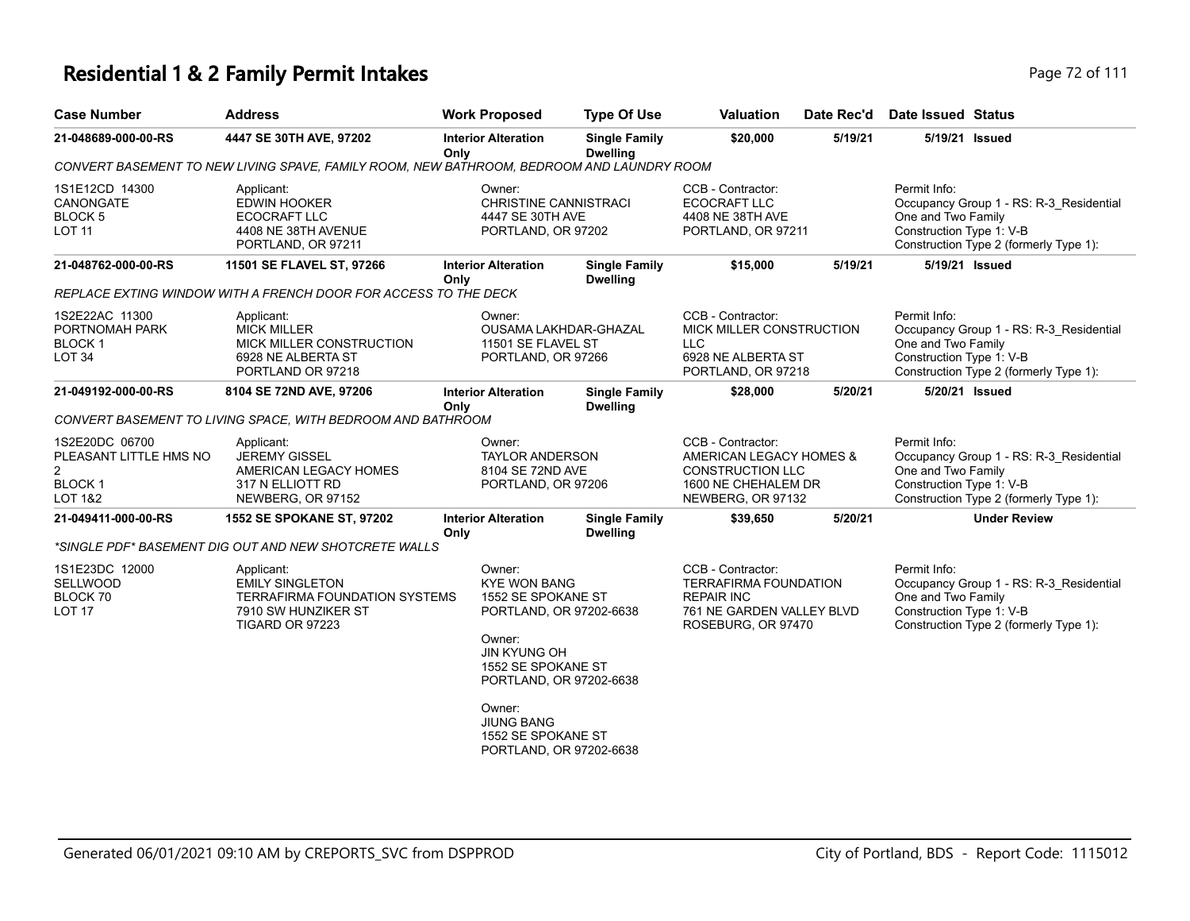# Residential 1 & 2 Family Permit Intakes

| Case Number | Address | Work Proposed | Type Of Use | Valuation | Date Rec'd | Date Issued | Status |
|---|---|---|---|---|---|---|---|
| **21-048689-000-00-RS** | **4447 SE 30TH AVE, 97202** | **Interior Alteration Only** | **Single Family Dwelling** | **$20,000** | **5/19/21** | **5/19/21** | **Issued** |

*CONVERT BASEMENT TO NEW LIVING SPAVE, FAMILY ROOM, NEW BATHROOM, BEDROOM AND LAUNDRY ROOM*

| | | | | |
|---|---|---|---|---|
| 1S1E12CD 14300<br>CANONGATE<br>BLOCK 5<br>LOT 11 | Applicant:<br>EDWIN HOOKER<br>ECOCRAFT LLC<br>4408 NE 38TH AVENUE<br>PORTLAND, OR 97211 | Owner:<br>CHRISTINE CANNISTRACI<br>4447 SE 30TH AVE<br>PORTLAND, OR 97202 | CCB - Contractor:<br>ECOCRAFT LLC<br>4408 NE 38TH AVE<br>PORTLAND, OR 97211 | Permit Info:<br>Occupancy Group 1 - RS: R-3_Residential One and Two Family<br>Construction Type 1: V-B<br>Construction Type 2 (formerly Type 1): |

| Case Number | Address | Work Proposed | Type Of Use | Valuation | Date Rec'd | Date Issued | Status |
|---|---|---|---|---|---|---|---|
| **21-048762-000-00-RS** | **11501 SE FLAVEL ST, 97266** | **Interior Alteration Only** | **Single Family Dwelling** | **$15,000** | **5/19/21** | **5/19/21** | **Issued** |

*REPLACE EXTING WINDOW WITH A FRENCH DOOR FOR ACCESS TO THE DECK*

| | | | | |
|---|---|---|---|---|
| 1S2E22AC 11300<br>PORTNOMAH PARK<br>BLOCK 1<br>LOT 34 | Applicant:<br>MICK MILLER<br>MICK MILLER CONSTRUCTION<br>6928 NE ALBERTA ST<br>PORTLAND OR 97218 | Owner:<br>OUSAMA LAKHDAR-GHAZAL<br>11501 SE FLAVEL ST<br>PORTLAND, OR 97266 | CCB - Contractor:<br>MICK MILLER CONSTRUCTION LLC<br>6928 NE ALBERTA ST<br>PORTLAND, OR 97218 | Permit Info:<br>Occupancy Group 1 - RS: R-3_Residential One and Two Family<br>Construction Type 1: V-B<br>Construction Type 2 (formerly Type 1): |

| Case Number | Address | Work Proposed | Type Of Use | Valuation | Date Rec'd | Date Issued | Status |
|---|---|---|---|---|---|---|---|
| **21-049192-000-00-RS** | **8104 SE 72ND AVE, 97206** | **Interior Alteration Only** | **Single Family Dwelling** | **$28,000** | **5/20/21** | **5/20/21** | **Issued** |

*CONVERT BASEMENT TO LIVING SPACE, WITH BEDROOM AND BATHROOM*

| | | | | |
|---|---|---|---|---|
| 1S2E20DC 06700<br>PLEASANT LITTLE HMS NO 2<br>BLOCK 1<br>LOT 1&2 | Applicant:<br>JEREMY GISSEL<br>AMERICAN LEGACY HOMES<br>317 N ELLIOTT RD<br>NEWBERG, OR 97152 | Owner:<br>TAYLOR ANDERSON<br>8104 SE 72ND AVE<br>PORTLAND, OR 97206 | CCB - Contractor:<br>AMERICAN LEGACY HOMES & CONSTRUCTION LLC<br>1600 NE CHEHALEM DR<br>NEWBERG, OR 97132 | Permit Info:<br>Occupancy Group 1 - RS: R-3_Residential One and Two Family<br>Construction Type 1: V-B<br>Construction Type 2 (formerly Type 1): |

| Case Number | Address | Work Proposed | Type Of Use | Valuation | Date Rec'd | Date Issued | Status |
|---|---|---|---|---|---|---|---|
| **21-049411-000-00-RS** | **1552 SE SPOKANE ST, 97202** | **Interior Alteration Only** | **Single Family Dwelling** | **$39,650** | **5/20/21** | | **Under Review** |

*\*SINGLE PDF\* BASEMENT DIG OUT AND NEW SHOTCRETE WALLS*

| | | | | |
|---|---|---|---|---|
| 1S1E23DC 12000<br>SELLWOOD<br>BLOCK 70<br>LOT 17 | Applicant:<br>EMILY SINGLETON<br>TERRAFIRMA FOUNDATION SYSTEMS<br>7910 SW HUNZIKER ST<br>TIGARD OR 97223 | Owner:<br>KYE WON BANG<br>1552 SE SPOKANE ST<br>PORTLAND, OR 97202-6638<br><br>Owner:<br>JIN KYUNG OH<br>1552 SE SPOKANE ST<br>PORTLAND, OR 97202-6638<br><br>Owner:<br>JIUNG BANG<br>1552 SE SPOKANE ST<br>PORTLAND, OR 97202-6638 | CCB - Contractor:<br>TERRAFIRMA FOUNDATION REPAIR INC<br>761 NE GARDEN VALLEY BLVD<br>ROSEBURG, OR 97470 | Permit Info:<br>Occupancy Group 1 - RS: R-3_Residential One and Two Family<br>Construction Type 1: V-B<br>Construction Type 2 (formerly Type 1): |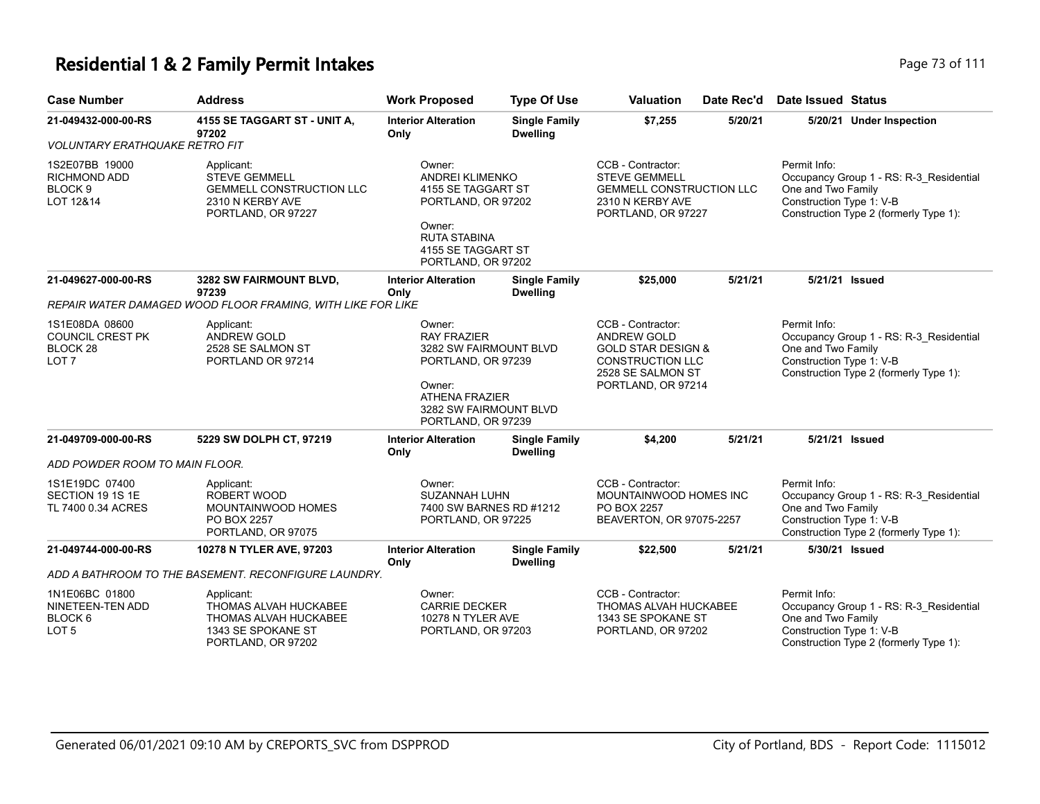# Residential 1 & 2 Family Permit Intakes

| Case Number | Address | Work Proposed | Type Of Use | Valuation | Date Rec'd | Date Issued | Status |
|---|---|---|---|---|---|---|---|
| **21-049432-000-00-RS** | **4155 SE TAGGART ST - UNIT A, 97202** | **Interior Alteration Only** | **Single Family Dwelling** | **$7,255** | **5/20/21** | **5/20/21** | **Under Inspection** |

*VOLUNTARY ERATHQUAKE RETRO FIT*

1S2E07BB 19000
RICHMOND ADD
BLOCK 9
LOT 12&14

Applicant:
STEVE GEMMELL
GEMMELL CONSTRUCTION LLC
2310 N KERBY AVE
PORTLAND, OR 97227

Owner:
ANDREI KLIMENKO
4155 SE TAGGART ST
PORTLAND, OR 97202

Owner:
RUTA STABINA
4155 SE TAGGART ST
PORTLAND, OR 97202

CCB - Contractor:
STEVE GEMMELL
GEMMELL CONSTRUCTION LLC
2310 N KERBY AVE
PORTLAND, OR 97227

Permit Info:
Occupancy Group 1 - RS: R-3_Residential One and Two Family
Construction Type 1: V-B
Construction Type 2 (formerly Type 1):

| Case Number | Address | Work Proposed | Type Of Use | Valuation | Date Rec'd | Date Issued | Status |
|---|---|---|---|---|---|---|---|
| **21-049627-000-00-RS** | **3282 SW FAIRMOUNT BLVD, 97239** | **Interior Alteration Only** | **Single Family Dwelling** | **$25,000** | **5/21/21** | **5/21/21** | **Issued** |

*REPAIR WATER DAMAGED WOOD FLOOR FRAMING, WITH LIKE FOR LIKE*

1S1E08DA 08600
COUNCIL CREST PK
BLOCK 28
LOT 7

Applicant:
ANDREW GOLD
2528 SE SALMON ST
PORTLAND OR 97214

Owner:
RAY FRAZIER
3282 SW FAIRMOUNT BLVD
PORTLAND, OR 97239

Owner:
ATHENA FRAZIER
3282 SW FAIRMOUNT BLVD
PORTLAND, OR 97239

CCB - Contractor:
ANDREW GOLD
GOLD STAR DESIGN & CONSTRUCTION LLC
2528 SE SALMON ST
PORTLAND, OR 97214

Permit Info:
Occupancy Group 1 - RS: R-3_Residential One and Two Family
Construction Type 1: V-B
Construction Type 2 (formerly Type 1):

| Case Number | Address | Work Proposed | Type Of Use | Valuation | Date Rec'd | Date Issued | Status |
|---|---|---|---|---|---|---|---|
| **21-049709-000-00-RS** | **5229 SW DOLPH CT, 97219** | **Interior Alteration Only** | **Single Family Dwelling** | **$4,200** | **5/21/21** | **5/21/21** | **Issued** |

*ADD POWDER ROOM TO MAIN FLOOR.*

1S1E19DC 07400
SECTION 19 1S 1E
TL 7400 0.34 ACRES

Applicant:
ROBERT WOOD
MOUNTAINWOOD HOMES
PO BOX 2257
PORTLAND, OR 97075

Owner:
SUZANNAH LUHN
7400 SW BARNES RD #1212
PORTLAND, OR 97225

CCB - Contractor:
MOUNTAINWOOD HOMES INC
PO BOX 2257
BEAVERTON, OR 97075-2257

Permit Info:
Occupancy Group 1 - RS: R-3_Residential One and Two Family
Construction Type 1: V-B
Construction Type 2 (formerly Type 1):

| Case Number | Address | Work Proposed | Type Of Use | Valuation | Date Rec'd | Date Issued | Status |
|---|---|---|---|---|---|---|---|
| **21-049744-000-00-RS** | **10278 N TYLER AVE, 97203** | **Interior Alteration Only** | **Single Family Dwelling** | **$22,500** | **5/21/21** | **5/30/21** | **Issued** |

*ADD A BATHROOM TO THE BASEMENT. RECONFIGURE LAUNDRY.*

1N1E06BC 01800
NINETEEN-TEN ADD
BLOCK 6
LOT 5

Applicant:
THOMAS ALVAH HUCKABEE
THOMAS ALVAH HUCKABEE
1343 SE SPOKANE ST
PORTLAND, OR 97202

Owner:
CARRIE DECKER
10278 N TYLER AVE
PORTLAND, OR 97203

CCB - Contractor:
THOMAS ALVAH HUCKABEE
1343 SE SPOKANE ST
PORTLAND, OR 97202

Permit Info:
Occupancy Group 1 - RS: R-3_Residential One and Two Family
Construction Type 1: V-B
Construction Type 2 (formerly Type 1):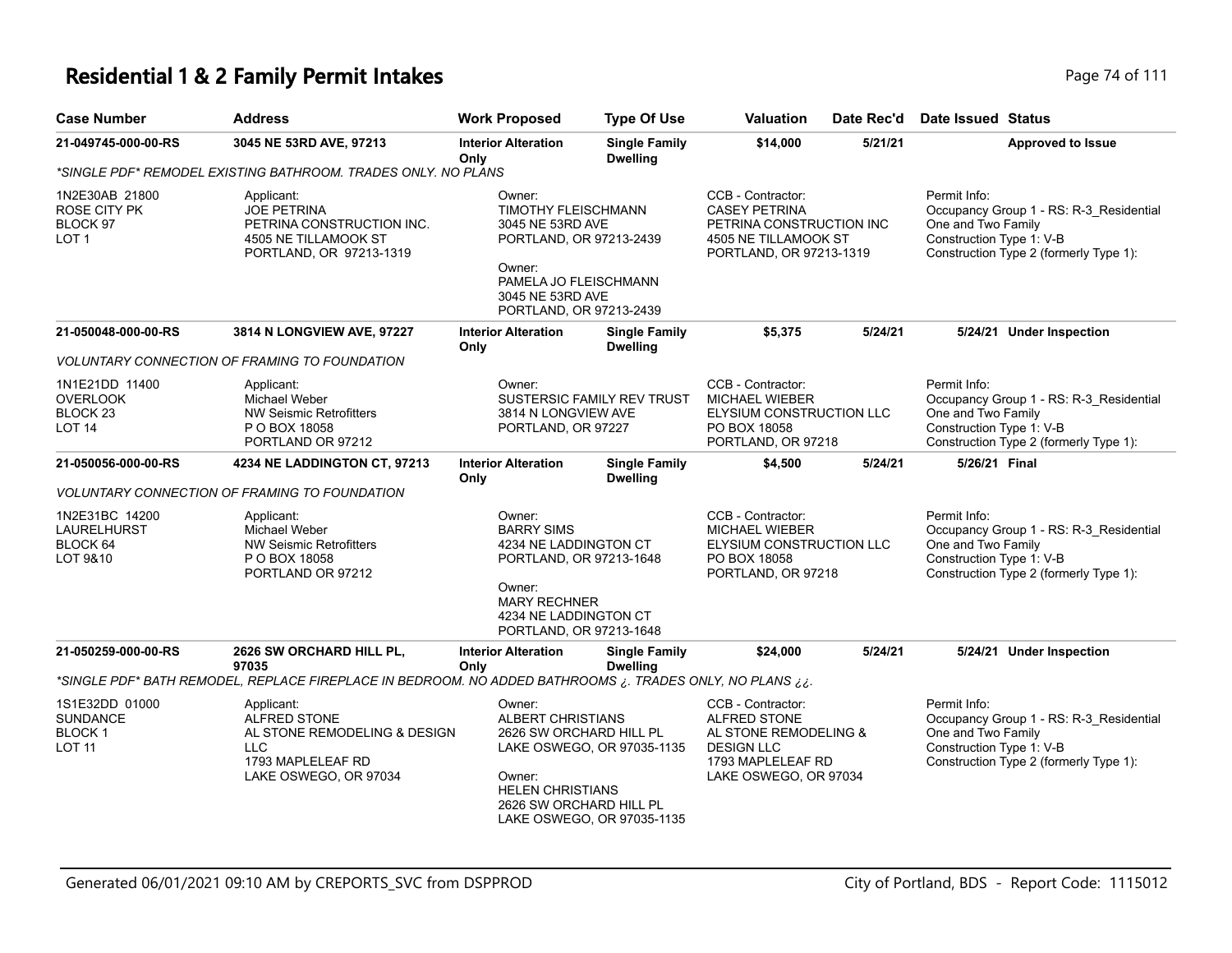# Residential 1 & 2 Family Permit Intakes

| Case Number | Address | Work Proposed | Type Of Use | Valuation | Date Rec'd | Date Issued | Status |
|---|---|---|---|---|---|---|---|
| 21-049745-000-00-RS | 3045 NE 53RD AVE, 97213 | Interior Alteration Only | Single Family Dwelling | $14,000 | 5/21/21 | | Approved to Issue |

*SINGLE PDF* REMODEL EXISTING BATHROOM. TRADES ONLY. NO PLANS

1N2E30AB 21800
ROSE CITY PK
BLOCK 97
LOT 1

Applicant:
JOE PETRINA
PETRINA CONSTRUCTION INC.
4505 NE TILLAMOOK ST
PORTLAND, OR 97213-1319

Owner:
TIMOTHY FLEISCHMANN
3045 NE 53RD AVE
PORTLAND, OR 97213-2439

Owner:
PAMELA JO FLEISCHMANN
3045 NE 53RD AVE
PORTLAND, OR 97213-2439

CCB - Contractor:
CASEY PETRINA
PETRINA CONSTRUCTION INC
4505 NE TILLAMOOK ST
PORTLAND, OR 97213-1319

Permit Info:
Occupancy Group 1 - RS: R-3_Residential One and Two Family
Construction Type 1: V-B
Construction Type 2 (formerly Type 1):

| Case Number | Address | Work Proposed | Type Of Use | Valuation | Date Rec'd | Date Issued | Status |
|---|---|---|---|---|---|---|---|
| 21-050048-000-00-RS | 3814 N LONGVIEW AVE, 97227 | Interior Alteration Only | Single Family Dwelling | $5,375 | 5/24/21 | 5/24/21 | Under Inspection |

VOLUNTARY CONNECTION OF FRAMING TO FOUNDATION

1N1E21DD 11400
OVERLOOK
BLOCK 23
LOT 14

Applicant:
Michael Weber
NW Seismic Retrofitters
P O BOX 18058
PORTLAND OR 97212

Owner:
SUSTERSIC FAMILY REV TRUST
3814 N LONGVIEW AVE
PORTLAND, OR 97227

CCB - Contractor:
MICHAEL WIEBER
ELYSIUM CONSTRUCTION LLC
PO BOX 18058
PORTLAND, OR 97218

Permit Info:
Occupancy Group 1 - RS: R-3_Residential One and Two Family
Construction Type 1: V-B
Construction Type 2 (formerly Type 1):

| Case Number | Address | Work Proposed | Type Of Use | Valuation | Date Rec'd | Date Issued | Status |
|---|---|---|---|---|---|---|---|
| 21-050056-000-00-RS | 4234 NE LADDINGTON CT, 97213 | Interior Alteration Only | Single Family Dwelling | $4,500 | 5/24/21 | 5/26/21 | Final |

VOLUNTARY CONNECTION OF FRAMING TO FOUNDATION

1N2E31BC 14200
LAURELHURST
BLOCK 64
LOT 9&10

Applicant:
Michael Weber
NW Seismic Retrofitters
P O BOX 18058
PORTLAND OR 97212

Owner:
BARRY SIMS
4234 NE LADDINGTON CT
PORTLAND, OR 97213-1648

Owner:
MARY RECHNER
4234 NE LADDINGTON CT
PORTLAND, OR 97213-1648

CCB - Contractor:
MICHAEL WIEBER
ELYSIUM CONSTRUCTION LLC
PO BOX 18058
PORTLAND, OR 97218

Permit Info:
Occupancy Group 1 - RS: R-3_Residential One and Two Family
Construction Type 1: V-B
Construction Type 2 (formerly Type 1):

| Case Number | Address | Work Proposed | Type Of Use | Valuation | Date Rec'd | Date Issued | Status |
|---|---|---|---|---|---|---|---|
| 21-050259-000-00-RS | 2626 SW ORCHARD HILL PL, 97035 | Interior Alteration Only | Single Family Dwelling | $24,000 | 5/24/21 | 5/24/21 | Under Inspection |

*SINGLE PDF* BATH REMODEL, REPLACE FIREPLACE IN BEDROOM. NO ADDED BATHROOMS ¿. TRADES ONLY, NO PLANS ¿¿.

1S1E32DD 01000
SUNDANCE
BLOCK 1
LOT 11

Applicant:
ALFRED STONE
AL STONE REMODELING & DESIGN LLC
1793 MAPLELEAF RD
LAKE OSWEGO, OR 97034

Owner:
ALBERT CHRISTIANS
2626 SW ORCHARD HILL PL
LAKE OSWEGO, OR 97035-1135

Owner:
HELEN CHRISTIANS
2626 SW ORCHARD HILL PL
LAKE OSWEGO, OR 97035-1135

CCB - Contractor:
ALFRED STONE
AL STONE REMODELING & DESIGN LLC
1793 MAPLELEAF RD
LAKE OSWEGO, OR 97034

Permit Info:
Occupancy Group 1 - RS: R-3_Residential One and Two Family
Construction Type 1: V-B
Construction Type 2 (formerly Type 1):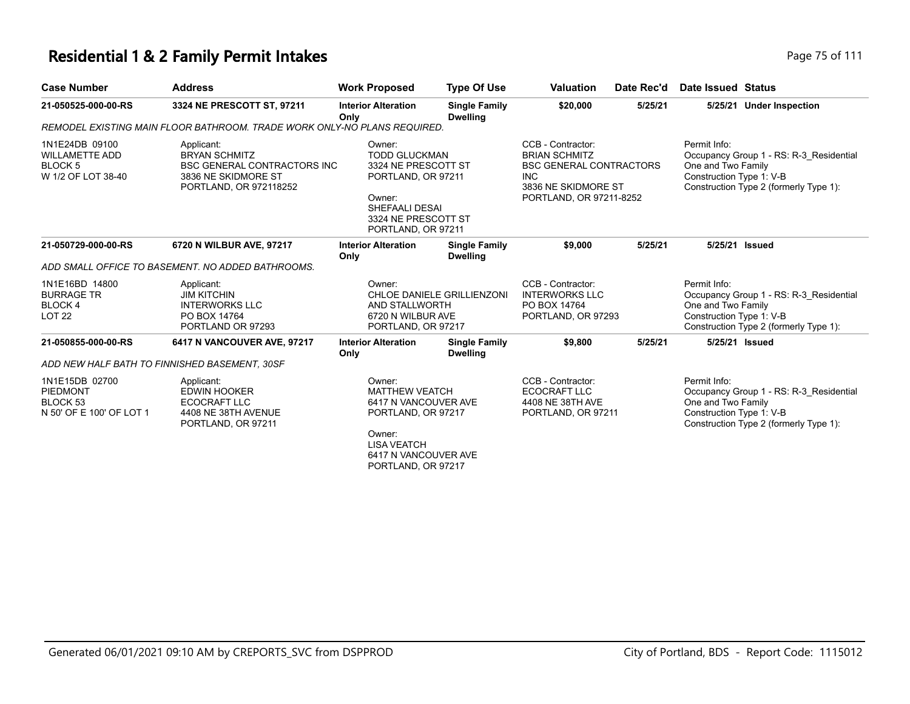# Residential 1 & 2 Family Permit Intakes

| Case Number | Address | Work Proposed | Type Of Use | Valuation | Date Rec'd | Date Issued | Status |
|---|---|---|---|---|---|---|---|
| 21-050525-000-00-RS | 3324 NE PRESCOTT ST, 97211 | Interior Alteration Only | Single Family Dwelling | $20,000 | 5/25/21 | 5/25/21 | Under Inspection |

*REMODEL EXISTING MAIN FLOOR BATHROOM. TRADE WORK ONLY-NO PLANS REQUIRED.*

1N1E24DB 09100
WILLAMETTE ADD
BLOCK 5
W 1/2 OF LOT 38-40

Applicant:
BRYAN SCHMITZ
BSC GENERAL CONTRACTORS INC
3836 NE SKIDMORE ST
PORTLAND, OR 972118252

Owner:
TODD GLUCKMAN
3324 NE PRESCOTT ST
PORTLAND, OR 97211

Owner:
SHEFAALI DESAI
3324 NE PRESCOTT ST
PORTLAND, OR 97211

CCB - Contractor:
BRIAN SCHMITZ
BSC GENERAL CONTRACTORS INC
3836 NE SKIDMORE ST
PORTLAND, OR 97211-8252

Permit Info:
Occupancy Group 1 - RS: R-3_Residential One and Two Family
Construction Type 1: V-B
Construction Type 2 (formerly Type 1):

| Case Number | Address | Work Proposed | Type Of Use | Valuation | Date Rec'd | Date Issued | Status |
|---|---|---|---|---|---|---|---|
| 21-050729-000-00-RS | 6720 N WILBUR AVE, 97217 | Interior Alteration Only | Single Family Dwelling | $9,000 | 5/25/21 | 5/25/21 | Issued |

*ADD SMALL OFFICE TO BASEMENT. NO ADDED BATHROOMS.*

1N1E16BD 14800
BURRAGE TR
BLOCK 4
LOT 22

Applicant:
JIM KITCHIN
INTERWORKS LLC
PO BOX 14764
PORTLAND OR 97293

Owner:
CHLOE DANIELE GRILLIENZONI AND STALLWORTH
6720 N WILBUR AVE
PORTLAND, OR 97217

CCB - Contractor:
INTERWORKS LLC
PO BOX 14764
PORTLAND, OR 97293

Permit Info:
Occupancy Group 1 - RS: R-3_Residential One and Two Family
Construction Type 1: V-B
Construction Type 2 (formerly Type 1):

| Case Number | Address | Work Proposed | Type Of Use | Valuation | Date Rec'd | Date Issued | Status |
|---|---|---|---|---|---|---|---|
| 21-050855-000-00-RS | 6417 N VANCOUVER AVE, 97217 | Interior Alteration Only | Single Family Dwelling | $9,800 | 5/25/21 | 5/25/21 | Issued |

*ADD NEW HALF BATH TO FINNISHED BASEMENT, 30SF*

1N1E15DB 02700
PIEDMONT
BLOCK 53
N 50' OF E 100' OF LOT 1

Applicant:
EDWIN HOOKER
ECOCRAFT LLC
4408 NE 38TH AVENUE
PORTLAND, OR 97211

Owner:
MATTHEW VEATCH
6417 N VANCOUVER AVE
PORTLAND, OR 97217

Owner:
LISA VEATCH
6417 N VANCOUVER AVE
PORTLAND, OR 97217

CCB - Contractor:
ECOCRAFT LLC
4408 NE 38TH AVE
PORTLAND, OR 97211

Permit Info:
Occupancy Group 1 - RS: R-3_Residential One and Two Family
Construction Type 1: V-B
Construction Type 2 (formerly Type 1):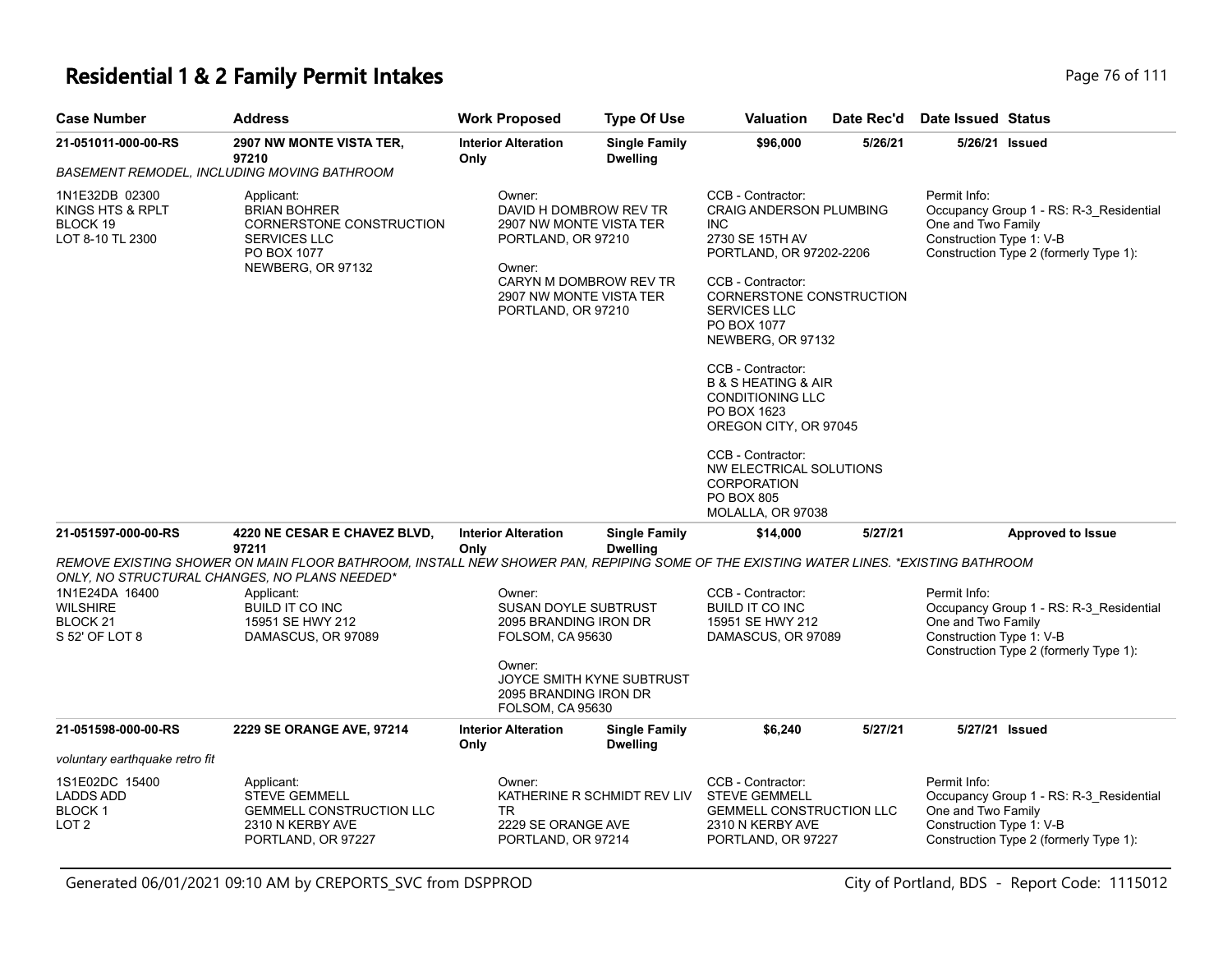# Residential 1 & 2 Family Permit Intakes

| Case Number | Address | Work Proposed | Type Of Use | Valuation | Date Rec'd | Date Issued | Status |
|---|---|---|---|---|---|---|---|
| 21-051011-000-00-RS | 2907 NW MONTE VISTA TER, 97210 | Interior Alteration Only | Single Family Dwelling | $96,000 | 5/26/21 | 5/26/21 | Issued |

*BASEMENT REMODEL, INCLUDING MOVING BATHROOM*

1N1E32DB 02300
KINGS HTS & RPLT
BLOCK 19
LOT 8-10 TL 2300

Applicant:
BRIAN BOHRER
CORNERSTONE CONSTRUCTION SERVICES LLC
PO BOX 1077
NEWBERG, OR 97132

Owner:
DAVID H DOMBROW REV TR
2907 NW MONTE VISTA TER
PORTLAND, OR 97210

Owner:
CARYN M DOMBROW REV TR
2907 NW MONTE VISTA TER
PORTLAND, OR 97210

CCB - Contractor:
CRAIG ANDERSON PLUMBING INC
2730 SE 15TH AV
PORTLAND, OR 97202-2206

CCB - Contractor:
CORNERSTONE CONSTRUCTION SERVICES LLC
PO BOX 1077
NEWBERG, OR 97132

CCB - Contractor:
B & S HEATING & AIR CONDITIONING LLC
PO BOX 1623
OREGON CITY, OR 97045

CCB - Contractor:
NW ELECTRICAL SOLUTIONS CORPORATION
PO BOX 805
MOLALLA, OR 97038

Permit Info:
Occupancy Group 1 - RS: R-3_Residential One and Two Family
Construction Type 1: V-B
Construction Type 2 (formerly Type 1):

| Case Number | Address | Work Proposed | Type Of Use | Valuation | Date Rec'd | Date Issued | Status |
|---|---|---|---|---|---|---|---|
| 21-051597-000-00-RS | 4220 NE CESAR E CHAVEZ BLVD, 97211 | Interior Alteration Only | Single Family Dwelling | $14,000 | 5/27/21 | | Approved to Issue |

*REMOVE EXISTING SHOWER ON MAIN FLOOR BATHROOM, INSTALL NEW SHOWER PAN, REPIPING SOME OF THE EXISTING WATER LINES. *EXISTING BATHROOM ONLY, NO STRUCTURAL CHANGES, NO PLANS NEEDED**

1N1E24DA 16400
WILSHIRE
BLOCK 21
S 52' OF LOT 8

Applicant:
BUILD IT CO INC
15951 SE HWY 212
DAMASCUS, OR 97089

Owner:
SUSAN DOYLE SUBTRUST
2095 BRANDING IRON DR
FOLSOM, CA 95630

Owner:
JOYCE SMITH KYNE SUBTRUST
2095 BRANDING IRON DR
FOLSOM, CA 95630

CCB - Contractor:
BUILD IT CO INC
15951 SE HWY 212
DAMASCUS, OR 97089

Permit Info:
Occupancy Group 1 - RS: R-3_Residential One and Two Family
Construction Type 1: V-B
Construction Type 2 (formerly Type 1):

| Case Number | Address | Work Proposed | Type Of Use | Valuation | Date Rec'd | Date Issued | Status |
|---|---|---|---|---|---|---|---|
| 21-051598-000-00-RS | 2229 SE ORANGE AVE, 97214 | Interior Alteration Only | Single Family Dwelling | $6,240 | 5/27/21 | 5/27/21 | Issued |

*voluntary earthquake retro fit*

1S1E02DC 15400
LADDS ADD
BLOCK 1
LOT 2

Applicant:
STEVE GEMMELL
GEMMELL CONSTRUCTION LLC
2310 N KERBY AVE
PORTLAND, OR 97227

Owner:
KATHERINE R SCHMIDT REV LIV TR
2229 SE ORANGE AVE
PORTLAND, OR 97214

CCB - Contractor:
STEVE GEMMELL
GEMMELL CONSTRUCTION LLC
2310 N KERBY AVE
PORTLAND, OR 97227

Permit Info:
Occupancy Group 1 - RS: R-3_Residential One and Two Family
Construction Type 1: V-B
Construction Type 2 (formerly Type 1):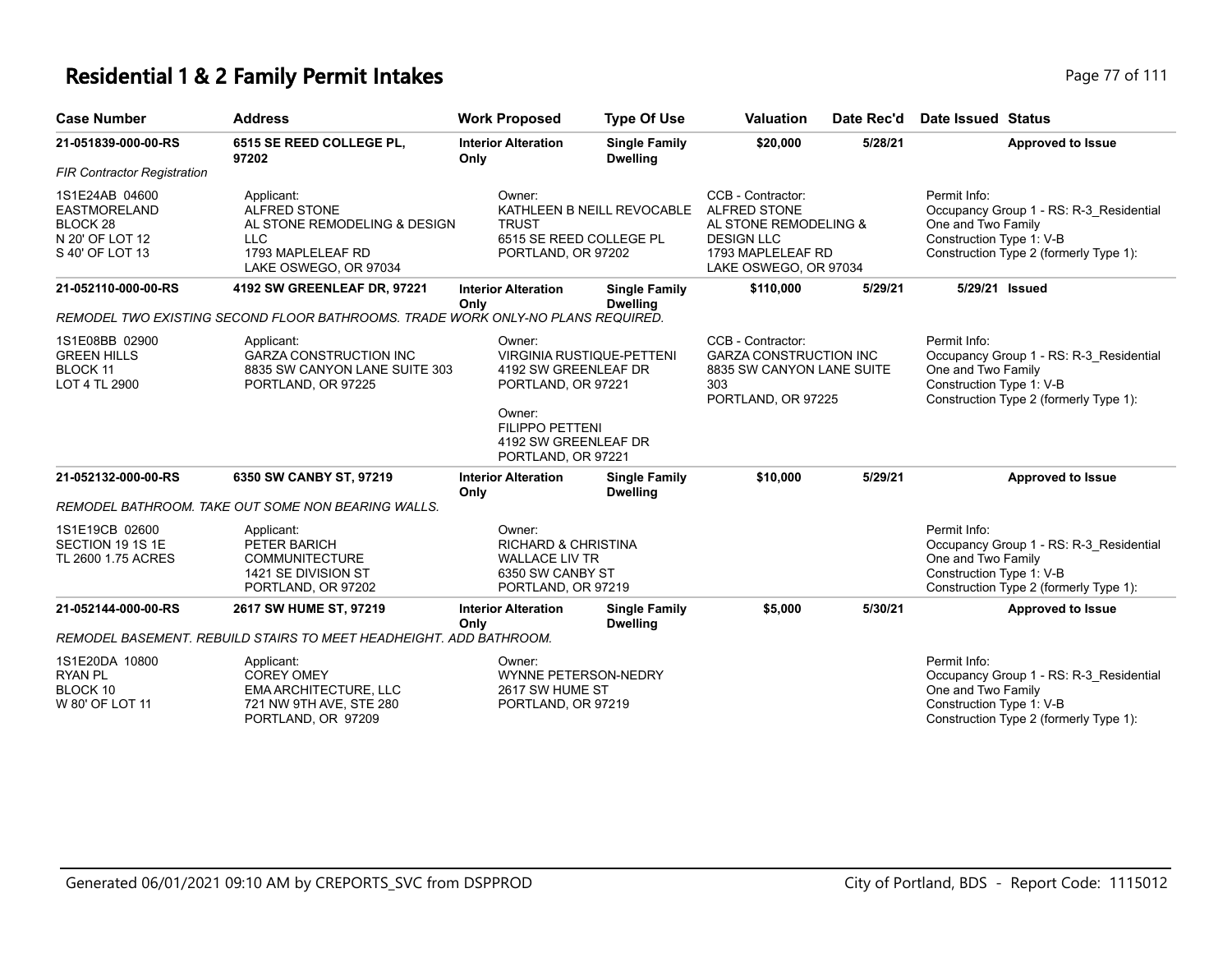# Residential 1 & 2 Family Permit Intakes

| Case Number | Address | Work Proposed | Type Of Use | Valuation | Date Rec'd | Date Issued | Status |
|---|---|---|---|---|---|---|---|
| **21-051839-000-00-RS** | **6515 SE REED COLLEGE PL, 97202** | **Interior Alteration Only** | **Single Family Dwelling** | **$20,000** | **5/28/21** | | **Approved to Issue** |

*FIR Contractor Registration*

1S1E24AB 04600
EASTMORELAND
BLOCK 28
N 20' OF LOT 12
S 40' OF LOT 13

Applicant:
ALFRED STONE
AL STONE REMODELING & DESIGN LLC
1793 MAPLELEAF RD
LAKE OSWEGO, OR 97034

Owner:
KATHLEEN B NEILL REVOCABLE TRUST
6515 SE REED COLLEGE PL
PORTLAND, OR 97202

CCB - Contractor:
ALFRED STONE
AL STONE REMODELING & DESIGN LLC
1793 MAPLELEAF RD
LAKE OSWEGO, OR 97034

Permit Info:
Occupancy Group 1 - RS: R-3_Residential One and Two Family
Construction Type 1: V-B
Construction Type 2 (formerly Type 1):

| Case Number | Address | Work Proposed | Type Of Use | Valuation | Date Rec'd | Date Issued | Status |
|---|---|---|---|---|---|---|---|
| **21-052110-000-00-RS** | **4192 SW GREENLEAF DR, 97221** | **Interior Alteration Only** | **Single Family Dwelling** | **$110,000** | **5/29/21** | **5/29/21** | **Issued** |

*REMODEL TWO EXISTING SECOND FLOOR BATHROOMS. TRADE WORK ONLY-NO PLANS REQUIRED.*

1S1E08BB 02900
GREEN HILLS
BLOCK 11
LOT 4 TL 2900

Applicant:
GARZA CONSTRUCTION INC
8835 SW CANYON LANE SUITE 303
PORTLAND, OR 97225

Owner:
VIRGINIA RUSTIQUE-PETTENI
4192 SW GREENLEAF DR
PORTLAND, OR 97221

Owner:
FILIPPO PETTENI
4192 SW GREENLEAF DR
PORTLAND, OR 97221

CCB - Contractor:
GARZA CONSTRUCTION INC
8835 SW CANYON LANE SUITE 303
PORTLAND, OR 97225

Permit Info:
Occupancy Group 1 - RS: R-3_Residential One and Two Family
Construction Type 1: V-B
Construction Type 2 (formerly Type 1):

| Case Number | Address | Work Proposed | Type Of Use | Valuation | Date Rec'd | Date Issued | Status |
|---|---|---|---|---|---|---|---|
| **21-052132-000-00-RS** | **6350 SW CANBY ST, 97219** | **Interior Alteration Only** | **Single Family Dwelling** | **$10,000** | **5/29/21** | | **Approved to Issue** |

*REMODEL BATHROOM. TAKE OUT SOME NON BEARING WALLS.*

1S1E19CB 02600
SECTION 19 1S 1E
TL 2600 1.75 ACRES

Applicant:
PETER BARICH
COMMUNITECTURE
1421 SE DIVISION ST
PORTLAND, OR 97202

Owner:
RICHARD & CHRISTINA WALLACE LIV TR
6350 SW CANBY ST
PORTLAND, OR 97219

Permit Info:
Occupancy Group 1 - RS: R-3_Residential One and Two Family
Construction Type 1: V-B
Construction Type 2 (formerly Type 1):

| Case Number | Address | Work Proposed | Type Of Use | Valuation | Date Rec'd | Date Issued | Status |
|---|---|---|---|---|---|---|---|
| **21-052144-000-00-RS** | **2617 SW HUME ST, 97219** | **Interior Alteration Only** | **Single Family Dwelling** | **$5,000** | **5/30/21** | | **Approved to Issue** |

*REMODEL BASEMENT. REBUILD STAIRS TO MEET HEADHEIGHT. ADD BATHROOM.*

1S1E20DA 10800
RYAN PL
BLOCK 10
W 80' OF LOT 11

Applicant:
COREY OMEY
EMA ARCHITECTURE, LLC
721 NW 9TH AVE, STE 280
PORTLAND, OR 97209

Owner:
WYNNE PETERSON-NEDRY
2617 SW HUME ST
PORTLAND, OR 97219

Permit Info:
Occupancy Group 1 - RS: R-3_Residential One and Two Family
Construction Type 1: V-B
Construction Type 2 (formerly Type 1):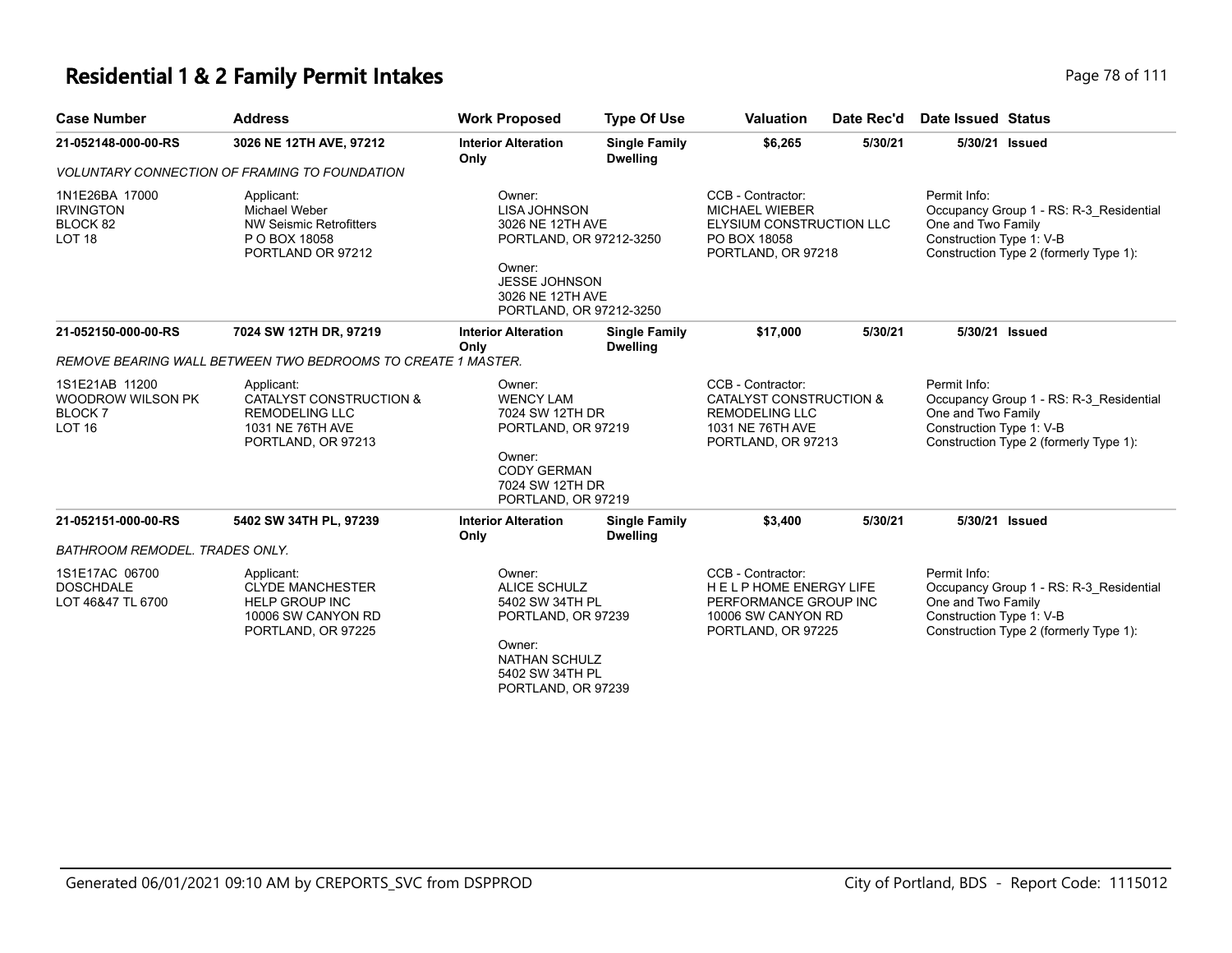# Residential 1 & 2 Family Permit Intakes

| Case Number | Address | Work Proposed | Type Of Use | Valuation | Date Rec'd | Date Issued | Status |
|---|---|---|---|---|---|---|---|
| **21-052148-000-00-RS** | **3026 NE 12TH AVE, 97212** | **Interior Alteration Only** | **Single Family Dwelling** | **$6,265** | **5/30/21** | **5/30/21** | **Issued** |

*VOLUNTARY CONNECTION OF FRAMING TO FOUNDATION*

| | | | | |
|---|---|---|---|---|
| 1N1E26BA 17000<br>IRVINGTON<br>BLOCK 82<br>LOT 18 | Applicant:<br>Michael Weber<br>NW Seismic Retrofitters<br>P O BOX 18058<br>PORTLAND OR 97212 | Owner:<br>LISA JOHNSON<br>3026 NE 12TH AVE<br>PORTLAND, OR 97212-3250<br>Owner:<br>JESSE JOHNSON<br>3026 NE 12TH AVE<br>PORTLAND, OR 97212-3250 | CCB - Contractor:<br>MICHAEL WIEBER<br>ELYSIUM CONSTRUCTION LLC<br>PO BOX 18058<br>PORTLAND, OR 97218 | Permit Info:<br>Occupancy Group 1 - RS: R-3_Residential One and Two Family<br>Construction Type 1: V-B<br>Construction Type 2 (formerly Type 1): |

| Case Number | Address | Work Proposed | Type Of Use | Valuation | Date Rec'd | Date Issued | Status |
|---|---|---|---|---|---|---|---|
| **21-052150-000-00-RS** | **7024 SW 12TH DR, 97219** | **Interior Alteration Only** | **Single Family Dwelling** | **$17,000** | **5/30/21** | **5/30/21** | **Issued** |

*REMOVE BEARING WALL BETWEEN TWO BEDROOMS TO CREATE 1 MASTER.*

| | | | | |
|---|---|---|---|---|
| 1S1E21AB 11200<br>WOODROW WILSON PK<br>BLOCK 7<br>LOT 16 | Applicant:<br>CATALYST CONSTRUCTION & REMODELING LLC<br>1031 NE 76TH AVE<br>PORTLAND, OR 97213 | Owner:<br>WENCY LAM<br>7024 SW 12TH DR<br>PORTLAND, OR 97219<br>Owner:<br>CODY GERMAN<br>7024 SW 12TH DR<br>PORTLAND, OR 97219 | CCB - Contractor:<br>CATALYST CONSTRUCTION & REMODELING LLC<br>1031 NE 76TH AVE<br>PORTLAND, OR 97213 | Permit Info:<br>Occupancy Group 1 - RS: R-3_Residential One and Two Family<br>Construction Type 1: V-B<br>Construction Type 2 (formerly Type 1): |

| Case Number | Address | Work Proposed | Type Of Use | Valuation | Date Rec'd | Date Issued | Status |
|---|---|---|---|---|---|---|---|
| **21-052151-000-00-RS** | **5402 SW 34TH PL, 97239** | **Interior Alteration Only** | **Single Family Dwelling** | **$3,400** | **5/30/21** | **5/30/21** | **Issued** |

*BATHROOM REMODEL. TRADES ONLY.*

| | | | | |
|---|---|---|---|---|
| 1S1E17AC 06700<br>DOSCHDALE<br>LOT 46&47 TL 6700 | Applicant:<br>CLYDE MANCHESTER<br>HELP GROUP INC<br>10006 SW CANYON RD<br>PORTLAND, OR 97225 | Owner:<br>ALICE SCHULZ<br>5402 SW 34TH PL<br>PORTLAND, OR 97239<br>Owner:<br>NATHAN SCHULZ<br>5402 SW 34TH PL<br>PORTLAND, OR 97239 | CCB - Contractor:<br>H E L P HOME ENERGY LIFE PERFORMANCE GROUP INC<br>10006 SW CANYON RD<br>PORTLAND, OR 97225 | Permit Info:<br>Occupancy Group 1 - RS: R-3_Residential One and Two Family<br>Construction Type 1: V-B<br>Construction Type 2 (formerly Type 1): |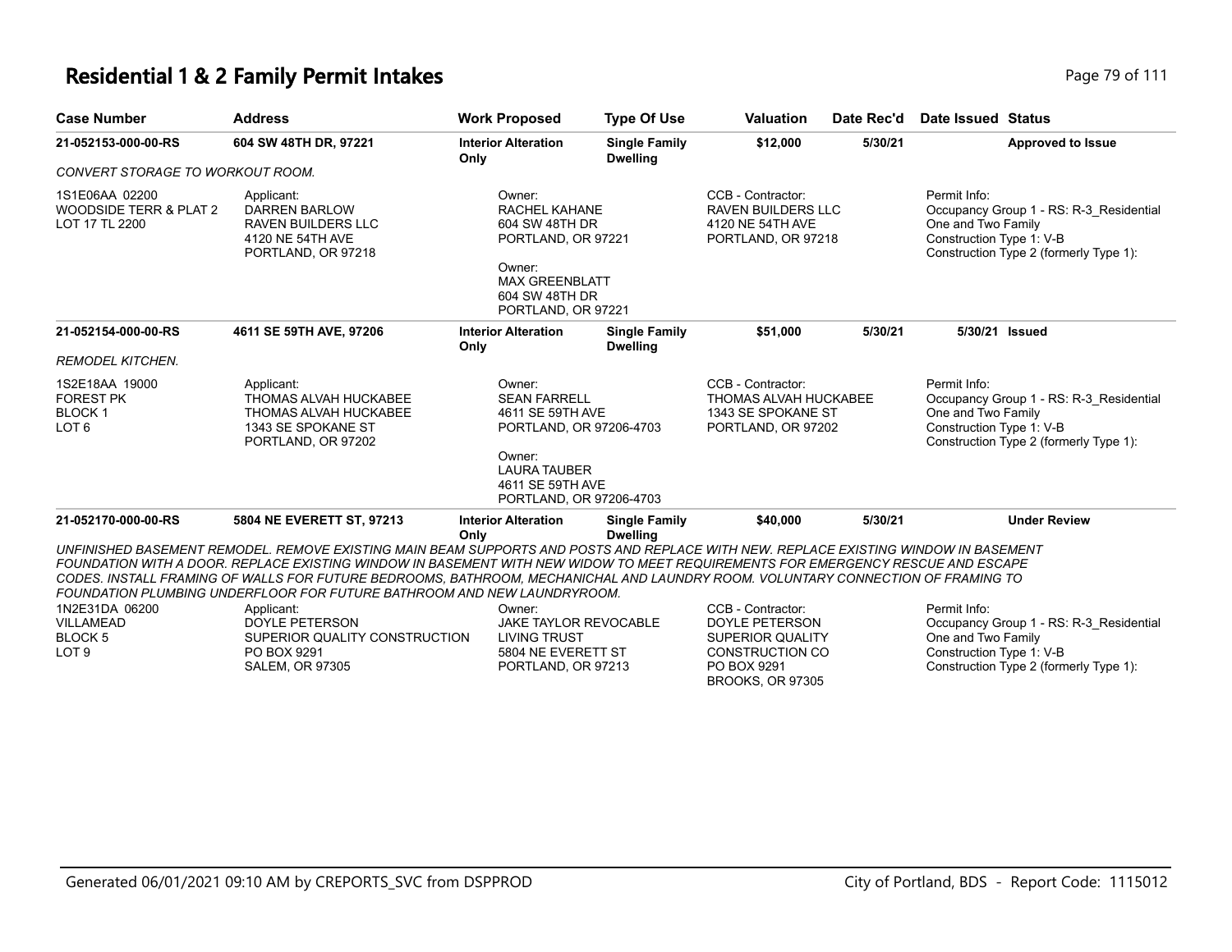# Residential 1 & 2 Family Permit Intakes

| Case Number | Address | Work Proposed | Type Of Use | Valuation | Date Rec'd | Date Issued | Status |
|---|---|---|---|---|---|---|---|
| 21-052153-000-00-RS | 604 SW 48TH DR, 97221 | Interior Alteration Only | Single Family Dwelling | $12,000 | 5/30/21 | | Approved to Issue |

*CONVERT STORAGE TO WORKOUT ROOM.*

1S1E06AA 02200
WOODSIDE TERR & PLAT 2
LOT 17 TL 2200

Applicant:
DARREN BARLOW
RAVEN BUILDERS LLC
4120 NE 54TH AVE
PORTLAND, OR 97218

Owner:
RACHEL KAHANE
604 SW 48TH DR
PORTLAND, OR 97221

Owner:
MAX GREENBLATT
604 SW 48TH DR
PORTLAND, OR 97221

CCB - Contractor:
RAVEN BUILDERS LLC
4120 NE 54TH AVE
PORTLAND, OR 97218

Permit Info:
Occupancy Group 1 - RS: R-3_Residential One and Two Family
Construction Type 1: V-B
Construction Type 2 (formerly Type 1):

| Case Number | Address | Work Proposed | Type Of Use | Valuation | Date Rec'd | Date Issued | Status |
|---|---|---|---|---|---|---|---|
| 21-052154-000-00-RS | 4611 SE 59TH AVE, 97206 | Interior Alteration Only | Single Family Dwelling | $51,000 | 5/30/21 | 5/30/21 | Issued |

*REMODEL KITCHEN.*

1S2E18AA 19000
FOREST PK
BLOCK 1
LOT 6

Applicant:
THOMAS ALVAH HUCKABEE
THOMAS ALVAH HUCKABEE
1343 SE SPOKANE ST
PORTLAND, OR 97202

Owner:
SEAN FARRELL
4611 SE 59TH AVE
PORTLAND, OR 97206-4703

Owner:
LAURA TAUBER
4611 SE 59TH AVE
PORTLAND, OR 97206-4703

CCB - Contractor:
THOMAS ALVAH HUCKABEE
1343 SE SPOKANE ST
PORTLAND, OR 97202

Permit Info:
Occupancy Group 1 - RS: R-3_Residential One and Two Family
Construction Type 1: V-B
Construction Type 2 (formerly Type 1):

| Case Number | Address | Work Proposed | Type Of Use | Valuation | Date Rec'd | Date Issued | Status |
|---|---|---|---|---|---|---|---|
| 21-052170-000-00-RS | 5804 NE EVERETT ST, 97213 | Interior Alteration Only | Single Family Dwelling | $40,000 | 5/30/21 | | Under Review |

*UNFINISHED BASEMENT REMODEL. REMOVE EXISTING MAIN BEAM SUPPORTS AND POSTS AND REPLACE WITH NEW. REPLACE EXISTING WINDOW IN BASEMENT FOUNDATION WITH A DOOR. REPLACE EXISTING WINDOW IN BASEMENT WITH NEW WIDOW TO MEET REQUIREMENTS FOR EMERGENCY RESCUE AND ESCAPE CODES. INSTALL FRAMING OF WALLS FOR FUTURE BEDROOMS, BATHROOM, MECHANICHAL AND LAUNDRY ROOM. VOLUNTARY CONNECTION OF FRAMING TO FOUNDATION PLUMBING UNDERFLOOR FOR FUTURE BATHROOM AND NEW LAUNDRYROOM.*

1N2E31DA 06200
VILLAMEAD
BLOCK 5
LOT 9

Applicant:
DOYLE PETERSON
SUPERIOR QUALITY CONSTRUCTION
PO BOX 9291
SALEM, OR 97305

Owner:
JAKE TAYLOR REVOCABLE LIVING TRUST
5804 NE EVERETT ST
PORTLAND, OR 97213

CCB - Contractor:
DOYLE PETERSON
SUPERIOR QUALITY CONSTRUCTION CO
PO BOX 9291
BROOKS, OR 97305

Permit Info:
Occupancy Group 1 - RS: R-3_Residential One and Two Family
Construction Type 1: V-B
Construction Type 2 (formerly Type 1):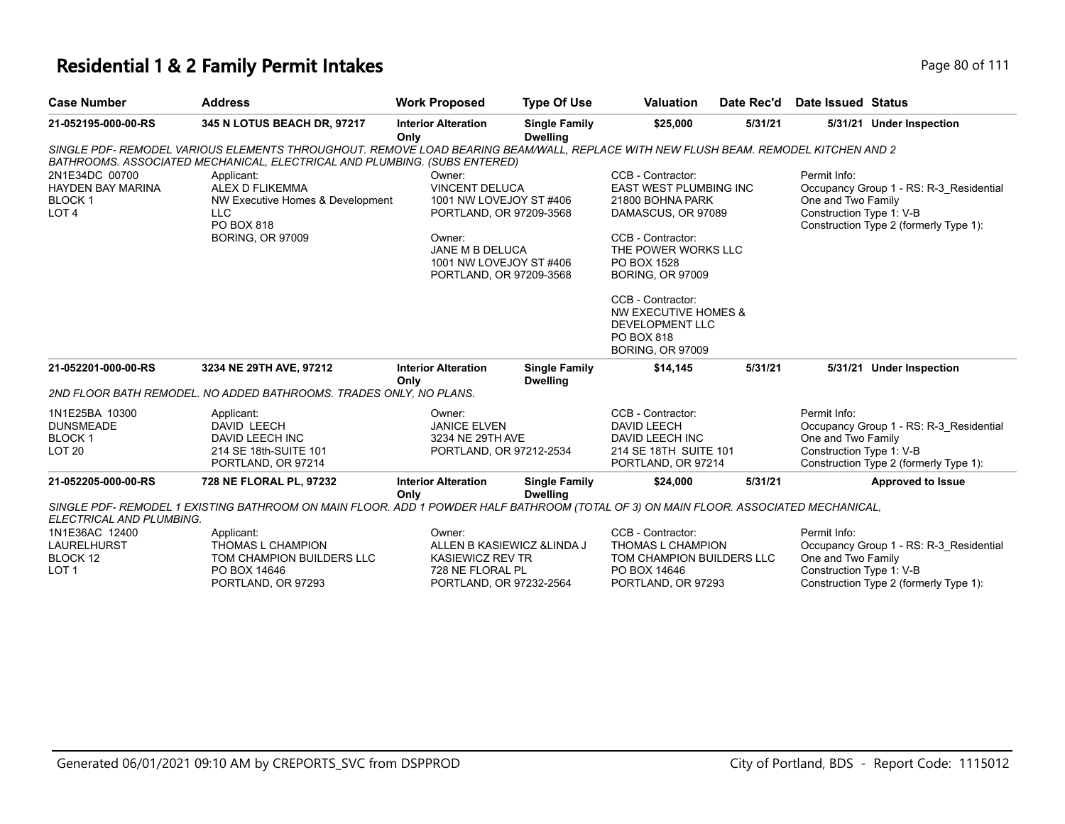# Residential 1 & 2 Family Permit Intakes

| Case Number | Address | Work Proposed | Type Of Use | Valuation | Date Rec'd | Date Issued | Status |
|---|---|---|---|---|---|---|---|
| 21-052195-000-00-RS | 345 N LOTUS BEACH DR, 97217 | Interior Alteration Only | Single Family Dwelling | $25,000 | 5/31/21 | 5/31/21 | Under Inspection |

SINGLE PDF- REMODEL VARIOUS ELEMENTS THROUGHOUT. REMOVE LOAD BEARING BEAM/WALL, REPLACE WITH NEW FLUSH BEAM. REMODEL KITCHEN AND 2 BATHROOMS. ASSOCIATED MECHANICAL, ELECTRICAL AND PLUMBING. (SUBS ENTERED)

2N1E34DC 00700
HAYDEN BAY MARINA
BLOCK 1
LOT 4

Applicant:
ALEX D FLIKEMMA
NW Executive Homes & Development LLC
PO BOX 818
BORING, OR 97009

Owner:
VINCENT DELUCA
1001 NW LOVEJOY ST #406
PORTLAND, OR 97209-3568

Owner:
JANE M B DELUCA
1001 NW LOVEJOY ST #406
PORTLAND, OR 97209-3568

CCB - Contractor:
EAST WEST PLUMBING INC
21800 BOHNA PARK
DAMASCUS, OR 97089

CCB - Contractor:
THE POWER WORKS LLC
PO BOX 1528
BORING, OR 97009

CCB - Contractor:
NW EXECUTIVE HOMES & DEVELOPMENT LLC
PO BOX 818
BORING, OR 97009

Permit Info:
Occupancy Group 1 - RS: R-3_Residential One and Two Family
Construction Type 1: V-B
Construction Type 2 (formerly Type 1):

| Case Number | Address | Work Proposed | Type Of Use | Valuation | Date Rec'd | Date Issued | Status |
|---|---|---|---|---|---|---|---|
| 21-052201-000-00-RS | 3234 NE 29TH AVE, 97212 | Interior Alteration Only | Single Family Dwelling | $14,145 | 5/31/21 | 5/31/21 | Under Inspection |

2ND FLOOR BATH REMODEL. NO ADDED BATHROOMS. TRADES ONLY, NO PLANS.

1N1E25BA 10300
DUNSMEADE
BLOCK 1
LOT 20

Applicant:
DAVID LEECH
DAVID LEECH INC
214 SE 18th-SUITE 101
PORTLAND, OR 97214

Owner:
JANICE ELVEN
3234 NE 29TH AVE
PORTLAND, OR 97212-2534

CCB - Contractor:
DAVID LEECH
DAVID LEECH INC
214 SE 18TH SUITE 101
PORTLAND, OR 97214

Permit Info:
Occupancy Group 1 - RS: R-3_Residential One and Two Family
Construction Type 1: V-B
Construction Type 2 (formerly Type 1):

| Case Number | Address | Work Proposed | Type Of Use | Valuation | Date Rec'd | Date Issued | Status |
|---|---|---|---|---|---|---|---|
| 21-052205-000-00-RS | 728 NE FLORAL PL, 97232 | Interior Alteration Only | Single Family Dwelling | $24,000 | 5/31/21 | | Approved to Issue |

SINGLE PDF- REMODEL 1 EXISTING BATHROOM ON MAIN FLOOR. ADD 1 POWDER HALF BATHROOM (TOTAL OF 3) ON MAIN FLOOR. ASSOCIATED MECHANICAL, ELECTRICAL AND PLUMBING.

1N1E36AC 12400
LAURELHURST
BLOCK 12
LOT 1

Applicant:
THOMAS L CHAMPION
TOM CHAMPION BUILDERS LLC
PO BOX 14646
PORTLAND, OR 97293

Owner:
ALLEN B KASIEWICZ &LINDA J KASIEWICZ REV TR
728 NE FLORAL PL
PORTLAND, OR 97232-2564

CCB - Contractor:
THOMAS L CHAMPION
TOM CHAMPION BUILDERS LLC
PO BOX 14646
PORTLAND, OR 97293

Permit Info:
Occupancy Group 1 - RS: R-3_Residential One and Two Family
Construction Type 1: V-B
Construction Type 2 (formerly Type 1):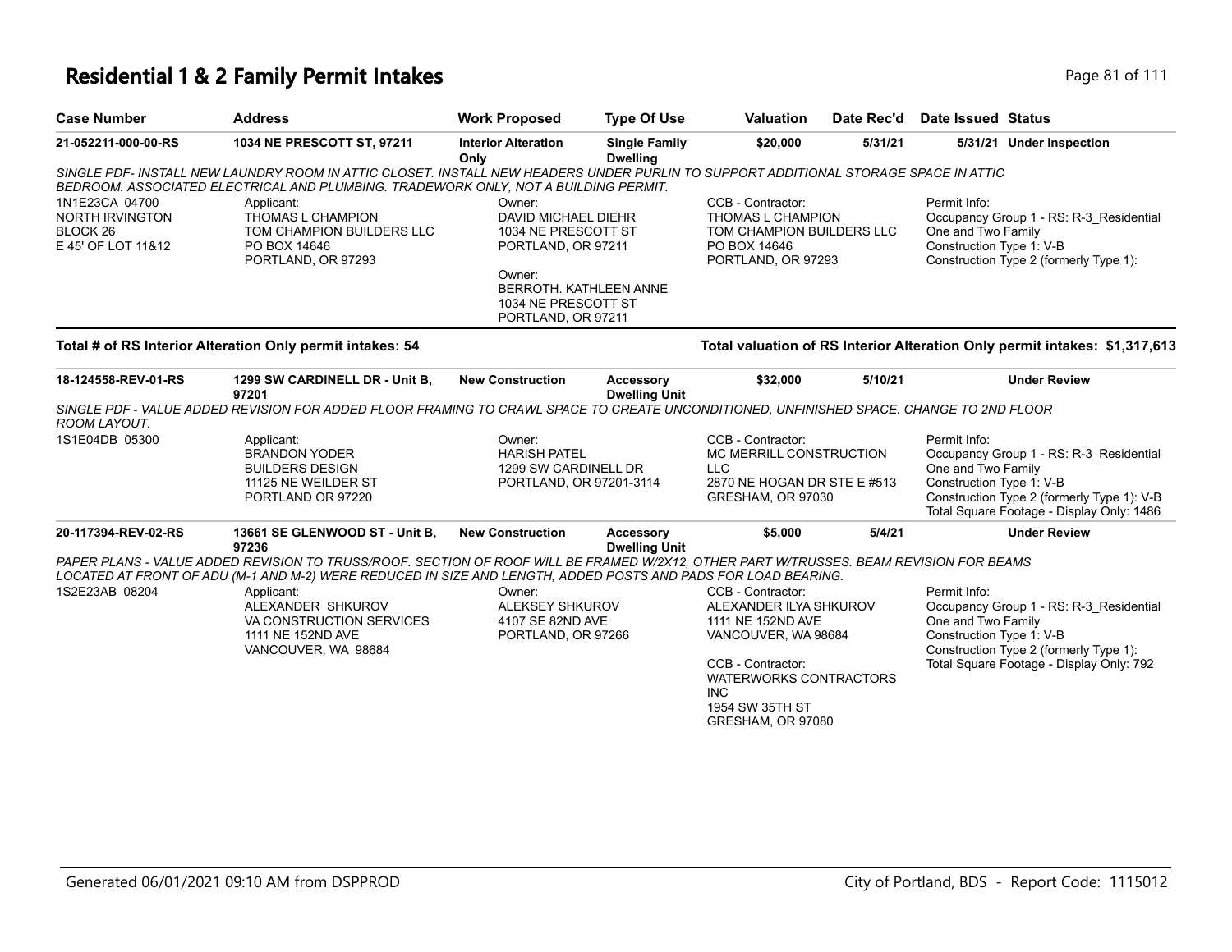# Residential 1 & 2 Family Permit Intakes

| Case Number | Address | Work Proposed | Type Of Use | Valuation | Date Rec'd | Date Issued | Status |
|---|---|---|---|---|---|---|---|
| 21-052211-000-00-RS | 1034 NE PRESCOTT ST, 97211 | Interior Alteration Only | Single Family Dwelling | $20,000 | 5/31/21 | 5/31/21 | Under Inspection |

*SINGLE PDF- INSTALL NEW LAUNDRY ROOM IN ATTIC CLOSET. INSTALL NEW HEADERS UNDER PURLIN TO SUPPORT ADDITIONAL STORAGE SPACE IN ATTIC BEDROOM. ASSOCIATED ELECTRICAL AND PLUMBING. TRADEWORK ONLY, NOT A BUILDING PERMIT.*

1N1E23CA 04700
NORTH IRVINGTON
BLOCK 26
E 45' OF LOT 11&12

Applicant:
THOMAS L CHAMPION
TOM CHAMPION BUILDERS LLC
PO BOX 14646
PORTLAND, OR 97293

Owner:
DAVID MICHAEL DIEHR
1034 NE PRESCOTT ST
PORTLAND, OR 97211

Owner:
BERROTH. KATHLEEN ANNE
1034 NE PRESCOTT ST
PORTLAND, OR 97211

CCB - Contractor:
THOMAS L CHAMPION
TOM CHAMPION BUILDERS LLC
PO BOX 14646
PORTLAND, OR 97293

Permit Info:
Occupancy Group 1 - RS: R-3_Residential One and Two Family
Construction Type 1: V-B
Construction Type 2 (formerly Type 1):

**Total # of RS Interior Alteration Only permit intakes: 54**

**Total valuation of RS Interior Alteration Only permit intakes: $1,317,613**

| Case Number | Address | Work Proposed | Type Of Use | Valuation | Date Rec'd | Date Issued | Status |
|---|---|---|---|---|---|---|---|
| 18-124558-REV-01-RS | 1299 SW CARDINELL DR - Unit B, 97201 | New Construction | Accessory Dwelling Unit | $32,000 | 5/10/21 | | Under Review |

*SINGLE PDF - VALUE ADDED REVISION FOR ADDED FLOOR FRAMING TO CRAWL SPACE TO CREATE UNCONDITIONED, UNFINISHED SPACE. CHANGE TO 2ND FLOOR ROOM LAYOUT.*

1S1E04DB 05300

Applicant:
BRANDON YODER
BUILDERS DESIGN
11125 NE WEILDER ST
PORTLAND OR 97220

Owner:
HARISH PATEL
1299 SW CARDINELL DR
PORTLAND, OR 97201-3114

CCB - Contractor:
MC MERRILL CONSTRUCTION LLC
2870 NE HOGAN DR STE E #513
GRESHAM, OR 97030

Permit Info:
Occupancy Group 1 - RS: R-3_Residential One and Two Family
Construction Type 1: V-B
Construction Type 2 (formerly Type 1): V-B
Total Square Footage - Display Only: 1486

| Case Number | Address | Work Proposed | Type Of Use | Valuation | Date Rec'd | Date Issued | Status |
|---|---|---|---|---|---|---|---|
| 20-117394-REV-02-RS | 13661 SE GLENWOOD ST - Unit B, 97236 | New Construction | Accessory Dwelling Unit | $5,000 | 5/4/21 | | Under Review |

*PAPER PLANS - VALUE ADDED REVISION TO TRUSS/ROOF. SECTION OF ROOF WILL BE FRAMED W/2X12, OTHER PART W/TRUSSES. BEAM REVISION FOR BEAMS LOCATED AT FRONT OF ADU (M-1 AND M-2) WERE REDUCED IN SIZE AND LENGTH, ADDED POSTS AND PADS FOR LOAD BEARING.*

1S2E23AB 08204

Applicant:
ALEXANDER SHKUROV
VA CONSTRUCTION SERVICES
1111 NE 152ND AVE
VANCOUVER, WA 98684

Owner:
ALEKSEY SHKUROV
4107 SE 82ND AVE
PORTLAND, OR 97266

CCB - Contractor:
ALEXANDER ILYA SHKUROV
1111 NE 152ND AVE
VANCOUVER, WA 98684

CCB - Contractor:
WATERWORKS CONTRACTORS INC
1954 SW 35TH ST
GRESHAM, OR 97080

Permit Info:
Occupancy Group 1 - RS: R-3_Residential One and Two Family
Construction Type 1: V-B
Construction Type 2 (formerly Type 1):
Total Square Footage - Display Only: 792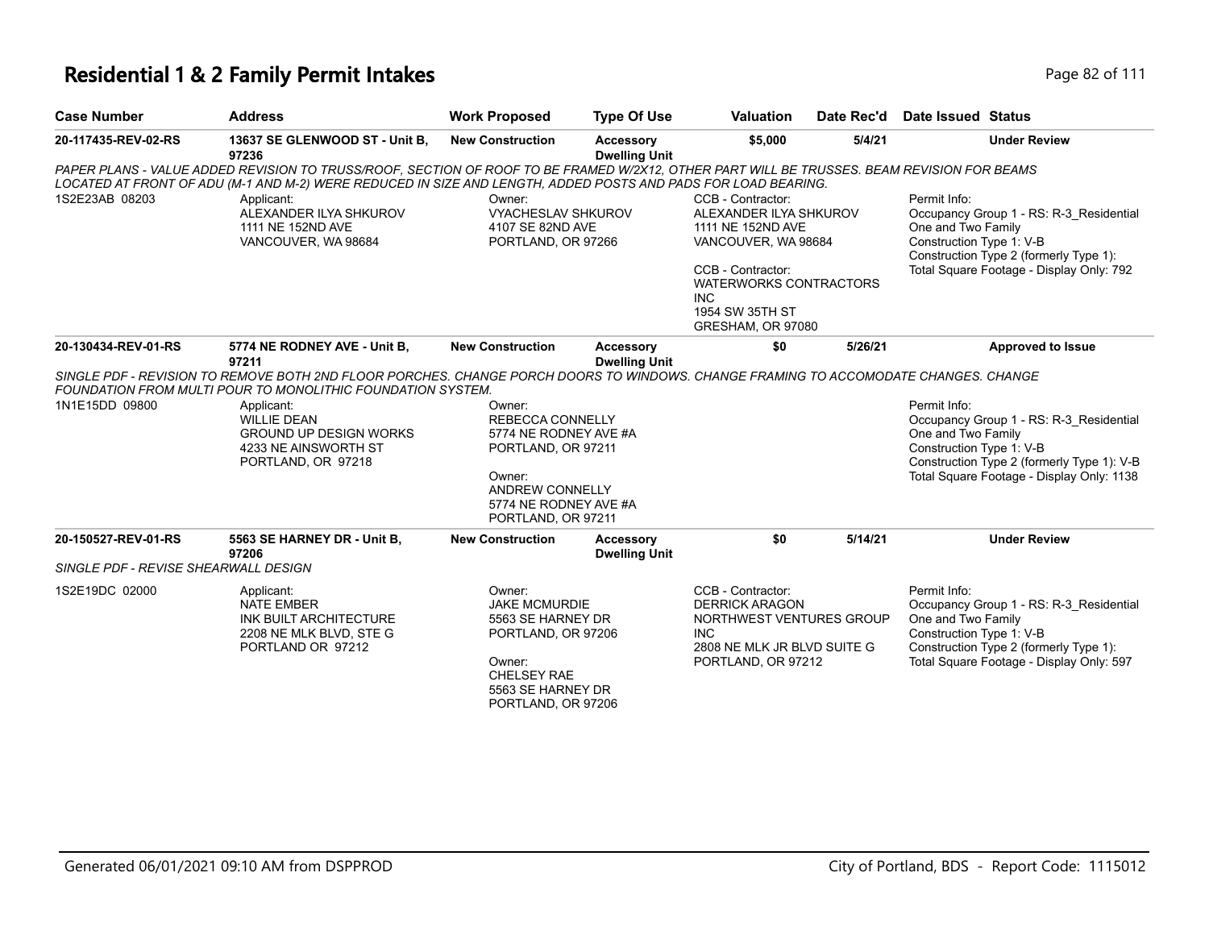# Residential 1 & 2 Family Permit Intakes

| Case Number | Address | Work Proposed | Type Of Use | Valuation | Date Rec'd | Date Issued | Status |
|---|---|---|---|---|---|---|---|
| 20-117435-REV-02-RS | 13637 SE GLENWOOD ST - Unit B, 97236 | New Construction | Accessory Dwelling Unit | $5,000 | 5/4/21 | | Under Review |

*PAPER PLANS - VALUE ADDED REVISION TO TRUSS/ROOF, SECTION OF ROOF TO BE FRAMED W/2X12, OTHER PART WILL BE TRUSSES. BEAM REVISION FOR BEAMS LOCATED AT FRONT OF ADU (M-1 AND M-2) WERE REDUCED IN SIZE AND LENGTH, ADDED POSTS AND PADS FOR LOAD BEARING.*

1S2E23AB 08203

Applicant:
ALEXANDER ILYA SHKUROV
1111 NE 152ND AVE
VANCOUVER, WA 98684

Owner:
VYACHESLAV SHKUROV
4107 SE 82ND AVE
PORTLAND, OR 97266

CCB - Contractor:
ALEXANDER ILYA SHKUROV
1111 NE 152ND AVE
VANCOUVER, WA 98684

CCB - Contractor:
WATERWORKS CONTRACTORS INC
1954 SW 35TH ST
GRESHAM, OR 97080

Permit Info:
Occupancy Group 1 - RS: R-3_Residential One and Two Family
Construction Type 1: V-B
Construction Type 2 (formerly Type 1):
Total Square Footage - Display Only: 792

---

| Case Number | Address | Work Proposed | Type Of Use | Valuation | Date Rec'd | Date Issued | Status |
|---|---|---|---|---|---|---|---|
| 20-130434-REV-01-RS | 5774 NE RODNEY AVE - Unit B, 97211 | New Construction | Accessory Dwelling Unit | $0 | 5/26/21 | | Approved to Issue |

*SINGLE PDF - REVISION TO REMOVE BOTH 2ND FLOOR PORCHES. CHANGE PORCH DOORS TO WINDOWS. CHANGE FRAMING TO ACCOMODATE CHANGES. CHANGE FOUNDATION FROM MULTI POUR TO MONOLITHIC FOUNDATION SYSTEM.*

1N1E15DD 09800

Applicant:
WILLIE DEAN
GROUND UP DESIGN WORKS
4233 NE AINSWORTH ST
PORTLAND, OR 97218

Owner:
REBECCA CONNELLY
5774 NE RODNEY AVE #A
PORTLAND, OR 97211

Owner:
ANDREW CONNELLY
5774 NE RODNEY AVE #A
PORTLAND, OR 97211

Permit Info:
Occupancy Group 1 - RS: R-3_Residential One and Two Family
Construction Type 1: V-B
Construction Type 2 (formerly Type 1): V-B
Total Square Footage - Display Only: 1138

---

| Case Number | Address | Work Proposed | Type Of Use | Valuation | Date Rec'd | Date Issued | Status |
|---|---|---|---|---|---|---|---|
| 20-150527-REV-01-RS | 5563 SE HARNEY DR - Unit B, 97206 | New Construction | Accessory Dwelling Unit | $0 | 5/14/21 | | Under Review |

*SINGLE PDF - REVISE SHEARWALL DESIGN*

1S2E19DC 02000

Applicant:
NATE EMBER
INK BUILT ARCHITECTURE
2208 NE MLK BLVD, STE G
PORTLAND OR 97212

Owner:
JAKE MCMURDIE
5563 SE HARNEY DR
PORTLAND, OR 97206

Owner:
CHELSEY RAE
5563 SE HARNEY DR
PORTLAND, OR 97206

CCB - Contractor:
DERRICK ARAGON
NORTHWEST VENTURES GROUP INC
2808 NE MLK JR BLVD SUITE G
PORTLAND, OR 97212

Permit Info:
Occupancy Group 1 - RS: R-3_Residential One and Two Family
Construction Type 1: V-B
Construction Type 2 (formerly Type 1):
Total Square Footage - Display Only: 597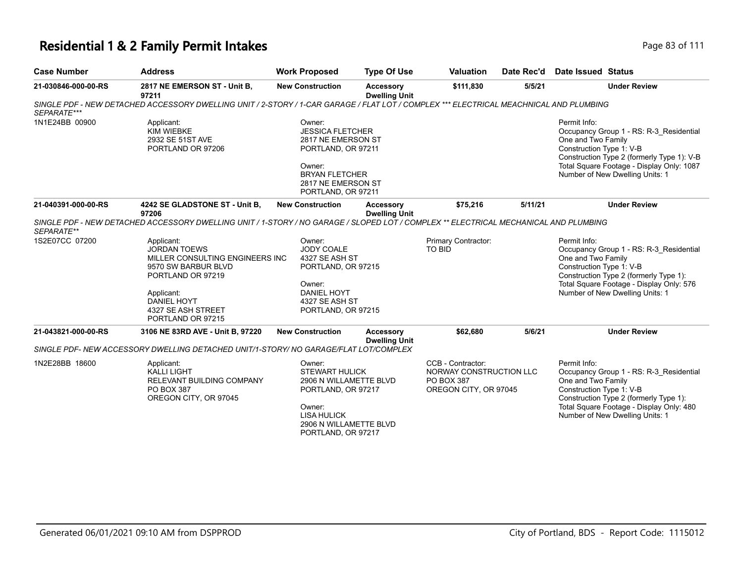# Residential 1 & 2 Family Permit Intakes

| Case Number | Address | Work Proposed | Type Of Use | Valuation | Date Rec'd | Date Issued | Status |
|---|---|---|---|---|---|---|---|
| 21-030846-000-00-RS | 2817 NE EMERSON ST - Unit B, 97211 | New Construction | Accessory Dwelling Unit | $111,830 | 5/5/21 | | Under Review |

*SINGLE PDF - NEW DETACHED ACCESSORY DWELLING UNIT / 2-STORY / 1-CAR GARAGE / FLAT LOT / COMPLEX *** ELECTRICAL MEACHNICAL AND PLUMBING SEPARATE****

1N1E24BB 00900

Applicant:
KIM WIEBKE
2932 SE 51ST AVE
PORTLAND OR 97206

Owner:
JESSICA FLETCHER
2817 NE EMERSON ST
PORTLAND, OR 97211

Owner:
BRYAN FLETCHER
2817 NE EMERSON ST
PORTLAND, OR 97211

Permit Info:
Occupancy Group 1 - RS: R-3_Residential One and Two Family
Construction Type 1: V-B
Construction Type 2 (formerly Type 1): V-B
Total Square Footage - Display Only: 1087
Number of New Dwelling Units: 1

| Case Number | Address | Work Proposed | Type Of Use | Valuation | Date Rec'd | Date Issued | Status |
|---|---|---|---|---|---|---|---|
| 21-040391-000-00-RS | 4242 SE GLADSTONE ST - Unit B, 97206 | New Construction | Accessory Dwelling Unit | $75,216 | 5/11/21 | | Under Review |

*SINGLE PDF - NEW DETACHED ACCESSORY DWELLING UNIT / 1-STORY / NO GARAGE / SLOPED LOT / COMPLEX ** ELECTRICAL MECHANICAL AND PLUMBING SEPARATE***

1S2E07CC 07200

Applicant:
JORDAN TOEWS
MILLER CONSULTING ENGINEERS INC
9570 SW BARBUR BLVD
PORTLAND OR 97219

Applicant:
DANIEL HOYT
4327 SE ASH STREET
PORTLAND OR 97215

Owner:
JODY COALE
4327 SE ASH ST
PORTLAND, OR 97215

Owner:
DANIEL HOYT
4327 SE ASH ST
PORTLAND, OR 97215

Primary Contractor:
TO BID

Permit Info:
Occupancy Group 1 - RS: R-3_Residential One and Two Family
Construction Type 1: V-B
Construction Type 2 (formerly Type 1):
Total Square Footage - Display Only: 576
Number of New Dwelling Units: 1

| Case Number | Address | Work Proposed | Type Of Use | Valuation | Date Rec'd | Date Issued | Status |
|---|---|---|---|---|---|---|---|
| 21-043821-000-00-RS | 3106 NE 83RD AVE - Unit B, 97220 | New Construction | Accessory Dwelling Unit | $62,680 | 5/6/21 | | Under Review |

*SINGLE PDF- NEW ACCESSORY DWELLING DETACHED UNIT/1-STORY/ NO GARAGE/FLAT LOT/COMPLEX*

1N2E28BB 18600

Applicant:
KALLI LIGHT
RELEVANT BUILDING COMPANY
PO BOX 387
OREGON CITY, OR 97045

Owner:
STEWART HULICK
2906 N WILLAMETTE BLVD
PORTLAND, OR 97217

Owner:
LISA HULICK
2906 N WILLAMETTE BLVD
PORTLAND, OR 97217

CCB - Contractor:
NORWAY CONSTRUCTION LLC
PO BOX 387
OREGON CITY, OR 97045

Permit Info:
Occupancy Group 1 - RS: R-3_Residential One and Two Family
Construction Type 1: V-B
Construction Type 2 (formerly Type 1):
Total Square Footage - Display Only: 480
Number of New Dwelling Units: 1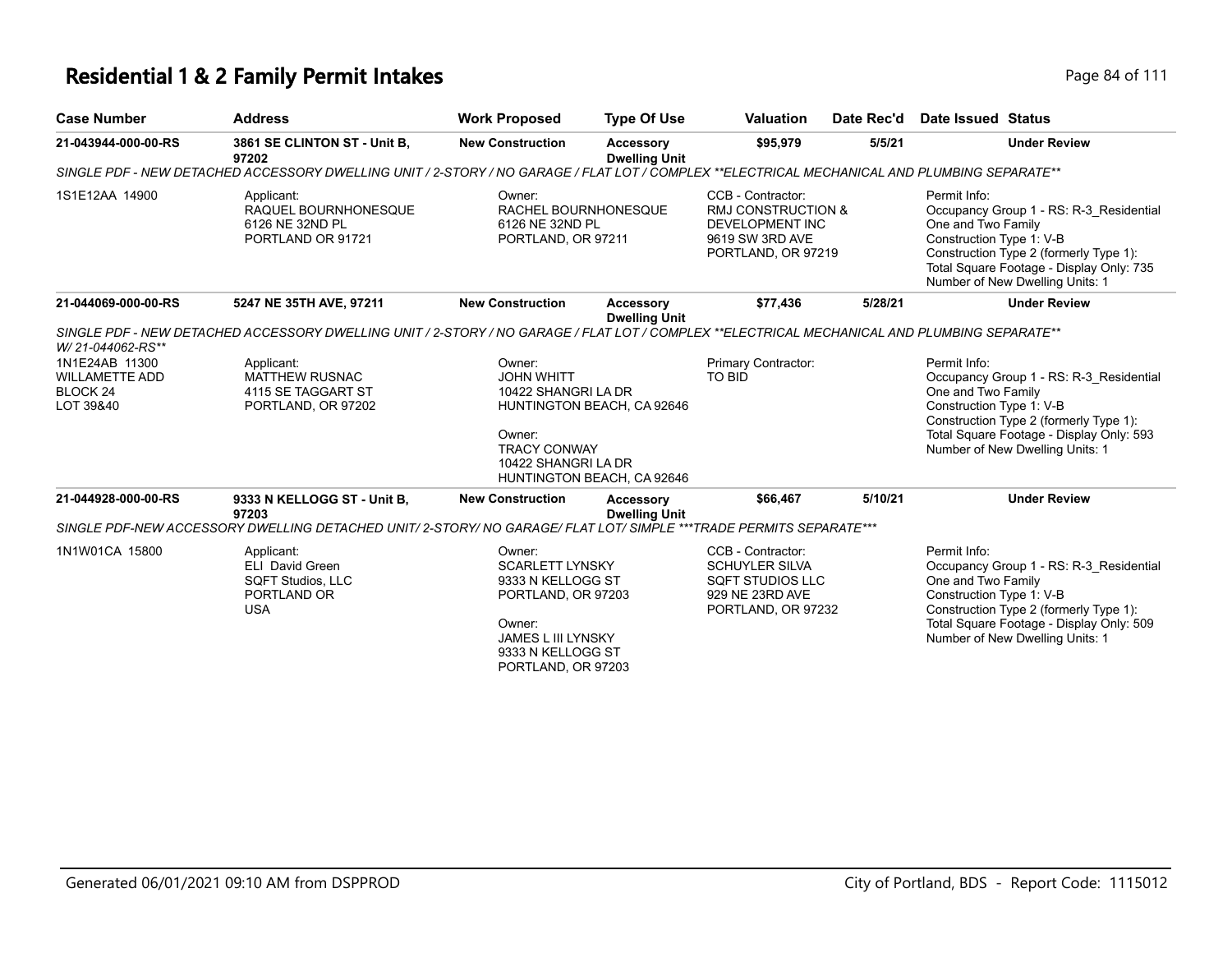# Residential 1 & 2 Family Permit Intakes

| Case Number | Address | Work Proposed | Type Of Use | Valuation | Date Rec'd | Date Issued | Status |
|---|---|---|---|---|---|---|---|
| 21-043944-000-00-RS | 3861 SE CLINTON ST - Unit B, 97202 | New Construction | Accessory Dwelling Unit | $95,979 | 5/5/21 | | Under Review |
| *SINGLE PDF - NEW DETACHED ACCESSORY DWELLING UNIT / 2-STORY / NO GARAGE / FLAT LOT / COMPLEX **ELECTRICAL MECHANICAL AND PLUMBING SEPARATE*** | | | | | | | |
| 1S1E12AA 14900 | Applicant: RAQUEL BOURNHONESQUE 6126 NE 32ND PL PORTLAND OR 91721 | Owner: RACHEL BOURNHONESQUE 6126 NE 32ND PL PORTLAND, OR 97211 | | CCB - Contractor: RMJ CONSTRUCTION & DEVELOPMENT INC 9619 SW 3RD AVE PORTLAND, OR 97219 | | Permit Info: Occupancy Group 1 - RS: R-3_Residential One and Two Family Construction Type 1: V-B Construction Type 2 (formerly Type 1): Total Square Footage - Display Only: 735 Number of New Dwelling Units: 1 | |
| 21-044069-000-00-RS | 5247 NE 35TH AVE, 97211 | New Construction | Accessory Dwelling Unit | $77,436 | 5/28/21 | | Under Review |
| *SINGLE PDF - NEW DETACHED ACCESSORY DWELLING UNIT / 2-STORY / NO GARAGE / FLAT LOT / COMPLEX **ELECTRICAL MECHANICAL AND PLUMBING SEPARATE W/ 21-044062-RS*** | | | | | | | |
| 1N1E24AB 11300 WILLAMETTE ADD BLOCK 24 LOT 39&40 | Applicant: MATTHEW RUSNAC 4115 SE TAGGART ST PORTLAND, OR 97202 | Owner: JOHN WHITT 10422 SHANGRI LA DR HUNTINGTON BEACH, CA 92646 Owner: TRACY CONWAY 10422 SHANGRI LA DR HUNTINGTON BEACH, CA 92646 | | Primary Contractor: TO BID | | Permit Info: Occupancy Group 1 - RS: R-3_Residential One and Two Family Construction Type 1: V-B Construction Type 2 (formerly Type 1): Total Square Footage - Display Only: 593 Number of New Dwelling Units: 1 | |
| 21-044928-000-00-RS | 9333 N KELLOGG ST - Unit B, 97203 | New Construction | Accessory Dwelling Unit | $66,467 | 5/10/21 | | Under Review |
| *SINGLE PDF-NEW ACCESSORY DWELLING DETACHED UNIT/ 2-STORY/ NO GARAGE/ FLAT LOT/ SIMPLE ***TRADE PERMITS SEPARATE**** | | | | | | | |
| 1N1W01CA 15800 | Applicant: ELI David Green SQFT Studios, LLC PORTLAND OR USA | Owner: SCARLETT LYNSKY 9333 N KELLOGG ST PORTLAND, OR 97203 Owner: JAMES L III LYNSKY 9333 N KELLOGG ST PORTLAND, OR 97203 | | CCB - Contractor: SCHUYLER SILVA SQFT STUDIOS LLC 929 NE 23RD AVE PORTLAND, OR 97232 | | Permit Info: Occupancy Group 1 - RS: R-3_Residential One and Two Family Construction Type 1: V-B Construction Type 2 (formerly Type 1): Total Square Footage - Display Only: 509 Number of New Dwelling Units: 1 | |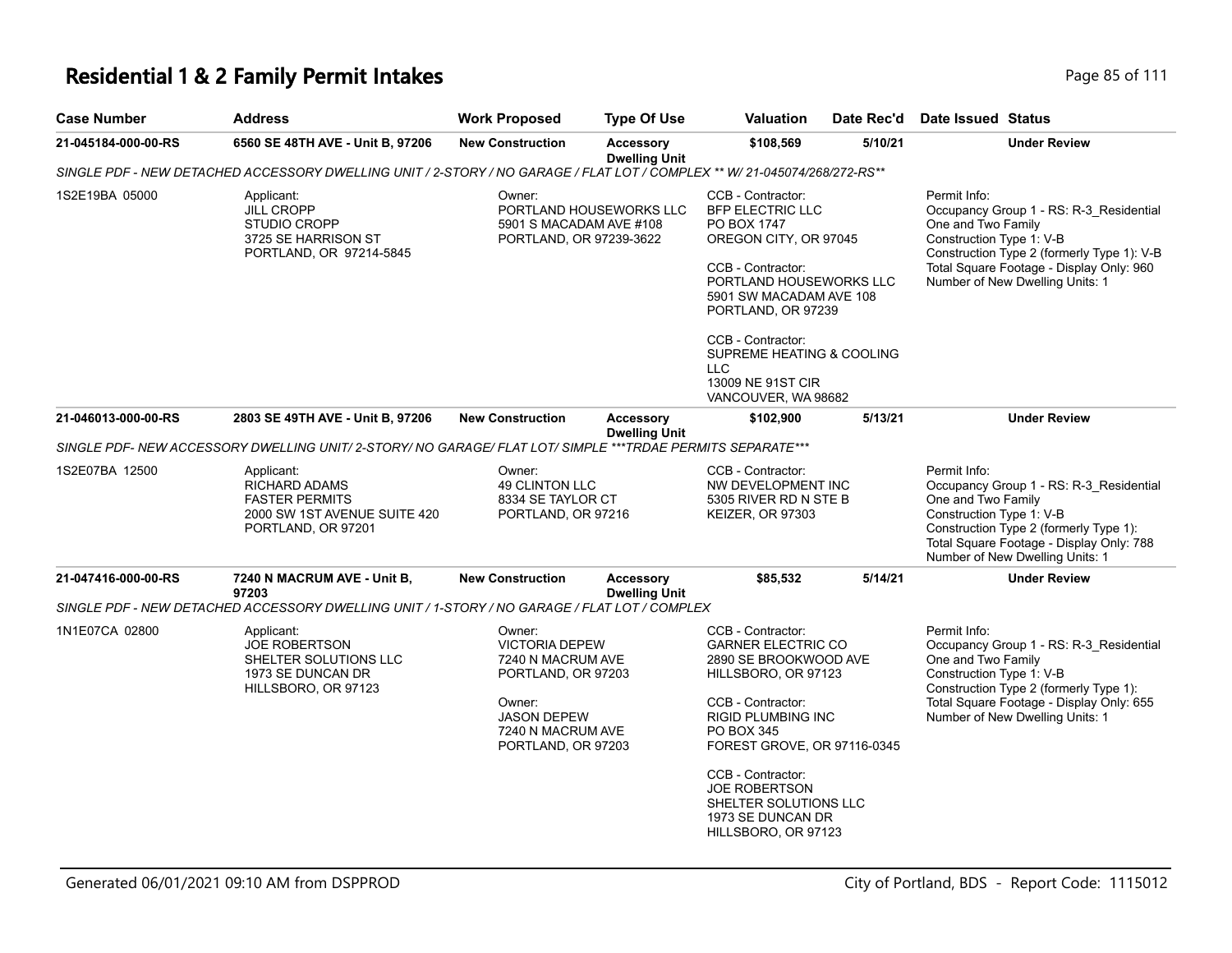# Residential 1 & 2 Family Permit Intakes

| Case Number | Address | Work Proposed | Type Of Use | Valuation | Date Rec'd | Date Issued | Status |
|---|---|---|---|---|---|---|---|
| 21-045184-000-00-RS | 6560 SE 48TH AVE - Unit B, 97206 | New Construction | Accessory Dwelling Unit | $108,569 | 5/10/21 | | Under Review |

*SINGLE PDF - NEW DETACHED ACCESSORY DWELLING UNIT / 2-STORY / NO GARAGE / FLAT LOT / COMPLEX ** W/ 21-045074/268/272-RS***

1S2E19BA 05000

Applicant:
JILL CROPP
STUDIO CROPP
3725 SE HARRISON ST
PORTLAND, OR 97214-5845

Owner:
PORTLAND HOUSEWORKS LLC
5901 S MACADAM AVE #108
PORTLAND, OR 97239-3622

CCB - Contractor:
BFP ELECTRIC LLC
PO BOX 1747
OREGON CITY, OR 97045

CCB - Contractor:
PORTLAND HOUSEWORKS LLC
5901 SW MACADAM AVE 108
PORTLAND, OR 97239

CCB - Contractor:
SUPREME HEATING & COOLING LLC
13009 NE 91ST CIR
VANCOUVER, WA 98682

Permit Info:
Occupancy Group 1 - RS: R-3_Residential One and Two Family
Construction Type 1: V-B
Construction Type 2 (formerly Type 1): V-B
Total Square Footage - Display Only: 960
Number of New Dwelling Units: 1

| Case Number | Address | Work Proposed | Type Of Use | Valuation | Date Rec'd | Date Issued | Status |
|---|---|---|---|---|---|---|---|
| 21-046013-000-00-RS | 2803 SE 49TH AVE - Unit B, 97206 | New Construction | Accessory Dwelling Unit | $102,900 | 5/13/21 | | Under Review |

*SINGLE PDF- NEW ACCESSORY DWELLING UNIT/ 2-STORY/ NO GARAGE/ FLAT LOT/ SIMPLE ***TRDAE PERMITS SEPARATE****

1S2E07BA 12500

Applicant:
RICHARD ADAMS
FASTER PERMITS
2000 SW 1ST AVENUE SUITE 420
PORTLAND, OR 97201

Owner:
49 CLINTON LLC
8334 SE TAYLOR CT
PORTLAND, OR 97216

CCB - Contractor:
NW DEVELOPMENT INC
5305 RIVER RD N STE B
KEIZER, OR 97303

Permit Info:
Occupancy Group 1 - RS: R-3_Residential One and Two Family
Construction Type 1: V-B
Construction Type 2 (formerly Type 1):
Total Square Footage - Display Only: 788
Number of New Dwelling Units: 1

| Case Number | Address | Work Proposed | Type Of Use | Valuation | Date Rec'd | Date Issued | Status |
|---|---|---|---|---|---|---|---|
| 21-047416-000-00-RS | 7240 N MACRUM AVE - Unit B, 97203 | New Construction | Accessory Dwelling Unit | $85,532 | 5/14/21 | | Under Review |

*SINGLE PDF - NEW DETACHED ACCESSORY DWELLING UNIT / 1-STORY / NO GARAGE / FLAT LOT / COMPLEX*

1N1E07CA 02800

Applicant:
JOE ROBERTSON
SHELTER SOLUTIONS LLC
1973 SE DUNCAN DR
HILLSBORO, OR 97123

Owner:
VICTORIA DEPEW
7240 N MACRUM AVE
PORTLAND, OR 97203

Owner:
JASON DEPEW
7240 N MACRUM AVE
PORTLAND, OR 97203

CCB - Contractor:
GARNER ELECTRIC CO
2890 SE BROOKWOOD AVE
HILLSBORO, OR 97123

CCB - Contractor:
RIGID PLUMBING INC
PO BOX 345
FOREST GROVE, OR 97116-0345

CCB - Contractor:
JOE ROBERTSON
SHELTER SOLUTIONS LLC
1973 SE DUNCAN DR
HILLSBORO, OR 97123

Permit Info:
Occupancy Group 1 - RS: R-3_Residential One and Two Family
Construction Type 1: V-B
Construction Type 2 (formerly Type 1):
Total Square Footage - Display Only: 655
Number of New Dwelling Units: 1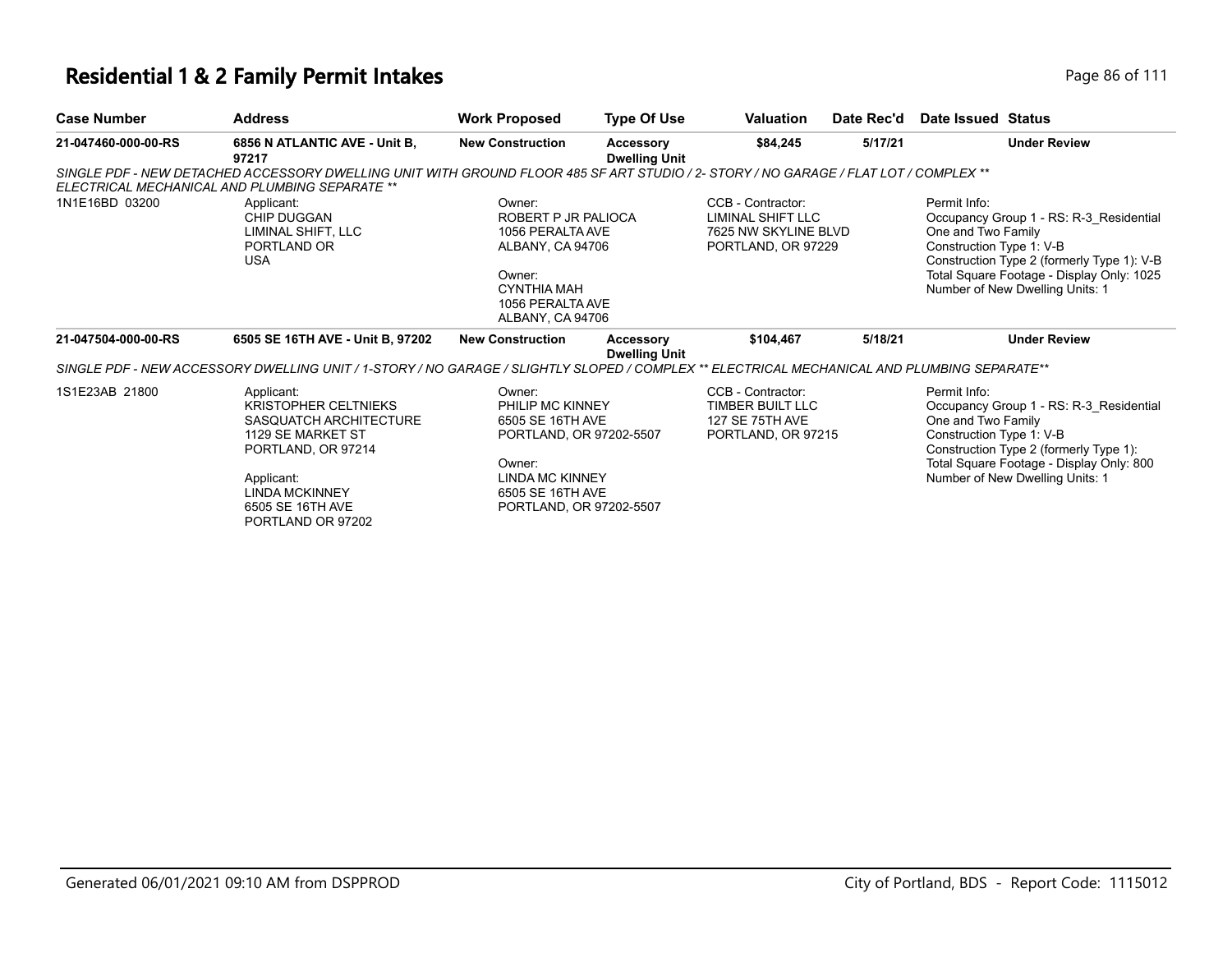# Residential 1 & 2 Family Permit Intakes

| Case Number | Address | Work Proposed | Type Of Use | Valuation | Date Rec'd | Date Issued | Status |
|---|---|---|---|---|---|---|---|
| 21-047460-000-00-RS | 6856 N ATLANTIC AVE - Unit B, 97217 | New Construction | Accessory Dwelling Unit | $84,245 | 5/17/21 | | Under Review |

SINGLE PDF - NEW DETACHED ACCESSORY DWELLING UNIT WITH GROUND FLOOR 485 SF ART STUDIO / 2- STORY / NO GARAGE / FLAT LOT / COMPLEX ** ELECTRICAL MECHANICAL AND PLUMBING SEPARATE **

1N1E16BD 03200

Applicant:
CHIP DUGGAN
LIMINAL SHIFT, LLC
PORTLAND OR
USA

Owner:
ROBERT P JR PALIOCA
1056 PERALTA AVE
ALBANY, CA 94706

Owner:
CYNTHIA MAH
1056 PERALTA AVE
ALBANY, CA 94706

CCB - Contractor:
LIMINAL SHIFT LLC
7625 NW SKYLINE BLVD
PORTLAND, OR 97229

Permit Info:
Occupancy Group 1 - RS: R-3_Residential One and Two Family
Construction Type 1: V-B
Construction Type 2 (formerly Type 1): V-B
Total Square Footage - Display Only: 1025
Number of New Dwelling Units: 1

| Case Number | Address | Work Proposed | Type Of Use | Valuation | Date Rec'd | Date Issued | Status |
|---|---|---|---|---|---|---|---|
| 21-047504-000-00-RS | 6505 SE 16TH AVE - Unit B, 97202 | New Construction | Accessory Dwelling Unit | $104,467 | 5/18/21 | | Under Review |

SINGLE PDF - NEW ACCESSORY DWELLING UNIT / 1-STORY / NO GARAGE / SLIGHTLY SLOPED / COMPLEX ** ELECTRICAL MECHANICAL AND PLUMBING SEPARATE**

1S1E23AB 21800

Applicant:
KRISTOPHER CELTNIEKS
SASQUATCH ARCHITECTURE
1129 SE MARKET ST
PORTLAND, OR 97214

Applicant:
LINDA MCKINNEY
6505 SE 16TH AVE
PORTLAND OR 97202

Owner:
PHILIP MC KINNEY
6505 SE 16TH AVE
PORTLAND, OR 97202-5507

Owner:
LINDA MC KINNEY
6505 SE 16TH AVE
PORTLAND, OR 97202-5507

CCB - Contractor:
TIMBER BUILT LLC
127 SE 75TH AVE
PORTLAND, OR 97215

Permit Info:
Occupancy Group 1 - RS: R-3_Residential One and Two Family
Construction Type 1: V-B
Construction Type 2 (formerly Type 1):
Total Square Footage - Display Only: 800
Number of New Dwelling Units: 1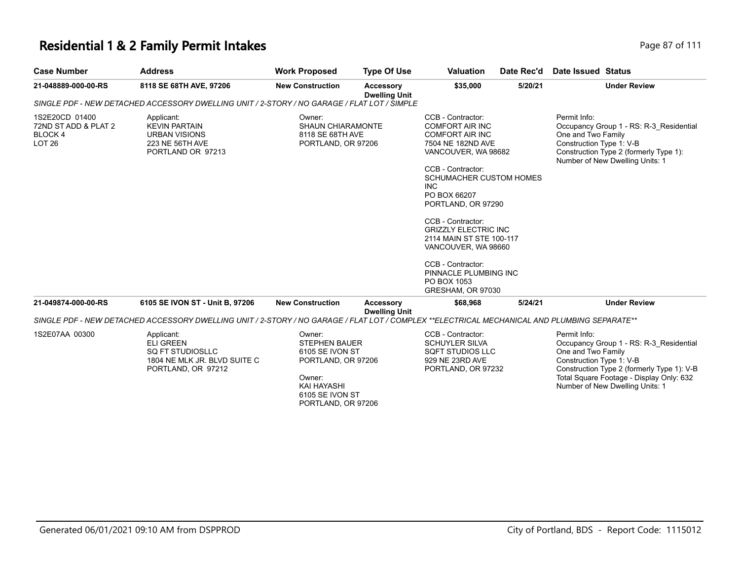# Residential 1 & 2 Family Permit Intakes

| Case Number | Address | Work Proposed | Type Of Use | Valuation | Date Rec'd | Date Issued | Status |
|---|---|---|---|---|---|---|---|
| 21-048889-000-00-RS | 8118 SE 68TH AVE, 97206 | New Construction | Accessory Dwelling Unit | $35,000 | 5/20/21 | | Under Review |

*SINGLE PDF - NEW DETACHED ACCESSORY DWELLING UNIT / 2-STORY / NO GARAGE / FLAT LOT / SIMPLE*

1S2E20CD 01400
72ND ST ADD & PLAT 2
BLOCK 4
LOT 26

Applicant:
KEVIN PARTAIN
URBAN VISIONS
223 NE 56TH AVE
PORTLAND OR 97213

Owner:
SHAUN CHIARAMONTE
8118 SE 68TH AVE
PORTLAND, OR 97206

CCB - Contractor:
COMFORT AIR INC
COMFORT AIR INC
7504 NE 182ND AVE
VANCOUVER, WA 98682

CCB - Contractor:
SCHUMACHER CUSTOM HOMES INC
PO BOX 66207
PORTLAND, OR 97290

CCB - Contractor:
GRIZZLY ELECTRIC INC
2114 MAIN ST STE 100-117
VANCOUVER, WA 98660

CCB - Contractor:
PINNACLE PLUMBING INC
PO BOX 1053
GRESHAM, OR 97030

Permit Info:
Occupancy Group 1 - RS: R-3_Residential One and Two Family
Construction Type 1: V-B
Construction Type 2 (formerly Type 1):
Number of New Dwelling Units: 1

| Case Number | Address | Work Proposed | Type Of Use | Valuation | Date Rec'd | Date Issued | Status |
|---|---|---|---|---|---|---|---|
| 21-049874-000-00-RS | 6105 SE IVON ST - Unit B, 97206 | New Construction | Accessory Dwelling Unit | $68,968 | 5/24/21 | | Under Review |

*SINGLE PDF - NEW DETACHED ACCESSORY DWELLING UNIT / 2-STORY / NO GARAGE / FLAT LOT / COMPLEX **ELECTRICAL MECHANICAL AND PLUMBING SEPARATE***

1S2E07AA 00300

Applicant:
ELI GREEN
SQ FT STUDIOSLLC
1804 NE MLK JR. BLVD SUITE C
PORTLAND, OR 97212

Owner:
STEPHEN BAUER
6105 SE IVON ST
PORTLAND, OR 97206

Owner:
KAI HAYASHI
6105 SE IVON ST
PORTLAND, OR 97206

CCB - Contractor:
SCHUYLER SILVA
SQFT STUDIOS LLC
929 NE 23RD AVE
PORTLAND, OR 97232

Permit Info:
Occupancy Group 1 - RS: R-3_Residential One and Two Family
Construction Type 1: V-B
Construction Type 2 (formerly Type 1): V-B
Total Square Footage - Display Only: 632
Number of New Dwelling Units: 1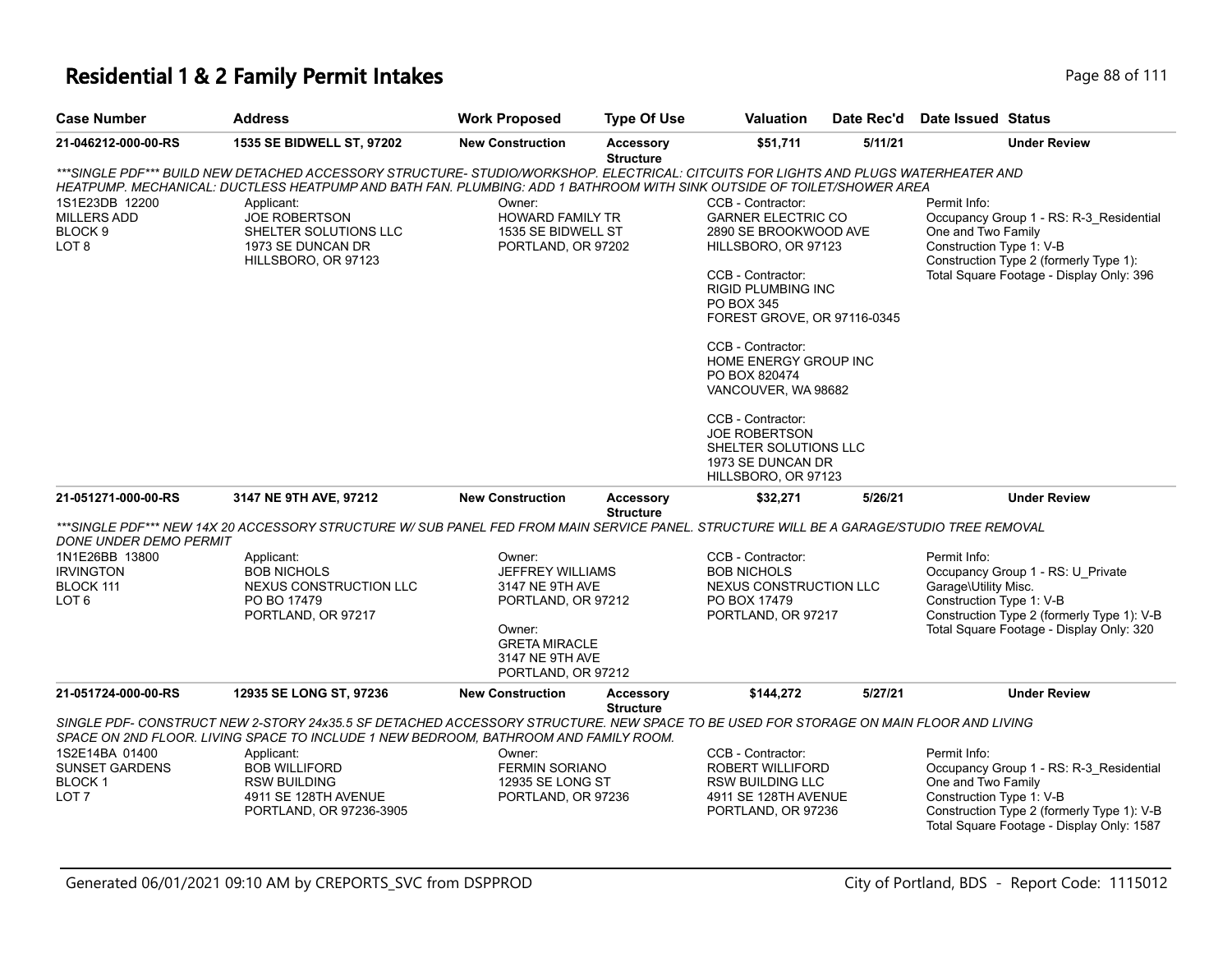# Residential 1 & 2 Family Permit Intakes

| Case Number | Address | Work Proposed | Type Of Use | Valuation | Date Rec'd | Date Issued | Status |
|---|---|---|---|---|---|---|---|
| 21-046212-000-00-RS | 1535 SE BIDWELL ST, 97202 | New Construction | Accessory Structure | $51,711 | 5/11/21 | | Under Review |

*\*\*\*SINGLE PDF\*\*\* BUILD NEW DETACHED ACCESSORY STRUCTURE- STUDIO/WORKSHOP. ELECTRICAL: CITCUITS FOR LIGHTS AND PLUGS WATERHEATER AND HEATPUMP. MECHANICAL: DUCTLESS HEATPUMP AND BATH FAN. PLUMBING: ADD 1 BATHROOM WITH SINK OUTSIDE OF TOILET/SHOWER AREA*

1S1E23DB 12200
MILLERS ADD
BLOCK 9
LOT 8

Applicant:
JOE ROBERTSON
SHELTER SOLUTIONS LLC
1973 SE DUNCAN DR
HILLSBORO, OR 97123

Owner:
HOWARD FAMILY TR
1535 SE BIDWELL ST
PORTLAND, OR 97202

CCB - Contractor:
GARNER ELECTRIC CO
2890 SE BROOKWOOD AVE
HILLSBORO, OR 97123

CCB - Contractor:
RIGID PLUMBING INC
PO BOX 345
FOREST GROVE, OR 97116-0345

CCB - Contractor:
HOME ENERGY GROUP INC
PO BOX 820474
VANCOUVER, WA 98682

CCB - Contractor:
JOE ROBERTSON
SHELTER SOLUTIONS LLC
1973 SE DUNCAN DR
HILLSBORO, OR 97123

Permit Info:
Occupancy Group 1 - RS: R-3_Residential One and Two Family
Construction Type 1: V-B
Construction Type 2 (formerly Type 1):
Total Square Footage - Display Only: 396

| Case Number | Address | Work Proposed | Type Of Use | Valuation | Date Rec'd | Date Issued | Status |
|---|---|---|---|---|---|---|---|
| 21-051271-000-00-RS | 3147 NE 9TH AVE, 97212 | New Construction | Accessory Structure | $32,271 | 5/26/21 | | Under Review |

*\*\*\*SINGLE PDF\*\*\* NEW 14X 20 ACCESSORY STRUCTURE W/ SUB PANEL FED FROM MAIN SERVICE PANEL. STRUCTURE WILL BE A GARAGE/STUDIO TREE REMOVAL DONE UNDER DEMO PERMIT*

1N1E26BB 13800
IRVINGTON
BLOCK 111
LOT 6

Applicant:
BOB NICHOLS
NEXUS CONSTRUCTION LLC
PO BO 17479
PORTLAND, OR 97217

Owner:
JEFFREY WILLIAMS
3147 NE 9TH AVE
PORTLAND, OR 97212

Owner:
GRETA MIRACLE
3147 NE 9TH AVE
PORTLAND, OR 97212

CCB - Contractor:
BOB NICHOLS
NEXUS CONSTRUCTION LLC
PO BOX 17479
PORTLAND, OR 97217

Permit Info:
Occupancy Group 1 - RS: U_Private Garage\Utility Misc.
Construction Type 1: V-B
Construction Type 2 (formerly Type 1): V-B
Total Square Footage - Display Only: 320

| Case Number | Address | Work Proposed | Type Of Use | Valuation | Date Rec'd | Date Issued | Status |
|---|---|---|---|---|---|---|---|
| 21-051724-000-00-RS | 12935 SE LONG ST, 97236 | New Construction | Accessory Structure | $144,272 | 5/27/21 | | Under Review |

*SINGLE PDF- CONSTRUCT NEW 2-STORY 24x35.5 SF DETACHED ACCESSORY STRUCTURE. NEW SPACE TO BE USED FOR STORAGE ON MAIN FLOOR AND LIVING SPACE ON 2ND FLOOR. LIVING SPACE TO INCLUDE 1 NEW BEDROOM, BATHROOM AND FAMILY ROOM.*

1S2E14BA 01400
SUNSET GARDENS
BLOCK 1
LOT 7

Applicant:
BOB WILLIFORD
RSW BUILDING
4911 SE 128TH AVENUE
PORTLAND, OR 97236-3905

Owner:
FERMIN SORIANO
12935 SE LONG ST
PORTLAND, OR 97236

CCB - Contractor:
ROBERT WILLIFORD
RSW BUILDING LLC
4911 SE 128TH AVENUE
PORTLAND, OR 97236

Permit Info:
Occupancy Group 1 - RS: R-3_Residential One and Two Family
Construction Type 1: V-B
Construction Type 2 (formerly Type 1): V-B
Total Square Footage - Display Only: 1587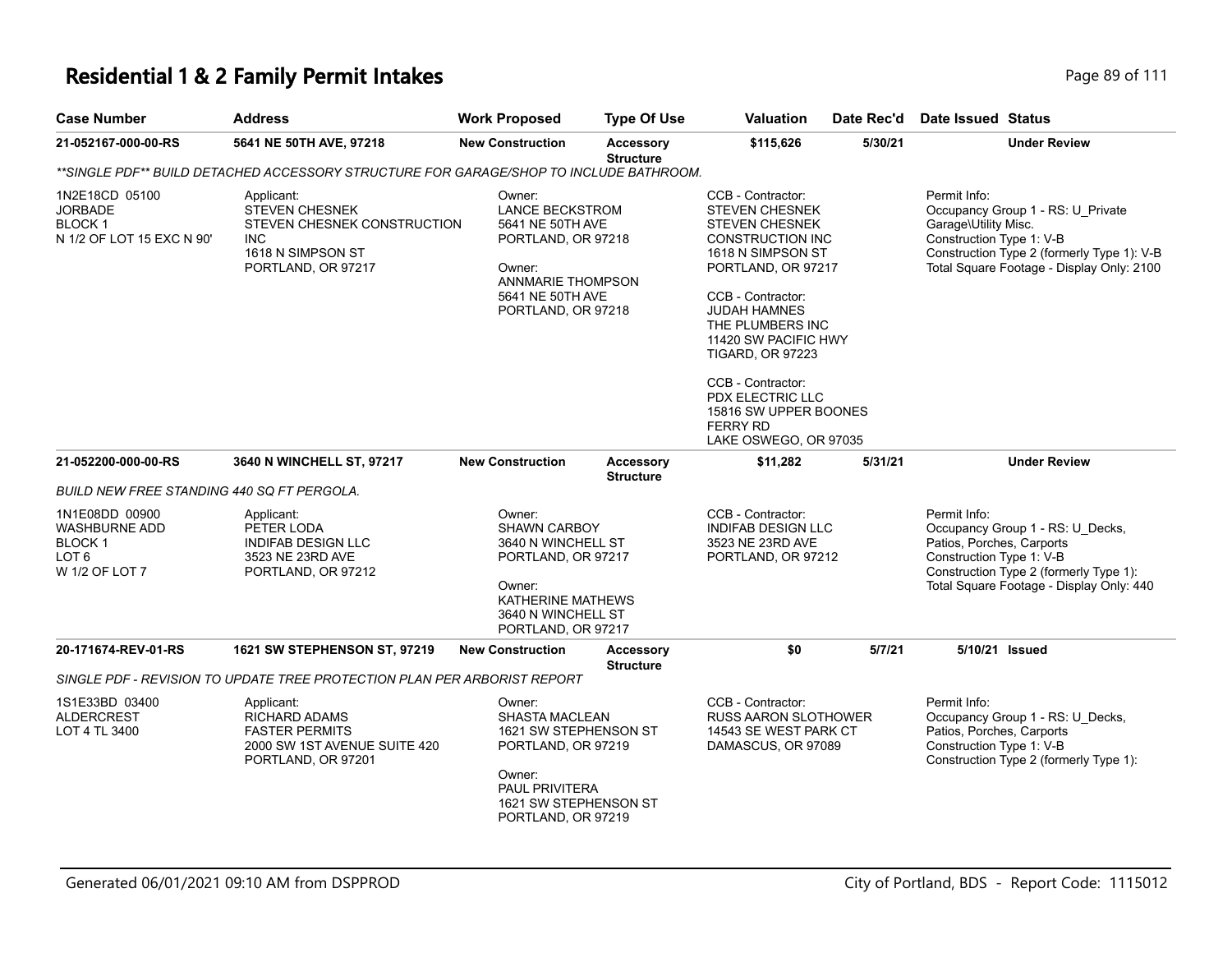# Residential 1 & 2 Family Permit Intakes

| Case Number | Address | Work Proposed | Type Of Use | Valuation | Date Rec'd | Date Issued | Status |
|---|---|---|---|---|---|---|---|
| **21-052167-000-00-RS** | **5641 NE 50TH AVE, 97218** | **New Construction** | **Accessory Structure** | **$115,626** | **5/30/21** | | **Under Review** |

*\*\*SINGLE PDF\*\* BUILD DETACHED ACCESSORY STRUCTURE FOR GARAGE/SHOP TO INCLUDE BATHROOM.*

1N2E18CD 05100
JORBADE
BLOCK 1
N 1/2 OF LOT 15 EXC N 90'

Applicant:
STEVEN CHESNEK
STEVEN CHESNEK CONSTRUCTION INC
1618 N SIMPSON ST
PORTLAND, OR 97217

Owner:
LANCE BECKSTROM
5641 NE 50TH AVE
PORTLAND, OR 97218

Owner:
ANNMARIE THOMPSON
5641 NE 50TH AVE
PORTLAND, OR 97218

CCB - Contractor:
STEVEN CHESNEK
STEVEN CHESNEK
CONSTRUCTION INC
1618 N SIMPSON ST
PORTLAND, OR 97217

CCB - Contractor:
JUDAH HAMNES
THE PLUMBERS INC
11420 SW PACIFIC HWY
TIGARD, OR 97223

CCB - Contractor:
PDX ELECTRIC LLC
15816 SW UPPER BOONES FERRY RD
LAKE OSWEGO, OR 97035

Permit Info:
Occupancy Group 1 - RS: U_Private Garage\Utility Misc.
Construction Type 1: V-B
Construction Type 2 (formerly Type 1): V-B
Total Square Footage - Display Only: 2100

| Case Number | Address | Work Proposed | Type Of Use | Valuation | Date Rec'd | Date Issued | Status |
|---|---|---|---|---|---|---|---|
| **21-052200-000-00-RS** | **3640 N WINCHELL ST, 97217** | **New Construction** | **Accessory Structure** | **$11,282** | **5/31/21** | | **Under Review** |

*BUILD NEW FREE STANDING 440 SQ FT PERGOLA.*

1N1E08DD 00900
WASHBURNE ADD
BLOCK 1
LOT 6
W 1/2 OF LOT 7

Applicant:
PETER LODA
INDIFAB DESIGN LLC
3523 NE 23RD AVE
PORTLAND, OR 97212

Owner:
SHAWN CARBOY
3640 N WINCHELL ST
PORTLAND, OR 97217

Owner:
KATHERINE MATHEWS
3640 N WINCHELL ST
PORTLAND, OR 97217

CCB - Contractor:
INDIFAB DESIGN LLC
3523 NE 23RD AVE
PORTLAND, OR 97212

Permit Info:
Occupancy Group 1 - RS: U_Decks, Patios, Porches, Carports
Construction Type 1: V-B
Construction Type 2 (formerly Type 1):
Total Square Footage - Display Only: 440

| Case Number | Address | Work Proposed | Type Of Use | Valuation | Date Rec'd | Date Issued | Status |
|---|---|---|---|---|---|---|---|
| **20-171674-REV-01-RS** | **1621 SW STEPHENSON ST, 97219** | **New Construction** | **Accessory Structure** | **$0** | **5/7/21** | **5/10/21** | **Issued** |

*SINGLE PDF - REVISION TO UPDATE TREE PROTECTION PLAN PER ARBORIST REPORT*

1S1E33BD 03400
ALDERCREST
LOT 4 TL 3400

Applicant:
RICHARD ADAMS
FASTER PERMITS
2000 SW 1ST AVENUE SUITE 420
PORTLAND, OR 97201

Owner:
SHASTA MACLEAN
1621 SW STEPHENSON ST
PORTLAND, OR 97219

Owner:
PAUL PRIVITERA
1621 SW STEPHENSON ST
PORTLAND, OR 97219

CCB - Contractor:
RUSS AARON SLOTHOWER
14543 SE WEST PARK CT
DAMASCUS, OR 97089

Permit Info:
Occupancy Group 1 - RS: U_Decks, Patios, Porches, Carports
Construction Type 1: V-B
Construction Type 2 (formerly Type 1):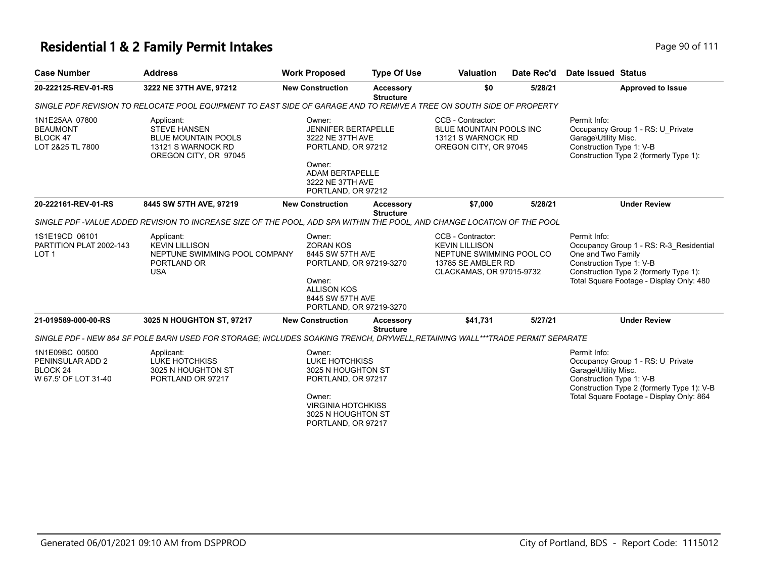# Residential 1 & 2 Family Permit Intakes

| Case Number | Address | Work Proposed | Type Of Use | Valuation | Date Rec'd | Date Issued | Status |
|---|---|---|---|---|---|---|---|
| 20-222125-REV-01-RS | 3222 NE 37TH AVE, 97212 | New Construction | Accessory Structure | $0 | 5/28/21 | | Approved to Issue |

SINGLE PDF REVISION TO RELOCATE POOL EQUIPMENT TO EAST SIDE OF GARAGE AND TO REMIVE A TREE ON SOUTH SIDE OF PROPERTY

1N1E25AA 07800
BEAUMONT
BLOCK 47
LOT 2&25 TL 7800

Applicant:
STEVE HANSEN
BLUE MOUNTAIN POOLS
13121 S WARNOCK RD
OREGON CITY, OR 97045

Owner:
JENNIFER BERTAPELLE
3222 NE 37TH AVE
PORTLAND, OR 97212

Owner:
ADAM BERTAPELLE
3222 NE 37TH AVE
PORTLAND, OR 97212

CCB - Contractor:
BLUE MOUNTAIN POOLS INC
13121 S WARNOCK RD
OREGON CITY, OR 97045

Permit Info:
Occupancy Group 1 - RS: U_Private Garage\Utility Misc.
Construction Type 1: V-B
Construction Type 2 (formerly Type 1):

| Case Number | Address | Work Proposed | Type Of Use | Valuation | Date Rec'd | Date Issued | Status |
|---|---|---|---|---|---|---|---|
| 20-222161-REV-01-RS | 8445 SW 57TH AVE, 97219 | New Construction | Accessory Structure | $7,000 | 5/28/21 | | Under Review |

SINGLE PDF -VALUE ADDED REVISION TO INCREASE SIZE OF THE POOL, ADD SPA WITHIN THE POOL, AND CHANGE LOCATION OF THE POOL

1S1E19CD 06101
PARTITION PLAT 2002-143
LOT 1

Applicant:
KEVIN LILLISON
NEPTUNE SWIMMING POOL COMPANY
PORTLAND OR
USA

Owner:
ZORAN KOS
8445 SW 57TH AVE
PORTLAND, OR 97219-3270

Owner:
ALLISON KOS
8445 SW 57TH AVE
PORTLAND, OR 97219-3270

CCB - Contractor:
KEVIN LILLISON
NEPTUNE SWIMMING POOL CO
13785 SE AMBLER RD
CLACKAMAS, OR 97015-9732

Permit Info:
Occupancy Group 1 - RS: R-3_Residential One and Two Family
Construction Type 1: V-B
Construction Type 2 (formerly Type 1):
Total Square Footage - Display Only: 480

| Case Number | Address | Work Proposed | Type Of Use | Valuation | Date Rec'd | Date Issued | Status |
|---|---|---|---|---|---|---|---|
| 21-019589-000-00-RS | 3025 N HOUGHTON ST, 97217 | New Construction | Accessory Structure | $41,731 | 5/27/21 | | Under Review |

SINGLE PDF - NEW 864 SF POLE BARN USED FOR STORAGE; INCLUDES SOAKING TRENCH, DRYWELL,RETAINING WALL***TRADE PERMIT SEPARATE

1N1E09BC 00500
PENINSULAR ADD 2
BLOCK 24
W 67.5' OF LOT 31-40

Applicant:
LUKE HOTCHKISS
3025 N HOUGHTON ST
PORTLAND OR 97217

Owner:
LUKE HOTCHKISS
3025 N HOUGHTON ST
PORTLAND, OR 97217

Owner:
VIRGINIA HOTCHKISS
3025 N HOUGHTON ST
PORTLAND, OR 97217

Permit Info:
Occupancy Group 1 - RS: U_Private Garage\Utility Misc.
Construction Type 1: V-B
Construction Type 2 (formerly Type 1): V-B
Total Square Footage - Display Only: 864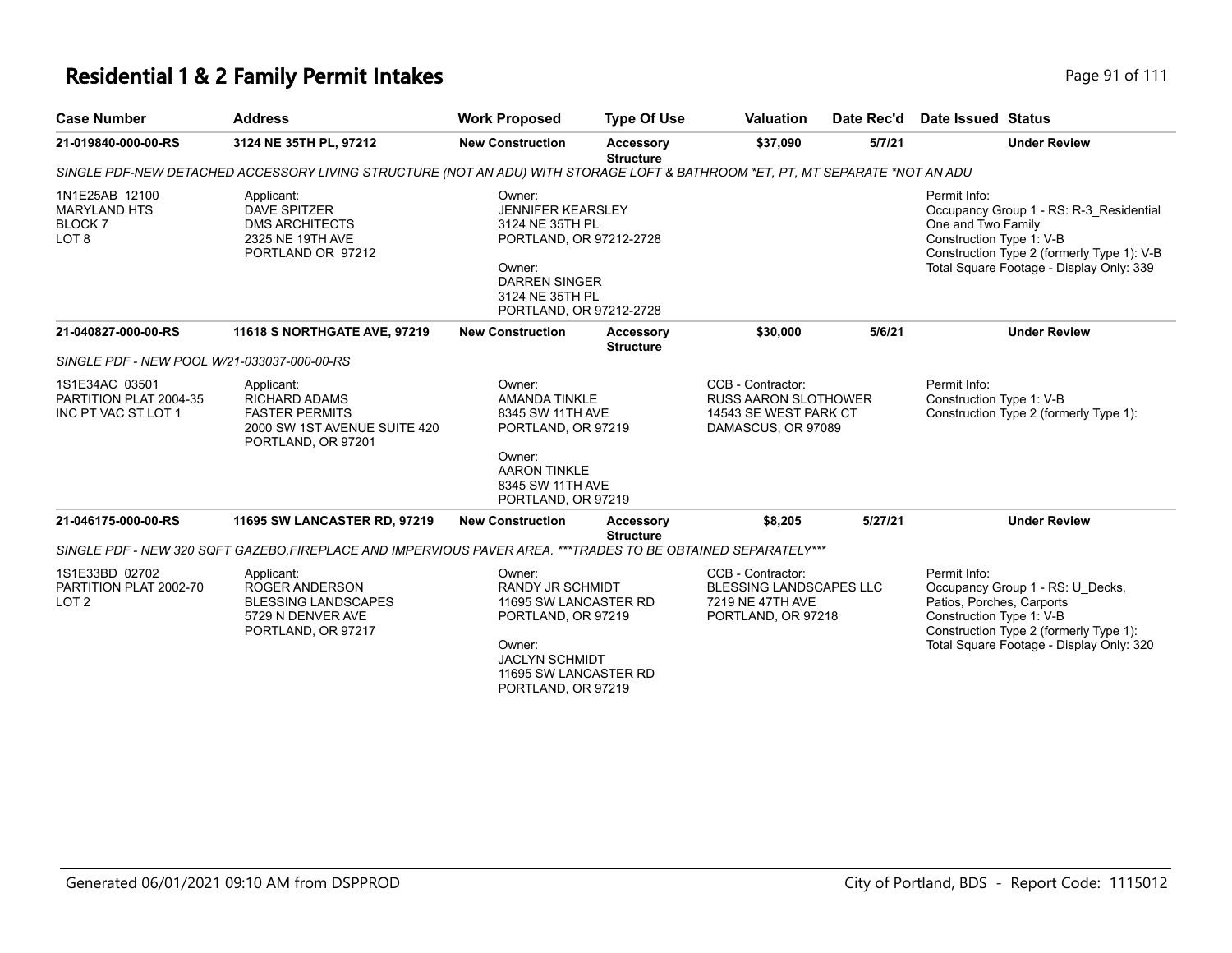# Residential 1 & 2 Family Permit Intakes

| Case Number | Address | Work Proposed | Type Of Use | Valuation | Date Rec'd | Date Issued | Status |
|---|---|---|---|---|---|---|---|
| **21-019840-000-00-RS** | **3124 NE 35TH PL, 97212** | **New Construction** | **Accessory Structure** | **$37,090** | **5/7/21** | | **Under Review** |

*SINGLE PDF-NEW DETACHED ACCESSORY LIVING STRUCTURE (NOT AN ADU) WITH STORAGE LOFT & BATHROOM *ET, PT, MT SEPARATE *NOT AN ADU*

1N1E25AB 12100
MARYLAND HTS
BLOCK 7
LOT 8

Applicant:
DAVE SPITZER
DMS ARCHITECTS
2325 NE 19TH AVE
PORTLAND OR 97212

Owner:
JENNIFER KEARSLEY
3124 NE 35TH PL
PORTLAND, OR 97212-2728

Owner:
DARREN SINGER
3124 NE 35TH PL
PORTLAND, OR 97212-2728

Permit Info:
Occupancy Group 1 - RS: R-3_Residential One and Two Family
Construction Type 1: V-B
Construction Type 2 (formerly Type 1): V-B
Total Square Footage - Display Only: 339

| Case Number | Address | Work Proposed | Type Of Use | Valuation | Date Rec'd | Date Issued | Status |
|---|---|---|---|---|---|---|---|
| **21-040827-000-00-RS** | **11618 S NORTHGATE AVE, 97219** | **New Construction** | **Accessory Structure** | **$30,000** | **5/6/21** | | **Under Review** |

*SINGLE PDF - NEW POOL W/21-033037-000-00-RS*

1S1E34AC 03501
PARTITION PLAT 2004-35
INC PT VAC ST LOT 1

Applicant:
RICHARD ADAMS
FASTER PERMITS
2000 SW 1ST AVENUE SUITE 420
PORTLAND, OR 97201

Owner:
AMANDA TINKLE
8345 SW 11TH AVE
PORTLAND, OR 97219

Owner:
AARON TINKLE
8345 SW 11TH AVE
PORTLAND, OR 97219

CCB - Contractor:
RUSS AARON SLOTHOWER
14543 SE WEST PARK CT
DAMASCUS, OR 97089

Permit Info:
Construction Type 1: V-B
Construction Type 2 (formerly Type 1):

| Case Number | Address | Work Proposed | Type Of Use | Valuation | Date Rec'd | Date Issued | Status |
|---|---|---|---|---|---|---|---|
| **21-046175-000-00-RS** | **11695 SW LANCASTER RD, 97219** | **New Construction** | **Accessory Structure** | **$8,205** | **5/27/21** | | **Under Review** |

*SINGLE PDF - NEW 320 SQFT GAZEBO,FIREPLACE AND IMPERVIOUS PAVER AREA. ***TRADES TO BE OBTAINED SEPARATELY****

1S1E33BD 02702
PARTITION PLAT 2002-70
LOT 2

Applicant:
ROGER ANDERSON
BLESSING LANDSCAPES
5729 N DENVER AVE
PORTLAND, OR 97217

Owner:
RANDY JR SCHMIDT
11695 SW LANCASTER RD
PORTLAND, OR 97219

Owner:
JACLYN SCHMIDT
11695 SW LANCASTER RD
PORTLAND, OR 97219

CCB - Contractor:
BLESSING LANDSCAPES LLC
7219 NE 47TH AVE
PORTLAND, OR 97218

Permit Info:
Occupancy Group 1 - RS: U_Decks, Patios, Porches, Carports
Construction Type 1: V-B
Construction Type 2 (formerly Type 1):
Total Square Footage - Display Only: 320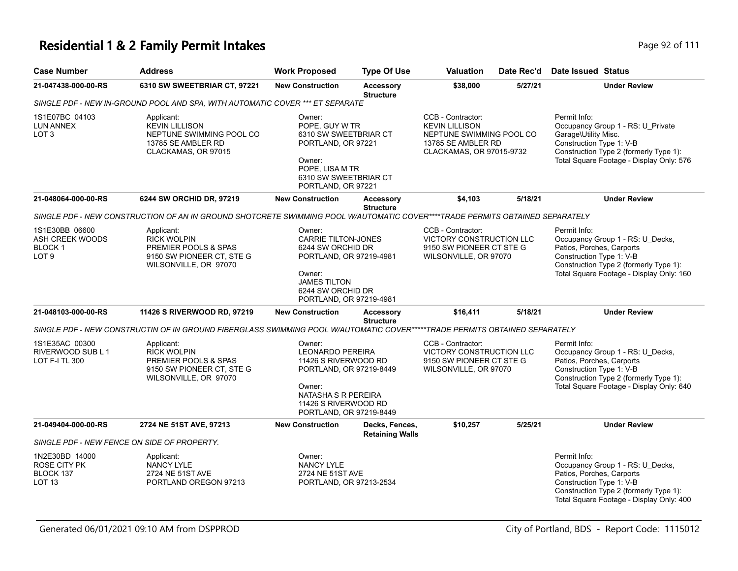# Residential 1 & 2 Family Permit Intakes

| Case Number | Address | Work Proposed | Type Of Use | Valuation | Date Rec'd | Date Issued | Status |
|---|---|---|---|---|---|---|---|
| 21-047438-000-00-RS | 6310 SW SWEETBRIAR CT, 97221 | New Construction | Accessory Structure | $38,000 | 5/27/21 | | Under Review |

*SINGLE PDF - NEW IN-GROUND POOL AND SPA, WITH AUTOMATIC COVER *** ET SEPARATE*

1S1E07BC 04103
LUN ANNEX
LOT 3

Applicant:
KEVIN LILLISON
NEPTUNE SWIMMING POOL CO
13785 SE AMBLER RD
CLACKAMAS, OR 97015

Owner:
POPE, GUY W TR
6310 SW SWEETBRIAR CT
PORTLAND, OR 97221

Owner:
POPE, LISA M TR
6310 SW SWEETBRIAR CT
PORTLAND, OR 97221

CCB - Contractor:
KEVIN LILLISON
NEPTUNE SWIMMING POOL CO
13785 SE AMBLER RD
CLACKAMAS, OR 97015-9732

Permit Info:
Occupancy Group 1 - RS: U_Private Garage\Utility Misc.
Construction Type 1: V-B
Construction Type 2 (formerly Type 1):
Total Square Footage - Display Only: 576

| Case Number | Address | Work Proposed | Type Of Use | Valuation | Date Rec'd | Date Issued | Status |
|---|---|---|---|---|---|---|---|
| 21-048064-000-00-RS | 6244 SW ORCHID DR, 97219 | New Construction | Accessory Structure | $4,103 | 5/18/21 | | Under Review |

*SINGLE PDF - NEW CONSTRUCTION OF AN IN GROUND SHOTCRETE SWIMMING POOL W/AUTOMATIC COVER****TRADE PERMITS OBTAINED SEPARATELY*

1S1E30BB 06600
ASH CREEK WOODS
BLOCK 1
LOT 9

Applicant:
RICK WOLPIN
PREMIER POOLS & SPAS
9150 SW PIONEER CT, STE G
WILSONVILLE, OR 97070

Owner:
CARRIE TILTON-JONES
6244 SW ORCHID DR
PORTLAND, OR 97219-4981

Owner:
JAMES TILTON
6244 SW ORCHID DR
PORTLAND, OR 97219-4981

CCB - Contractor:
VICTORY CONSTRUCTION LLC
9150 SW PIONEER CT STE G
WILSONVILLE, OR 97070

Permit Info:
Occupancy Group 1 - RS: U_Decks, Patios, Porches, Carports
Construction Type 1: V-B
Construction Type 2 (formerly Type 1):
Total Square Footage - Display Only: 160

| Case Number | Address | Work Proposed | Type Of Use | Valuation | Date Rec'd | Date Issued | Status |
|---|---|---|---|---|---|---|---|
| 21-048103-000-00-RS | 11426 S RIVERWOOD RD, 97219 | New Construction | Accessory Structure | $16,411 | 5/18/21 | | Under Review |

*SINGLE PDF - NEW CONSTRUCTIN OF IN GROUND FIBERGLASS SWIMMING POOL W/AUTOMATIC COVER*****TRADE PERMITS OBTAINED SEPARATELY*

1S1E35AC 00300
RIVERWOOD SUB L 1
LOT F-I TL 300

Applicant:
RICK WOLPIN
PREMIER POOLS & SPAS
9150 SW PIONEER CT, STE G
WILSONVILLE, OR 97070

Owner:
LEONARDO PEREIRA
11426 S RIVERWOOD RD
PORTLAND, OR 97219-8449

Owner:
NATASHA S R PEREIRA
11426 S RIVERWOOD RD
PORTLAND, OR 97219-8449

CCB - Contractor:
VICTORY CONSTRUCTION LLC
9150 SW PIONEER CT STE G
WILSONVILLE, OR 97070

Permit Info:
Occupancy Group 1 - RS: U_Decks, Patios, Porches, Carports
Construction Type 1: V-B
Construction Type 2 (formerly Type 1):
Total Square Footage - Display Only: 640

| Case Number | Address | Work Proposed | Type Of Use | Valuation | Date Rec'd | Date Issued | Status |
|---|---|---|---|---|---|---|---|
| 21-049404-000-00-RS | 2724 NE 51ST AVE, 97213 | New Construction | Decks, Fences, Retaining Walls | $10,257 | 5/25/21 | | Under Review |

*SINGLE PDF - NEW FENCE ON SIDE OF PROPERTY.*

1N2E30BD 14000
ROSE CITY PK
BLOCK 137
LOT 13

Applicant:
NANCY LYLE
2724 NE 51ST AVE
PORTLAND OREGON 97213

Owner:
NANCY LYLE
2724 NE 51ST AVE
PORTLAND, OR 97213-2534

Permit Info:
Occupancy Group 1 - RS: U_Decks, Patios, Porches, Carports
Construction Type 1: V-B
Construction Type 2 (formerly Type 1):
Total Square Footage - Display Only: 400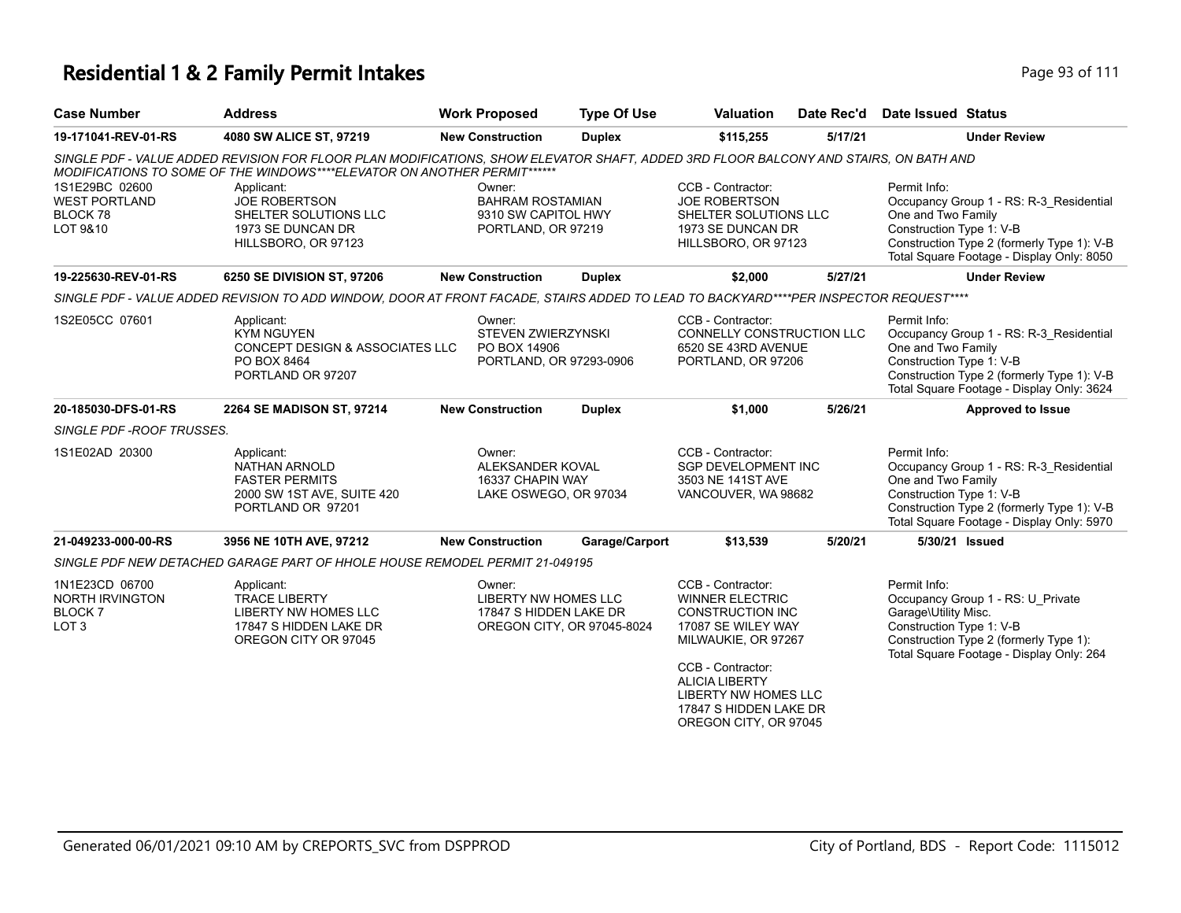# Residential 1 & 2 Family Permit Intakes

| Case Number | Address | Work Proposed | Type Of Use | Valuation | Date Rec'd | Date Issued | Status |
|---|---|---|---|---|---|---|---|
| **19-171041-REV-01-RS** | **4080 SW ALICE ST, 97219** | **New Construction** | **Duplex** | **$115,255** | **5/17/21** | | **Under Review** |

*SINGLE PDF - VALUE ADDED REVISION FOR FLOOR PLAN MODIFICATIONS, SHOW ELEVATOR SHAFT, ADDED 3RD FLOOR BALCONY AND STAIRS, ON BATH AND MODIFICATIONS TO SOME OF THE WINDOWS****ELEVATOR ON ANOTHER PERMIT******

1S1E29BC 02600
WEST PORTLAND
BLOCK 78
LOT 9&10

Applicant:
JOE ROBERTSON
SHELTER SOLUTIONS LLC
1973 SE DUNCAN DR
HILLSBORO, OR 97123

Owner:
BAHRAM ROSTAMIAN
9310 SW CAPITOL HWY
PORTLAND, OR 97219

CCB - Contractor:
JOE ROBERTSON
SHELTER SOLUTIONS LLC
1973 SE DUNCAN DR
HILLSBORO, OR 97123

Permit Info:
Occupancy Group 1 - RS: R-3_Residential One and Two Family
Construction Type 1: V-B
Construction Type 2 (formerly Type 1): V-B
Total Square Footage - Display Only: 8050

| Case Number | Address | Work Proposed | Type Of Use | Valuation | Date Rec'd | Date Issued | Status |
|---|---|---|---|---|---|---|---|
| **19-225630-REV-01-RS** | **6250 SE DIVISION ST, 97206** | **New Construction** | **Duplex** | **$2,000** | **5/27/21** | | **Under Review** |

*SINGLE PDF - VALUE ADDED REVISION TO ADD WINDOW, DOOR AT FRONT FACADE, STAIRS ADDED TO LEAD TO BACKYARD****PER INSPECTOR REQUEST****

1S2E05CC 07601

Applicant:
KYM NGUYEN
CONCEPT DESIGN & ASSOCIATES LLC
PO BOX 8464
PORTLAND OR 97207

Owner:
STEVEN ZWIERZYNSKI
PO BOX 14906
PORTLAND, OR 97293-0906

CCB - Contractor:
CONNELLY CONSTRUCTION LLC
6520 SE 43RD AVENUE
PORTLAND, OR 97206

Permit Info:
Occupancy Group 1 - RS: R-3_Residential One and Two Family
Construction Type 1: V-B
Construction Type 2 (formerly Type 1): V-B
Total Square Footage - Display Only: 3624

| Case Number | Address | Work Proposed | Type Of Use | Valuation | Date Rec'd | Date Issued | Status |
|---|---|---|---|---|---|---|---|
| **20-185030-DFS-01-RS** | **2264 SE MADISON ST, 97214** | **New Construction** | **Duplex** | **$1,000** | **5/26/21** | | **Approved to Issue** |

*SINGLE PDF -ROOF TRUSSES.*

1S1E02AD 20300

Applicant:
NATHAN ARNOLD
FASTER PERMITS
2000 SW 1ST AVE, SUITE 420
PORTLAND OR 97201

Owner:
ALEKSANDER KOVAL
16337 CHAPIN WAY
LAKE OSWEGO, OR 97034

CCB - Contractor:
SGP DEVELOPMENT INC
3503 NE 141ST AVE
VANCOUVER, WA 98682

Permit Info:
Occupancy Group 1 - RS: R-3_Residential One and Two Family
Construction Type 1: V-B
Construction Type 2 (formerly Type 1): V-B
Total Square Footage - Display Only: 5970

| Case Number | Address | Work Proposed | Type Of Use | Valuation | Date Rec'd | Date Issued | Status |
|---|---|---|---|---|---|---|---|
| **21-049233-000-00-RS** | **3956 NE 10TH AVE, 97212** | **New Construction** | **Garage/Carport** | **$13,539** | **5/20/21** | **5/30/21** | **Issued** |

*SINGLE PDF NEW DETACHED GARAGE PART OF HHOLE HOUSE REMODEL PERMIT 21-049195*

1N1E23CD 06700
NORTH IRVINGTON
BLOCK 7
LOT 3

Applicant:
TRACE LIBERTY
LIBERTY NW HOMES LLC
17847 S HIDDEN LAKE DR
OREGON CITY OR 97045

Owner:
LIBERTY NW HOMES LLC
17847 S HIDDEN LAKE DR
OREGON CITY, OR 97045-8024

CCB - Contractor:
WINNER ELECTRIC CONSTRUCTION INC
17087 SE WILEY WAY
MILWAUKIE, OR 97267

CCB - Contractor:
ALICIA LIBERTY
LIBERTY NW HOMES LLC
17847 S HIDDEN LAKE DR
OREGON CITY, OR 97045

Permit Info:
Occupancy Group 1 - RS: U_Private Garage\Utility Misc.
Construction Type 1: V-B
Construction Type 2 (formerly Type 1):
Total Square Footage - Display Only: 264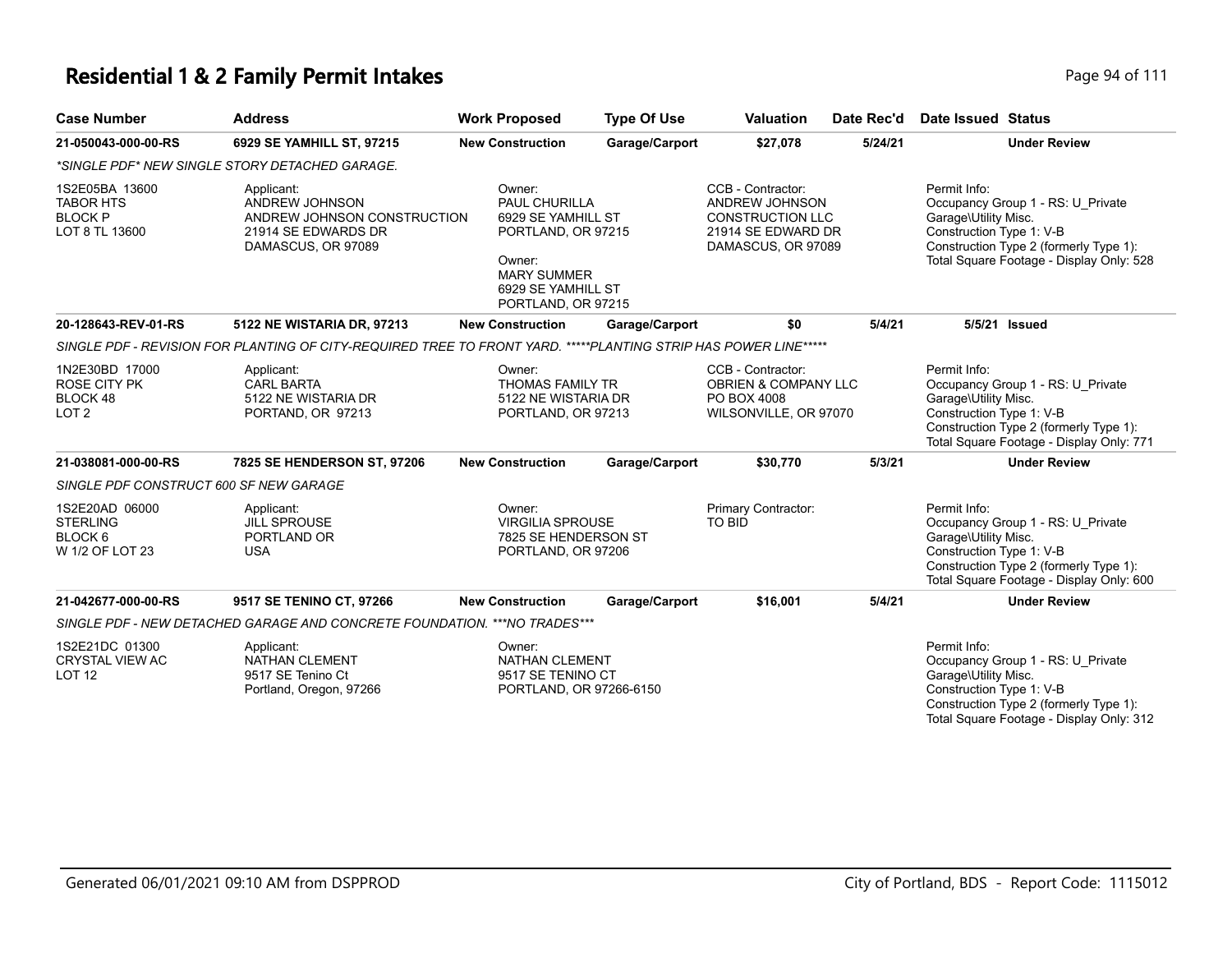# Residential 1 & 2 Family Permit Intakes

| Case Number | Address | Work Proposed | Type Of Use | Valuation | Date Rec'd | Date Issued | Status |
|---|---|---|---|---|---|---|---|
| **21-050043-000-00-RS** | **6929 SE YAMHILL ST, 97215** | **New Construction** | **Garage/Carport** | **$27,078** | **5/24/21** | | **Under Review** |

*\*SINGLE PDF\* NEW SINGLE STORY DETACHED GARAGE.*

1S2E05BA 13600
TABOR HTS
BLOCK P
LOT 8 TL 13600

Applicant:
ANDREW JOHNSON
ANDREW JOHNSON CONSTRUCTION
21914 SE EDWARDS DR
DAMASCUS, OR 97089

Owner:
PAUL CHURILLA
6929 SE YAMHILL ST
PORTLAND, OR 97215

Owner:
MARY SUMMER
6929 SE YAMHILL ST
PORTLAND, OR 97215

CCB - Contractor:
ANDREW JOHNSON
CONSTRUCTION LLC
21914 SE EDWARD DR
DAMASCUS, OR 97089

Permit Info:
Occupancy Group 1 - RS: U_Private Garage\Utility Misc.
Construction Type 1: V-B
Construction Type 2 (formerly Type 1):
Total Square Footage - Display Only: 528

| Case Number | Address | Work Proposed | Type Of Use | Valuation | Date Rec'd | Date Issued | Status |
|---|---|---|---|---|---|---|---|
| **20-128643-REV-01-RS** | **5122 NE WISTARIA DR, 97213** | **New Construction** | **Garage/Carport** | **$0** | **5/4/21** | **5/5/21** | **Issued** |

*SINGLE PDF - REVISION FOR PLANTING OF CITY-REQUIRED TREE TO FRONT YARD. *****PLANTING STRIP HAS POWER LINE******

1N2E30BD 17000
ROSE CITY PK
BLOCK 48
LOT 2

Applicant:
CARL BARTA
5122 NE WISTARIA DR
PORTLAND, OR 97213

Owner:
THOMAS FAMILY TR
5122 NE WISTARIA DR
PORTLAND, OR 97213

CCB - Contractor:
OBRIEN & COMPANY LLC
PO BOX 4008
WILSONVILLE, OR 97070

Permit Info:
Occupancy Group 1 - RS: U_Private Garage\Utility Misc.
Construction Type 1: V-B
Construction Type 2 (formerly Type 1):
Total Square Footage - Display Only: 771

| Case Number | Address | Work Proposed | Type Of Use | Valuation | Date Rec'd | Date Issued | Status |
|---|---|---|---|---|---|---|---|
| **21-038081-000-00-RS** | **7825 SE HENDERSON ST, 97206** | **New Construction** | **Garage/Carport** | **$30,770** | **5/3/21** | | **Under Review** |

*SINGLE PDF CONSTRUCT 600 SF NEW GARAGE*

1S2E20AD 06000
STERLING
BLOCK 6
W 1/2 OF LOT 23

Applicant:
JILL SPROUSE
PORTLAND OR
USA

Owner:
VIRGILIA SPROUSE
7825 SE HENDERSON ST
PORTLAND, OR 97206

Primary Contractor:
TO BID

Permit Info:
Occupancy Group 1 - RS: U_Private Garage\Utility Misc.
Construction Type 1: V-B
Construction Type 2 (formerly Type 1):
Total Square Footage - Display Only: 600

| Case Number | Address | Work Proposed | Type Of Use | Valuation | Date Rec'd | Date Issued | Status |
|---|---|---|---|---|---|---|---|
| **21-042677-000-00-RS** | **9517 SE TENINO CT, 97266** | **New Construction** | **Garage/Carport** | **$16,001** | **5/4/21** | | **Under Review** |

*SINGLE PDF - NEW DETACHED GARAGE AND CONCRETE FOUNDATION. ***NO TRADES****

1S2E21DC 01300
CRYSTAL VIEW AC
LOT 12

Applicant:
NATHAN CLEMENT
9517 SE Tenino Ct
Portland, Oregon, 97266

Owner:
NATHAN CLEMENT
9517 SE TENINO CT
PORTLAND, OR 97266-6150

Permit Info:
Occupancy Group 1 - RS: U_Private Garage\Utility Misc.
Construction Type 1: V-B
Construction Type 2 (formerly Type 1):
Total Square Footage - Display Only: 312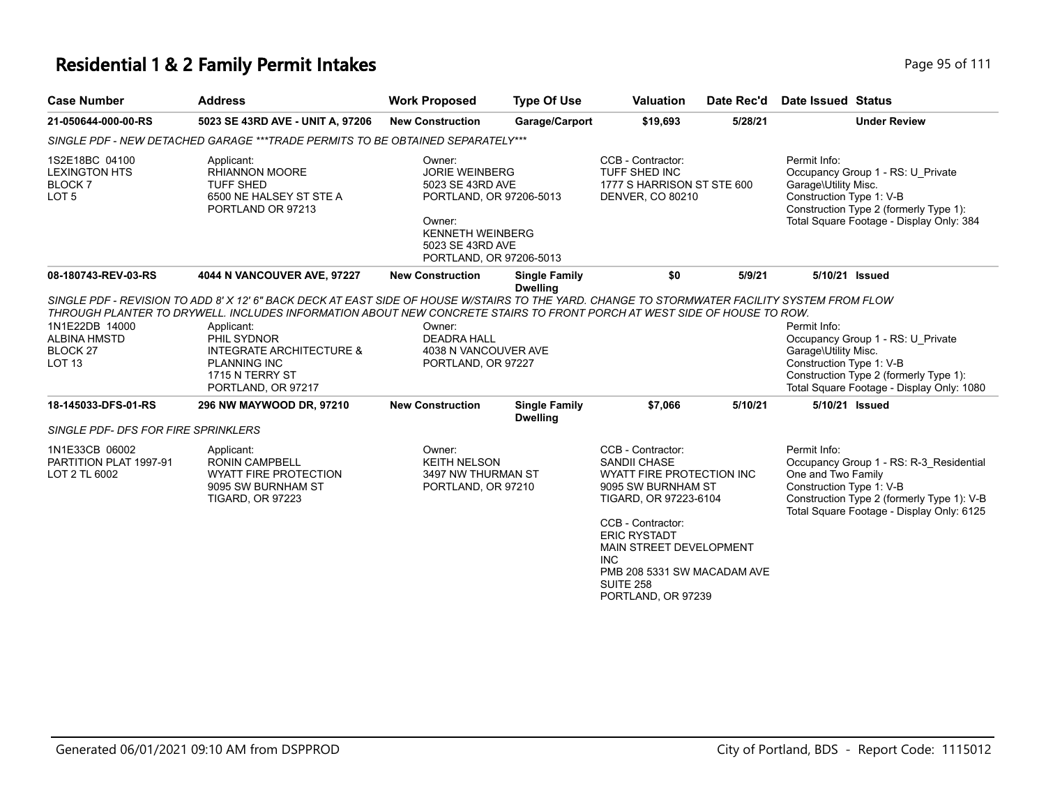# Residential 1 & 2 Family Permit Intakes

| Case Number | Address | Work Proposed | Type Of Use | Valuation | Date Rec'd | Date Issued | Status |
|---|---|---|---|---|---|---|---|
| 21-050644-000-00-RS | 5023 SE 43RD AVE - UNIT A, 97206 | New Construction | Garage/Carport | $19,693 | 5/28/21 | | Under Review |

*SINGLE PDF - NEW DETACHED GARAGE ***TRADE PERMITS TO BE OBTAINED SEPARATELY****

1S2E18BC 04100
LEXINGTON HTS
BLOCK 7
LOT 5

Applicant:
RHIANNON MOORE
TUFF SHED
6500 NE HALSEY ST STE A
PORTLAND OR 97213

Owner:
JORIE WEINBERG
5023 SE 43RD AVE
PORTLAND, OR 97206-5013

Owner:
KENNETH WEINBERG
5023 SE 43RD AVE
PORTLAND, OR 97206-5013

CCB - Contractor:
TUFF SHED INC
1777 S HARRISON ST STE 600
DENVER, CO 80210

Permit Info:
Occupancy Group 1 - RS: U_Private Garage\Utility Misc.
Construction Type 1: V-B
Construction Type 2 (formerly Type 1):
Total Square Footage - Display Only: 384

| Case Number | Address | Work Proposed | Type Of Use | Valuation | Date Rec'd | Date Issued | Status |
|---|---|---|---|---|---|---|---|
| 08-180743-REV-03-RS | 4044 N VANCOUVER AVE, 97227 | New Construction | Single Family Dwelling | $0 | 5/9/21 | 5/10/21 | Issued |

*SINGLE PDF - REVISION TO ADD 8' X 12' 6" BACK DECK AT EAST SIDE OF HOUSE W/STAIRS TO THE YARD. CHANGE TO STORMWATER FACILITY SYSTEM FROM FLOW THROUGH PLANTER TO DRYWELL. INCLUDES INFORMATION ABOUT NEW CONCRETE STAIRS TO FRONT PORCH AT WEST SIDE OF HOUSE TO ROW.*

1N1E22DB 14000
ALBINA HMSTD
BLOCK 27
LOT 13

Applicant:
PHIL SYDNOR
INTEGRATE ARCHITECTURE & PLANNING INC
1715 N TERRY ST
PORTLAND, OR 97217

Owner:
DEADRA HALL
4038 N VANCOUVER AVE
PORTLAND, OR 97227

Permit Info:
Occupancy Group 1 - RS: U_Private Garage\Utility Misc.
Construction Type 1: V-B
Construction Type 2 (formerly Type 1):
Total Square Footage - Display Only: 1080

| Case Number | Address | Work Proposed | Type Of Use | Valuation | Date Rec'd | Date Issued | Status |
|---|---|---|---|---|---|---|---|
| 18-145033-DFS-01-RS | 296 NW MAYWOOD DR, 97210 | New Construction | Single Family Dwelling | $7,066 | 5/10/21 | 5/10/21 | Issued |

*SINGLE PDF- DFS FOR FIRE SPRINKLERS*

1N1E33CB 06002
PARTITION PLAT 1997-91
LOT 2 TL 6002

Applicant:
RONIN CAMPBELL
WYATT FIRE PROTECTION
9095 SW BURNHAM ST
TIGARD, OR 97223

Owner:
KEITH NELSON
3497 NW THURMAN ST
PORTLAND, OR 97210

CCB - Contractor:
SANDII CHASE
WYATT FIRE PROTECTION INC
9095 SW BURNHAM ST
TIGARD, OR 97223-6104

CCB - Contractor:
ERIC RYSTADT
MAIN STREET DEVELOPMENT INC
PMB 208 5331 SW MACADAM AVE SUITE 258
PORTLAND, OR 97239

Permit Info:
Occupancy Group 1 - RS: R-3_Residential One and Two Family
Construction Type 1: V-B
Construction Type 2 (formerly Type 1): V-B
Total Square Footage - Display Only: 6125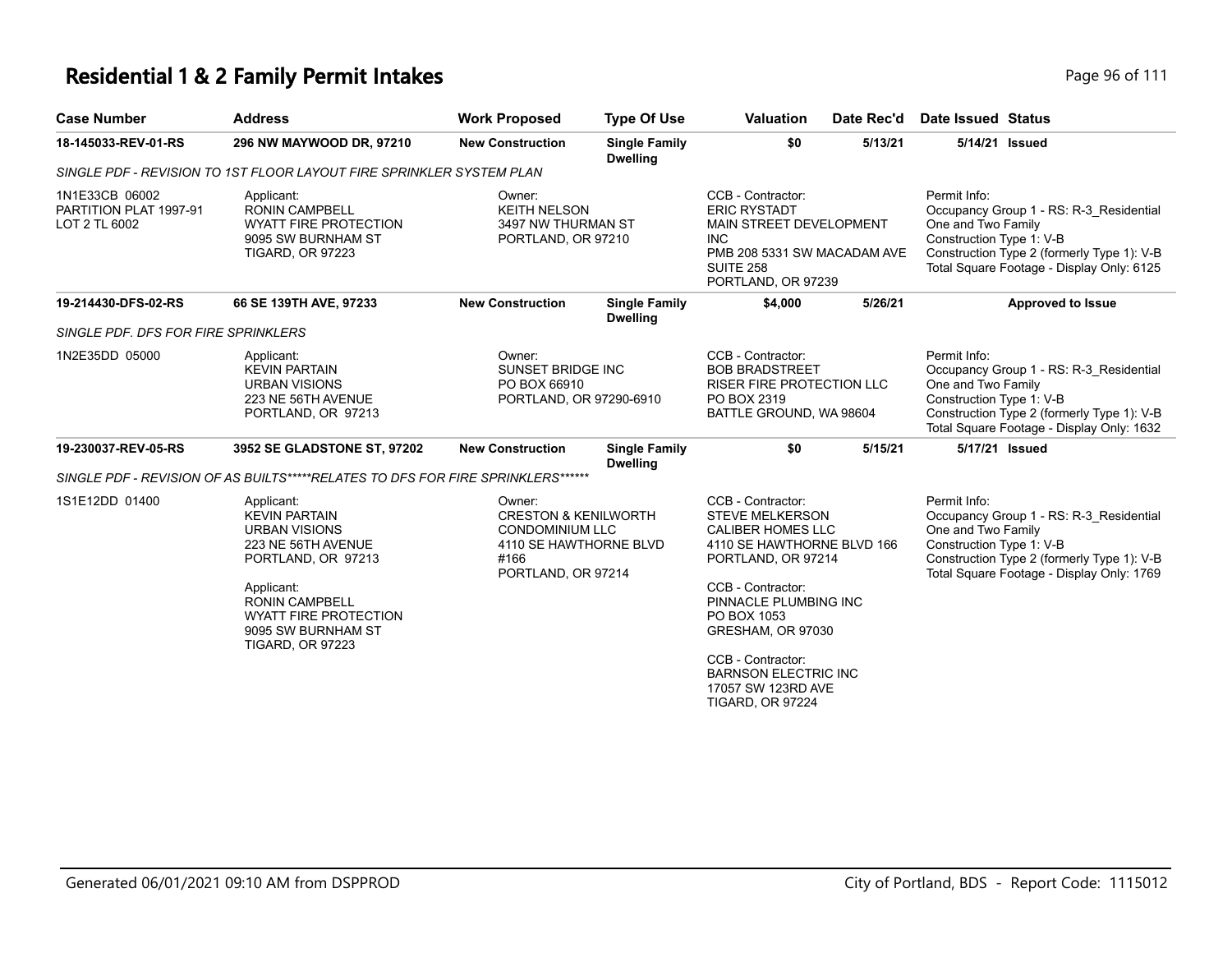# Residential 1 & 2 Family Permit Intakes

| Case Number | Address | Work Proposed | Type Of Use | Valuation | Date Rec'd | Date Issued | Status |
|---|---|---|---|---|---|---|---|
| **18-145033-REV-01-RS** | **296 NW MAYWOOD DR, 97210** | **New Construction** | **Single Family Dwelling** | **$0** | **5/13/21** | **5/14/21** | **Issued** |

*SINGLE PDF - REVISION TO 1ST FLOOR LAYOUT FIRE SPRINKLER SYSTEM PLAN*

1N1E33CB 06002
PARTITION PLAT 1997-91
LOT 2 TL 6002

Applicant:
RONIN CAMPBELL
WYATT FIRE PROTECTION
9095 SW BURNHAM ST
TIGARD, OR 97223

Owner:
KEITH NELSON
3497 NW THURMAN ST
PORTLAND, OR 97210

CCB - Contractor:
ERIC RYSTADT
MAIN STREET DEVELOPMENT INC
PMB 208 5331 SW MACADAM AVE SUITE 258
PORTLAND, OR 97239

Permit Info:
Occupancy Group 1 - RS: R-3_Residential One and Two Family
Construction Type 1: V-B
Construction Type 2 (formerly Type 1): V-B
Total Square Footage - Display Only: 6125

| Case Number | Address | Work Proposed | Type Of Use | Valuation | Date Rec'd | Date Issued | Status |
|---|---|---|---|---|---|---|---|
| **19-214430-DFS-02-RS** | **66 SE 139TH AVE, 97233** | **New Construction** | **Single Family Dwelling** | **$4,000** | **5/26/21** | | **Approved to Issue** |

*SINGLE PDF. DFS FOR FIRE SPRINKLERS*

1N2E35DD 05000

Applicant:
KEVIN PARTAIN
URBAN VISIONS
223 NE 56TH AVENUE
PORTLAND, OR 97213

Owner:
SUNSET BRIDGE INC
PO BOX 66910
PORTLAND, OR 97290-6910

CCB - Contractor:
BOB BRADSTREET
RISER FIRE PROTECTION LLC
PO BOX 2319
BATTLE GROUND, WA 98604

Permit Info:
Occupancy Group 1 - RS: R-3_Residential One and Two Family
Construction Type 1: V-B
Construction Type 2 (formerly Type 1): V-B
Total Square Footage - Display Only: 1632

| Case Number | Address | Work Proposed | Type Of Use | Valuation | Date Rec'd | Date Issued | Status |
|---|---|---|---|---|---|---|---|
| **19-230037-REV-05-RS** | **3952 SE GLADSTONE ST, 97202** | **New Construction** | **Single Family Dwelling** | **$0** | **5/15/21** | **5/17/21** | **Issued** |

*SINGLE PDF - REVISION OF AS BUILTS*****RELATES TO DFS FOR FIRE SPRINKLERS******

1S1E12DD 01400

Applicant:
KEVIN PARTAIN
URBAN VISIONS
223 NE 56TH AVENUE
PORTLAND, OR 97213

Applicant:
RONIN CAMPBELL
WYATT FIRE PROTECTION
9095 SW BURNHAM ST
TIGARD, OR 97223

Owner:
CRESTON & KENILWORTH CONDOMINIUM LLC
4110 SE HAWTHORNE BLVD #166
PORTLAND, OR 97214

CCB - Contractor:
STEVE MELKERSON
CALIBER HOMES LLC
4110 SE HAWTHORNE BLVD 166
PORTLAND, OR 97214

CCB - Contractor:
PINNACLE PLUMBING INC
PO BOX 1053
GRESHAM, OR 97030

CCB - Contractor:
BARNSON ELECTRIC INC
17057 SW 123RD AVE
TIGARD, OR 97224

Permit Info:
Occupancy Group 1 - RS: R-3_Residential One and Two Family
Construction Type 1: V-B
Construction Type 2 (formerly Type 1): V-B
Total Square Footage - Display Only: 1769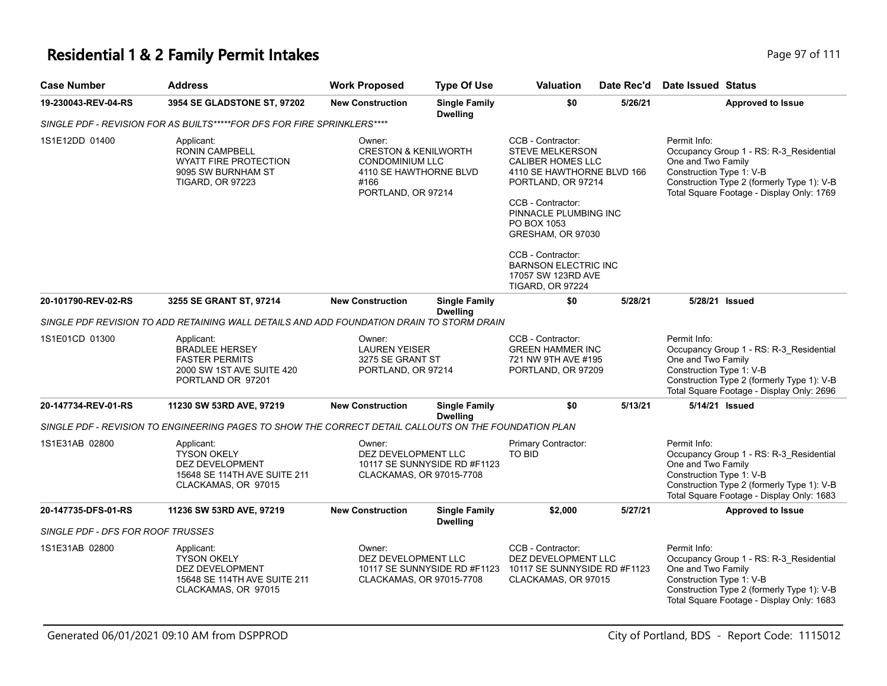# Residential 1 & 2 Family Permit Intakes

| Case Number | Address | Work Proposed | Type Of Use | Valuation | Date Rec'd | Date Issued | Status |
|---|---|---|---|---|---|---|---|
| 19-230043-REV-04-RS | 3954 SE GLADSTONE ST, 97202 | New Construction | Single Family Dwelling | $0 | 5/26/21 | | Approved to Issue |

SINGLE PDF - REVISION FOR AS BUILTS*****FOR DFS FOR FIRE SPRINKLERS****

1S1E12DD 01400

Applicant:
RONIN CAMPBELL
WYATT FIRE PROTECTION
9095 SW BURNHAM ST
TIGARD, OR 97223

Owner:
CRESTON & KENILWORTH CONDOMINIUM LLC
4110 SE HAWTHORNE BLVD #166
PORTLAND, OR 97214

CCB - Contractor:
STEVE MELKERSON
CALIBER HOMES LLC
4110 SE HAWTHORNE BLVD 166
PORTLAND, OR 97214

CCB - Contractor:
PINNACLE PLUMBING INC
PO BOX 1053
GRESHAM, OR 97030

CCB - Contractor:
BARNSON ELECTRIC INC
17057 SW 123RD AVE
TIGARD, OR 97224

Permit Info:
Occupancy Group 1 - RS: R-3_Residential One and Two Family
Construction Type 1: V-B
Construction Type 2 (formerly Type 1): V-B
Total Square Footage - Display Only: 1769

| Case Number | Address | Work Proposed | Type Of Use | Valuation | Date Rec'd | Date Issued | Status |
|---|---|---|---|---|---|---|---|
| 20-101790-REV-02-RS | 3255 SE GRANT ST, 97214 | New Construction | Single Family Dwelling | $0 | 5/28/21 | 5/28/21 | Issued |

SINGLE PDF REVISION TO ADD RETAINING WALL DETAILS AND ADD FOUNDATION DRAIN TO STORM DRAIN

1S1E01CD 01300

Applicant:
BRADLEE HERSEY
FASTER PERMITS
2000 SW 1ST AVE SUITE 420
PORTLAND OR 97201

Owner:
LAUREN YEISER
3275 SE GRANT ST
PORTLAND, OR 97214

CCB - Contractor:
GREEN HAMMER INC
721 NW 9TH AVE #195
PORTLAND, OR 97209

Permit Info:
Occupancy Group 1 - RS: R-3_Residential One and Two Family
Construction Type 1: V-B
Construction Type 2 (formerly Type 1): V-B
Total Square Footage - Display Only: 2696

| Case Number | Address | Work Proposed | Type Of Use | Valuation | Date Rec'd | Date Issued | Status |
|---|---|---|---|---|---|---|---|
| 20-147734-REV-01-RS | 11230 SW 53RD AVE, 97219 | New Construction | Single Family Dwelling | $0 | 5/13/21 | 5/14/21 | Issued |

SINGLE PDF - REVISION TO ENGINEERING PAGES TO SHOW THE CORRECT DETAIL CALLOUTS ON THE FOUNDATION PLAN

1S1E31AB 02800

Applicant:
TYSON OKELY
DEZ DEVELOPMENT
15648 SE 114TH AVE SUITE 211
CLACKAMAS, OR 97015

Owner:
DEZ DEVELOPMENT LLC
10117 SE SUNNYSIDE RD #F1123
CLACKAMAS, OR 97015-7708

Primary Contractor:
TO BID

Permit Info:
Occupancy Group 1 - RS: R-3_Residential One and Two Family
Construction Type 1: V-B
Construction Type 2 (formerly Type 1): V-B
Total Square Footage - Display Only: 1683

| Case Number | Address | Work Proposed | Type Of Use | Valuation | Date Rec'd | Date Issued | Status |
|---|---|---|---|---|---|---|---|
| 20-147735-DFS-01-RS | 11236 SW 53RD AVE, 97219 | New Construction | Single Family Dwelling | $2,000 | 5/27/21 | | Approved to Issue |

SINGLE PDF - DFS FOR ROOF TRUSSES

1S1E31AB 02800

Applicant:
TYSON OKELY
DEZ DEVELOPMENT
15648 SE 114TH AVE SUITE 211
CLACKAMAS, OR 97015

Owner:
DEZ DEVELOPMENT LLC
10117 SE SUNNYSIDE RD #F1123
CLACKAMAS, OR 97015-7708

CCB - Contractor:
DEZ DEVELOPMENT LLC
10117 SE SUNNYSIDE RD #F1123
CLACKAMAS, OR 97015

Permit Info:
Occupancy Group 1 - RS: R-3_Residential One and Two Family
Construction Type 1: V-B
Construction Type 2 (formerly Type 1): V-B
Total Square Footage - Display Only: 1683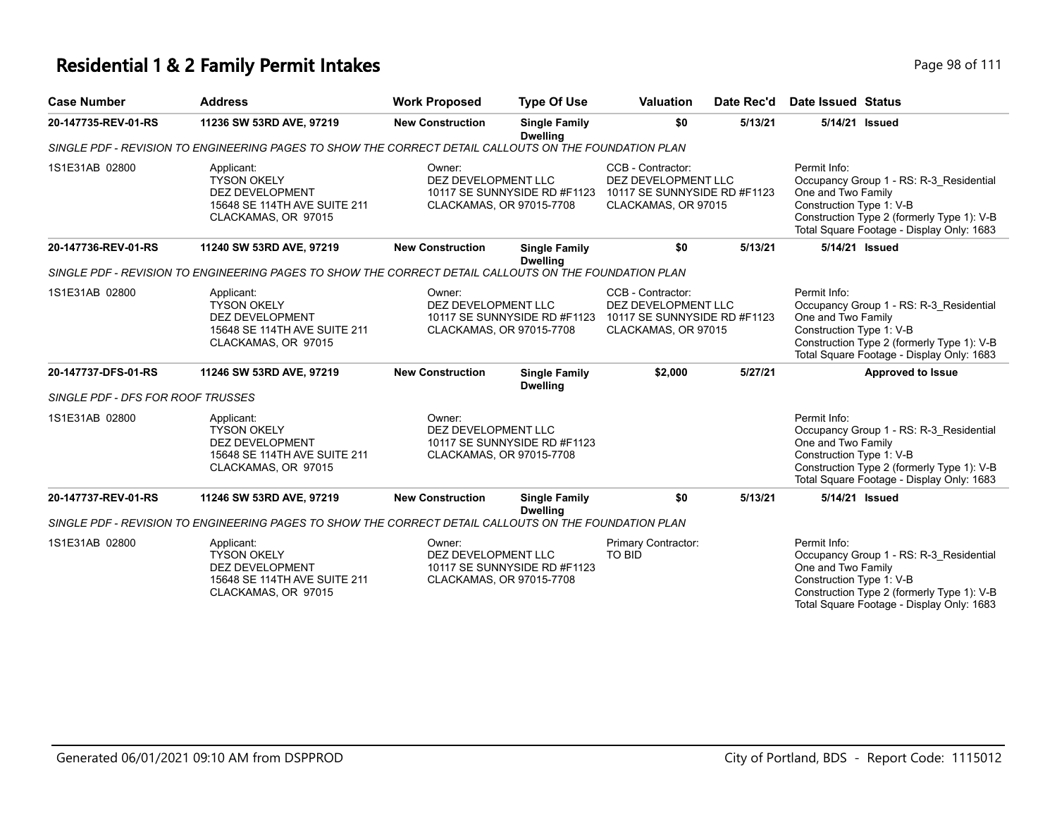## Residential 1 & 2 Family Permit Intakes

| Case Number | Address | Work Proposed | Type Of Use | Valuation | Date Rec'd | Date Issued | Status |
|---|---|---|---|---|---|---|---|
| 20-147735-REV-01-RS | 11236 SW 53RD AVE, 97219 | New Construction | Single Family Dwelling | $0 | 5/13/21 | 5/14/21 | Issued |

*SINGLE PDF - REVISION TO ENGINEERING PAGES TO SHOW THE CORRECT DETAIL CALLOUTS ON THE FOUNDATION PLAN*

1S1E31AB 02800

Applicant:
TYSON OKELY
DEZ DEVELOPMENT
15648 SE 114TH AVE SUITE 211
CLACKAMAS, OR 97015

Owner:
DEZ DEVELOPMENT LLC
10117 SE SUNNYSIDE RD #F1123
CLACKAMAS, OR 97015-7708

CCB - Contractor:
DEZ DEVELOPMENT LLC
10117 SE SUNNYSIDE RD #F1123
CLACKAMAS, OR 97015

Permit Info:
Occupancy Group 1 - RS: R-3_Residential One and Two Family
Construction Type 1: V-B
Construction Type 2 (formerly Type 1): V-B
Total Square Footage - Display Only: 1683

| Case Number | Address | Work Proposed | Type Of Use | Valuation | Date Rec'd | Date Issued | Status |
|---|---|---|---|---|---|---|---|
| 20-147736-REV-01-RS | 11240 SW 53RD AVE, 97219 | New Construction | Single Family Dwelling | $0 | 5/13/21 | 5/14/21 | Issued |

*SINGLE PDF - REVISION TO ENGINEERING PAGES TO SHOW THE CORRECT DETAIL CALLOUTS ON THE FOUNDATION PLAN*

1S1E31AB 02800

Applicant:
TYSON OKELY
DEZ DEVELOPMENT
15648 SE 114TH AVE SUITE 211
CLACKAMAS, OR 97015

Owner:
DEZ DEVELOPMENT LLC
10117 SE SUNNYSIDE RD #F1123
CLACKAMAS, OR 97015-7708

CCB - Contractor:
DEZ DEVELOPMENT LLC
10117 SE SUNNYSIDE RD #F1123
CLACKAMAS, OR 97015

Permit Info:
Occupancy Group 1 - RS: R-3_Residential One and Two Family
Construction Type 1: V-B
Construction Type 2 (formerly Type 1): V-B
Total Square Footage - Display Only: 1683

| Case Number | Address | Work Proposed | Type Of Use | Valuation | Date Rec'd | Date Issued | Status |
|---|---|---|---|---|---|---|---|
| 20-147737-DFS-01-RS | 11246 SW 53RD AVE, 97219 | New Construction | Single Family Dwelling | $2,000 | 5/27/21 | | Approved to Issue |

*SINGLE PDF - DFS FOR ROOF TRUSSES*

1S1E31AB 02800

Applicant:
TYSON OKELY
DEZ DEVELOPMENT
15648 SE 114TH AVE SUITE 211
CLACKAMAS, OR 97015

Owner:
DEZ DEVELOPMENT LLC
10117 SE SUNNYSIDE RD #F1123
CLACKAMAS, OR 97015-7708

Permit Info:
Occupancy Group 1 - RS: R-3_Residential One and Two Family
Construction Type 1: V-B
Construction Type 2 (formerly Type 1): V-B
Total Square Footage - Display Only: 1683

| Case Number | Address | Work Proposed | Type Of Use | Valuation | Date Rec'd | Date Issued | Status |
|---|---|---|---|---|---|---|---|
| 20-147737-REV-01-RS | 11246 SW 53RD AVE, 97219 | New Construction | Single Family Dwelling | $0 | 5/13/21 | 5/14/21 | Issued |

*SINGLE PDF - REVISION TO ENGINEERING PAGES TO SHOW THE CORRECT DETAIL CALLOUTS ON THE FOUNDATION PLAN*

1S1E31AB 02800

Applicant:
TYSON OKELY
DEZ DEVELOPMENT
15648 SE 114TH AVE SUITE 211
CLACKAMAS, OR 97015

Owner:
DEZ DEVELOPMENT LLC
10117 SE SUNNYSIDE RD #F1123
CLACKAMAS, OR 97015-7708

Primary Contractor:
TO BID

Permit Info:
Occupancy Group 1 - RS: R-3_Residential One and Two Family
Construction Type 1: V-B
Construction Type 2 (formerly Type 1): V-B
Total Square Footage - Display Only: 1683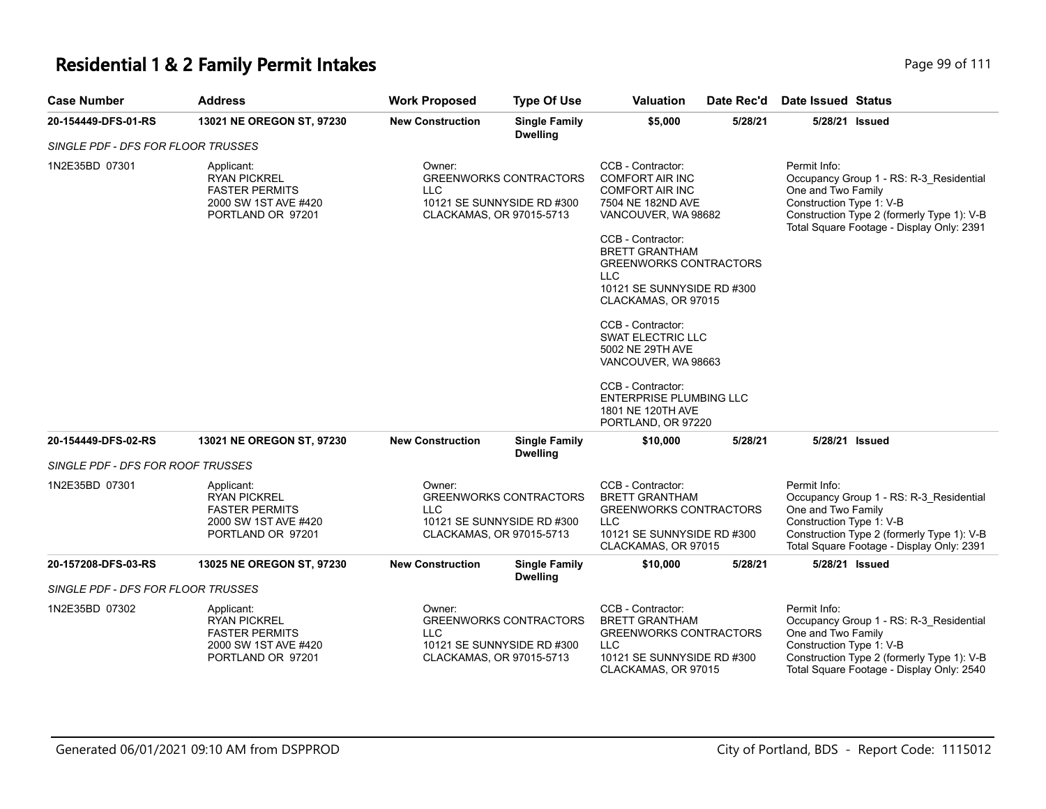# Residential 1 & 2 Family Permit Intakes

| Case Number | Address | Work Proposed | Type Of Use | Valuation | Date Rec'd | Date Issued | Status |
|---|---|---|---|---|---|---|---|
| **20-154449-DFS-01-RS** | **13021 NE OREGON ST, 97230** | **New Construction** | **Single Family Dwelling** | **$5,000** | **5/28/21** | **5/28/21** | **Issued** |

*SINGLE PDF - DFS FOR FLOOR TRUSSES*

1N2E35BD 07301

Applicant:
RYAN PICKREL
FASTER PERMITS
2000 SW 1ST AVE #420
PORTLAND OR 97201

Owner:
GREENWORKS CONTRACTORS LLC
10121 SE SUNNYSIDE RD #300
CLACKAMAS, OR 97015-5713

CCB - Contractor:
COMFORT AIR INC
COMFORT AIR INC
7504 NE 182ND AVE
VANCOUVER, WA 98682

CCB - Contractor:
BRETT GRANTHAM
GREENWORKS CONTRACTORS LLC
10121 SE SUNNYSIDE RD #300
CLACKAMAS, OR 97015

CCB - Contractor:
SWAT ELECTRIC LLC
5002 NE 29TH AVE
VANCOUVER, WA 98663

CCB - Contractor:
ENTERPRISE PLUMBING LLC
1801 NE 120TH AVE
PORTLAND, OR 97220

Permit Info:
Occupancy Group 1 - RS: R-3_Residential One and Two Family
Construction Type 1: V-B
Construction Type 2 (formerly Type 1): V-B
Total Square Footage - Display Only: 2391

| Case Number | Address | Work Proposed | Type Of Use | Valuation | Date Rec'd | Date Issued | Status |
|---|---|---|---|---|---|---|---|
| **20-154449-DFS-02-RS** | **13021 NE OREGON ST, 97230** | **New Construction** | **Single Family Dwelling** | **$10,000** | **5/28/21** | **5/28/21** | **Issued** |

*SINGLE PDF - DFS FOR ROOF TRUSSES*

1N2E35BD 07301

Applicant:
RYAN PICKREL
FASTER PERMITS
2000 SW 1ST AVE #420
PORTLAND OR 97201

Owner:
GREENWORKS CONTRACTORS LLC
10121 SE SUNNYSIDE RD #300
CLACKAMAS, OR 97015-5713

CCB - Contractor:
BRETT GRANTHAM
GREENWORKS CONTRACTORS LLC
10121 SE SUNNYSIDE RD #300
CLACKAMAS, OR 97015

Permit Info:
Occupancy Group 1 - RS: R-3_Residential One and Two Family
Construction Type 1: V-B
Construction Type 2 (formerly Type 1): V-B
Total Square Footage - Display Only: 2391

| Case Number | Address | Work Proposed | Type Of Use | Valuation | Date Rec'd | Date Issued | Status |
|---|---|---|---|---|---|---|---|
| **20-157208-DFS-03-RS** | **13025 NE OREGON ST, 97230** | **New Construction** | **Single Family Dwelling** | **$10,000** | **5/28/21** | **5/28/21** | **Issued** |

*SINGLE PDF - DFS FOR FLOOR TRUSSES*

1N2E35BD 07302

Applicant:
RYAN PICKREL
FASTER PERMITS
2000 SW 1ST AVE #420
PORTLAND OR 97201

Owner:
GREENWORKS CONTRACTORS LLC
10121 SE SUNNYSIDE RD #300
CLACKAMAS, OR 97015-5713

CCB - Contractor:
BRETT GRANTHAM
GREENWORKS CONTRACTORS LLC
10121 SE SUNNYSIDE RD #300
CLACKAMAS, OR 97015

Permit Info:
Occupancy Group 1 - RS: R-3_Residential One and Two Family
Construction Type 1: V-B
Construction Type 2 (formerly Type 1): V-B
Total Square Footage - Display Only: 2540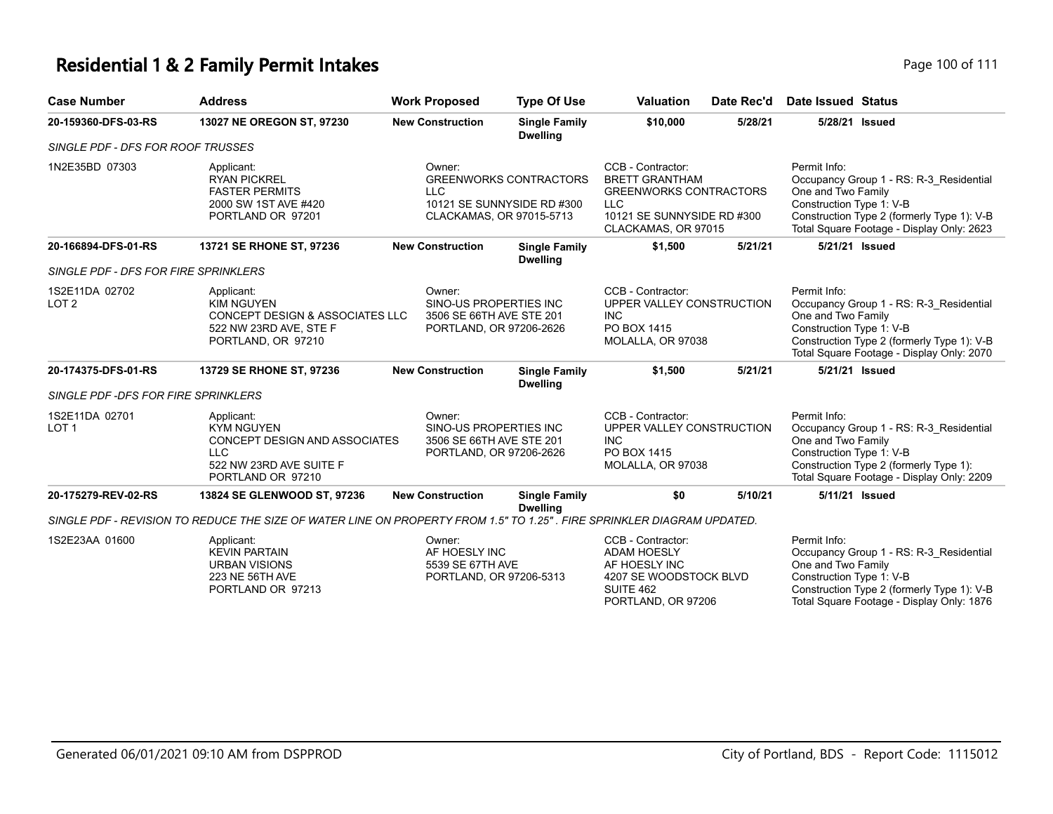# Residential 1 & 2 Family Permit Intakes

| Case Number | Address | Work Proposed | Type Of Use | Valuation | Date Rec'd | Date Issued | Status |
|---|---|---|---|---|---|---|---|
| **20-159360-DFS-03-RS** | **13027 NE OREGON ST, 97230** | **New Construction** | **Single Family Dwelling** | **$10,000** | **5/28/21** | **5/28/21** | **Issued** |
| *SINGLE PDF - DFS FOR ROOF TRUSSES* | | | | | | | |
| 1N2E35BD 07303 | Applicant: RYAN PICKREL FASTER PERMITS 2000 SW 1ST AVE #420 PORTLAND OR 97201 | Owner: GREENWORKS CONTRACTORS LLC 10121 SE SUNNYSIDE RD #300 CLACKAMAS, OR 97015-5713 | | CCB - Contractor: BRETT GRANTHAM GREENWORKS CONTRACTORS LLC 10121 SE SUNNYSIDE RD #300 CLACKAMAS, OR 97015 | | Permit Info: Occupancy Group 1 - RS: R-3_Residential One and Two Family Construction Type 1: V-B Construction Type 2 (formerly Type 1): V-B Total Square Footage - Display Only: 2623 | |
| **20-166894-DFS-01-RS** | **13721 SE RHONE ST, 97236** | **New Construction** | **Single Family Dwelling** | **$1,500** | **5/21/21** | **5/21/21** | **Issued** |
| *SINGLE PDF - DFS FOR FIRE SPRINKLERS* | | | | | | | |
| 1S2E11DA 02702 LOT 2 | Applicant: KIM NGUYEN CONCEPT DESIGN & ASSOCIATES LLC 522 NW 23RD AVE, STE F PORTLAND, OR 97210 | Owner: SINO-US PROPERTIES INC 3506 SE 66TH AVE STE 201 PORTLAND, OR 97206-2626 | | CCB - Contractor: UPPER VALLEY CONSTRUCTION INC PO BOX 1415 MOLALLA, OR 97038 | | Permit Info: Occupancy Group 1 - RS: R-3_Residential One and Two Family Construction Type 1: V-B Construction Type 2 (formerly Type 1): V-B Total Square Footage - Display Only: 2070 | |
| **20-174375-DFS-01-RS** | **13729 SE RHONE ST, 97236** | **New Construction** | **Single Family Dwelling** | **$1,500** | **5/21/21** | **5/21/21** | **Issued** |
| *SINGLE PDF -DFS FOR FIRE SPRINKLERS* | | | | | | | |
| 1S2E11DA 02701 LOT 1 | Applicant: KYM NGUYEN CONCEPT DESIGN AND ASSOCIATES LLC 522 NW 23RD AVE SUITE F PORTLAND OR 97210 | Owner: SINO-US PROPERTIES INC 3506 SE 66TH AVE STE 201 PORTLAND, OR 97206-2626 | | CCB - Contractor: UPPER VALLEY CONSTRUCTION INC PO BOX 1415 MOLALLA, OR 97038 | | Permit Info: Occupancy Group 1 - RS: R-3_Residential One and Two Family Construction Type 1: V-B Construction Type 2 (formerly Type 1): Total Square Footage - Display Only: 2209 | |
| **20-175279-REV-02-RS** | **13824 SE GLENWOOD ST, 97236** | **New Construction** | **Single Family Dwelling** | **$0** | **5/10/21** | **5/11/21** | **Issued** |
| *SINGLE PDF - REVISION TO REDUCE THE SIZE OF WATER LINE ON PROPERTY FROM 1.5" TO 1.25" . FIRE SPRINKLER DIAGRAM UPDATED.* | | | | | | | |
| 1S2E23AA 01600 | Applicant: KEVIN PARTAIN URBAN VISIONS 223 NE 56TH AVE PORTLAND OR 97213 | Owner: AF HOESLY INC 5539 SE 67TH AVE PORTLAND, OR 97206-5313 | | CCB - Contractor: ADAM HOESLY AF HOESLY INC 4207 SE WOODSTOCK BLVD SUITE 462 PORTLAND, OR 97206 | | Permit Info: Occupancy Group 1 - RS: R-3_Residential One and Two Family Construction Type 1: V-B Construction Type 2 (formerly Type 1): V-B Total Square Footage - Display Only: 1876 | |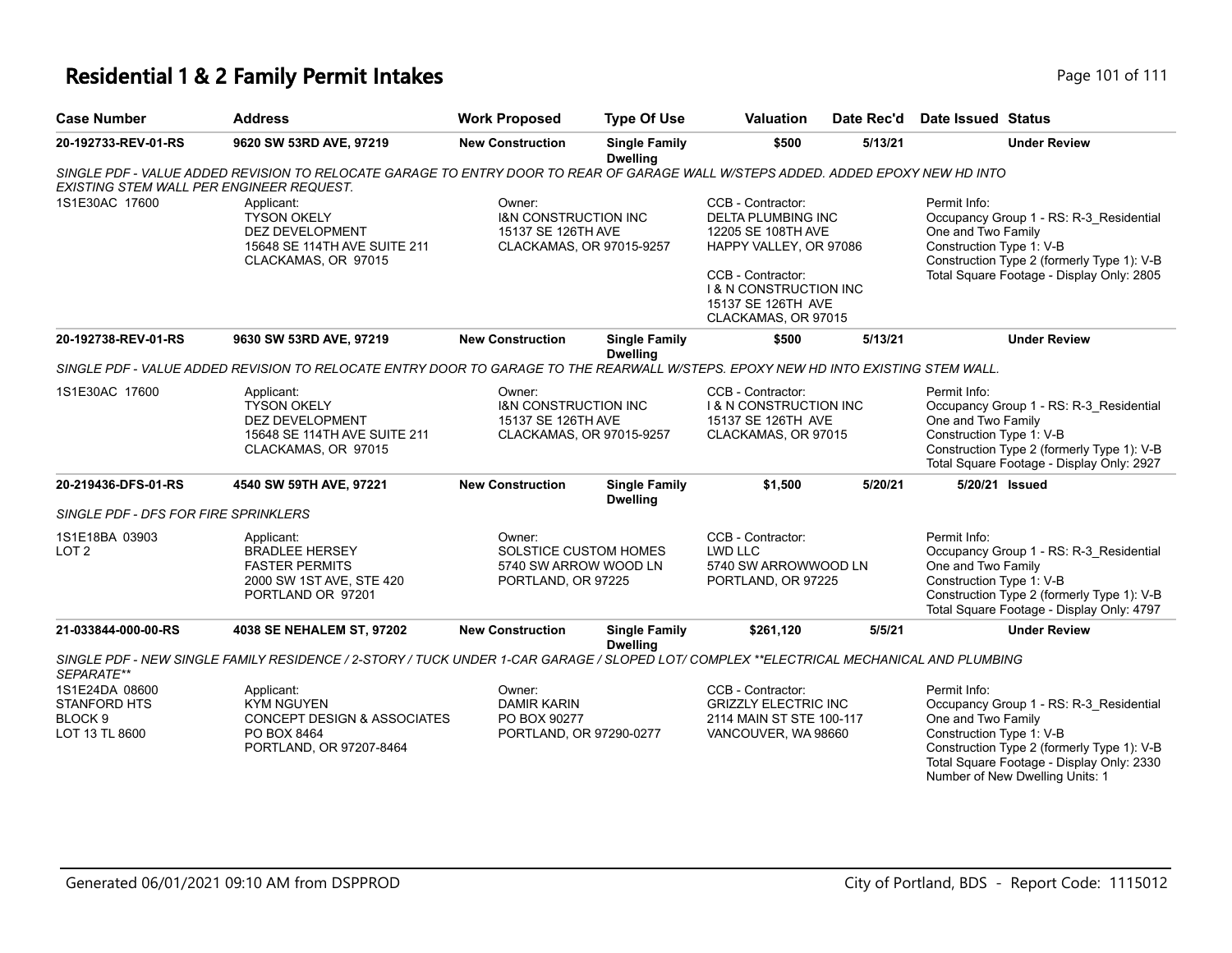# Residential 1 & 2 Family Permit Intakes

| Case Number | Address | Work Proposed | Type Of Use | Valuation | Date Rec'd | Date Issued | Status |
|---|---|---|---|---|---|---|---|
| 20-192733-REV-01-RS | 9620 SW 53RD AVE, 97219 | New Construction | Single Family Dwelling | $500 | 5/13/21 | | Under Review |

*SINGLE PDF - VALUE ADDED REVISION TO RELOCATE GARAGE TO ENTRY DOOR TO REAR OF GARAGE WALL W/STEPS ADDED. ADDED EPOXY NEW HD INTO EXISTING STEM WALL PER ENGINEER REQUEST.*

1S1E30AC 17600

Applicant:
TYSON OKELY
DEZ DEVELOPMENT
15648 SE 114TH AVE SUITE 211
CLACKAMAS, OR 97015

Owner:
I&N CONSTRUCTION INC
15137 SE 126TH AVE
CLACKAMAS, OR 97015-9257

CCB - Contractor:
DELTA PLUMBING INC
12205 SE 108TH AVE
HAPPY VALLEY, OR 97086

CCB - Contractor:
I & N CONSTRUCTION INC
15137 SE 126TH AVE
CLACKAMAS, OR 97015

Permit Info:
Occupancy Group 1 - RS: R-3_Residential One and Two Family
Construction Type 1: V-B
Construction Type 2 (formerly Type 1): V-B
Total Square Footage - Display Only: 2805

| Case Number | Address | Work Proposed | Type Of Use | Valuation | Date Rec'd | Date Issued | Status |
|---|---|---|---|---|---|---|---|
| 20-192738-REV-01-RS | 9630 SW 53RD AVE, 97219 | New Construction | Single Family Dwelling | $500 | 5/13/21 | | Under Review |

*SINGLE PDF - VALUE ADDED REVISION TO RELOCATE ENTRY DOOR TO GARAGE TO THE REARWALL W/STEPS. EPOXY NEW HD INTO EXISTING STEM WALL.*

1S1E30AC 17600

Applicant:
TYSON OKELY
DEZ DEVELOPMENT
15648 SE 114TH AVE SUITE 211
CLACKAMAS, OR 97015

Owner:
I&N CONSTRUCTION INC
15137 SE 126TH AVE
CLACKAMAS, OR 97015-9257

CCB - Contractor:
I & N CONSTRUCTION INC
15137 SE 126TH AVE
CLACKAMAS, OR 97015

Permit Info:
Occupancy Group 1 - RS: R-3_Residential One and Two Family
Construction Type 1: V-B
Construction Type 2 (formerly Type 1): V-B
Total Square Footage - Display Only: 2927

| Case Number | Address | Work Proposed | Type Of Use | Valuation | Date Rec'd | Date Issued | Status |
|---|---|---|---|---|---|---|---|
| 20-219436-DFS-01-RS | 4540 SW 59TH AVE, 97221 | New Construction | Single Family Dwelling | $1,500 | 5/20/21 | 5/20/21 | Issued |

*SINGLE PDF - DFS FOR FIRE SPRINKLERS*

1S1E18BA 03903
LOT 2

Applicant:
BRADLEE HERSEY
FASTER PERMITS
2000 SW 1ST AVE, STE 420
PORTLAND OR 97201

Owner:
SOLSTICE CUSTOM HOMES
5740 SW ARROW WOOD LN
PORTLAND, OR 97225

CCB - Contractor:
LWD LLC
5740 SW ARROWWOOD LN
PORTLAND, OR 97225

Permit Info:
Occupancy Group 1 - RS: R-3_Residential One and Two Family
Construction Type 1: V-B
Construction Type 2 (formerly Type 1): V-B
Total Square Footage - Display Only: 4797

| Case Number | Address | Work Proposed | Type Of Use | Valuation | Date Rec'd | Date Issued | Status |
|---|---|---|---|---|---|---|---|
| 21-033844-000-00-RS | 4038 SE NEHALEM ST, 97202 | New Construction | Single Family Dwelling | $261,120 | 5/5/21 | | Under Review |

*SINGLE PDF - NEW SINGLE FAMILY RESIDENCE / 2-STORY / TUCK UNDER 1-CAR GARAGE / SLOPED LOT/ COMPLEX **ELECTRICAL MECHANICAL AND PLUMBING SEPARATE***

1S1E24DA 08600
STANFORD HTS
BLOCK 9
LOT 13 TL 8600

Applicant:
KYM NGUYEN
CONCEPT DESIGN & ASSOCIATES
PO BOX 8464
PORTLAND, OR 97207-8464

Owner:
DAMIR KARIN
PO BOX 90277
PORTLAND, OR 97290-0277

CCB - Contractor:
GRIZZLY ELECTRIC INC
2114 MAIN ST STE 100-117
VANCOUVER, WA 98660

Permit Info:
Occupancy Group 1 - RS: R-3_Residential One and Two Family
Construction Type 1: V-B
Construction Type 2 (formerly Type 1): V-B
Total Square Footage - Display Only: 2330
Number of New Dwelling Units: 1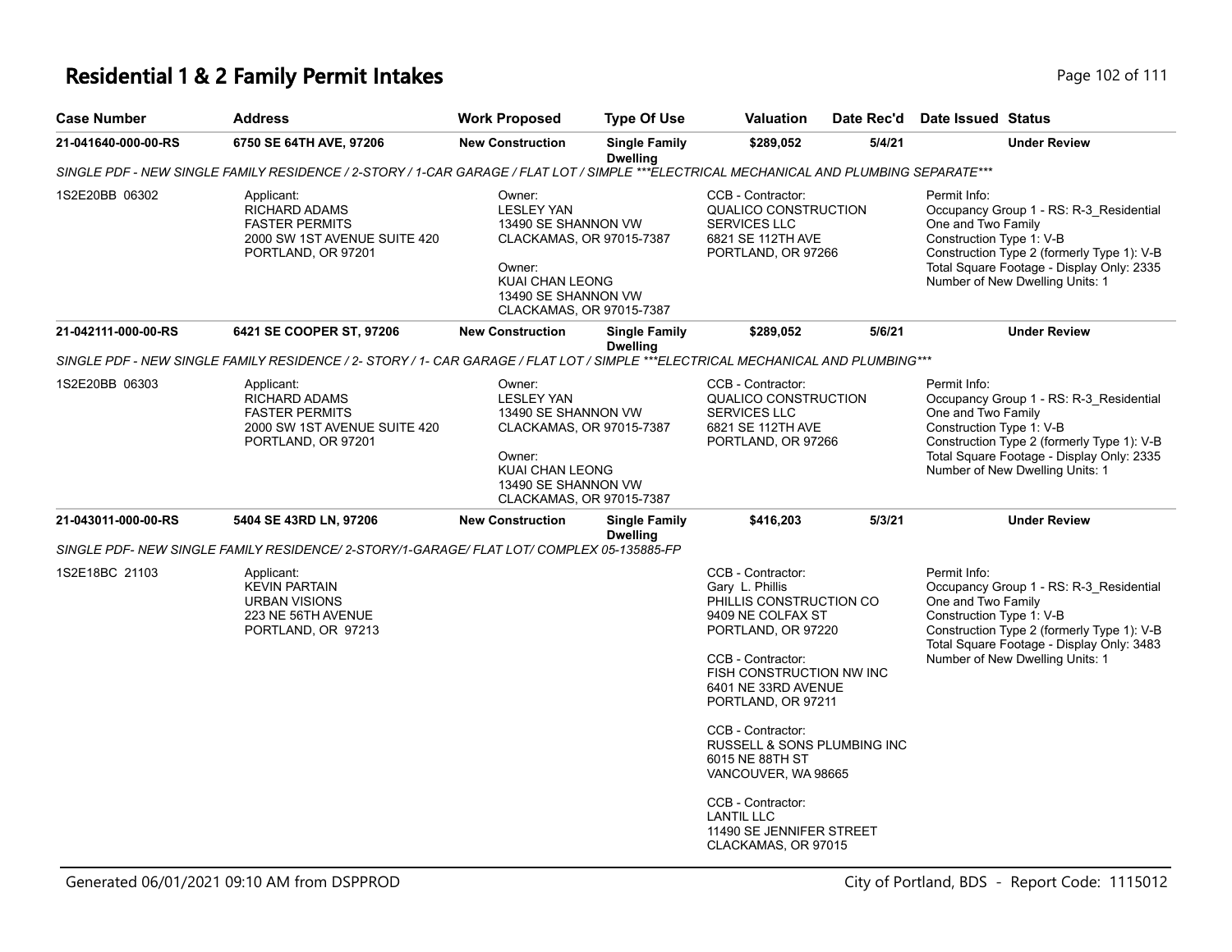# Residential 1 & 2 Family Permit Intakes

| Case Number | Address | Work Proposed | Type Of Use | Valuation | Date Rec'd | Date Issued | Status |
|---|---|---|---|---|---|---|---|
| 21-041640-000-00-RS | 6750 SE 64TH AVE, 97206 | New Construction | Single Family Dwelling | $289,052 | 5/4/21 | | Under Review |

SINGLE PDF - NEW SINGLE FAMILY RESIDENCE / 2-STORY / 1-CAR GARAGE / FLAT LOT / SIMPLE ***ELECTRICAL MECHANICAL AND PLUMBING SEPARATE***

1S2E20BB 06302

Applicant:
RICHARD ADAMS
FASTER PERMITS
2000 SW 1ST AVENUE SUITE 420
PORTLAND, OR 97201

Owner:
LESLEY YAN
13490 SE SHANNON VW
CLACKAMAS, OR 97015-7387

Owner:
KUAI CHAN LEONG
13490 SE SHANNON VW
CLACKAMAS, OR 97015-7387

CCB - Contractor:
QUALICO CONSTRUCTION SERVICES LLC
6821 SE 112TH AVE
PORTLAND, OR 97266

Permit Info:
Occupancy Group 1 - RS: R-3_Residential One and Two Family
Construction Type 1: V-B
Construction Type 2 (formerly Type 1): V-B
Total Square Footage - Display Only: 2335
Number of New Dwelling Units: 1

| Case Number | Address | Work Proposed | Type Of Use | Valuation | Date Rec'd | Date Issued | Status |
|---|---|---|---|---|---|---|---|
| 21-042111-000-00-RS | 6421 SE COOPER ST, 97206 | New Construction | Single Family Dwelling | $289,052 | 5/6/21 | | Under Review |

SINGLE PDF - NEW SINGLE FAMILY RESIDENCE / 2- STORY / 1- CAR GARAGE / FLAT LOT / SIMPLE ***ELECTRICAL MECHANICAL AND PLUMBING***

1S2E20BB 06303

Applicant:
RICHARD ADAMS
FASTER PERMITS
2000 SW 1ST AVENUE SUITE 420
PORTLAND, OR 97201

Owner:
LESLEY YAN
13490 SE SHANNON VW
CLACKAMAS, OR 97015-7387

Owner:
KUAI CHAN LEONG
13490 SE SHANNON VW
CLACKAMAS, OR 97015-7387

CCB - Contractor:
QUALICO CONSTRUCTION SERVICES LLC
6821 SE 112TH AVE
PORTLAND, OR 97266

Permit Info:
Occupancy Group 1 - RS: R-3_Residential One and Two Family
Construction Type 1: V-B
Construction Type 2 (formerly Type 1): V-B
Total Square Footage - Display Only: 2335
Number of New Dwelling Units: 1

| Case Number | Address | Work Proposed | Type Of Use | Valuation | Date Rec'd | Date Issued | Status |
|---|---|---|---|---|---|---|---|
| 21-043011-000-00-RS | 5404 SE 43RD LN, 97206 | New Construction | Single Family Dwelling | $416,203 | 5/3/21 | | Under Review |

SINGLE PDF- NEW SINGLE FAMILY RESIDENCE/ 2-STORY/1-GARAGE/ FLAT LOT/ COMPLEX 05-135885-FP

1S2E18BC 21103

Applicant:
KEVIN PARTAIN
URBAN VISIONS
223 NE 56TH AVENUE
PORTLAND, OR 97213

CCB - Contractor:
Gary L. Phillis
PHILLIS CONSTRUCTION CO
9409 NE COLFAX ST
PORTLAND, OR 97220

CCB - Contractor:
FISH CONSTRUCTION NW INC
6401 NE 33RD AVENUE
PORTLAND, OR 97211

CCB - Contractor:
RUSSELL & SONS PLUMBING INC
6015 NE 88TH ST
VANCOUVER, WA 98665

CCB - Contractor:
LANTIL LLC
11490 SE JENNIFER STREET
CLACKAMAS, OR 97015

Permit Info:
Occupancy Group 1 - RS: R-3_Residential One and Two Family
Construction Type 1: V-B
Construction Type 2 (formerly Type 1): V-B
Total Square Footage - Display Only: 3483
Number of New Dwelling Units: 1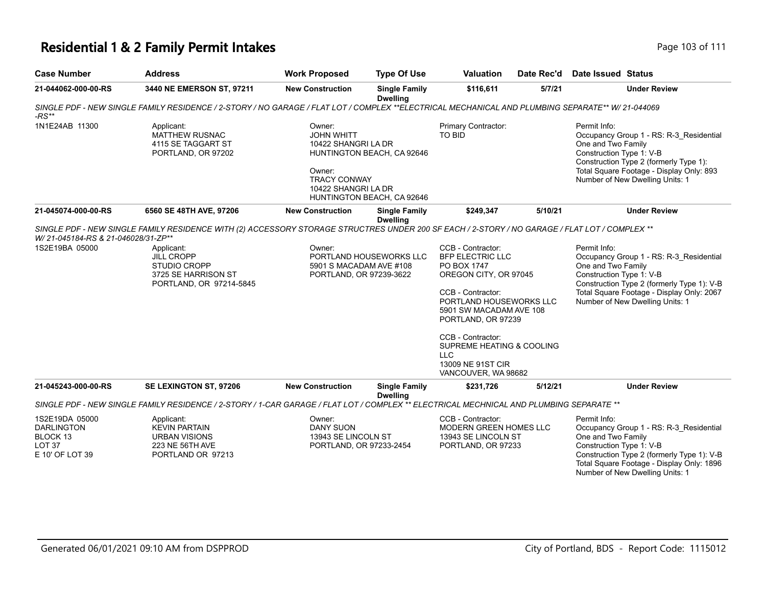# Residential 1 & 2 Family Permit Intakes

| Case Number | Address | Work Proposed | Type Of Use | Valuation | Date Rec'd | Date Issued | Status |
|---|---|---|---|---|---|---|---|
| 21-044062-000-00-RS | 3440 NE EMERSON ST, 97211 | New Construction | Single Family Dwelling | $116,611 | 5/7/21 | | Under Review |

*SINGLE PDF - NEW SINGLE FAMILY RESIDENCE / 2-STORY / NO GARAGE / FLAT LOT / COMPLEX **ELECTRICAL MECHANICAL AND PLUMBING SEPARATE** W/ 21-044069 -RS***

1N1E24AB 11300

Applicant:
MATTHEW RUSNAC
4115 SE TAGGART ST
PORTLAND, OR 97202

Owner:
JOHN WHITT
10422 SHANGRI LA DR
HUNTINGTON BEACH, CA 92646

Owner:
TRACY CONWAY
10422 SHANGRI LA DR
HUNTINGTON BEACH, CA 92646

Primary Contractor:
TO BID

Permit Info:
Occupancy Group 1 - RS: R-3_Residential One and Two Family
Construction Type 1: V-B
Construction Type 2 (formerly Type 1):
Total Square Footage - Display Only: 893
Number of New Dwelling Units: 1

| Case Number | Address | Work Proposed | Type Of Use | Valuation | Date Rec'd | Date Issued | Status |
|---|---|---|---|---|---|---|---|
| 21-045074-000-00-RS | 6560 SE 48TH AVE, 97206 | New Construction | Single Family Dwelling | $249,347 | 5/10/21 | | Under Review |

*SINGLE PDF - NEW SINGLE FAMILY RESIDENCE WITH (2) ACCESSORY STORAGE STRUCTRES UNDER 200 SF EACH / 2-STORY / NO GARAGE / FLAT LOT / COMPLEX ** W/ 21-045184-RS & 21-046028/31-ZP***

1S2E19BA 05000

Applicant:
JILL CROPP
STUDIO CROPP
3725 SE HARRISON ST
PORTLAND, OR 97214-5845

Owner:
PORTLAND HOUSEWORKS LLC
5901 S MACADAM AVE #108
PORTLAND, OR 97239-3622

CCB - Contractor:
BFP ELECTRIC LLC
PO BOX 1747
OREGON CITY, OR 97045

CCB - Contractor:
PORTLAND HOUSEWORKS LLC
5901 SW MACADAM AVE 108
PORTLAND, OR 97239

CCB - Contractor:
SUPREME HEATING & COOLING LLC
13009 NE 91ST CIR
VANCOUVER, WA 98682

Permit Info:
Occupancy Group 1 - RS: R-3_Residential One and Two Family
Construction Type 1: V-B
Construction Type 2 (formerly Type 1): V-B
Total Square Footage - Display Only: 2067
Number of New Dwelling Units: 1

| Case Number | Address | Work Proposed | Type Of Use | Valuation | Date Rec'd | Date Issued | Status |
|---|---|---|---|---|---|---|---|
| 21-045243-000-00-RS | SE LEXINGTON ST, 97206 | New Construction | Single Family Dwelling | $231,726 | 5/12/21 | | Under Review |

*SINGLE PDF - NEW SINGLE FAMILY RESIDENCE / 2-STORY / 1-CAR GARAGE / FLAT LOT / COMPLEX ** ELECTRICAL MECHNICAL AND PLUMBING SEPARATE ***

1S2E19DA 05000
DARLINGTON
BLOCK 13
LOT 37
E 10' OF LOT 39

Applicant:
KEVIN PARTAIN
URBAN VISIONS
223 NE 56TH AVE
PORTLAND OR 97213

Owner:
DANY SUON
13943 SE LINCOLN ST
PORTLAND, OR 97233-2454

CCB - Contractor:
MODERN GREEN HOMES LLC
13943 SE LINCOLN ST
PORTLAND, OR 97233

Permit Info:
Occupancy Group 1 - RS: R-3_Residential One and Two Family
Construction Type 1: V-B
Construction Type 2 (formerly Type 1): V-B
Total Square Footage - Display Only: 1896
Number of New Dwelling Units: 1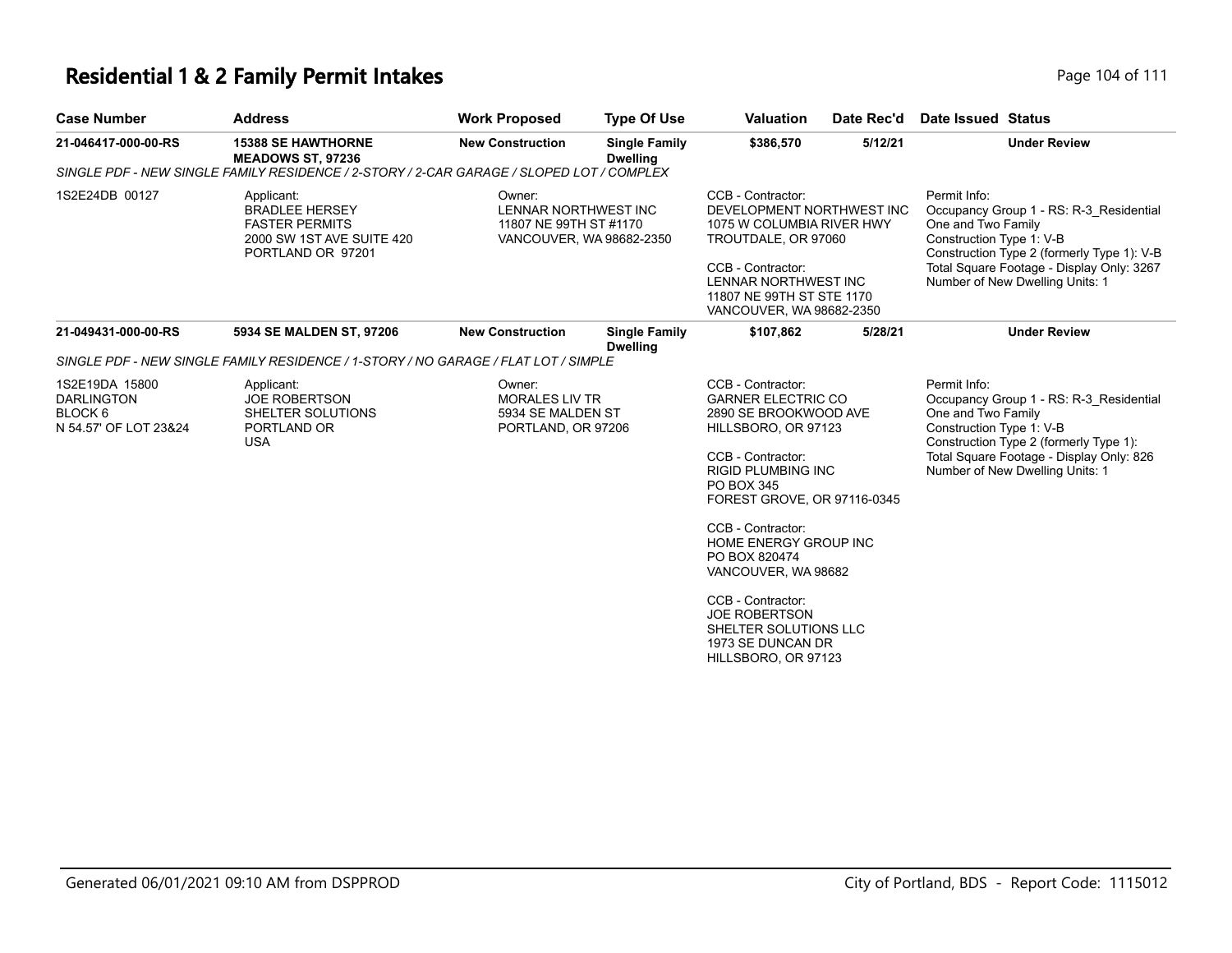# Residential 1 & 2 Family Permit Intakes

| Case Number | Address | Work Proposed | Type Of Use | Valuation | Date Rec'd | Date Issued | Status |
|---|---|---|---|---|---|---|---|
| 21-046417-000-00-RS | 15388 SE HAWTHORNE MEADOWS ST, 97236 | New Construction | Single Family Dwelling | $386,570 | 5/12/21 | | Under Review |

SINGLE PDF - NEW SINGLE FAMILY RESIDENCE / 2-STORY / 2-CAR GARAGE / SLOPED LOT / COMPLEX

1S2E24DB 00127

Applicant:
BRADLEE HERSEY
FASTER PERMITS
2000 SW 1ST AVE SUITE 420
PORTLAND OR 97201

Owner:
LENNAR NORTHWEST INC
11807 NE 99TH ST #1170
VANCOUVER, WA 98682-2350

CCB - Contractor:
DEVELOPMENT NORTHWEST INC
1075 W COLUMBIA RIVER HWY
TROUTDALE, OR 97060

CCB - Contractor:
LENNAR NORTHWEST INC
11807 NE 99TH ST STE 1170
VANCOUVER, WA 98682-2350

Permit Info:
Occupancy Group 1 - RS: R-3_Residential One and Two Family
Construction Type 1: V-B
Construction Type 2 (formerly Type 1): V-B
Total Square Footage - Display Only: 3267
Number of New Dwelling Units: 1

| Case Number | Address | Work Proposed | Type Of Use | Valuation | Date Rec'd | Date Issued | Status |
|---|---|---|---|---|---|---|---|
| 21-049431-000-00-RS | 5934 SE MALDEN ST, 97206 | New Construction | Single Family Dwelling | $107,862 | 5/28/21 | | Under Review |

SINGLE PDF - NEW SINGLE FAMILY RESIDENCE / 1-STORY / NO GARAGE / FLAT LOT / SIMPLE

1S2E19DA 15800
DARLINGTON
BLOCK 6
N 54.57' OF LOT 23&24

Applicant:
JOE ROBERTSON
SHELTER SOLUTIONS
PORTLAND OR
USA

Owner:
MORALES LIV TR
5934 SE MALDEN ST
PORTLAND, OR 97206

CCB - Contractor:
GARNER ELECTRIC CO
2890 SE BROOKWOOD AVE
HILLSBORO, OR 97123

CCB - Contractor:
RIGID PLUMBING INC
PO BOX 345
FOREST GROVE, OR 97116-0345

CCB - Contractor:
HOME ENERGY GROUP INC
PO BOX 820474
VANCOUVER, WA 98682

CCB - Contractor:
JOE ROBERTSON
SHELTER SOLUTIONS LLC
1973 SE DUNCAN DR
HILLSBORO, OR 97123

Permit Info:
Occupancy Group 1 - RS: R-3_Residential One and Two Family
Construction Type 1: V-B
Construction Type 2 (formerly Type 1):
Total Square Footage - Display Only: 826
Number of New Dwelling Units: 1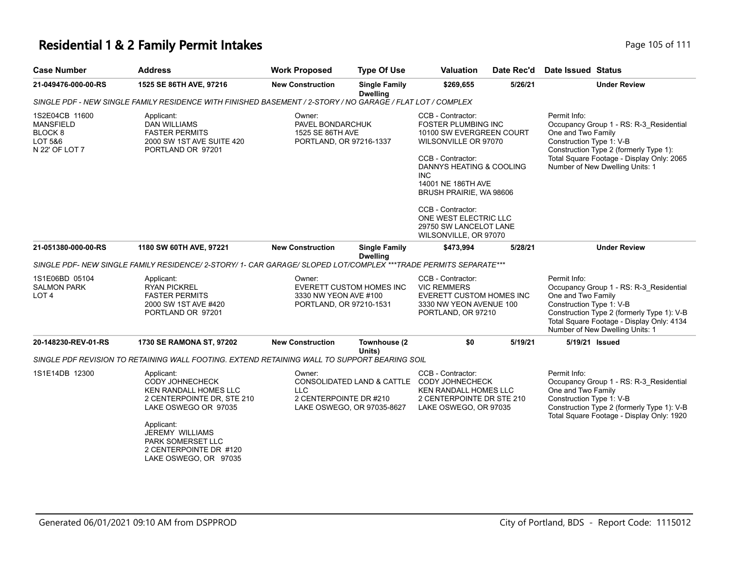# Residential 1 & 2 Family Permit Intakes

| Case Number | Address | Work Proposed | Type Of Use | Valuation | Date Rec'd | Date Issued | Status |
|---|---|---|---|---|---|---|---|
| 21-049476-000-00-RS | 1525 SE 86TH AVE, 97216 | New Construction | Single Family Dwelling | $269,655 | 5/26/21 | | Under Review |

*SINGLE PDF - NEW SINGLE FAMILY RESIDENCE WITH FINISHED BASEMENT / 2-STORY / NO GARAGE / FLAT LOT / COMPLEX*

1S2E04CB 11600
MANSFIELD
BLOCK 8
LOT 5&6
N 22' OF LOT 7

Applicant:
DAN WILLIAMS
FASTER PERMITS
2000 SW 1ST AVE SUITE 420
PORTLAND OR 97201

Owner:
PAVEL BONDARCHUK
1525 SE 86TH AVE
PORTLAND, OR 97216-1337

CCB - Contractor:
FOSTER PLUMBING INC
10100 SW EVERGREEN COURT
WILSONVILLE OR 97070

CCB - Contractor:
DANNYS HEATING & COOLING INC
14001 NE 186TH AVE
BRUSH PRAIRIE, WA 98606

CCB - Contractor:
ONE WEST ELECTRIC LLC
29750 SW LANCELOT LANE
WILSONVILLE, OR 97070

Permit Info:
Occupancy Group 1 - RS: R-3_Residential One and Two Family
Construction Type 1: V-B
Construction Type 2 (formerly Type 1):
Total Square Footage - Display Only: 2065
Number of New Dwelling Units: 1

| Case Number | Address | Work Proposed | Type Of Use | Valuation | Date Rec'd | Date Issued | Status |
|---|---|---|---|---|---|---|---|
| 21-051380-000-00-RS | 1180 SW 60TH AVE, 97221 | New Construction | Single Family Dwelling | $473,994 | 5/28/21 | | Under Review |

*SINGLE PDF- NEW SINGLE FAMILY RESIDENCE/ 2-STORY/ 1- CAR GARAGE/ SLOPED LOT/COMPLEX ***TRADE PERMITS SEPARATE****

1S1E06BD 05104
SALMON PARK
LOT 4

Applicant:
RYAN PICKREL
FASTER PERMITS
2000 SW 1ST AVE #420
PORTLAND OR 97201

Owner:
EVERETT CUSTOM HOMES INC
3330 NW YEON AVE #100
PORTLAND, OR 97210-1531

CCB - Contractor:
VIC REMMERS
EVERETT CUSTOM HOMES INC
3330 NW YEON AVENUE 100
PORTLAND, OR 97210

Permit Info:
Occupancy Group 1 - RS: R-3_Residential One and Two Family
Construction Type 1: V-B
Construction Type 2 (formerly Type 1): V-B
Total Square Footage - Display Only: 4134
Number of New Dwelling Units: 1

| Case Number | Address | Work Proposed | Type Of Use | Valuation | Date Rec'd | Date Issued | Status |
|---|---|---|---|---|---|---|---|
| 20-148230-REV-01-RS | 1730 SE RAMONA ST, 97202 | New Construction | Townhouse (2 Units) | $0 | 5/19/21 | 5/19/21 | Issued |

*SINGLE PDF REVISION TO RETAINING WALL FOOTING. EXTEND RETAINING WALL TO SUPPORT BEARING SOIL*

1S1E14DB 12300

Applicant:
CODY JOHNECHECK
KEN RANDALL HOMES LLC
2 CENTERPOINTE DR, STE 210
LAKE OSWEGO OR 97035

Applicant:
JEREMY WILLIAMS
PARK SOMERSET LLC
2 CENTERPOINTE DR #120
LAKE OSWEGO, OR 97035

Owner:
CONSOLIDATED LAND & CATTLE LLC
2 CENTERPOINTE DR #210
LAKE OSWEGO, OR 97035-8627

CCB - Contractor:
CODY JOHNECHECK
KEN RANDALL HOMES LLC
2 CENTERPOINTE DR STE 210
LAKE OSWEGO, OR 97035

Permit Info:
Occupancy Group 1 - RS: R-3_Residential One and Two Family
Construction Type 1: V-B
Construction Type 2 (formerly Type 1): V-B
Total Square Footage - Display Only: 1920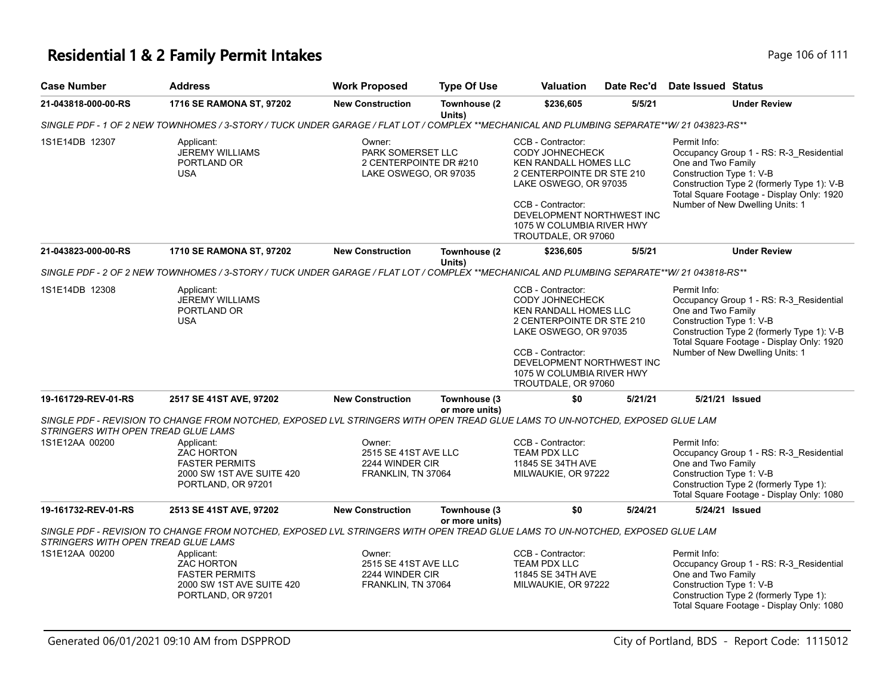# Residential 1 & 2 Family Permit Intakes

| Case Number | Address | Work Proposed | Type Of Use | Valuation | Date Rec'd | Date Issued | Status |
|---|---|---|---|---|---|---|---|
| 21-043818-000-00-RS | 1716 SE RAMONA ST, 97202 | New Construction | Townhouse (2 Units) | $236,605 | 5/5/21 | | Under Review |

SINGLE PDF - 1 OF 2 NEW TOWNHOMES / 3-STORY / TUCK UNDER GARAGE / FLAT LOT / COMPLEX **MECHANICAL AND PLUMBING SEPARATE**W/ 21 043823-RS**

1S1E14DB 12307

Applicant:
JEREMY WILLIAMS
PORTLAND OR
USA

Owner:
PARK SOMERSET LLC
2 CENTERPOINTE DR #210
LAKE OSWEGO, OR 97035

CCB - Contractor:
CODY JOHNECHECK
KEN RANDALL HOMES LLC
2 CENTERPOINTE DR STE 210
LAKE OSWEGO, OR 97035

CCB - Contractor:
DEVELOPMENT NORTHWEST INC
1075 W COLUMBIA RIVER HWY
TROUTDALE, OR 97060

Permit Info:
Occupancy Group 1 - RS: R-3_Residential One and Two Family
Construction Type 1: V-B
Construction Type 2 (formerly Type 1): V-B
Total Square Footage - Display Only: 1920
Number of New Dwelling Units: 1

| Case Number | Address | Work Proposed | Type Of Use | Valuation | Date Rec'd | Date Issued | Status |
|---|---|---|---|---|---|---|---|
| 21-043823-000-00-RS | 1710 SE RAMONA ST, 97202 | New Construction | Townhouse (2 Units) | $236,605 | 5/5/21 | | Under Review |

SINGLE PDF - 2 OF 2 NEW TOWNHOMES / 3-STORY / TUCK UNDER GARAGE / FLAT LOT / COMPLEX **MECHANICAL AND PLUMBING SEPARATE**W/ 21 043818-RS**

1S1E14DB 12308

Applicant:
JEREMY WILLIAMS
PORTLAND OR
USA

CCB - Contractor:
CODY JOHNECHECK
KEN RANDALL HOMES LLC
2 CENTERPOINTE DR STE 210
LAKE OSWEGO, OR 97035

CCB - Contractor:
DEVELOPMENT NORTHWEST INC
1075 W COLUMBIA RIVER HWY
TROUTDALE, OR 97060

Permit Info:
Occupancy Group 1 - RS: R-3_Residential One and Two Family
Construction Type 1: V-B
Construction Type 2 (formerly Type 1): V-B
Total Square Footage - Display Only: 1920
Number of New Dwelling Units: 1

| Case Number | Address | Work Proposed | Type Of Use | Valuation | Date Rec'd | Date Issued | Status |
|---|---|---|---|---|---|---|---|
| 19-161729-REV-01-RS | 2517 SE 41ST AVE, 97202 | New Construction | Townhouse (3 or more units) | $0 | 5/21/21 | 5/21/21 | Issued |

SINGLE PDF - REVISION TO CHANGE FROM NOTCHED, EXPOSED LVL STRINGERS WITH OPEN TREAD GLUE LAMS TO UN-NOTCHED, EXPOSED GLUE LAM STRINGERS WITH OPEN TREAD GLUE LAMS

1S1E12AA 00200

Applicant:
ZAC HORTON
FASTER PERMITS
2000 SW 1ST AVE SUITE 420
PORTLAND, OR 97201

Owner:
2515 SE 41ST AVE LLC
2244 WINDER CIR
FRANKLIN, TN 37064

CCB - Contractor:
TEAM PDX LLC
11845 SE 34TH AVE
MILWAUKIE, OR 97222

Permit Info:
Occupancy Group 1 - RS: R-3_Residential One and Two Family
Construction Type 1: V-B
Construction Type 2 (formerly Type 1):
Total Square Footage - Display Only: 1080

| Case Number | Address | Work Proposed | Type Of Use | Valuation | Date Rec'd | Date Issued | Status |
|---|---|---|---|---|---|---|---|
| 19-161732-REV-01-RS | 2513 SE 41ST AVE, 97202 | New Construction | Townhouse (3 or more units) | $0 | 5/24/21 | 5/24/21 | Issued |

SINGLE PDF - REVISION TO CHANGE FROM NOTCHED, EXPOSED LVL STRINGERS WITH OPEN TREAD GLUE LAMS TO UN-NOTCHED, EXPOSED GLUE LAM STRINGERS WITH OPEN TREAD GLUE LAMS

1S1E12AA 00200

Applicant:
ZAC HORTON
FASTER PERMITS
2000 SW 1ST AVE SUITE 420
PORTLAND, OR 97201

Owner:
2515 SE 41ST AVE LLC
2244 WINDER CIR
FRANKLIN, TN 37064

CCB - Contractor:
TEAM PDX LLC
11845 SE 34TH AVE
MILWAUKIE, OR 97222

Permit Info:
Occupancy Group 1 - RS: R-3_Residential One and Two Family
Construction Type 1: V-B
Construction Type 2 (formerly Type 1):
Total Square Footage - Display Only: 1080

Generated 06/01/2021 09:10 AM from DSPPROD — City of Portland, BDS - Report Code: 1115012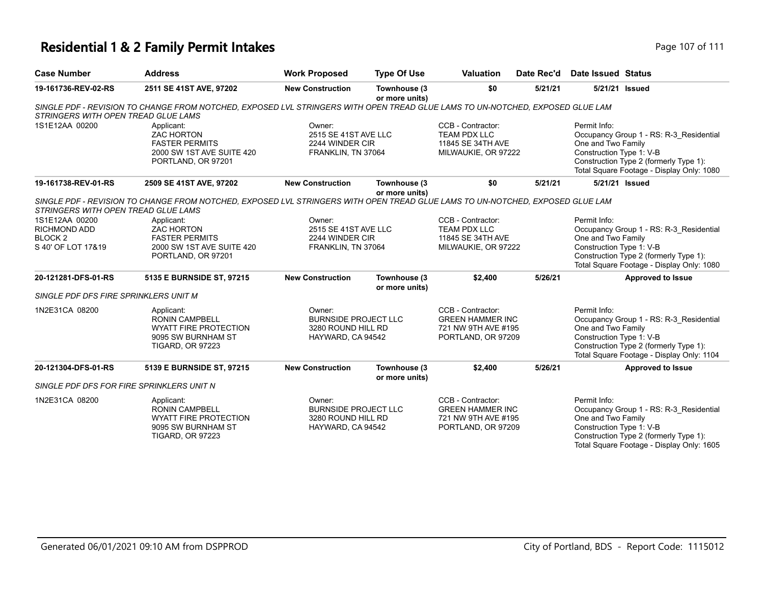# Residential 1 & 2 Family Permit Intakes

| Case Number | Address | Work Proposed | Type Of Use | Valuation | Date Rec'd | Date Issued | Status |
|---|---|---|---|---|---|---|---|
| 19-161736-REV-02-RS | 2511 SE 41ST AVE, 97202 | New Construction | Townhouse (3 or more units) | $0 | 5/21/21 | 5/21/21 | Issued |

*SINGLE PDF - REVISION TO CHANGE FROM NOTCHED, EXPOSED LVL STRINGERS WITH OPEN TREAD GLUE LAMS TO UN-NOTCHED, EXPOSED GLUE LAM STRINGERS WITH OPEN TREAD GLUE LAMS*

1S1E12AA 00200

Applicant:
ZAC HORTON
FASTER PERMITS
2000 SW 1ST AVE SUITE 420
PORTLAND, OR 97201

Owner:
2515 SE 41ST AVE LLC
2244 WINDER CIR
FRANKLIN, TN 37064

CCB - Contractor:
TEAM PDX LLC
11845 SE 34TH AVE
MILWAUKIE, OR 97222

Permit Info:
Occupancy Group 1 - RS: R-3_Residential One and Two Family
Construction Type 1: V-B
Construction Type 2 (formerly Type 1):
Total Square Footage - Display Only: 1080

| Case Number | Address | Work Proposed | Type Of Use | Valuation | Date Rec'd | Date Issued | Status |
|---|---|---|---|---|---|---|---|
| 19-161738-REV-01-RS | 2509 SE 41ST AVE, 97202 | New Construction | Townhouse (3 or more units) | $0 | 5/21/21 | 5/21/21 | Issued |

*SINGLE PDF - REVISION TO CHANGE FROM NOTCHED, EXPOSED LVL STRINGERS WITH OPEN TREAD GLUE LAMS TO UN-NOTCHED, EXPOSED GLUE LAM STRINGERS WITH OPEN TREAD GLUE LAMS*

1S1E12AA 00200
RICHMOND ADD
BLOCK 2
S 40' OF LOT 17&19

Applicant:
ZAC HORTON
FASTER PERMITS
2000 SW 1ST AVE SUITE 420
PORTLAND, OR 97201

Owner:
2515 SE 41ST AVE LLC
2244 WINDER CIR
FRANKLIN, TN 37064

CCB - Contractor:
TEAM PDX LLC
11845 SE 34TH AVE
MILWAUKIE, OR 97222

Permit Info:
Occupancy Group 1 - RS: R-3_Residential One and Two Family
Construction Type 1: V-B
Construction Type 2 (formerly Type 1):
Total Square Footage - Display Only: 1080

| Case Number | Address | Work Proposed | Type Of Use | Valuation | Date Rec'd | Date Issued | Status |
|---|---|---|---|---|---|---|---|
| 20-121281-DFS-01-RS | 5135 E BURNSIDE ST, 97215 | New Construction | Townhouse (3 or more units) | $2,400 | 5/26/21 | | Approved to Issue |

*SINGLE PDF DFS FIRE SPRINKLERS UNIT M*

1N2E31CA 08200

Applicant:
RONIN CAMPBELL
WYATT FIRE PROTECTION
9095 SW BURNHAM ST
TIGARD, OR 97223

Owner:
BURNSIDE PROJECT LLC
3280 ROUND HILL RD
HAYWARD, CA 94542

CCB - Contractor:
GREEN HAMMER INC
721 NW 9TH AVE #195
PORTLAND, OR 97209

Permit Info:
Occupancy Group 1 - RS: R-3_Residential One and Two Family
Construction Type 1: V-B
Construction Type 2 (formerly Type 1):
Total Square Footage - Display Only: 1104

| Case Number | Address | Work Proposed | Type Of Use | Valuation | Date Rec'd | Date Issued | Status |
|---|---|---|---|---|---|---|---|
| 20-121304-DFS-01-RS | 5139 E BURNSIDE ST, 97215 | New Construction | Townhouse (3 or more units) | $2,400 | 5/26/21 | | Approved to Issue |

*SINGLE PDF DFS FOR FIRE SPRINKLERS UNIT N*

1N2E31CA 08200

Applicant:
RONIN CAMPBELL
WYATT FIRE PROTECTION
9095 SW BURNHAM ST
TIGARD, OR 97223

Owner:
BURNSIDE PROJECT LLC
3280 ROUND HILL RD
HAYWARD, CA 94542

CCB - Contractor:
GREEN HAMMER INC
721 NW 9TH AVE #195
PORTLAND, OR 97209

Permit Info:
Occupancy Group 1 - RS: R-3_Residential One and Two Family
Construction Type 1: V-B
Construction Type 2 (formerly Type 1):
Total Square Footage - Display Only: 1605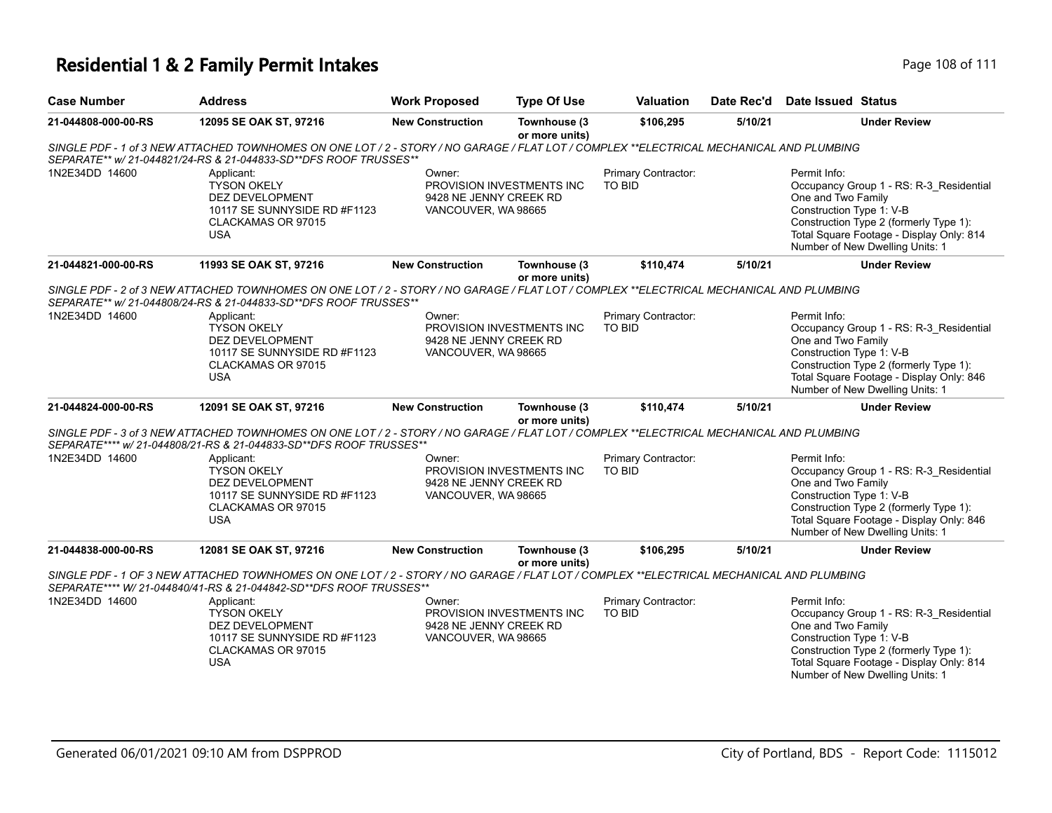# Residential 1 & 2 Family Permit Intakes

| Case Number | Address | Work Proposed | Type Of Use | Valuation | Date Rec'd | Date Issued | Status |
|---|---|---|---|---|---|---|---|
| 21-044808-000-00-RS | 12095 SE OAK ST, 97216 | New Construction | Townhouse (3 or more units) | $106,295 | 5/10/21 | | Under Review |

*SINGLE PDF - 1 of 3 NEW ATTACHED TOWNHOMES ON ONE LOT / 2 - STORY / NO GARAGE / FLAT LOT / COMPLEX **ELECTRICAL MECHANICAL AND PLUMBING SEPARATE** w/ 21-044821/24-RS & 21-044833-SD**DFS ROOF TRUSSES***

1N2E34DD 14600

Applicant:
TYSON OKELY
DEZ DEVELOPMENT
10117 SE SUNNYSIDE RD #F1123
CLACKAMAS OR 97015
USA

Owner:
PROVISION INVESTMENTS INC
9428 NE JENNY CREEK RD
VANCOUVER, WA 98665

Primary Contractor:
TO BID

Permit Info:
Occupancy Group 1 - RS: R-3_Residential One and Two Family
Construction Type 1: V-B
Construction Type 2 (formerly Type 1):
Total Square Footage - Display Only: 814
Number of New Dwelling Units: 1

| Case Number | Address | Work Proposed | Type Of Use | Valuation | Date Rec'd | Date Issued | Status |
|---|---|---|---|---|---|---|---|
| 21-044821-000-00-RS | 11993 SE OAK ST, 97216 | New Construction | Townhouse (3 or more units) | $110,474 | 5/10/21 | | Under Review |

*SINGLE PDF - 2 of 3 NEW ATTACHED TOWNHOMES ON ONE LOT / 2 - STORY / NO GARAGE / FLAT LOT / COMPLEX **ELECTRICAL MECHANICAL AND PLUMBING SEPARATE** w/ 21-044808/24-RS & 21-044833-SD**DFS ROOF TRUSSES***

1N2E34DD 14600

Applicant:
TYSON OKELY
DEZ DEVELOPMENT
10117 SE SUNNYSIDE RD #F1123
CLACKAMAS OR 97015
USA

Owner:
PROVISION INVESTMENTS INC
9428 NE JENNY CREEK RD
VANCOUVER, WA 98665

Primary Contractor:
TO BID

Permit Info:
Occupancy Group 1 - RS: R-3_Residential One and Two Family
Construction Type 1: V-B
Construction Type 2 (formerly Type 1):
Total Square Footage - Display Only: 846
Number of New Dwelling Units: 1

| Case Number | Address | Work Proposed | Type Of Use | Valuation | Date Rec'd | Date Issued | Status |
|---|---|---|---|---|---|---|---|
| 21-044824-000-00-RS | 12091 SE OAK ST, 97216 | New Construction | Townhouse (3 or more units) | $110,474 | 5/10/21 | | Under Review |

*SINGLE PDF - 3 of 3 NEW ATTACHED TOWNHOMES ON ONE LOT / 2 - STORY / NO GARAGE / FLAT LOT / COMPLEX **ELECTRICAL MECHANICAL AND PLUMBING SEPARATE**** w/ 21-044808/21-RS & 21-044833-SD**DFS ROOF TRUSSES***

1N2E34DD 14600

Applicant:
TYSON OKELY
DEZ DEVELOPMENT
10117 SE SUNNYSIDE RD #F1123
CLACKAMAS OR 97015
USA

Owner:
PROVISION INVESTMENTS INC
9428 NE JENNY CREEK RD
VANCOUVER, WA 98665

Primary Contractor:
TO BID

Permit Info:
Occupancy Group 1 - RS: R-3_Residential One and Two Family
Construction Type 1: V-B
Construction Type 2 (formerly Type 1):
Total Square Footage - Display Only: 846
Number of New Dwelling Units: 1

| Case Number | Address | Work Proposed | Type Of Use | Valuation | Date Rec'd | Date Issued | Status |
|---|---|---|---|---|---|---|---|
| 21-044838-000-00-RS | 12081 SE OAK ST, 97216 | New Construction | Townhouse (3 or more units) | $106,295 | 5/10/21 | | Under Review |

*SINGLE PDF - 1 OF 3 NEW ATTACHED TOWNHOMES ON ONE LOT / 2 - STORY / NO GARAGE / FLAT LOT / COMPLEX **ELECTRICAL MECHANICAL AND PLUMBING SEPARATE**** W/ 21-044840/41-RS & 21-044842-SD**DFS ROOF TRUSSES***

1N2E34DD 14600

Applicant:
TYSON OKELY
DEZ DEVELOPMENT
10117 SE SUNNYSIDE RD #F1123
CLACKAMAS OR 97015
USA

Owner:
PROVISION INVESTMENTS INC
9428 NE JENNY CREEK RD
VANCOUVER, WA 98665

Primary Contractor:
TO BID

Permit Info:
Occupancy Group 1 - RS: R-3_Residential One and Two Family
Construction Type 1: V-B
Construction Type 2 (formerly Type 1):
Total Square Footage - Display Only: 814
Number of New Dwelling Units: 1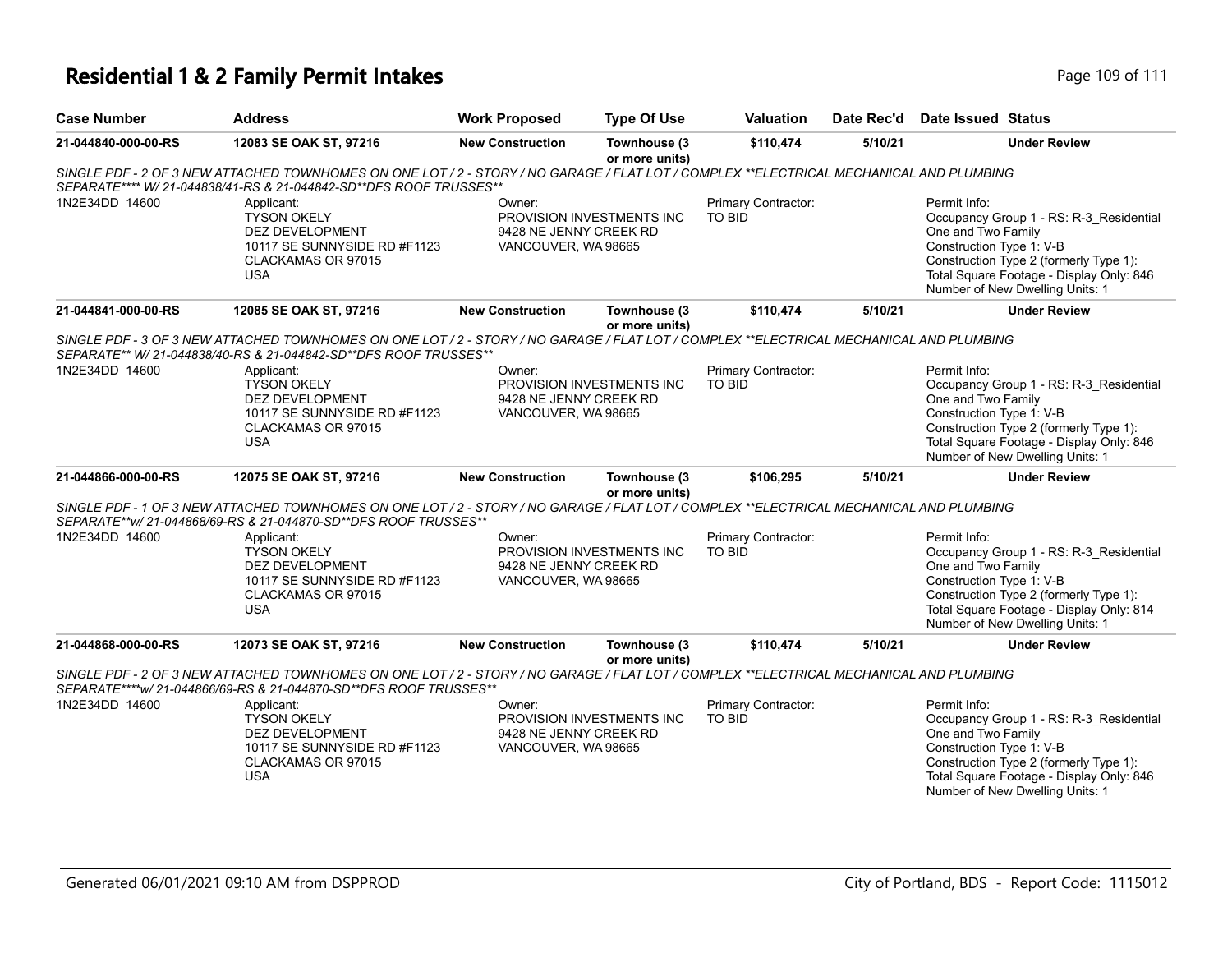# Residential 1 & 2 Family Permit Intakes

| Case Number | Address | Work Proposed | Type Of Use | Valuation | Date Rec'd | Date Issued | Status |
|---|---|---|---|---|---|---|---|
| 21-044840-000-00-RS | 12083 SE OAK ST, 97216 | New Construction | Townhouse (3 or more units) | $110,474 | 5/10/21 | | Under Review |

*SINGLE PDF - 2 OF 3 NEW ATTACHED TOWNHOMES ON ONE LOT / 2 - STORY / NO GARAGE / FLAT LOT / COMPLEX **ELECTRICAL MECHANICAL AND PLUMBING SEPARATE**** W/ 21-044838/41-RS & 21-044842-SD**DFS ROOF TRUSSES***

1N2E34DD 14600

Applicant:
TYSON OKELY
DEZ DEVELOPMENT
10117 SE SUNNYSIDE RD #F1123
CLACKAMAS OR 97015
USA

Owner:
PROVISION INVESTMENTS INC
9428 NE JENNY CREEK RD
VANCOUVER, WA 98665

Primary Contractor:
TO BID

Permit Info:
Occupancy Group 1 - RS: R-3_Residential One and Two Family
Construction Type 1: V-B
Construction Type 2 (formerly Type 1):
Total Square Footage - Display Only: 846
Number of New Dwelling Units: 1

| Case Number | Address | Work Proposed | Type Of Use | Valuation | Date Rec'd | Date Issued | Status |
|---|---|---|---|---|---|---|---|
| 21-044841-000-00-RS | 12085 SE OAK ST, 97216 | New Construction | Townhouse (3 or more units) | $110,474 | 5/10/21 | | Under Review |

*SINGLE PDF - 3 OF 3 NEW ATTACHED TOWNHOMES ON ONE LOT / 2 - STORY / NO GARAGE / FLAT LOT / COMPLEX **ELECTRICAL MECHANICAL AND PLUMBING SEPARATE** W/ 21-044838/40-RS & 21-044842-SD**DFS ROOF TRUSSES***

1N2E34DD 14600

Applicant:
TYSON OKELY
DEZ DEVELOPMENT
10117 SE SUNNYSIDE RD #F1123
CLACKAMAS OR 97015
USA

Owner:
PROVISION INVESTMENTS INC
9428 NE JENNY CREEK RD
VANCOUVER, WA 98665

Primary Contractor:
TO BID

Permit Info:
Occupancy Group 1 - RS: R-3_Residential One and Two Family
Construction Type 1: V-B
Construction Type 2 (formerly Type 1):
Total Square Footage - Display Only: 846
Number of New Dwelling Units: 1

| Case Number | Address | Work Proposed | Type Of Use | Valuation | Date Rec'd | Date Issued | Status |
|---|---|---|---|---|---|---|---|
| 21-044866-000-00-RS | 12075 SE OAK ST, 97216 | New Construction | Townhouse (3 or more units) | $106,295 | 5/10/21 | | Under Review |

*SINGLE PDF - 1 OF 3 NEW ATTACHED TOWNHOMES ON ONE LOT / 2 - STORY / NO GARAGE / FLAT LOT / COMPLEX **ELECTRICAL MECHANICAL AND PLUMBING SEPARATE**w/ 21-044868/69-RS & 21-044870-SD**DFS ROOF TRUSSES***

1N2E34DD 14600

Applicant:
TYSON OKELY
DEZ DEVELOPMENT
10117 SE SUNNYSIDE RD #F1123
CLACKAMAS OR 97015
USA

Owner:
PROVISION INVESTMENTS INC
9428 NE JENNY CREEK RD
VANCOUVER, WA 98665

Primary Contractor:
TO BID

Permit Info:
Occupancy Group 1 - RS: R-3_Residential One and Two Family
Construction Type 1: V-B
Construction Type 2 (formerly Type 1):
Total Square Footage - Display Only: 814
Number of New Dwelling Units: 1

| Case Number | Address | Work Proposed | Type Of Use | Valuation | Date Rec'd | Date Issued | Status |
|---|---|---|---|---|---|---|---|
| 21-044868-000-00-RS | 12073 SE OAK ST, 97216 | New Construction | Townhouse (3 or more units) | $110,474 | 5/10/21 | | Under Review |

*SINGLE PDF - 2 OF 3 NEW ATTACHED TOWNHOMES ON ONE LOT / 2 - STORY / NO GARAGE / FLAT LOT / COMPLEX **ELECTRICAL MECHANICAL AND PLUMBING SEPARATE****w/ 21-044866/69-RS & 21-044870-SD**DFS ROOF TRUSSES***

1N2E34DD 14600

Applicant:
TYSON OKELY
DEZ DEVELOPMENT
10117 SE SUNNYSIDE RD #F1123
CLACKAMAS OR 97015
USA

Owner:
PROVISION INVESTMENTS INC
9428 NE JENNY CREEK RD
VANCOUVER, WA 98665

Primary Contractor:
TO BID

Permit Info:
Occupancy Group 1 - RS: R-3_Residential One and Two Family
Construction Type 1: V-B
Construction Type 2 (formerly Type 1):
Total Square Footage - Display Only: 846
Number of New Dwelling Units: 1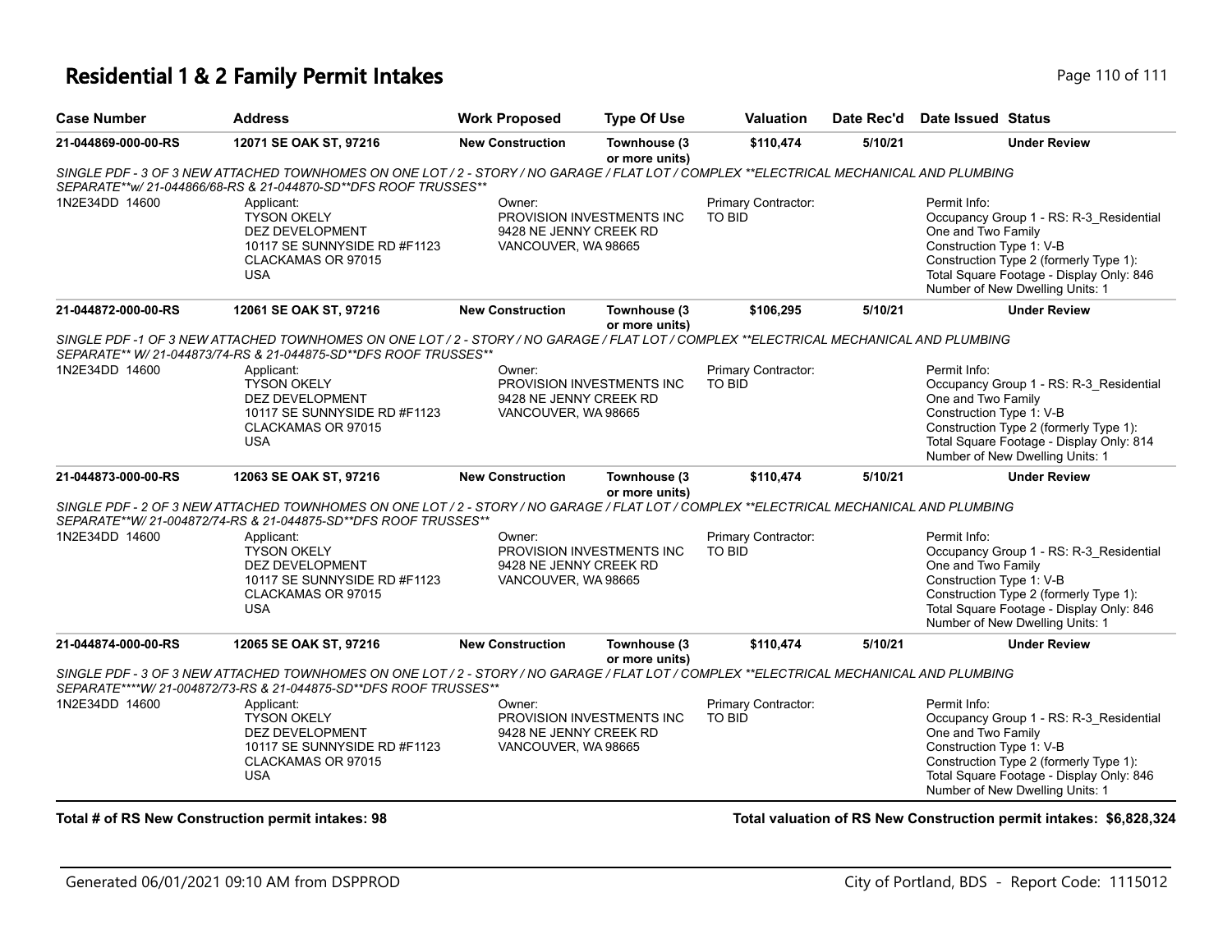# Residential 1 & 2 Family Permit Intakes

| Case Number | Address | Work Proposed | Type Of Use | Valuation | Date Rec'd | Date Issued | Status |
|---|---|---|---|---|---|---|---|
| 21-044869-000-00-RS | 12071 SE OAK ST, 97216 | New Construction | Townhouse (3 or more units) | $110,474 | 5/10/21 | | Under Review |

*SINGLE PDF - 3 OF 3 NEW ATTACHED TOWNHOMES ON ONE LOT / 2 - STORY / NO GARAGE / FLAT LOT / COMPLEX **ELECTRICAL MECHANICAL AND PLUMBING SEPARATE**w/ 21-044866/68-RS & 21-044870-SD**DFS ROOF TRUSSES***

1N2E34DD 14600

Applicant:
TYSON OKELY
DEZ DEVELOPMENT
10117 SE SUNNYSIDE RD #F1123
CLACKAMAS OR 97015
USA

Owner:
PROVISION INVESTMENTS INC
9428 NE JENNY CREEK RD
VANCOUVER, WA 98665

Primary Contractor:
TO BID

Permit Info:
Occupancy Group 1 - RS: R-3_Residential One and Two Family
Construction Type 1: V-B
Construction Type 2 (formerly Type 1):
Total Square Footage - Display Only: 846
Number of New Dwelling Units: 1

| Case Number | Address | Work Proposed | Type Of Use | Valuation | Date Rec'd | Date Issued | Status |
|---|---|---|---|---|---|---|---|
| 21-044872-000-00-RS | 12061 SE OAK ST, 97216 | New Construction | Townhouse (3 or more units) | $106,295 | 5/10/21 | | Under Review |

*SINGLE PDF -1 OF 3 NEW ATTACHED TOWNHOMES ON ONE LOT / 2 - STORY / NO GARAGE / FLAT LOT / COMPLEX **ELECTRICAL MECHANICAL AND PLUMBING SEPARATE** W/ 21-044873/74-RS & 21-044875-SD**DFS ROOF TRUSSES***

1N2E34DD 14600

Applicant:
TYSON OKELY
DEZ DEVELOPMENT
10117 SE SUNNYSIDE RD #F1123
CLACKAMAS OR 97015
USA

Owner:
PROVISION INVESTMENTS INC
9428 NE JENNY CREEK RD
VANCOUVER, WA 98665

Primary Contractor:
TO BID

Permit Info:
Occupancy Group 1 - RS: R-3_Residential One and Two Family
Construction Type 1: V-B
Construction Type 2 (formerly Type 1):
Total Square Footage - Display Only: 814
Number of New Dwelling Units: 1

| Case Number | Address | Work Proposed | Type Of Use | Valuation | Date Rec'd | Date Issued | Status |
|---|---|---|---|---|---|---|---|
| 21-044873-000-00-RS | 12063 SE OAK ST, 97216 | New Construction | Townhouse (3 or more units) | $110,474 | 5/10/21 | | Under Review |

*SINGLE PDF - 2 OF 3 NEW ATTACHED TOWNHOMES ON ONE LOT / 2 - STORY / NO GARAGE / FLAT LOT / COMPLEX **ELECTRICAL MECHANICAL AND PLUMBING SEPARATE**W/ 21-004872/74-RS & 21-044875-SD**DFS ROOF TRUSSES***

1N2E34DD 14600

Applicant:
TYSON OKELY
DEZ DEVELOPMENT
10117 SE SUNNYSIDE RD #F1123
CLACKAMAS OR 97015
USA

Owner:
PROVISION INVESTMENTS INC
9428 NE JENNY CREEK RD
VANCOUVER, WA 98665

Primary Contractor:
TO BID

Permit Info:
Occupancy Group 1 - RS: R-3_Residential One and Two Family
Construction Type 1: V-B
Construction Type 2 (formerly Type 1):
Total Square Footage - Display Only: 846
Number of New Dwelling Units: 1

| Case Number | Address | Work Proposed | Type Of Use | Valuation | Date Rec'd | Date Issued | Status |
|---|---|---|---|---|---|---|---|
| 21-044874-000-00-RS | 12065 SE OAK ST, 97216 | New Construction | Townhouse (3 or more units) | $110,474 | 5/10/21 | | Under Review |

*SINGLE PDF - 3 OF 3 NEW ATTACHED TOWNHOMES ON ONE LOT / 2 - STORY / NO GARAGE / FLAT LOT / COMPLEX **ELECTRICAL MECHANICAL AND PLUMBING SEPARATE****W/ 21-004872/73-RS & 21-044875-SD**DFS ROOF TRUSSES***

1N2E34DD 14600

Applicant:
TYSON OKELY
DEZ DEVELOPMENT
10117 SE SUNNYSIDE RD #F1123
CLACKAMAS OR 97015
USA

Owner:
PROVISION INVESTMENTS INC
9428 NE JENNY CREEK RD
VANCOUVER, WA 98665

Primary Contractor:
TO BID

Permit Info:
Occupancy Group 1 - RS: R-3_Residential One and Two Family
Construction Type 1: V-B
Construction Type 2 (formerly Type 1):
Total Square Footage - Display Only: 846
Number of New Dwelling Units: 1

**Total # of RS New Construction permit intakes: 98**

**Total valuation of RS New Construction permit intakes: $6,828,324**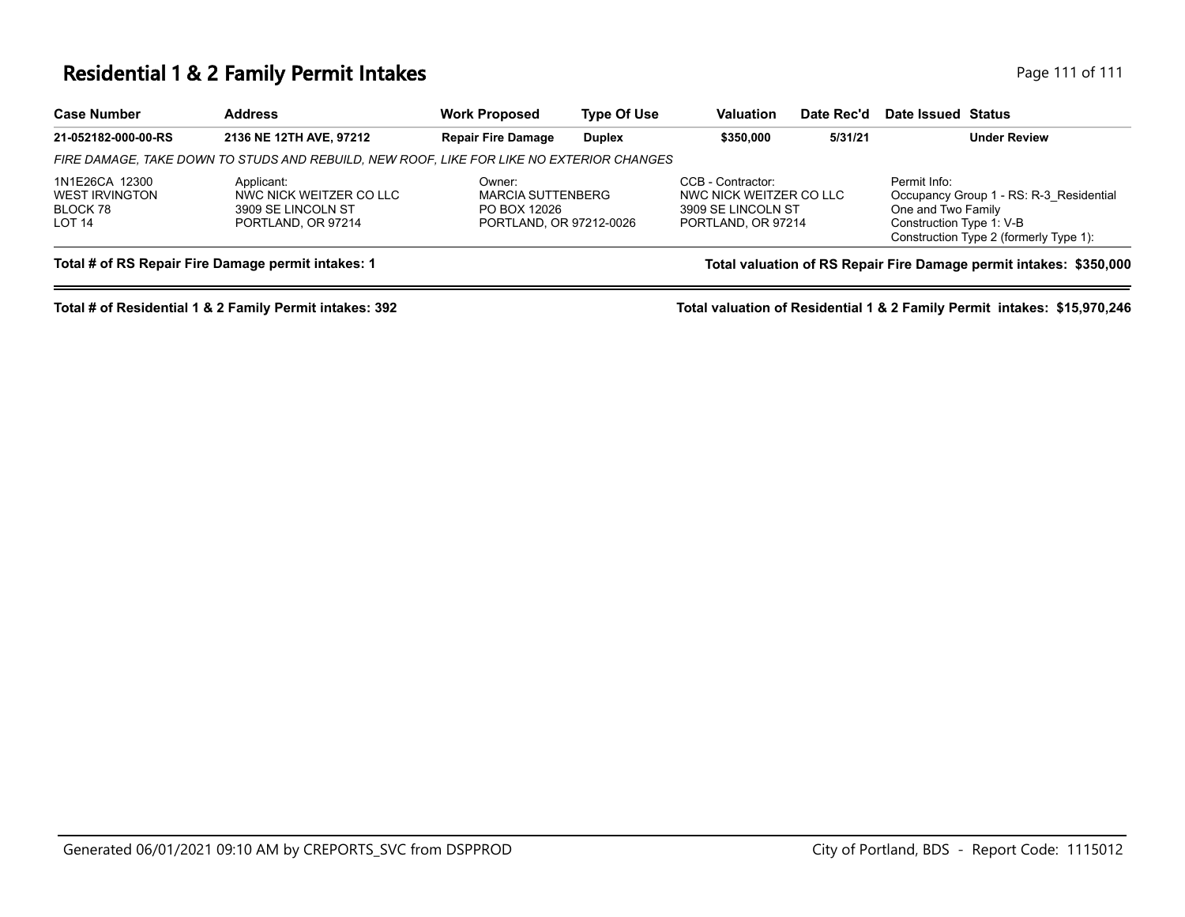## Residential 1 & 2 Family Permit Intakes

| Case Number | Address | Work Proposed | Type Of Use | Valuation | Date Rec'd | Date Issued | Status |
|---|---|---|---|---|---|---|---|
| **21-052182-000-00-RS** | **2136 NE 12TH AVE, 97212** | **Repair Fire Damage** | **Duplex** | **$350,000** | **5/31/21** | | **Under Review** |

*FIRE DAMAGE, TAKE DOWN TO STUDS AND REBUILD, NEW ROOF, LIKE FOR LIKE NO EXTERIOR CHANGES*

| | | | | |
|---|---|---|---|---|
| 1N1E26CA 12300<br>WEST IRVINGTON<br>BLOCK 78<br>LOT 14 | Applicant:<br>NWC NICK WEITZER CO LLC<br>3909 SE LINCOLN ST<br>PORTLAND, OR 97214 | Owner:<br>MARCIA SUTTENBERG<br>PO BOX 12026<br>PORTLAND, OR 97212-0026 | CCB - Contractor:<br>NWC NICK WEITZER CO LLC<br>3909 SE LINCOLN ST<br>PORTLAND, OR 97214 | Permit Info:<br>Occupancy Group 1 - RS: R-3_Residential One and Two Family<br>Construction Type 1: V-B<br>Construction Type 2 (formerly Type 1): |

**Total # of RS Repair Fire Damage permit intakes: 1**

**Total valuation of RS Repair Fire Damage permit intakes: $350,000**

**Total # of Residential 1 & 2 Family Permit intakes: 392**

**Total valuation of Residential 1 & 2 Family Permit intakes: $15,970,246**

Generated 06/01/2021 09:10 AM by CREPORTS_SVC from DSPPROD

City of Portland, BDS - Report Code: 1115012